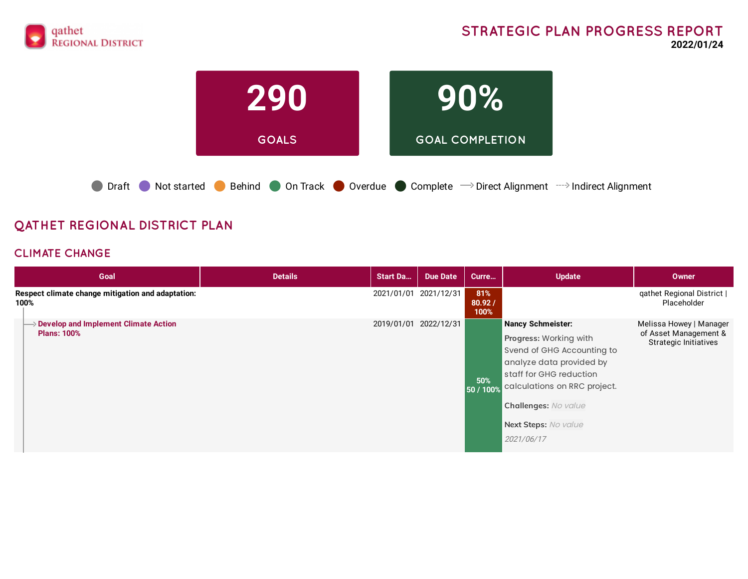qathet Regional District

# STRATEGIC PLAN PROGRESS REPORT

**2022/01/24**

**290**
GOALS

**90%**
GOAL COMPLETION

Draft | Not started | Behind | On Track | Overdue | Complete | ⟶ Direct Alignment | ⇢ Indirect Alignment

## QATHET REGIONAL DISTRICT PLAN

### CLIMATE CHANGE

| Goal | Details | Start Da... | Due Date | Curre... | Update | Owner |
|---|---|---|---|---|---|---|
| **Respect climate change mitigation and adaptation: 100%** | | 2021/01/01 | 2021/12/31 | 81% 80.92 / 100% | | qathet Regional District \| Placeholder |
| ⟶ **Develop and Implement Climate Action Plans: 100%** | | 2019/01/01 | 2022/12/31 | 50% 50 / 100% | **Nancy Schmeister:** **Progress:** Working with Svend of GHG Accounting to analyze data provided by staff for GHG reduction calculations on RRC project. **Challenges:** *No value* **Next Steps:** *No value* *2021/06/17* | Melissa Howey \| Manager of Asset Management & Strategic Initiatives |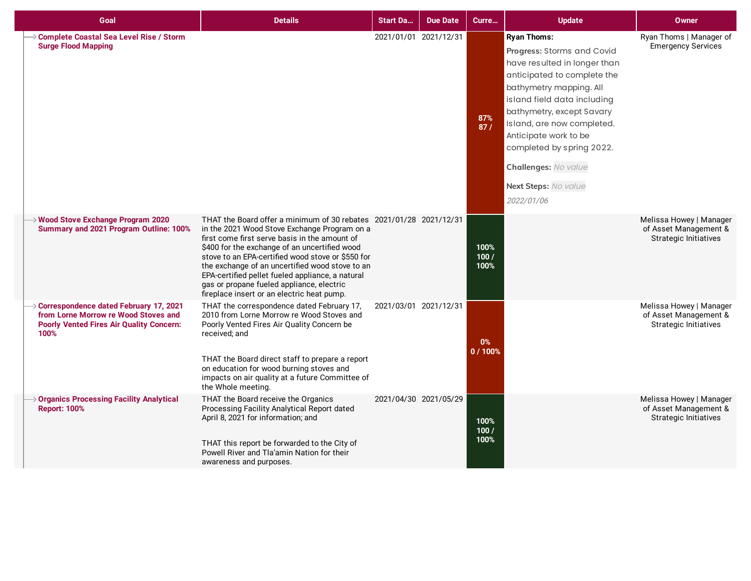| Goal | Details | Start Da... | Due Date | Curre... | Update | Owner |
|---|---|---|---|---|---|---|
| Complete Coastal Sea Level Rise / Storm Surge Flood Mapping | | 2021/01/01 | 2021/12/31 | 87%<br>87 / | **Ryan Thoms:**<br>**Progress:** Storms and Covid have resulted in longer than anticipated to complete the bathymetry mapping. All island field data including bathymetry, except Savary Island, are now completed. Anticipate work to be completed by spring 2022.<br>**Challenges:** *No value*<br>**Next Steps:** *No value*<br>*2022/01/06* | Ryan Thoms \| Manager of Emergency Services |
| Wood Stove Exchange Program 2020 Summary and 2021 Program Outline: 100% | THAT the Board offer a minimum of 30 rebates in the 2021 Wood Stove Exchange Program on a first come first serve basis in the amount of $400 for the exchange of an uncertified wood stove to an EPA-certified wood stove or $550 for the exchange of an uncertified wood stove to an EPA-certified pellet fueled appliance, a natural gas or propane fueled appliance, electric fireplace insert or an electric heat pump. | 2021/01/28 | 2021/12/31 | 100%<br>100 / 100% | | Melissa Howey \| Manager of Asset Management & Strategic Initiatives |
| Correspondence dated February 17, 2021 from Lorne Morrow re Wood Stoves and Poorly Vented Fires Air Quality Concern: 100% | THAT the correspondence dated February 17, 2010 from Lorne Morrow re Wood Stoves and Poorly Vented Fires Air Quality Concern be received; and<br><br>THAT the Board direct staff to prepare a report on education for wood burning stoves and impacts on air quality at a future Committee of the Whole meeting. | 2021/03/01 | 2021/12/31 | 0%<br>0 / 100% | | Melissa Howey \| Manager of Asset Management & Strategic Initiatives |
| Organics Processing Facility Analytical Report: 100% | THAT the Board receive the Organics Processing Facility Analytical Report dated April 8, 2021 for information; and<br><br>THAT this report be forwarded to the City of Powell River and Tla'amin Nation for their awareness and purposes. | 2021/04/30 | 2021/05/29 | 100%<br>100 / 100% | | Melissa Howey \| Manager of Asset Management & Strategic Initiatives |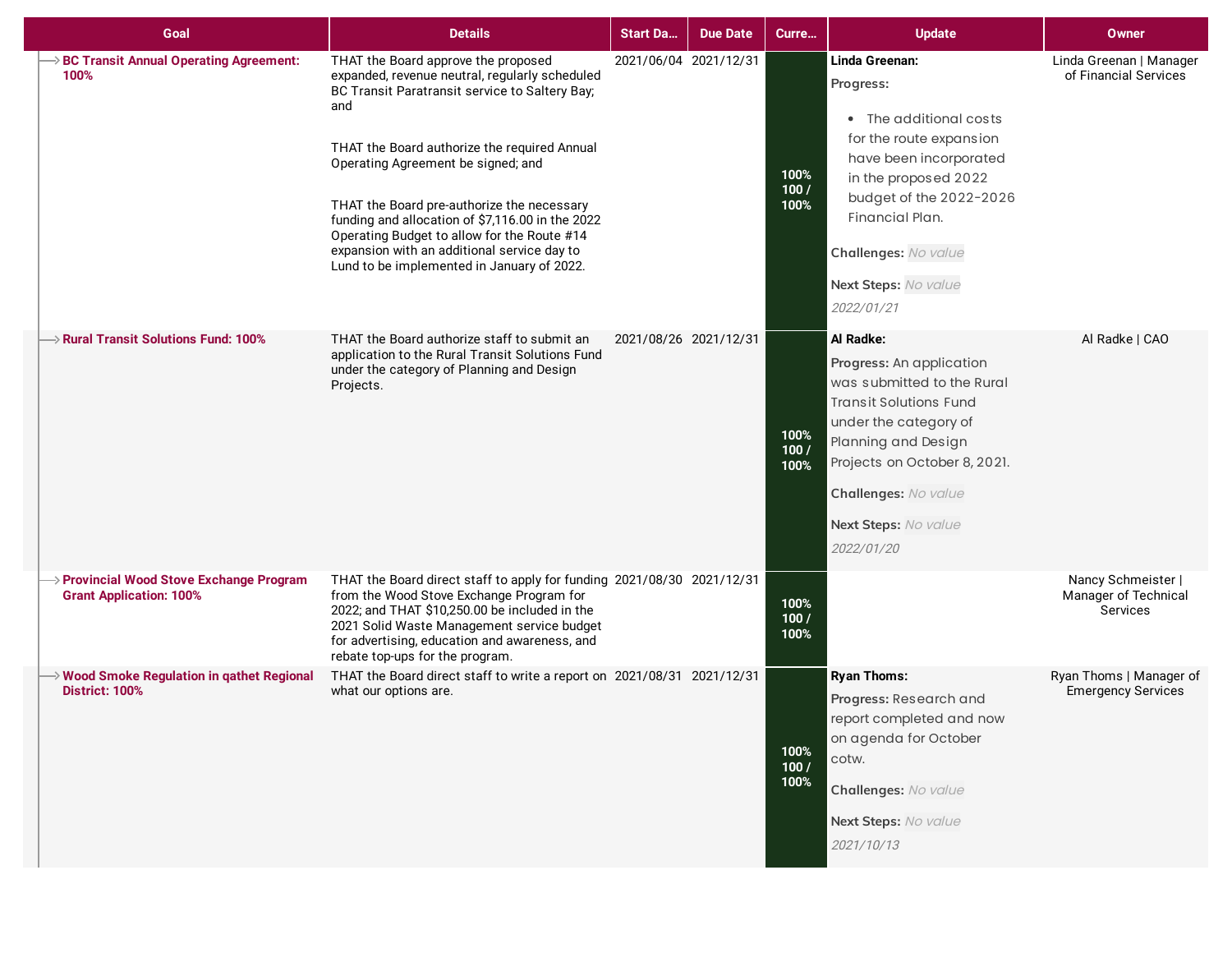| Goal | Details | Start Da... | Due Date | Curre... | Update | Owner |
|---|---|---|---|---|---|---|
| **BC Transit Annual Operating Agreement: 100%** | THAT the Board approve the proposed expanded, revenue neutral, regularly scheduled BC Transit Paratransit service to Saltery Bay; and<br><br>THAT the Board authorize the required Annual Operating Agreement be signed; and<br><br>THAT the Board pre-authorize the necessary funding and allocation of $7,116.00 in the 2022 Operating Budget to allow for the Route #14 expansion with an additional service day to Lund to be implemented in January of 2022. | 2021/06/04 | 2021/12/31 | 100% 100 / 100% | **Linda Greenan:**<br>**Progress:**<br>• The additional costs for the route expansion have been incorporated in the proposed 2022 budget of the 2022-2026 Financial Plan.<br>**Challenges:** *No value*<br>**Next Steps:** *No value*<br>*2022/01/21* | Linda Greenan \| Manager of Financial Services |
| **Rural Transit Solutions Fund: 100%** | THAT the Board authorize staff to submit an application to the Rural Transit Solutions Fund under the category of Planning and Design Projects. | 2021/08/26 | 2021/12/31 | 100% 100 / 100% | **Al Radke:**<br>**Progress:** An application was submitted to the Rural Transit Solutions Fund under the category of Planning and Design Projects on October 8, 2021.<br>**Challenges:** *No value*<br>**Next Steps:** *No value*<br>*2022/01/20* | Al Radke \| CAO |
| **Provincial Wood Stove Exchange Program Grant Application: 100%** | THAT the Board direct staff to apply for funding from the Wood Stove Exchange Program for 2022; and THAT $10,250.00 be included in the 2021 Solid Waste Management service budget for advertising, education and awareness, and rebate top-ups for the program. | 2021/08/30 | 2021/12/31 | 100% 100 / 100% | | Nancy Schmeister \| Manager of Technical Services |
| **Wood Smoke Regulation in qathet Regional District: 100%** | THAT the Board direct staff to write a report on what our options are. | 2021/08/31 | 2021/12/31 | 100% 100 / 100% | **Ryan Thoms:**<br>**Progress:** Research and report completed and now on agenda for October cotw.<br>**Challenges:** *No value*<br>**Next Steps:** *No value*<br>*2021/10/13* | Ryan Thoms \| Manager of Emergency Services |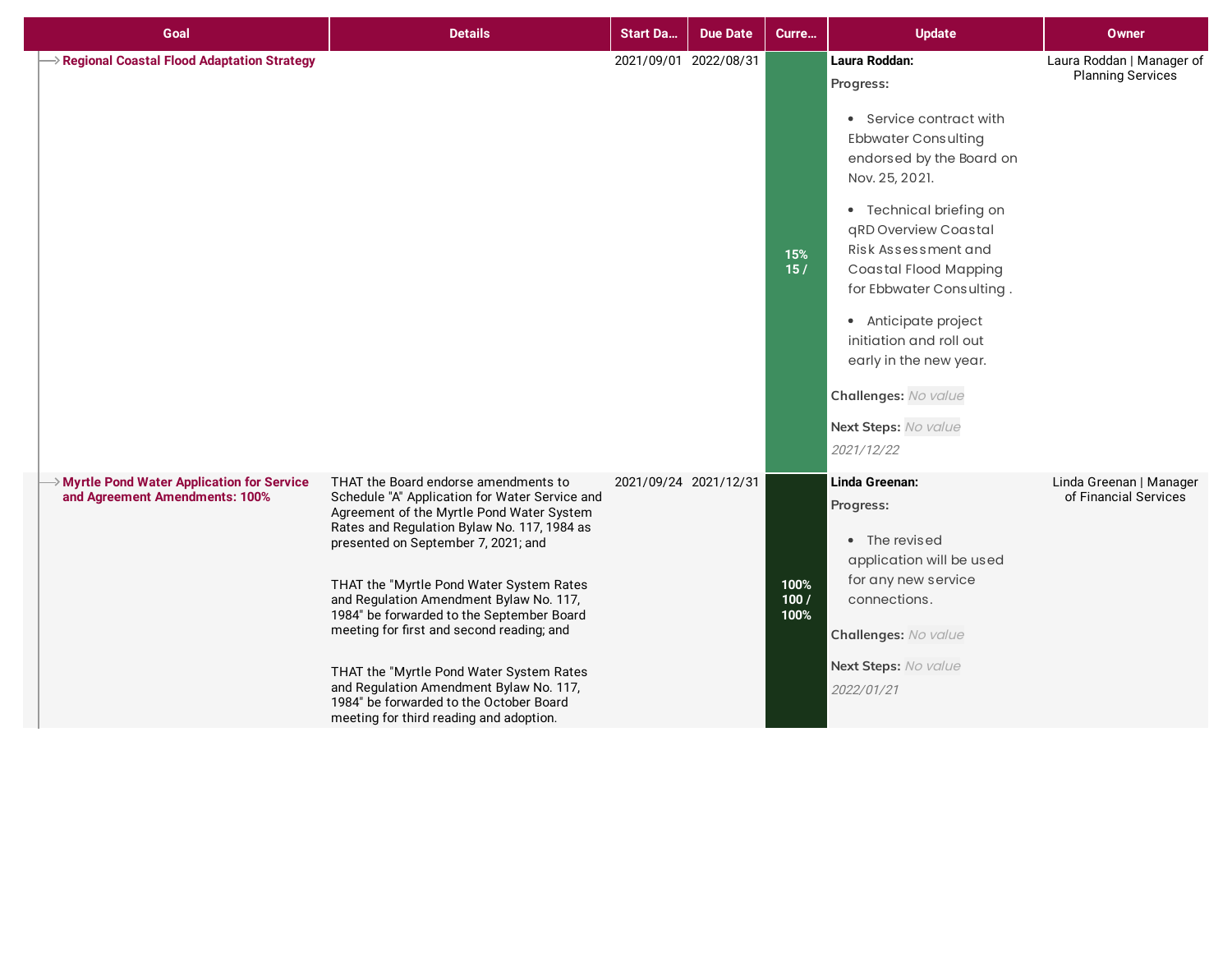| Goal | Details | Start Da... | Due Date | Curre... | Update | Owner |
|---|---|---|---|---|---|---|
| **Regional Coastal Flood Adaptation Strategy** | | 2021/09/01 | 2022/08/31 | 15%<br>15 / | **Laura Roddan:**<br>**Progress:**<br>• Service contract with Ebbwater Consulting endorsed by the Board on Nov. 25, 2021.<br>• Technical briefing on qRD Overview Coastal Risk Assessment and Coastal Flood Mapping for Ebbwater Consulting .<br>• Anticipate project initiation and roll out early in the new year.<br>**Challenges:** *No value*<br>**Next Steps:** *No value*<br>*2021/12/22* | Laura Roddan \| Manager of Planning Services |
| **Myrtle Pond Water Application for Service and Agreement Amendments: 100%** | THAT the Board endorse amendments to Schedule "A" Application for Water Service and Agreement of the Myrtle Pond Water System Rates and Regulation Bylaw No. 117, 1984 as presented on September 7, 2021; and<br><br>THAT the "Myrtle Pond Water System Rates and Regulation Amendment Bylaw No. 117, 1984" be forwarded to the September Board meeting for first and second reading; and<br><br>THAT the "Myrtle Pond Water System Rates and Regulation Amendment Bylaw No. 117, 1984" be forwarded to the October Board meeting for third reading and adoption. | 2021/09/24 | 2021/12/31 | 100%<br>100 /<br>100% | **Linda Greenan:**<br>**Progress:**<br>• The revised application will be used for any new service connections.<br>**Challenges:** *No value*<br>**Next Steps:** *No value*<br>*2022/01/21* | Linda Greenan \| Manager of Financial Services |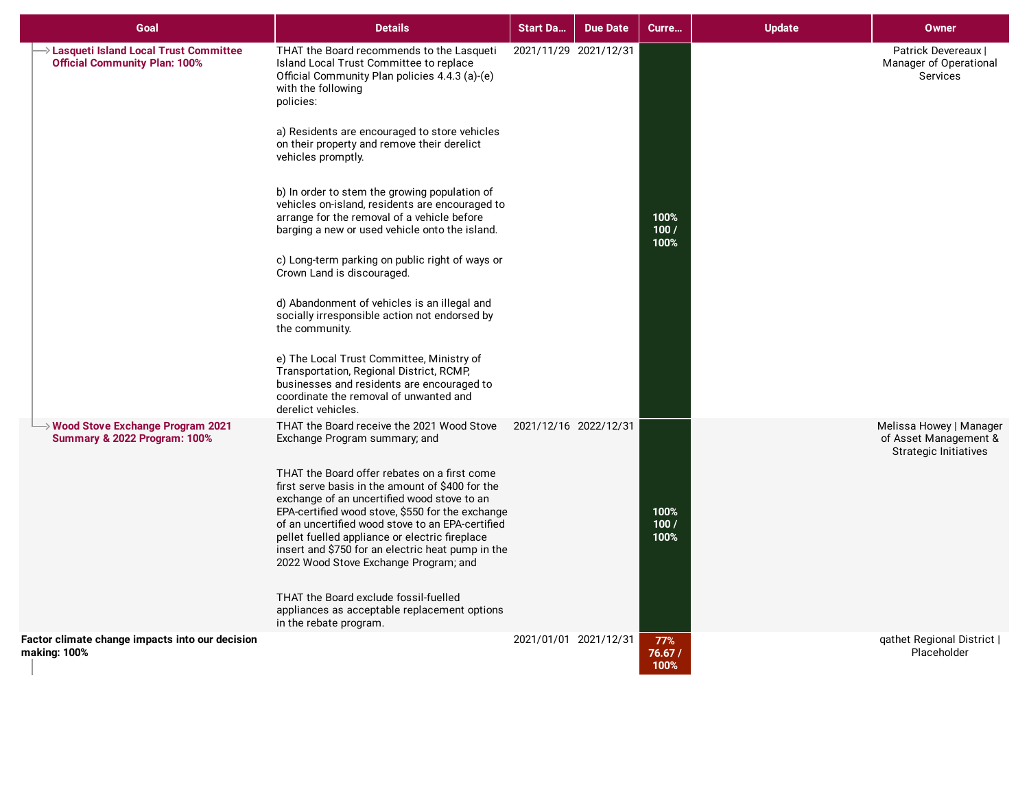| Goal | Details | Start Da... | Due Date | Curre... | Update | Owner |
|---|---|---|---|---|---|---|
| Lasqueti Island Local Trust Committee Official Community Plan: 100% | THAT the Board recommends to the Lasqueti Island Local Trust Committee to replace Official Community Plan policies 4.4.3 (a)-(e) with the following policies:<br><br>a) Residents are encouraged to store vehicles on their property and remove their derelict vehicles promptly.<br><br>b) In order to stem the growing population of vehicles on-island, residents are encouraged to arrange for the removal of a vehicle before barging a new or used vehicle onto the island.<br><br>c) Long-term parking on public right of ways or Crown Land is discouraged.<br><br>d) Abandonment of vehicles is an illegal and socially irresponsible action not endorsed by the community.<br><br>e) The Local Trust Committee, Ministry of Transportation, Regional District, RCMP, businesses and residents are encouraged to coordinate the removal of unwanted and derelict vehicles. | 2021/11/29 | 2021/12/31 | 100% 100 / 100% | | Patrick Devereaux \| Manager of Operational Services |
| Wood Stove Exchange Program 2021 Summary & 2022 Program: 100% | THAT the Board receive the 2021 Wood Stove Exchange Program summary; and<br><br>THAT the Board offer rebates on a first come first serve basis in the amount of $400 for the exchange of an uncertified wood stove to an EPA-certified wood stove, $550 for the exchange of an uncertified wood stove to an EPA-certified pellet fuelled appliance or electric fireplace insert and $750 for an electric heat pump in the 2022 Wood Stove Exchange Program; and<br><br>THAT the Board exclude fossil-fuelled appliances as acceptable replacement options in the rebate program. | 2021/12/16 | 2022/12/31 | 100% 100 / 100% | | Melissa Howey \| Manager of Asset Management & Strategic Initiatives |
| **Factor climate change impacts into our decision making: 100%** | | 2021/01/01 | 2021/12/31 | 77% 76.67 / 100% | | qathet Regional District \| Placeholder |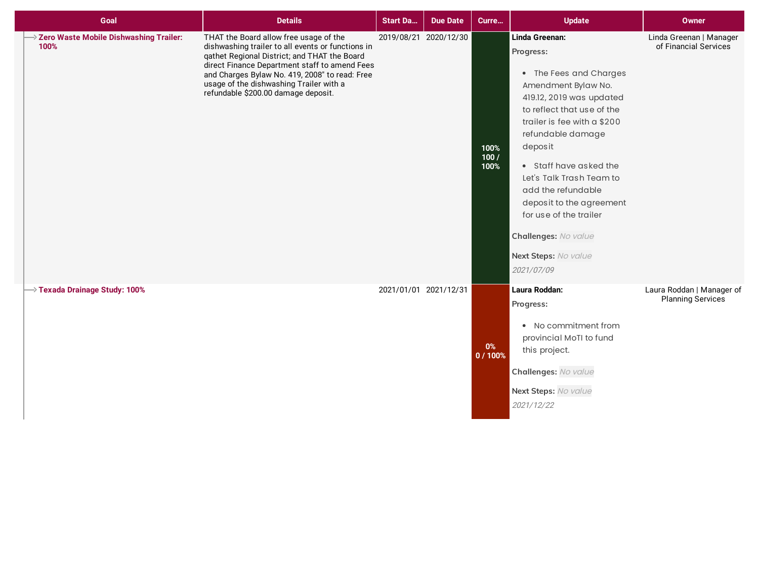| Goal | Details | Start Da... | Due Date | Curre... | Update | Owner |
|---|---|---|---|---|---|---|
| **Zero Waste Mobile Dishwashing Trailer: 100%** | THAT the Board allow free usage of the dishwashing trailer to all events or functions in qathet Regional District; and THAT the Board direct Finance Department staff to amend Fees and Charges Bylaw No. 419, 2008" to read: Free usage of the dishwashing Trailer with a refundable $200.00 damage deposit. | 2019/08/21 | 2020/12/30 | 100% 100 / 100% | **Linda Greenan:** **Progress:** <br>• The Fees and Charges Amendment Bylaw No. 419.12, 2019 was updated to reflect that use of the trailer is fee with a $200 refundable damage deposit <br>• Staff have asked the Let's Talk Trash Team to add the refundable deposit to the agreement for use of the trailer <br>**Challenges:** *No value* <br>**Next Steps:** *No value* <br>*2021/07/09* | Linda Greenan \| Manager of Financial Services |
| **Texada Drainage Study: 100%** | | 2021/01/01 | 2021/12/31 | 0% 0 / 100% | **Laura Roddan:** **Progress:** <br>• No commitment from provincial MoTI to fund this project. <br>**Challenges:** *No value* <br>**Next Steps:** *No value* <br>*2021/12/22* | Laura Roddan \| Manager of Planning Services |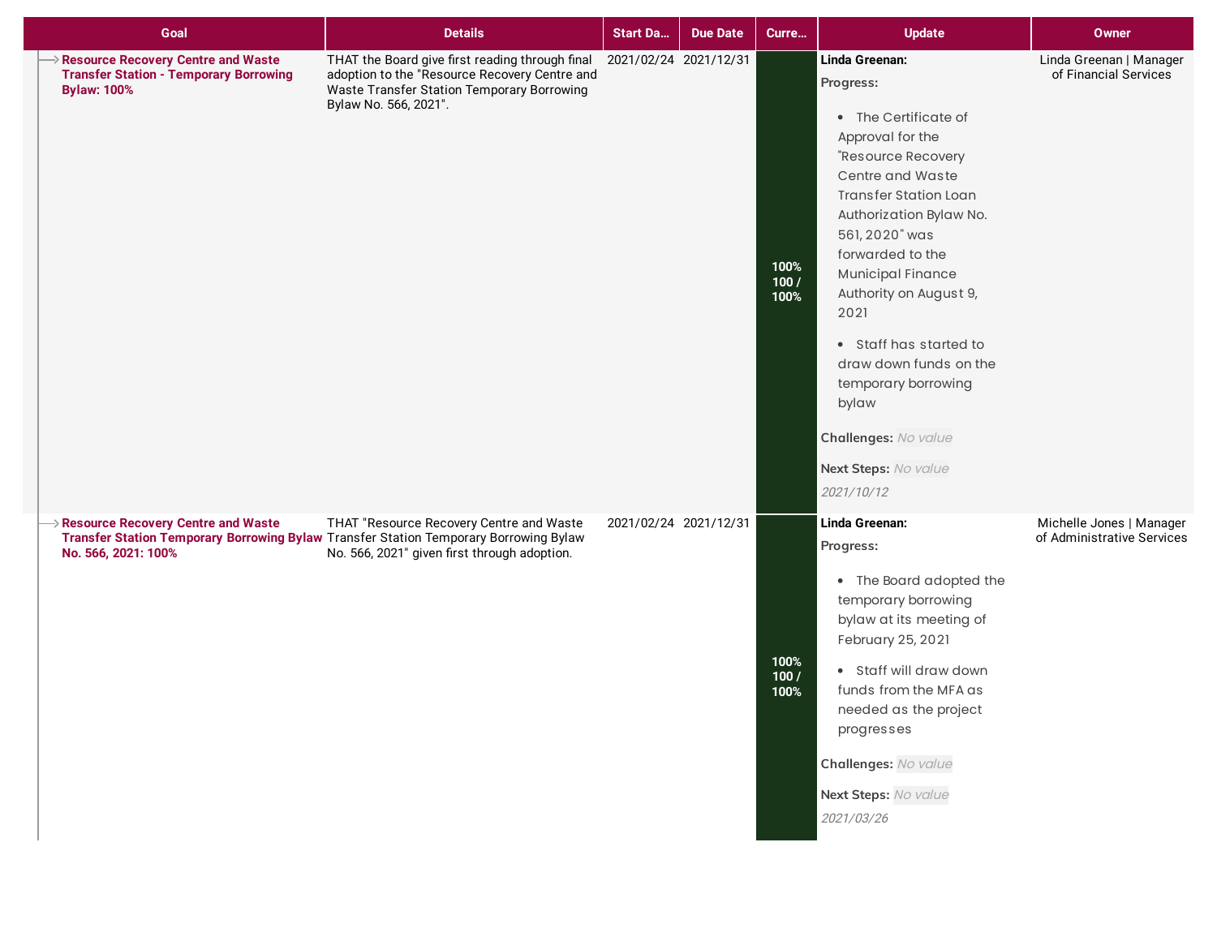| Goal | Details | Start Da… | Due Date | Curre… | Update | Owner |
|---|---|---|---|---|---|---|
| **Resource Recovery Centre and Waste Transfer Station - Temporary Borrowing Bylaw: 100%** | THAT the Board give first reading through final adoption to the "Resource Recovery Centre and Waste Transfer Station Temporary Borrowing Bylaw No. 566, 2021". | 2021/02/24 | 2021/12/31 | 100% 100 / 100% | **Linda Greenan:** **Progress:** • The Certificate of Approval for the "Resource Recovery Centre and Waste Transfer Station Loan Authorization Bylaw No. 561, 2020" was forwarded to the Municipal Finance Authority on August 9, 2021 • Staff has started to draw down funds on the temporary borrowing bylaw **Challenges:** *No value* **Next Steps:** *No value* *2021/10/12* | Linda Greenan \| Manager of Financial Services |
| **Resource Recovery Centre and Waste Transfer Station Temporary Borrowing Bylaw No. 566, 2021: 100%** | THAT "Resource Recovery Centre and Waste Transfer Station Temporary Borrowing Bylaw No. 566, 2021" given first through adoption. | 2021/02/24 | 2021/12/31 | 100% 100 / 100% | **Linda Greenan:** **Progress:** • The Board adopted the temporary borrowing bylaw at its meeting of February 25, 2021 • Staff will draw down funds from the MFA as needed as the project progresses **Challenges:** *No value* **Next Steps:** *No value* *2021/03/26* | Michelle Jones \| Manager of Administrative Services |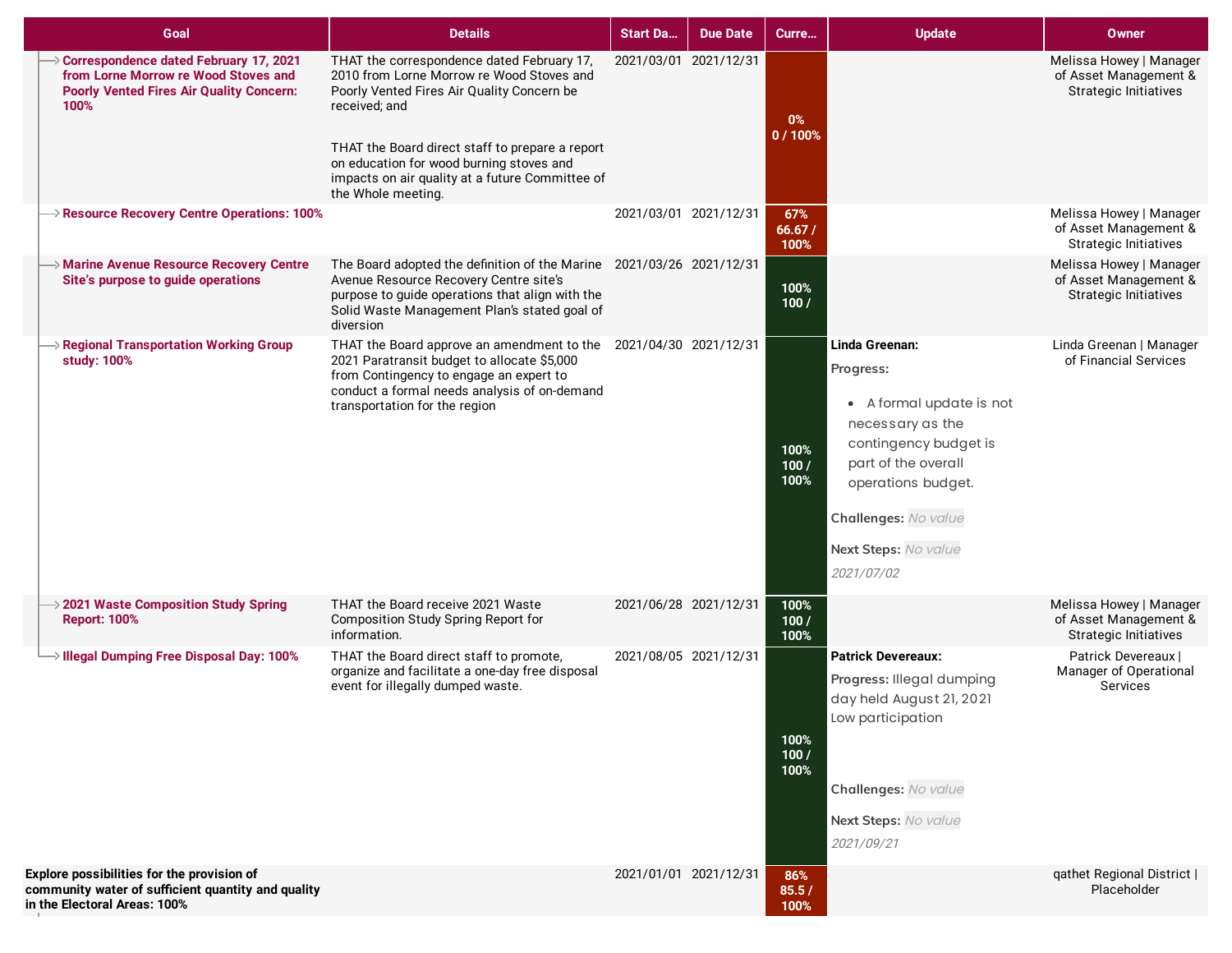| Goal | Details | Start Da... | Due Date | Curre... | Update | Owner |
|---|---|---|---|---|---|---|
| Correspondence dated February 17, 2021 from Lorne Morrow re Wood Stoves and Poorly Vented Fires Air Quality Concern: 100% | THAT the correspondence dated February 17, 2010 from Lorne Morrow re Wood Stoves and Poorly Vented Fires Air Quality Concern be received; and<br><br>THAT the Board direct staff to prepare a report on education for wood burning stoves and impacts on air quality at a future Committee of the Whole meeting. | 2021/03/01 | 2021/12/31 | 0%<br>0 / 100% | | Melissa Howey \| Manager of Asset Management & Strategic Initiatives |
| Resource Recovery Centre Operations: 100% | | 2021/03/01 | 2021/12/31 | 67%<br>66.67 / 100% | | Melissa Howey \| Manager of Asset Management & Strategic Initiatives |
| Marine Avenue Resource Recovery Centre Site's purpose to guide operations | The Board adopted the definition of the Marine Avenue Resource Recovery Centre site's purpose to guide operations that align with the Solid Waste Management Plan's stated goal of diversion | 2021/03/26 | 2021/12/31 | 100%<br>100 / | | Melissa Howey \| Manager of Asset Management & Strategic Initiatives |
| Regional Transportation Working Group study: 100% | THAT the Board approve an amendment to the 2021 Paratransit budget to allocate $5,000 from Contingency to engage an expert to conduct a formal needs analysis of on-demand transportation for the region | 2021/04/30 | 2021/12/31 | 100%<br>100 / 100% | **Linda Greenan:**<br>**Progress:**<br>• A formal update is not necessary as the contingency budget is part of the overall operations budget.<br>**Challenges:** No value<br>**Next Steps:** No value<br>*2021/07/02* | Linda Greenan \| Manager of Financial Services |
| 2021 Waste Composition Study Spring Report: 100% | THAT the Board receive 2021 Waste Composition Study Spring Report for information. | 2021/06/28 | 2021/12/31 | 100%<br>100 / 100% | | Melissa Howey \| Manager of Asset Management & Strategic Initiatives |
| Illegal Dumping Free Disposal Day: 100% | THAT the Board direct staff to promote, organize and facilitate a one-day free disposal event for illegally dumped waste. | 2021/08/05 | 2021/12/31 | 100%<br>100 / 100% | **Patrick Devereaux:**<br>**Progress:** Illegal dumping day held August 21, 2021 Low participation<br>**Challenges:** No value<br>**Next Steps:** No value<br>*2021/09/21* | Patrick Devereaux \| Manager of Operational Services |
| **Explore possibilities for the provision of community water of sufficient quantity and quality in the Electoral Areas: 100%** | | 2021/01/01 | 2021/12/31 | 86%<br>85.5 / 100% | | qathet Regional District \| Placeholder |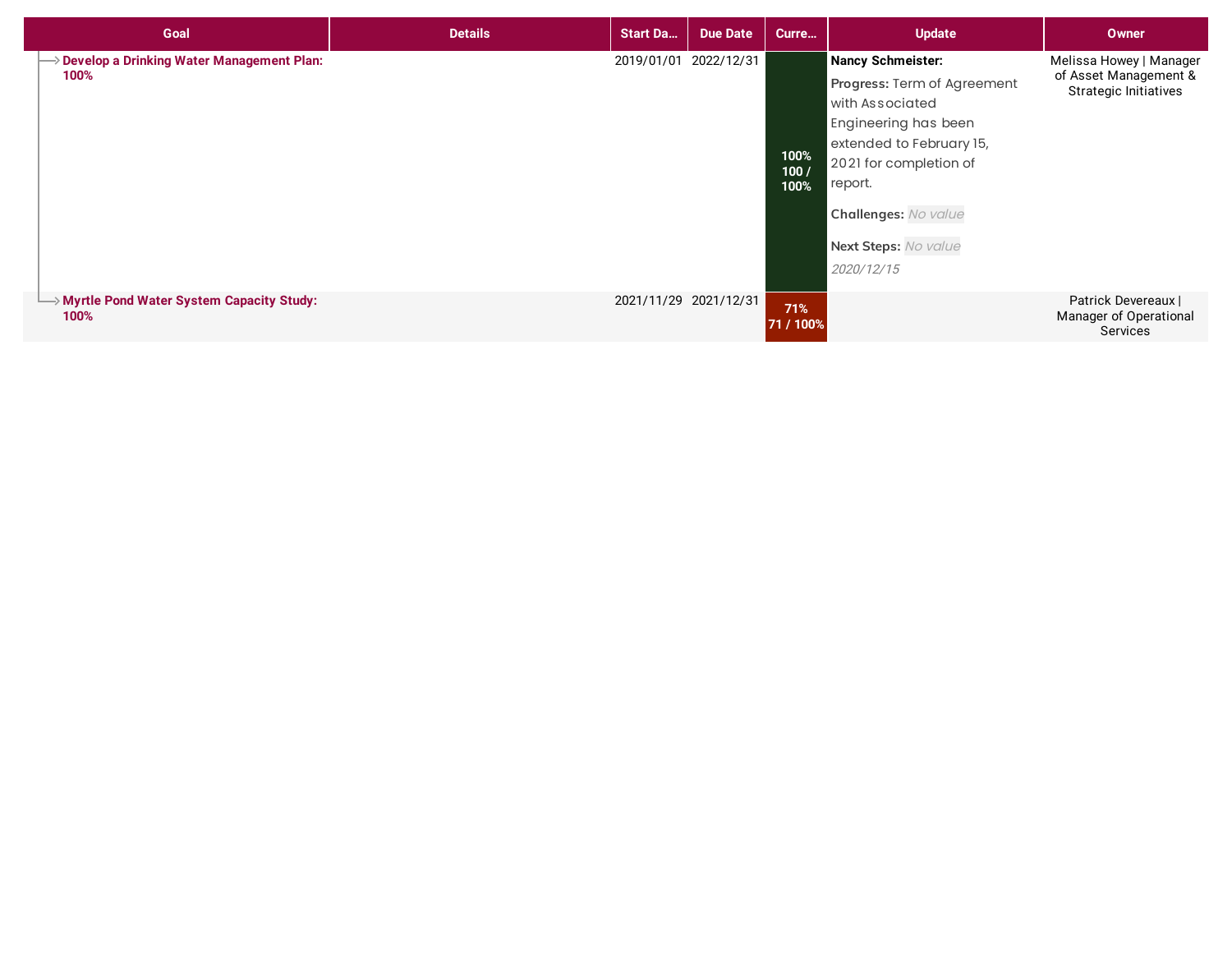| Goal | Details | Start Da... | Due Date | Curre... | Update | Owner |
| --- | --- | --- | --- | --- | --- | --- |
| **Develop a Drinking Water Management Plan: 100%** | | 2019/01/01 | 2022/12/31 | 100% 100 / 100% | **Nancy Schmeister:** **Progress:** Term of Agreement with Associated Engineering has been extended to February 15, 2021 for completion of report. **Challenges:** *No value* **Next Steps:** *No value* *2020/12/15* | Melissa Howey \| Manager of Asset Management & Strategic Initiatives |
| **Myrtle Pond Water System Capacity Study: 100%** | | 2021/11/29 | 2021/12/31 | 71% 71 / 100% | | Patrick Devereaux \| Manager of Operational Services |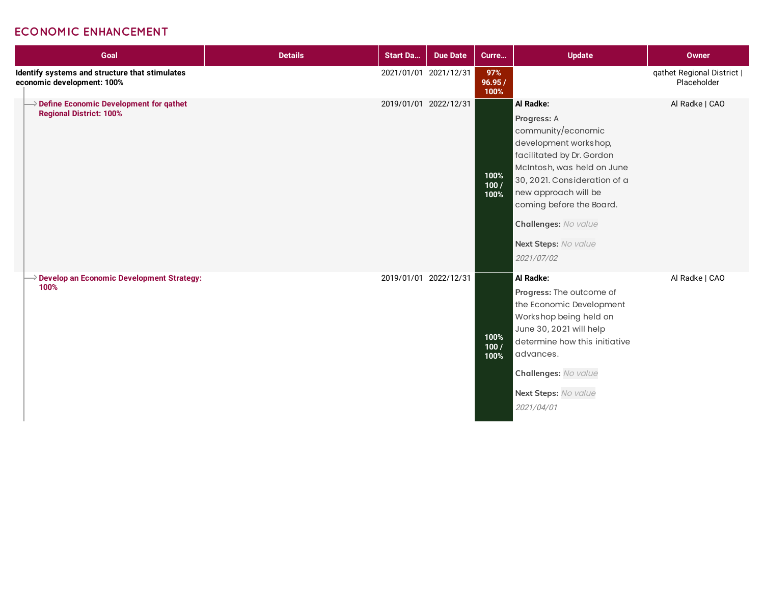## ECONOMIC ENHANCEMENT

| Goal | Details | Start Da... | Due Date | Curre... | Update | Owner |
|---|---|---|---|---|---|---|
| **Identify systems and structure that stimulates economic development: 100%** | | 2021/01/01 | 2021/12/31 | 97% 96.95 / 100% | | qathet Regional District \| Placeholder |
| → **Define Economic Development for qathet Regional District: 100%** | | 2019/01/01 | 2022/12/31 | 100% 100 / 100% | **Al Radke:**<br>**Progress:** A community/economic development workshop, facilitated by Dr. Gordon McIntosh, was held on June 30, 2021. Consideration of a new approach will be coming before the Board.<br>**Challenges:** *No value*<br>**Next Steps:** *No value*<br>*2021/07/02* | Al Radke \| CAO |
| → **Develop an Economic Development Strategy: 100%** | | 2019/01/01 | 2022/12/31 | 100% 100 / 100% | **Al Radke:**<br>**Progress:** The outcome of the Economic Development Workshop being held on June 30, 2021 will help determine how this initiative advances.<br>**Challenges:** *No value*<br>**Next Steps:** *No value*<br>*2021/04/01* | Al Radke \| CAO |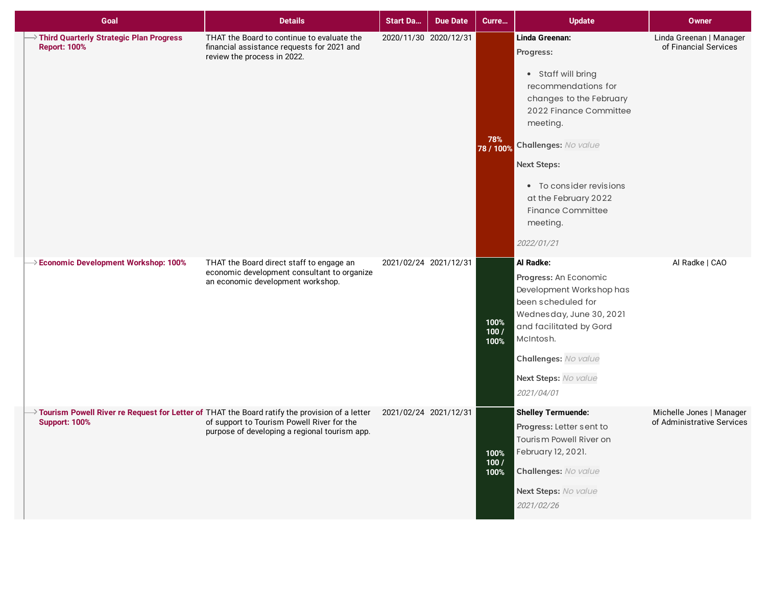| Goal | Details | Start Da... | Due Date | Curre... | Update | Owner |
|---|---|---|---|---|---|---|
| **Third Quarterly Strategic Plan Progress Report: 100%** | THAT the Board to continue to evaluate the financial assistance requests for 2021 and review the process in 2022. | 2020/11/30 | 2020/12/31 | 78% 78 / 100% | **Linda Greenan:** **Progress:** • Staff will bring recommendations for changes to the February 2022 Finance Committee meeting. **Challenges:** *No value* **Next Steps:** • To consider revisions at the February 2022 Finance Committee meeting. *2022/01/21* | Linda Greenan \| Manager of Financial Services |
| **Economic Development Workshop: 100%** | THAT the Board direct staff to engage an economic development consultant to organize an economic development workshop. | 2021/02/24 | 2021/12/31 | 100% 100 / 100% | **Al Radke:** **Progress:** An Economic Development Workshop has been scheduled for Wednesday, June 30, 2021 and facilitated by Gord McIntosh. **Challenges:** *No value* **Next Steps:** *No value* *2021/04/01* | Al Radke \| CAO |
| **Tourism Powell River re Request for Letter of Support: 100%** | THAT the Board ratify the provision of a letter of support to Tourism Powell River for the purpose of developing a regional tourism app. | 2021/02/24 | 2021/12/31 | 100% 100 / 100% | **Shelley Termuende:** **Progress:** Letter sent to Tourism Powell River on February 12, 2021. **Challenges:** *No value* **Next Steps:** *No value* *2021/02/26* | Michelle Jones \| Manager of Administrative Services |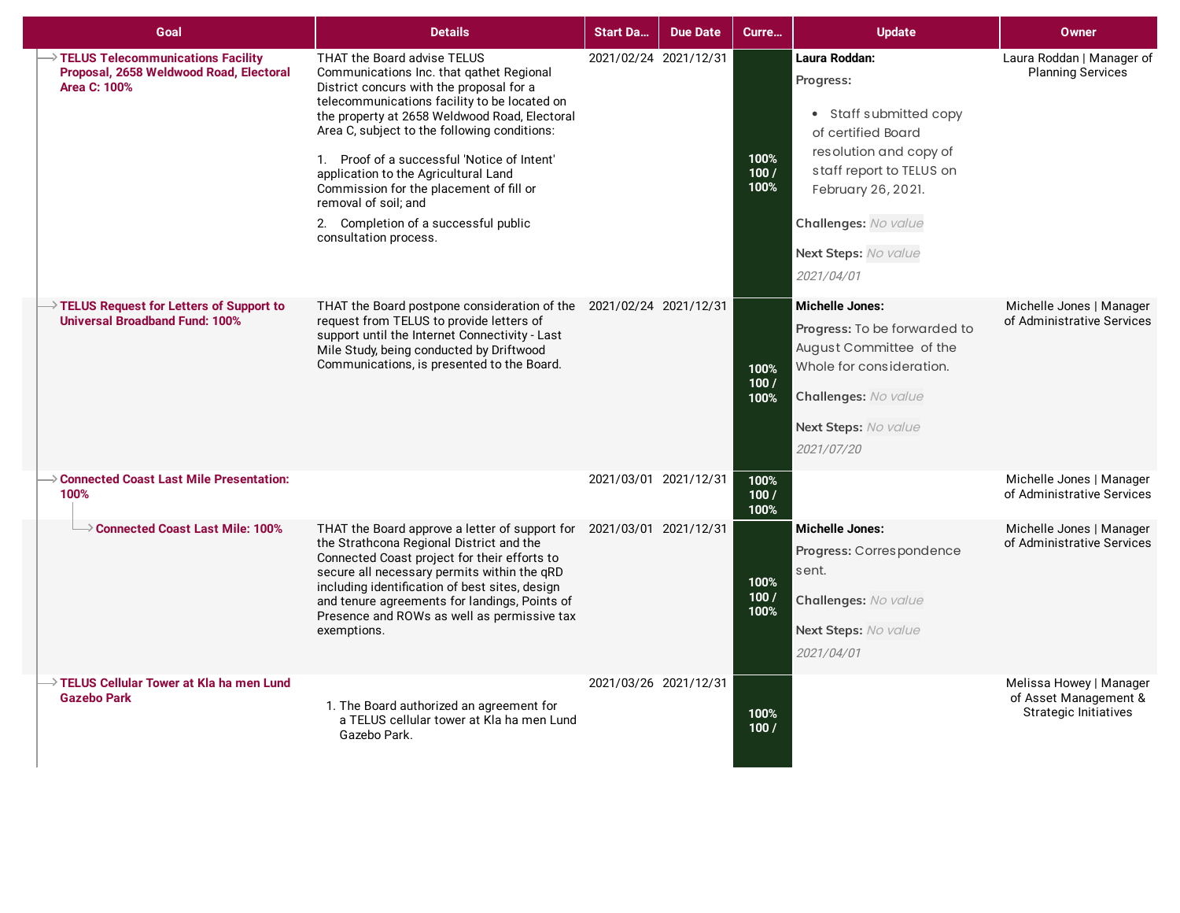| Goal | Details | Start Da... | Due Date | Curre... | Update | Owner |
|---|---|---|---|---|---|---|
| **TELUS Telecommunications Facility Proposal, 2658 Weldwood Road, Electoral Area C: 100%** | THAT the Board advise TELUS Communications Inc. that qathet Regional District concurs with the proposal for a telecommunications facility to be located on the property at 2658 Weldwood Road, Electoral Area C, subject to the following conditions:<br><br>1. Proof of a successful 'Notice of Intent' application to the Agricultural Land Commission for the placement of fill or removal of soil; and<br>2. Completion of a successful public consultation process. | 2021/02/24 | 2021/12/31 | 100% 100 / 100% | **Laura Roddan:**<br>**Progress:**<br>• Staff submitted copy of certified Board resolution and copy of staff report to TELUS on February 26, 2021.<br>**Challenges:** *No value*<br>**Next Steps:** *No value*<br>*2021/04/01* | Laura Roddan \| Manager of Planning Services |
| **TELUS Request for Letters of Support to Universal Broadband Fund: 100%** | THAT the Board postpone consideration of the request from TELUS to provide letters of support until the Internet Connectivity - Last Mile Study, being conducted by Driftwood Communications, is presented to the Board. | 2021/02/24 | 2021/12/31 | 100% 100 / 100% | **Michelle Jones:**<br>**Progress:** To be forwarded to August Committee of the Whole for consideration.<br>**Challenges:** *No value*<br>**Next Steps:** *No value*<br>*2021/07/20* | Michelle Jones \| Manager of Administrative Services |
| **Connected Coast Last Mile Presentation: 100%** | | 2021/03/01 | 2021/12/31 | 100% 100 / 100% | | Michelle Jones \| Manager of Administrative Services |
| → **Connected Coast Last Mile: 100%** | THAT the Board approve a letter of support for the Strathcona Regional District and the Connected Coast project for their efforts to secure all necessary permits within the qRD including identification of best sites, design and tenure agreements for landings, Points of Presence and ROWs as well as permissive tax exemptions. | 2021/03/01 | 2021/12/31 | 100% 100 / 100% | **Michelle Jones:**<br>**Progress:** Correspondence sent.<br>**Challenges:** *No value*<br>**Next Steps:** *No value*<br>*2021/04/01* | Michelle Jones \| Manager of Administrative Services |
| **TELUS Cellular Tower at Kla ha men Lund Gazebo Park** | 1. The Board authorized an agreement for a TELUS cellular tower at Kla ha men Lund Gazebo Park. | 2021/03/26 | 2021/12/31 | 100% 100 / | | Melissa Howey \| Manager of Asset Management & Strategic Initiatives |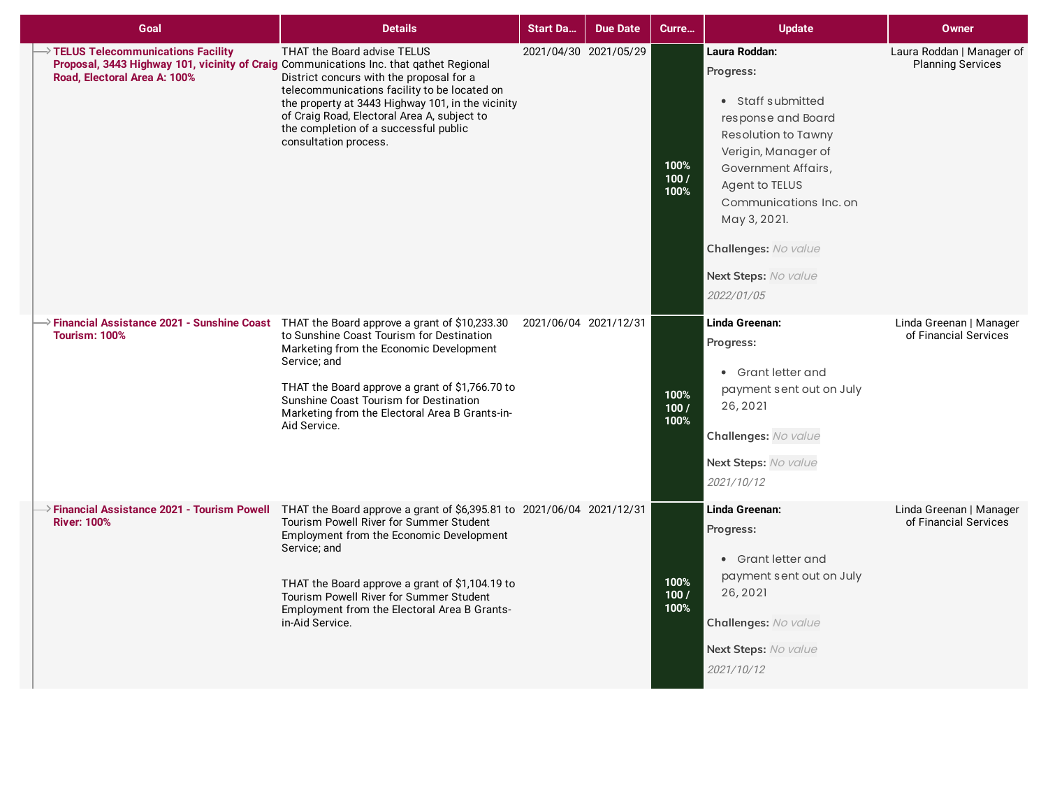| Goal | Details | Start Da... | Due Date | Curre... | Update | Owner |
|---|---|---|---|---|---|---|
| **TELUS Telecommunications Facility Proposal, 3443 Highway 101, vicinity of Craig Road, Electoral Area A: 100%** | THAT the Board advise TELUS Communications Inc. that qathet Regional District concurs with the proposal for a telecommunications facility to be located on the property at 3443 Highway 101, in the vicinity of Craig Road, Electoral Area A, subject to the completion of a successful public consultation process. | 2021/04/30 | 2021/05/29 | 100% 100 / 100% | **Laura Roddan:** **Progress:** • Staff submitted response and Board Resolution to Tawny Verigin, Manager of Government Affairs, Agent to TELUS Communications Inc. on May 3, 2021. **Challenges:** *No value* **Next Steps:** *No value* *2022/01/05* | Laura Roddan \| Manager of Planning Services |
| **Financial Assistance 2021 - Sunshine Coast Tourism: 100%** | THAT the Board approve a grant of $10,233.30 to Sunshine Coast Tourism for Destination Marketing from the Economic Development Service; and<br><br>THAT the Board approve a grant of $1,766.70 to Sunshine Coast Tourism for Destination Marketing from the Electoral Area B Grants-in-Aid Service. | 2021/06/04 | 2021/12/31 | 100% 100 / 100% | **Linda Greenan:** **Progress:** • Grant letter and payment sent out on July 26, 2021 **Challenges:** *No value* **Next Steps:** *No value* *2021/10/12* | Linda Greenan \| Manager of Financial Services |
| **Financial Assistance 2021 - Tourism Powell River: 100%** | THAT the Board approve a grant of $6,395.81 to Tourism Powell River for Summer Student Employment from the Economic Development Service; and<br><br>THAT the Board approve a grant of $1,104.19 to Tourism Powell River for Summer Student Employment from the Electoral Area B Grants-in-Aid Service. | 2021/06/04 | 2021/12/31 | 100% 100 / 100% | **Linda Greenan:** **Progress:** • Grant letter and payment sent out on July 26, 2021 **Challenges:** *No value* **Next Steps:** *No value* *2021/10/12* | Linda Greenan \| Manager of Financial Services |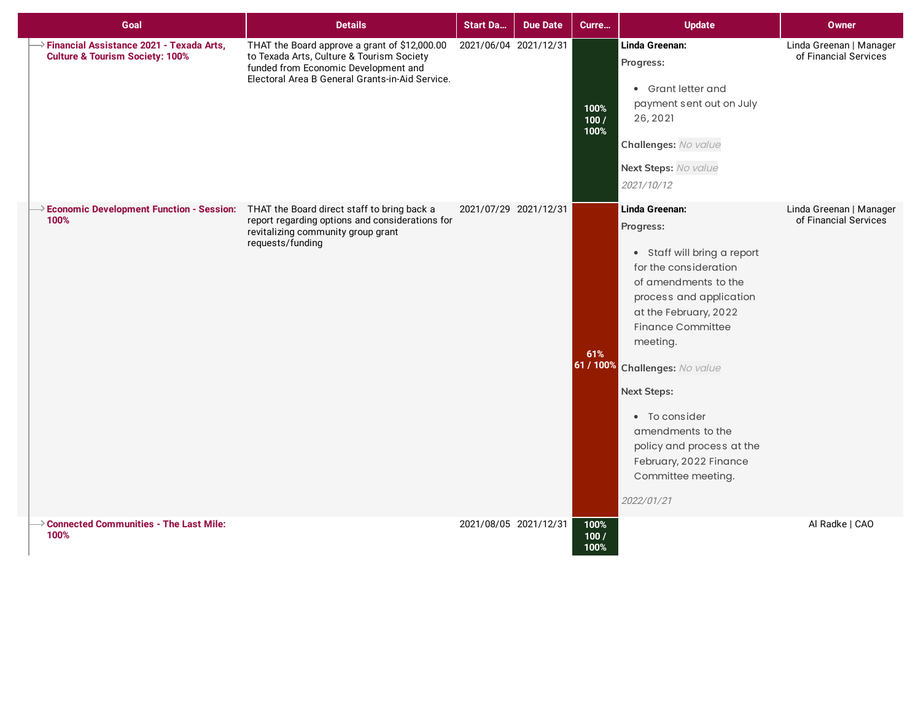| Goal | Details | Start Da... | Due Date | Curre... | Update | Owner |
|---|---|---|---|---|---|---|
| **Financial Assistance 2021 - Texada Arts, Culture & Tourism Society: 100%** | THAT the Board approve a grant of $12,000.00 to Texada Arts, Culture & Tourism Society funded from Economic Development and Electoral Area B General Grants-in-Aid Service. | 2021/06/04 | 2021/12/31 | 100% 100 / 100% | **Linda Greenan:** **Progress:** • Grant letter and payment sent out on July 26, 2021 **Challenges:** *No value* **Next Steps:** *No value* *2021/10/12* | Linda Greenan \| Manager of Financial Services |
| **Economic Development Function - Session: 100%** | THAT the Board direct staff to bring back a report regarding options and considerations for revitalizing community group grant requests/funding | 2021/07/29 | 2021/12/31 | 61% 61 / 100% | **Linda Greenan:** **Progress:** • Staff will bring a report for the consideration of amendments to the process and application at the February, 2022 Finance Committee meeting. **Challenges:** *No value* **Next Steps:** • To consider amendments to the policy and process at the February, 2022 Finance Committee meeting. *2022/01/21* | Linda Greenan \| Manager of Financial Services |
| **Connected Communities - The Last Mile: 100%** | | 2021/08/05 | 2021/12/31 | 100% 100 / 100% | | Al Radke \| CAO |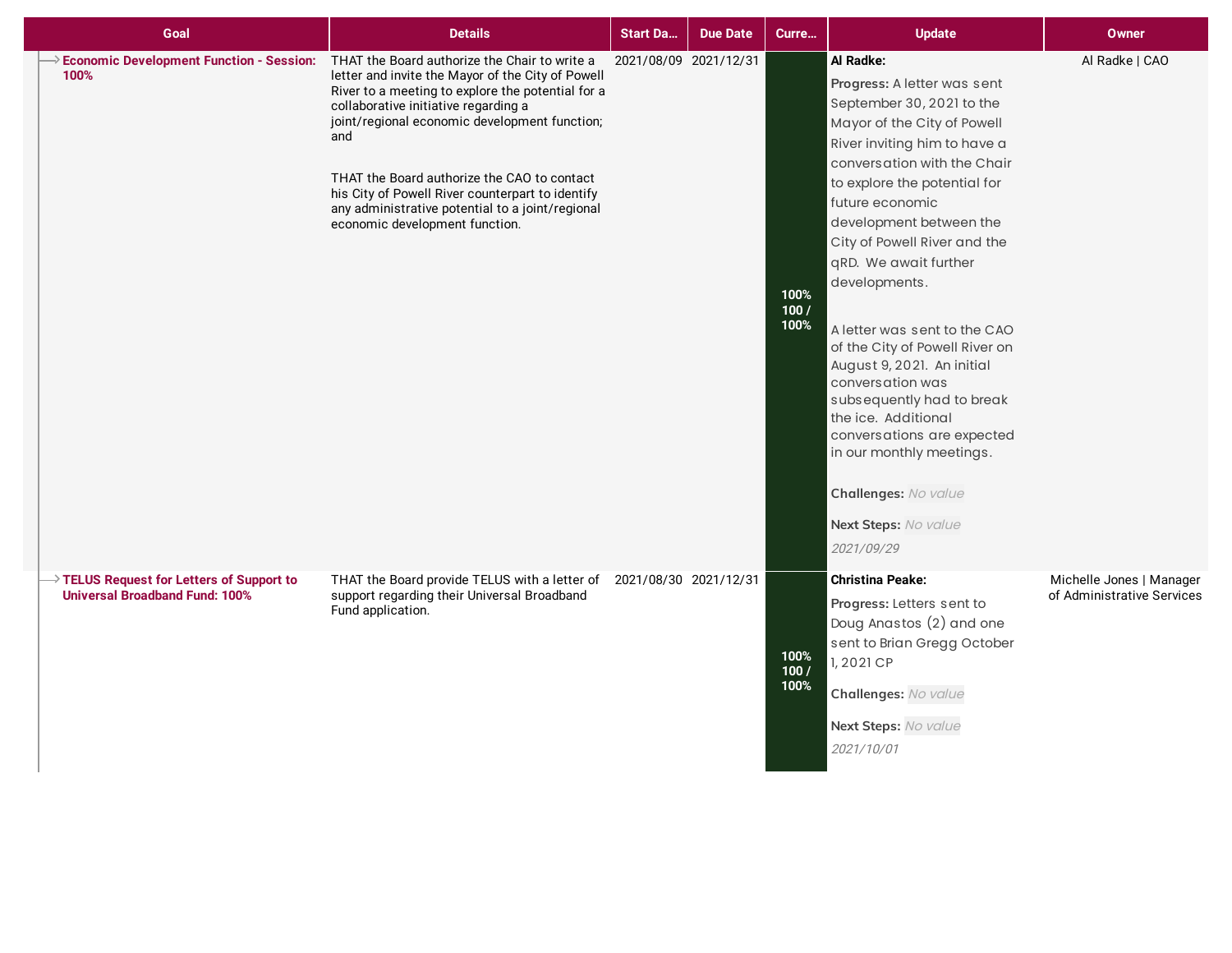| Goal | Details | Start Da... | Due Date | Curre... | Update | Owner |
|---|---|---|---|---|---|---|
| **Economic Development Function - Session: 100%** | THAT the Board authorize the Chair to write a letter and invite the Mayor of the City of Powell River to a meeting to explore the potential for a collaborative initiative regarding a joint/regional economic development function; and<br><br>THAT the Board authorize the CAO to contact his City of Powell River counterpart to identify any administrative potential to a joint/regional economic development function. | 2021/08/09 | 2021/12/31 | 100% 100 / 100% | **Al Radke:**<br>**Progress:** A letter was sent September 30, 2021 to the Mayor of the City of Powell River inviting him to have a conversation with the Chair to explore the potential for future economic development between the City of Powell River and the qRD. We await further developments.<br><br>A letter was sent to the CAO of the City of Powell River on August 9, 2021. An initial conversation was subsequently had to break the ice. Additional conversations are expected in our monthly meetings.<br>**Challenges:** *No value*<br>**Next Steps:** *No value*<br>*2021/09/29* | Al Radke \| CAO |
| **TELUS Request for Letters of Support to Universal Broadband Fund: 100%** | THAT the Board provide TELUS with a letter of support regarding their Universal Broadband Fund application. | 2021/08/30 | 2021/12/31 | 100% 100 / 100% | **Christina Peake:**<br>**Progress:** Letters sent to Doug Anastos (2) and one sent to Brian Gregg October 1, 2021 CP<br>**Challenges:** *No value*<br>**Next Steps:** *No value*<br>*2021/10/01* | Michelle Jones \| Manager of Administrative Services |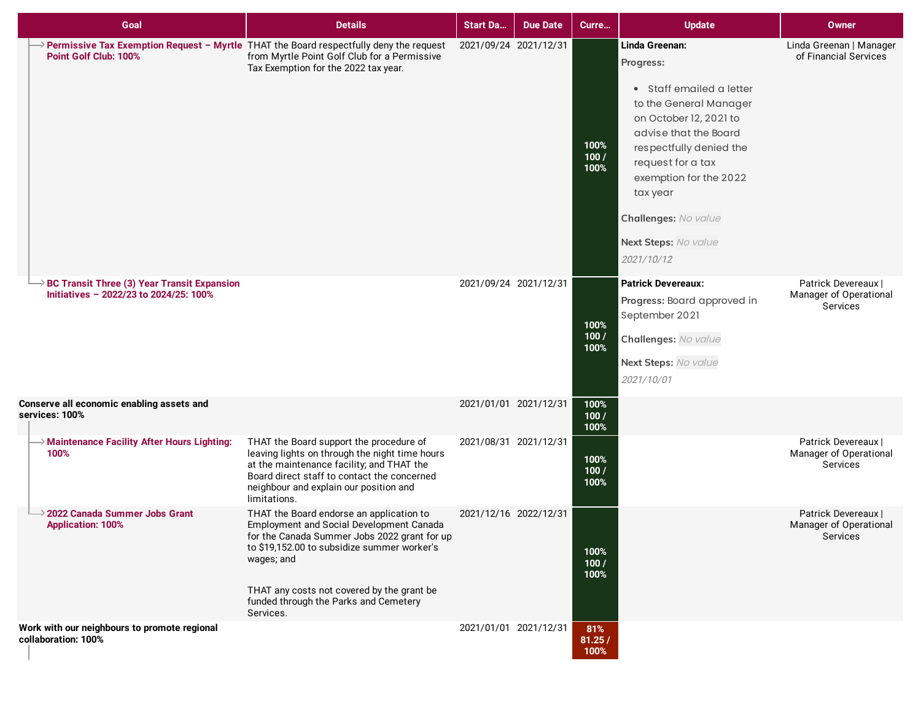| Goal | Details | Start Da... | Due Date | Curre... | Update | Owner |
|---|---|---|---|---|---|---|
| Permissive Tax Exemption Request – Myrtle Point Golf Club: 100% | THAT the Board respectfully deny the request from Myrtle Point Golf Club for a Permissive Tax Exemption for the 2022 tax year. | 2021/09/24 | 2021/12/31 | 100% 100 / 100% | **Linda Greenan:** **Progress:** • Staff emailed a letter to the General Manager on October 12, 2021 to advise that the Board respectfully denied the request for a tax exemption for the 2022 tax year **Challenges:** *No value* **Next Steps:** *No value* *2021/10/12* | Linda Greenan \| Manager of Financial Services |
| BC Transit Three (3) Year Transit Expansion Initiatives – 2022/23 to 2024/25: 100% | | 2021/09/24 | 2021/12/31 | 100% 100 / 100% | **Patrick Devereaux:** **Progress:** Board approved in September 2021 **Challenges:** *No value* **Next Steps:** *No value* *2021/10/01* | Patrick Devereaux \| Manager of Operational Services |
| **Conserve all economic enabling assets and services: 100%** | | 2021/01/01 | 2021/12/31 | 100% 100 / 100% | | |
| Maintenance Facility After Hours Lighting: 100% | THAT the Board support the procedure of leaving lights on through the night time hours at the maintenance facility; and THAT the Board direct staff to contact the concerned neighbour and explain our position and limitations. | 2021/08/31 | 2021/12/31 | 100% 100 / 100% | | Patrick Devereaux \| Manager of Operational Services |
| 2022 Canada Summer Jobs Grant Application: 100% | THAT the Board endorse an application to Employment and Social Development Canada for the Canada Summer Jobs 2022 grant for up to $19,152.00 to subsidize summer worker's wages; and<br><br>THAT any costs not covered by the grant be funded through the Parks and Cemetery Services. | 2021/12/16 | 2022/12/31 | 100% 100 / 100% | | Patrick Devereaux \| Manager of Operational Services |
| **Work with our neighbours to promote regional collaboration: 100%** | | 2021/01/01 | 2021/12/31 | 81% 81.25 / 100% | | |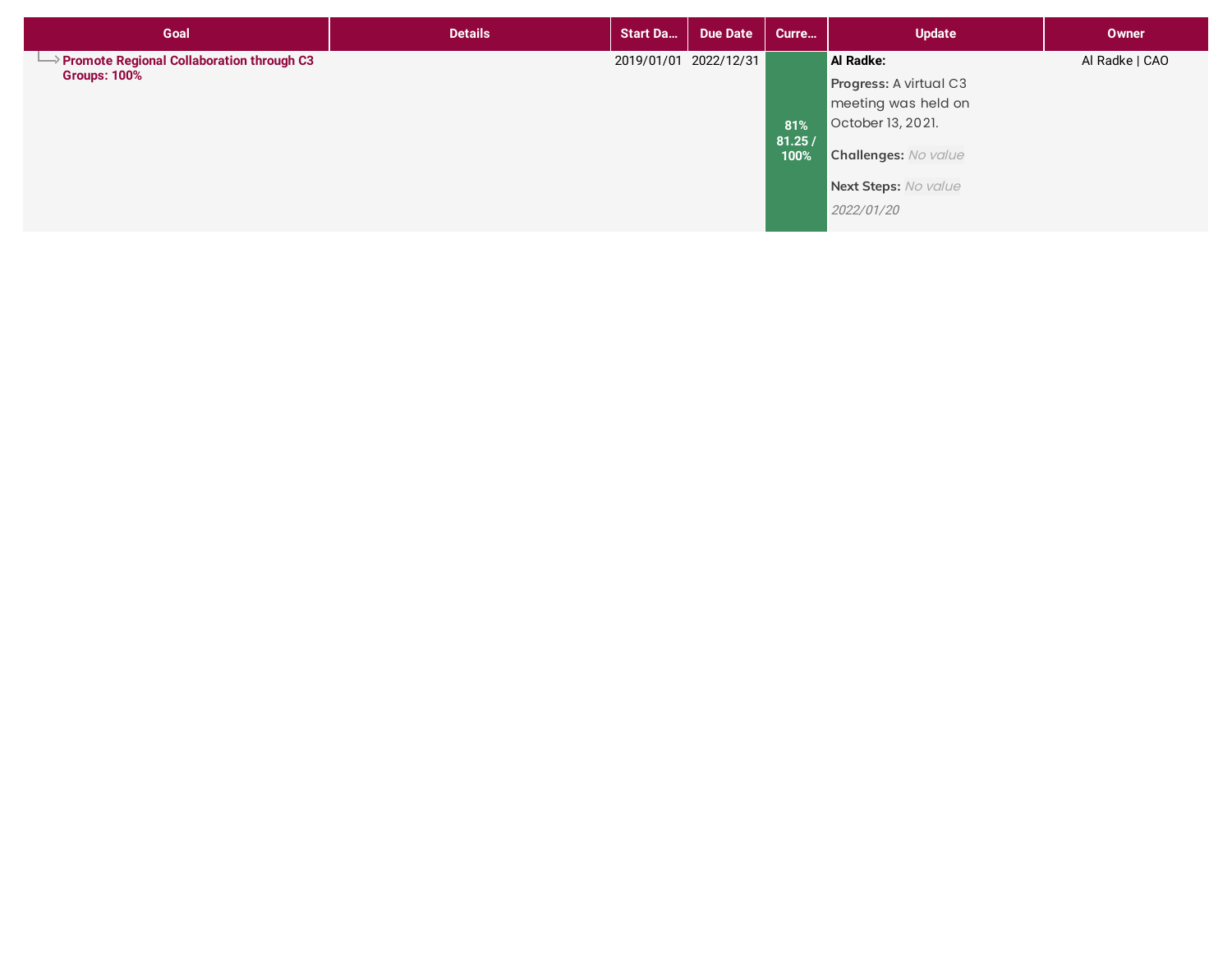| Goal | Details | Start Da... | Due Date | Curre... | Update | Owner |
|---|---|---|---|---|---|---|
| **Promote Regional Collaboration through C3 Groups: 100%** | | 2019/01/01 | 2022/12/31 | 81% 81.25 / 100% | **Al Radke:** **Progress:** A virtual C3 meeting was held on October 13, 2021. **Challenges:** *No value* **Next Steps:** *No value* *2022/01/20* | Al Radke \| CAO |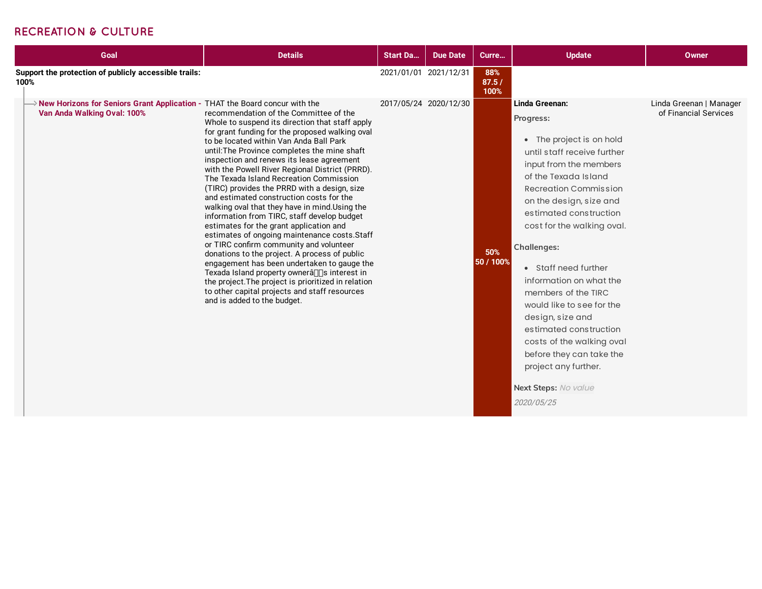## RECREATION & CULTURE

| Goal | Details | Start Da... | Due Date | Curre... | Update | Owner |
|---|---|---|---|---|---|---|
| **Support the protection of publicly accessible trails: 100%** | | 2021/01/01 | 2021/12/31 | 88% 87.5 / 100% | | |
| **New Horizons for Seniors Grant Application - Van Anda Walking Oval: 100%** | THAT the Board concur with the recommendation of the Committee of the Whole to suspend its direction that staff apply for grant funding for the proposed walking oval to be located within Van Anda Ball Park until:The Province completes the mine shaft inspection and renews its lease agreement with the Powell River Regional District (PRRD). The Texada Island Recreation Commission (TIRC) provides the PRRD with a design, size and estimated construction costs for the walking oval that they have in mind.Using the information from TIRC, staff develop budget estimates for the grant application and estimates of ongoing maintenance costs.Staff or TIRC confirm community and volunteer donations to the project. A process of public engagement has been undertaken to gauge the Texada Island property ownerâs interest in the project.The project is prioritized in relation to other capital projects and staff resources and is added to the budget. | 2017/05/24 | 2020/12/30 | 50% 50 / 100% | **Linda Greenan:** **Progress:** • The project is on hold until staff receive further input from the members of the Texada Island Recreation Commission on the design, size and estimated construction cost for the walking oval. **Challenges:** • Staff need further information on what the members of the TIRC would like to see for the design, size and estimated construction costs of the walking oval before they can take the project any further. **Next Steps:** *No value* *2020/05/25* | Linda Greenan \| Manager of Financial Services |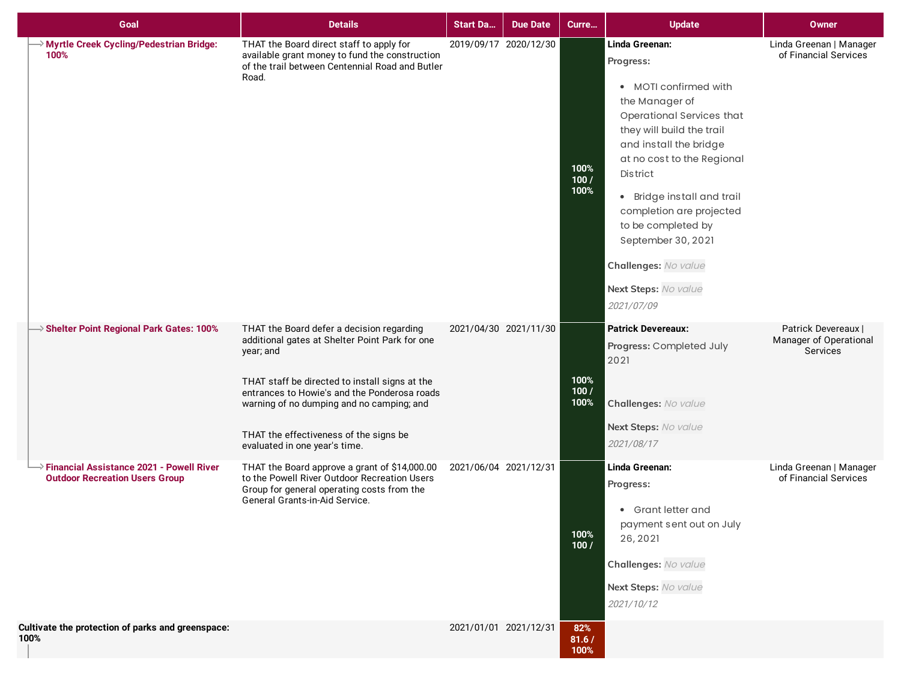| Goal | Details | Start Da... | Due Date | Curre... | Update | Owner |
|---|---|---|---|---|---|---|
| **Myrtle Creek Cycling/Pedestrian Bridge: 100%** | THAT the Board direct staff to apply for available grant money to fund the construction of the trail between Centennial Road and Butler Road. | 2019/09/17 | 2020/12/30 | 100% 100 / 100% | **Linda Greenan:** **Progress:** <br>• MOTI confirmed with the Manager of Operational Services that they will build the trail and install the bridge at no cost to the Regional District <br>• Bridge install and trail completion are projected to be completed by September 30, 2021 <br>**Challenges:** *No value* <br>**Next Steps:** *No value* <br>*2021/07/09* | Linda Greenan \| Manager of Financial Services |
| **Shelter Point Regional Park Gates: 100%** | THAT the Board defer a decision regarding additional gates at Shelter Point Park for one year; and <br><br>THAT staff be directed to install signs at the entrances to Howie's and the Ponderosa roads warning of no dumping and no camping; and <br><br>THAT the effectiveness of the signs be evaluated in one year's time. | 2021/04/30 | 2021/11/30 | 100% 100 / 100% | **Patrick Devereaux:** **Progress:** Completed July 2021 <br>**Challenges:** *No value* <br>**Next Steps:** *No value* <br>*2021/08/17* | Patrick Devereaux \| Manager of Operational Services |
| **Financial Assistance 2021 - Powell River Outdoor Recreation Users Group** | THAT the Board approve a grant of $14,000.00 to the Powell River Outdoor Recreation Users Group for general operating costs from the General Grants-in-Aid Service. | 2021/06/04 | 2021/12/31 | 100% 100 / | **Linda Greenan:** **Progress:** <br>• Grant letter and payment sent out on July 26, 2021 <br>**Challenges:** *No value* <br>**Next Steps:** *No value* <br>*2021/10/12* | Linda Greenan \| Manager of Financial Services |
| **Cultivate the protection of parks and greenspace: 100%** | | 2021/01/01 | 2021/12/31 | 82% 81.6 / 100% | | |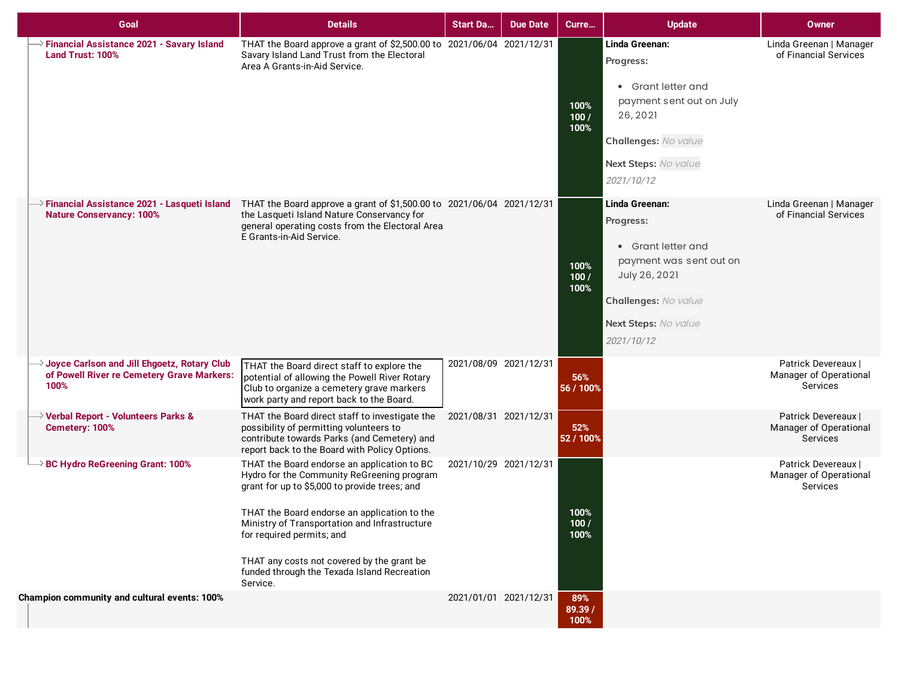| Goal | Details | Start Da... | Due Date | Curre... | Update | Owner |
|---|---|---|---|---|---|---|
| Financial Assistance 2021 - Savary Island Land Trust: 100% | THAT the Board approve a grant of $2,500.00 to Savary Island Land Trust from the Electoral Area A Grants-in-Aid Service. | 2021/06/04 | 2021/12/31 | 100% 100 / 100% | **Linda Greenan:** **Progress:** • Grant letter and payment sent out on July 26, 2021 **Challenges:** No value **Next Steps:** No value *2021/10/12* | Linda Greenan \| Manager of Financial Services |
| Financial Assistance 2021 - Lasqueti Island Nature Conservancy: 100% | THAT the Board approve a grant of $1,500.00 to the Lasqueti Island Nature Conservancy for general operating costs from the Electoral Area E Grants-in-Aid Service. | 2021/06/04 | 2021/12/31 | 100% 100 / 100% | **Linda Greenan:** **Progress:** • Grant letter and payment was sent out on July 26, 2021 **Challenges:** No value **Next Steps:** No value *2021/10/12* | Linda Greenan \| Manager of Financial Services |
| Joyce Carlson and Jill Ehgoetz, Rotary Club of Powell River re Cemetery Grave Markers: 100% | THAT the Board direct staff to explore the potential of allowing the Powell River Rotary Club to organize a cemetery grave markers work party and report back to the Board. | 2021/08/09 | 2021/12/31 | 56% 56 / 100% | | Patrick Devereaux \| Manager of Operational Services |
| Verbal Report - Volunteers Parks & Cemetery: 100% | THAT the Board direct staff to investigate the possibility of permitting volunteers to contribute towards Parks (and Cemetery) and report back to the Board with Policy Options. | 2021/08/31 | 2021/12/31 | 52% 52 / 100% | | Patrick Devereaux \| Manager of Operational Services |
| BC Hydro ReGreening Grant: 100% | THAT the Board endorse an application to BC Hydro for the Community ReGreening program grant for up to $5,000 to provide trees; and THAT the Board endorse an application to the Ministry of Transportation and Infrastructure for required permits; and THAT any costs not covered by the grant be funded through the Texada Island Recreation Service. | 2021/10/29 | 2021/12/31 | 100% 100 / 100% | | Patrick Devereaux \| Manager of Operational Services |
| **Champion community and cultural events: 100%** | | 2021/01/01 | 2021/12/31 | 89% 89.39 / 100% | | |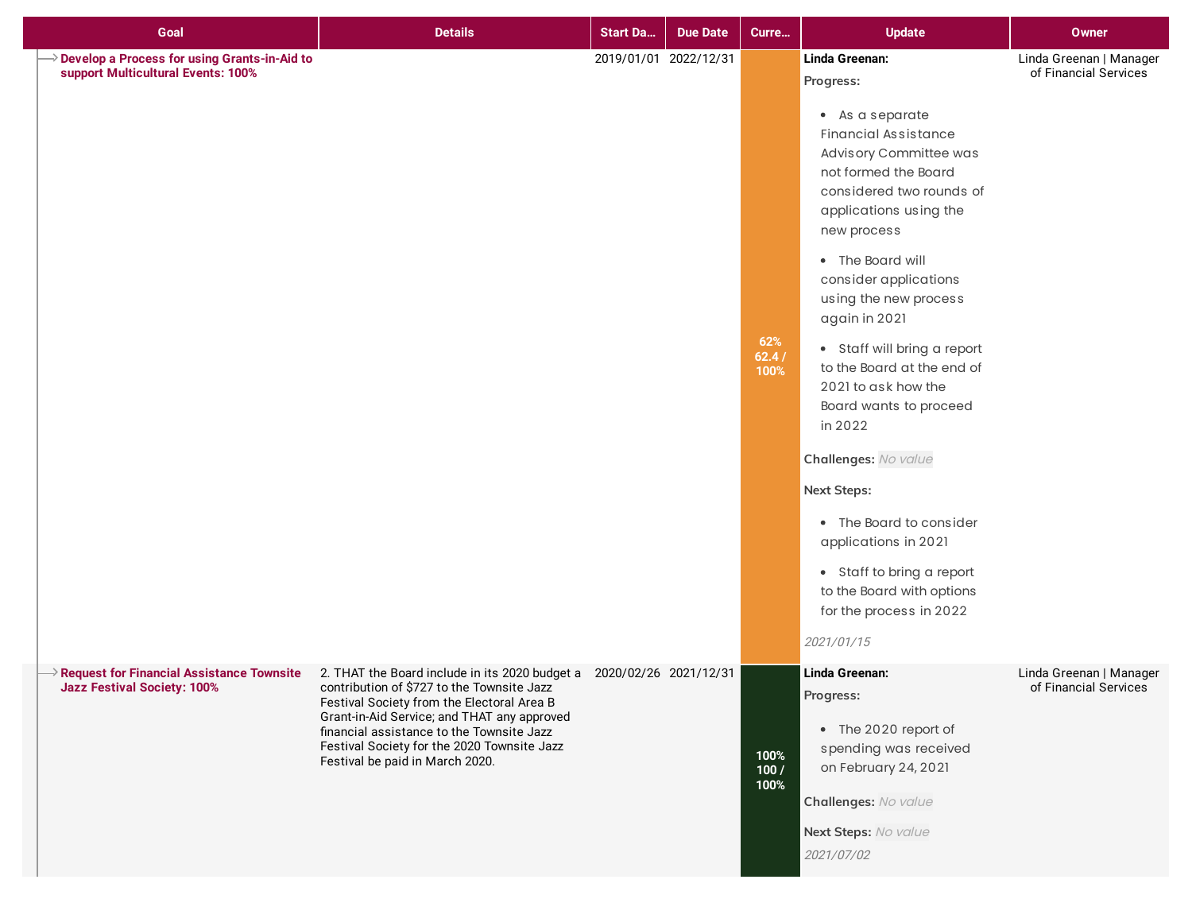| Goal | Details | Start Da... | Due Date | Curre... | Update | Owner |
|---|---|---|---|---|---|---|
| **Develop a Process for using Grants-in-Aid to support Multicultural Events: 100%** | | 2019/01/01 | 2022/12/31 | 62% 62.4 / 100% | **Linda Greenan:** **Progress:** • As a separate Financial Assistance Advisory Committee was not formed the Board considered two rounds of applications using the new process • The Board will consider applications using the new process again in 2021 • Staff will bring a report to the Board at the end of 2021 to ask how the Board wants to proceed in 2022 **Challenges:** *No value* **Next Steps:** • The Board to consider applications in 2021 • Staff to bring a report to the Board with options for the process in 2022 *2021/01/15* | Linda Greenan \| Manager of Financial Services |
| **Request for Financial Assistance Townsite Jazz Festival Society: 100%** | 2. THAT the Board include in its 2020 budget a contribution of $727 to the Townsite Jazz Festival Society from the Electoral Area B Grant-in-Aid Service; and THAT any approved financial assistance to the Townsite Jazz Festival Society for the 2020 Townsite Jazz Festival be paid in March 2020. | 2020/02/26 | 2021/12/31 | 100% 100 / 100% | **Linda Greenan:** **Progress:** • The 2020 report of spending was received on February 24, 2021 **Challenges:** *No value* **Next Steps:** *No value* *2021/07/02* | Linda Greenan \| Manager of Financial Services |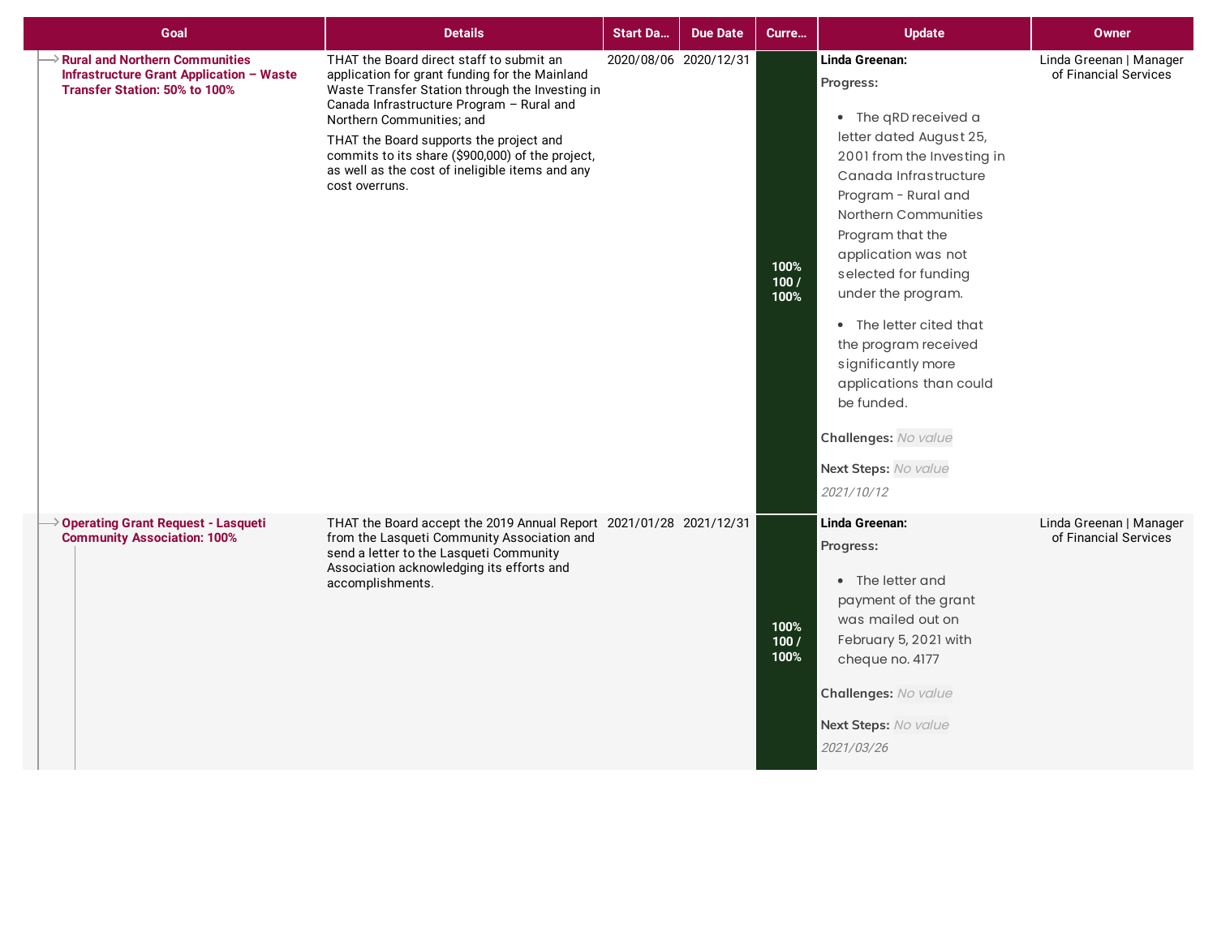| Goal | Details | Start Da... | Due Date | Curre... | Update | Owner |
|---|---|---|---|---|---|---|
| Rural and Northern Communities Infrastructure Grant Application – Waste Transfer Station: 50% to 100% | THAT the Board direct staff to submit an application for grant funding for the Mainland Waste Transfer Station through the Investing in Canada Infrastructure Program – Rural and Northern Communities; and<br><br>THAT the Board supports the project and commits to its share ($900,000) of the project, as well as the cost of ineligible items and any cost overruns. | 2020/08/06 | 2020/12/31 | 100% 100 / 100% | **Linda Greenan:**<br>**Progress:**<br>• The qRD received a letter dated August 25, 2001 from the Investing in Canada Infrastructure Program - Rural and Northern Communities Program that the application was not selected for funding under the program.<br>• The letter cited that the program received significantly more applications than could be funded.<br>**Challenges:** *No value*<br>**Next Steps:** *No value*<br>*2021/10/12* | Linda Greenan \| Manager of Financial Services |
| Operating Grant Request - Lasqueti Community Association: 100% | THAT the Board accept the 2019 Annual Report from the Lasqueti Community Association and send a letter to the Lasqueti Community Association acknowledging its efforts and accomplishments. | 2021/01/28 | 2021/12/31 | 100% 100 / 100% | **Linda Greenan:**<br>**Progress:**<br>• The letter and payment of the grant was mailed out on February 5, 2021 with cheque no. 4177<br>**Challenges:** *No value*<br>**Next Steps:** *No value*<br>*2021/03/26* | Linda Greenan \| Manager of Financial Services |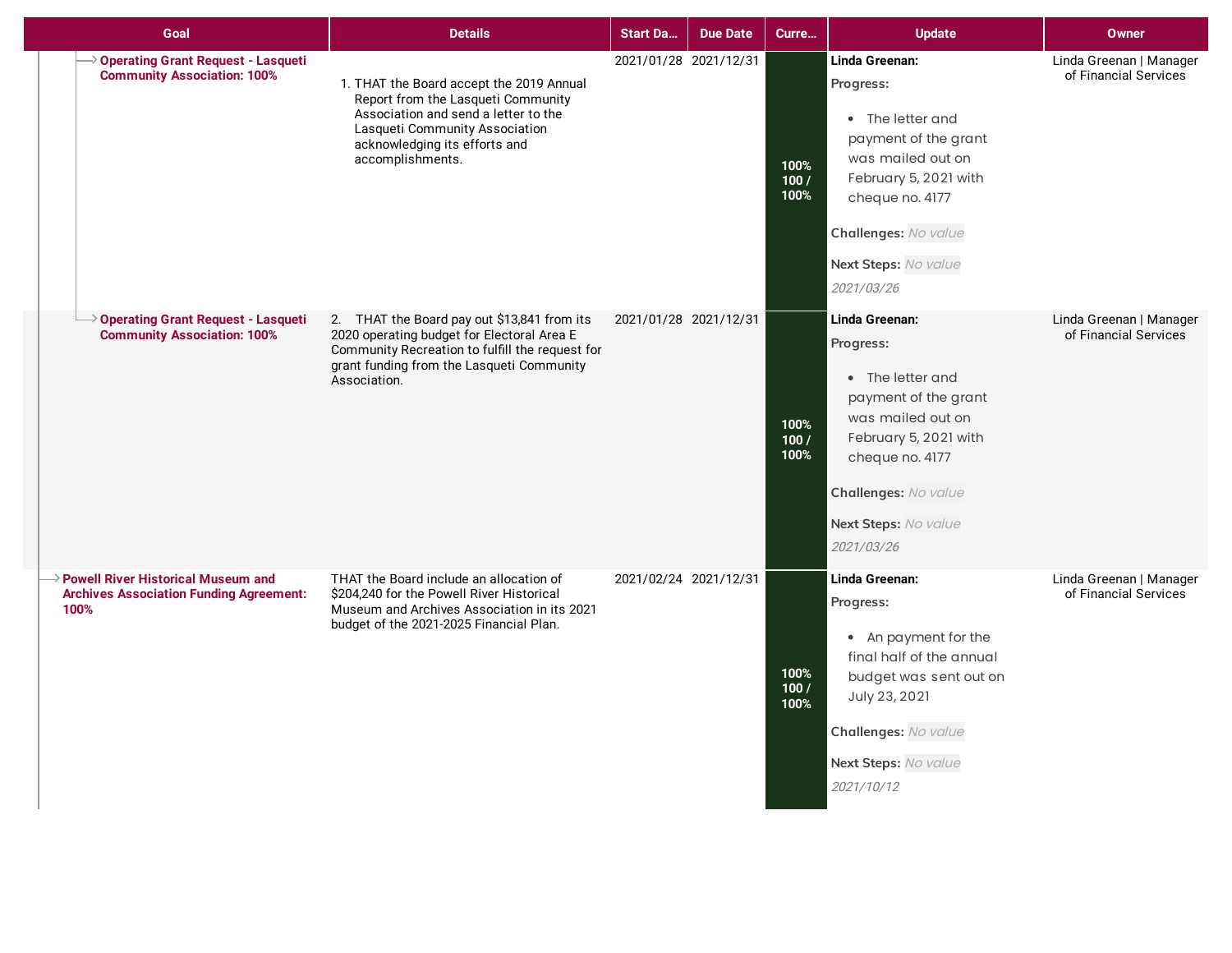| Goal | Details | Start Da... | Due Date | Curre... | Update | Owner |
|---|---|---|---|---|---|---|
| Operating Grant Request - Lasqueti Community Association: 100% | 1. THAT the Board accept the 2019 Annual Report from the Lasqueti Community Association and send a letter to the Lasqueti Community Association acknowledging its efforts and accomplishments. | 2021/01/28 | 2021/12/31 | 100% 100 / 100% | **Linda Greenan:** **Progress:** • The letter and payment of the grant was mailed out on February 5, 2021 with cheque no. 4177 **Challenges:** *No value* **Next Steps:** *No value* *2021/03/26* | Linda Greenan \| Manager of Financial Services |
| Operating Grant Request - Lasqueti Community Association: 100% | 2. THAT the Board pay out $13,841 from its 2020 operating budget for Electoral Area E Community Recreation to fulfill the request for grant funding from the Lasqueti Community Association. | 2021/01/28 | 2021/12/31 | 100% 100 / 100% | **Linda Greenan:** **Progress:** • The letter and payment of the grant was mailed out on February 5, 2021 with cheque no. 4177 **Challenges:** *No value* **Next Steps:** *No value* *2021/03/26* | Linda Greenan \| Manager of Financial Services |
| Powell River Historical Museum and Archives Association Funding Agreement: 100% | THAT the Board include an allocation of $204,240 for the Powell River Historical Museum and Archives Association in its 2021 budget of the 2021-2025 Financial Plan. | 2021/02/24 | 2021/12/31 | 100% 100 / 100% | **Linda Greenan:** **Progress:** • An payment for the final half of the annual budget was sent out on July 23, 2021 **Challenges:** *No value* **Next Steps:** *No value* *2021/10/12* | Linda Greenan \| Manager of Financial Services |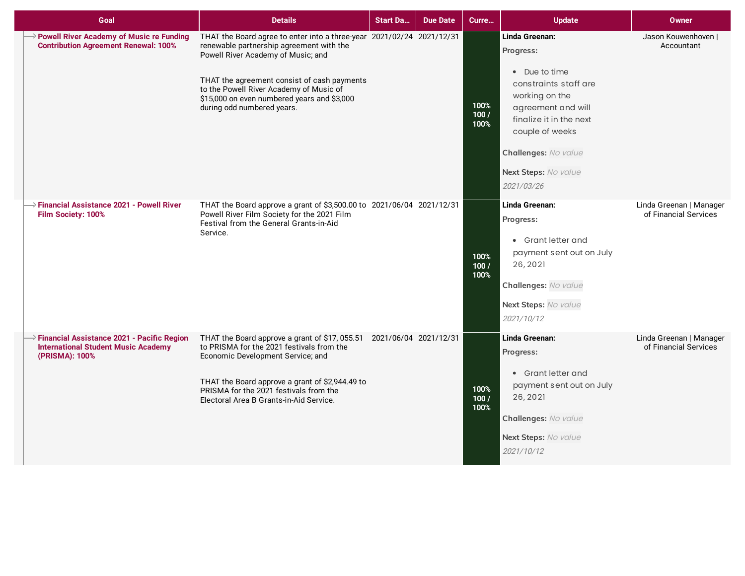| Goal | Details | Start Da... | Due Date | Curre... | Update | Owner |
|---|---|---|---|---|---|---|
| **Powell River Academy of Music re Funding Contribution Agreement Renewal: 100%** | THAT the Board agree to enter into a three-year renewable partnership agreement with the Powell River Academy of Music; and<br><br>THAT the agreement consist of cash payments to the Powell River Academy of Music of $15,000 on even numbered years and $3,000 during odd numbered years. | 2021/02/24 | 2021/12/31 | 100% 100 / 100% | **Linda Greenan:**<br>**Progress:**<br>• Due to time constraints staff are working on the agreement and will finalize it in the next couple of weeks<br>**Challenges:** *No value*<br>**Next Steps:** *No value*<br>*2021/03/26* | Jason Kouwenhoven \| Accountant |
| **Financial Assistance 2021 - Powell River Film Society: 100%** | THAT the Board approve a grant of $3,500.00 to Powell River Film Society for the 2021 Film Festival from the General Grants-in-Aid Service. | 2021/06/04 | 2021/12/31 | 100% 100 / 100% | **Linda Greenan:**<br>**Progress:**<br>• Grant letter and payment sent out on July 26, 2021<br>**Challenges:** *No value*<br>**Next Steps:** *No value*<br>*2021/10/12* | Linda Greenan \| Manager of Financial Services |
| **Financial Assistance 2021 - Pacific Region International Student Music Academy (PRISMA): 100%** | THAT the Board approve a grant of $17, 055.51 to PRISMA for the 2021 festivals from the Economic Development Service; and<br><br>THAT the Board approve a grant of $2,944.49 to PRISMA for the 2021 festivals from the Electoral Area B Grants-in-Aid Service. | 2021/06/04 | 2021/12/31 | 100% 100 / 100% | **Linda Greenan:**<br>**Progress:**<br>• Grant letter and payment sent out on July 26, 2021<br>**Challenges:** *No value*<br>**Next Steps:** *No value*<br>*2021/10/12* | Linda Greenan \| Manager of Financial Services |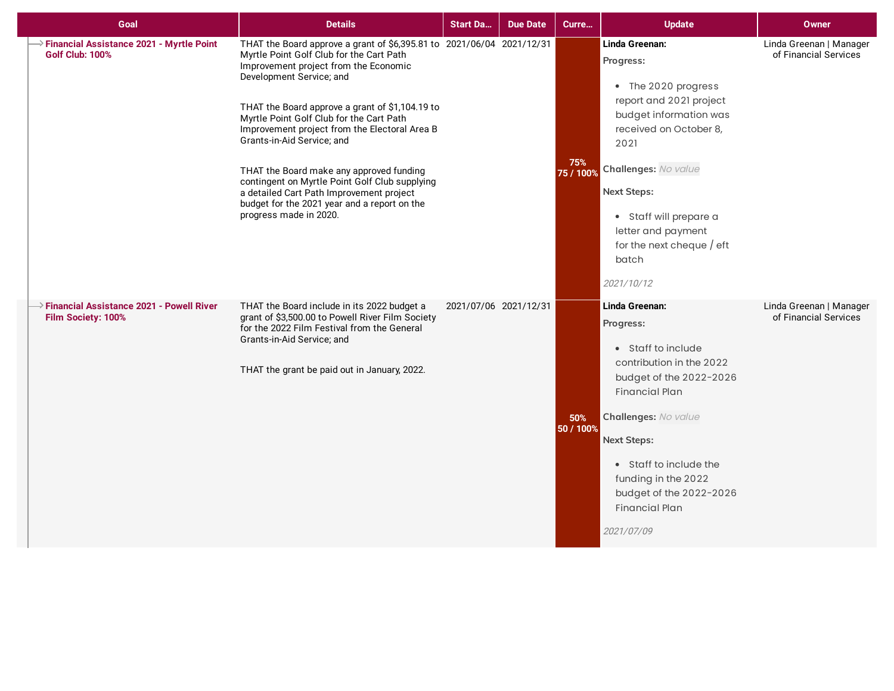| Goal | Details | Start Da... | Due Date | Curre... | Update | Owner |
|---|---|---|---|---|---|---|
| **Financial Assistance 2021 - Myrtle Point Golf Club: 100%** | THAT the Board approve a grant of $6,395.81 to Myrtle Point Golf Club for the Cart Path Improvement project from the Economic Development Service; and<br><br>THAT the Board approve a grant of $1,104.19 to Myrtle Point Golf Club for the Cart Path Improvement project from the Electoral Area B Grants-in-Aid Service; and<br><br>THAT the Board make any approved funding contingent on Myrtle Point Golf Club supplying a detailed Cart Path Improvement project budget for the 2021 year and a report on the progress made in 2020. | 2021/06/04 | 2021/12/31 | 75%<br>75 / 100% | **Linda Greenan:**<br>**Progress:**<br>• The 2020 progress report and 2021 project budget information was received on October 8, 2021<br>**Challenges:** *No value*<br>**Next Steps:**<br>• Staff will prepare a letter and payment for the next cheque / eft batch<br>*2021/10/12* | Linda Greenan \| Manager of Financial Services |
| **Financial Assistance 2021 - Powell River Film Society: 100%** | THAT the Board include in its 2022 budget a grant of $3,500.00 to Powell River Film Society for the 2022 Film Festival from the General Grants-in-Aid Service; and<br><br>THAT the grant be paid out in January, 2022. | 2021/07/06 | 2021/12/31 | 50%<br>50 / 100% | **Linda Greenan:**<br>**Progress:**<br>• Staff to include contribution in the 2022 budget of the 2022-2026 Financial Plan<br>**Challenges:** *No value*<br>**Next Steps:**<br>• Staff to include the funding in the 2022 budget of the 2022-2026 Financial Plan<br>*2021/07/09* | Linda Greenan \| Manager of Financial Services |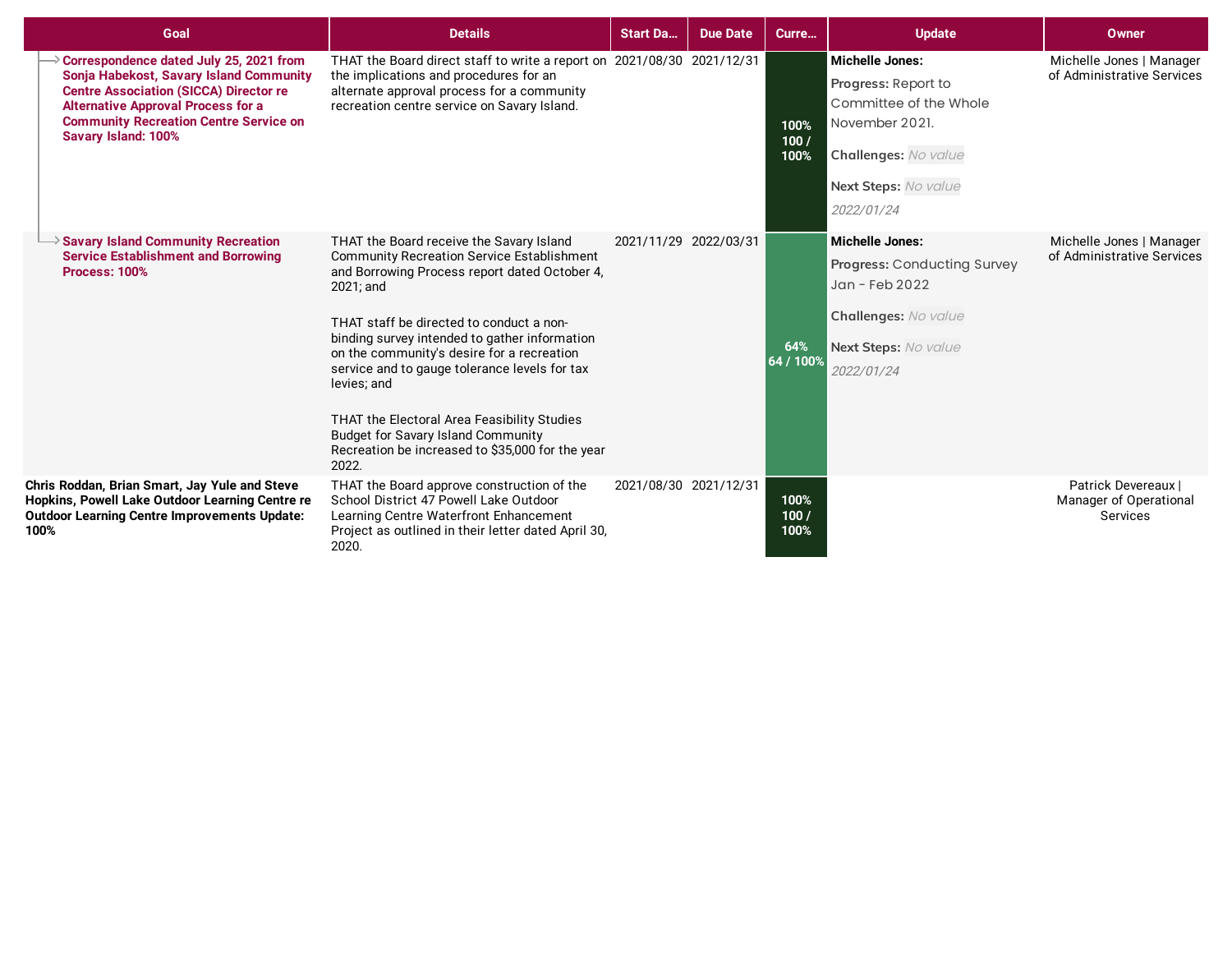| Goal | Details | Start Da... | Due Date | Curre... | Update | Owner |
|---|---|---|---|---|---|---|
| → **Correspondence dated July 25, 2021 from Sonja Habekost, Savary Island Community Centre Association (SICCA) Director re Alternative Approval Process for a Community Recreation Centre Service on Savary Island: 100%** | THAT the Board direct staff to write a report on the implications and procedures for an alternate approval process for a community recreation centre service on Savary Island. | 2021/08/30 | 2021/12/31 | 100% 100 / 100% | **Michelle Jones:** **Progress:** Report to Committee of the Whole November 2021. **Challenges:** *No value* **Next Steps:** *No value* *2022/01/24* | Michelle Jones \| Manager of Administrative Services |
| → **Savary Island Community Recreation Service Establishment and Borrowing Process: 100%** | THAT the Board receive the Savary Island Community Recreation Service Establishment and Borrowing Process report dated October 4, 2021; and<br><br>THAT staff be directed to conduct a non-binding survey intended to gather information on the community's desire for a recreation service and to gauge tolerance levels for tax levies; and<br><br>THAT the Electoral Area Feasibility Studies Budget for Savary Island Community Recreation be increased to $35,000 for the year 2022. | 2021/11/29 | 2022/03/31 | 64% 64 / 100% | **Michelle Jones:** **Progress:** Conducting Survey Jan - Feb 2022 **Challenges:** *No value* **Next Steps:** *No value* *2022/01/24* | Michelle Jones \| Manager of Administrative Services |
| **Chris Roddan, Brian Smart, Jay Yule and Steve Hopkins, Powell Lake Outdoor Learning Centre re Outdoor Learning Centre Improvements Update: 100%** | THAT the Board approve construction of the School District 47 Powell Lake Outdoor Learning Centre Waterfront Enhancement Project as outlined in their letter dated April 30, 2020. | 2021/08/30 | 2021/12/31 | 100% 100 / 100% | | Patrick Devereaux \| Manager of Operational Services |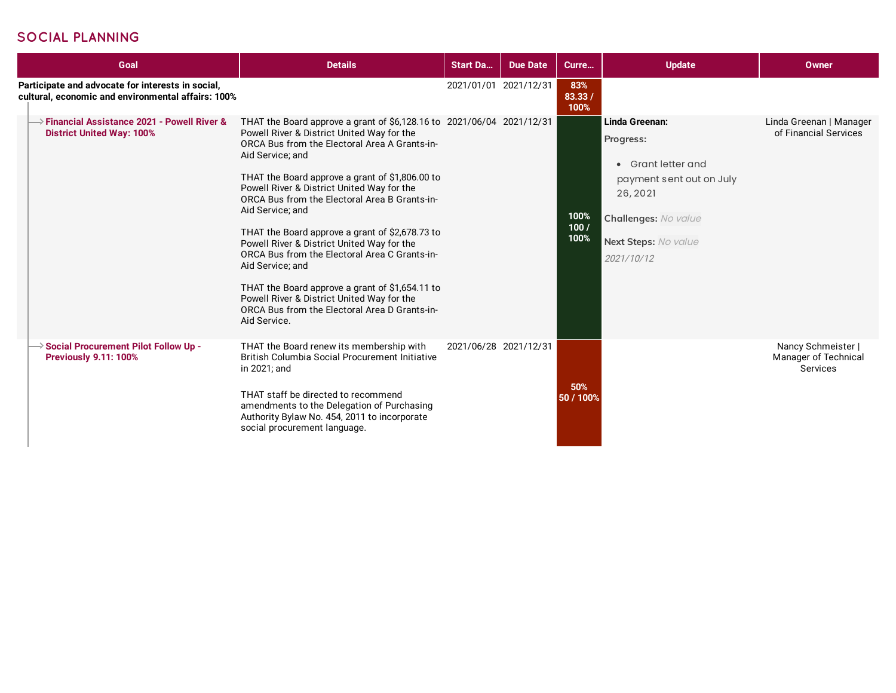## SOCIAL PLANNING

| Goal | Details | Start Da... | Due Date | Curre... | Update | Owner |
|---|---|---|---|---|---|---|
| **Participate and advocate for interests in social, cultural, economic and environmental affairs: 100%** | | 2021/01/01 | 2021/12/31 | 83% 83.33 / 100% | | |
| → **Financial Assistance 2021 - Powell River & District United Way: 100%** | THAT the Board approve a grant of $6,128.16 to Powell River & District United Way for the ORCA Bus from the Electoral Area A Grants-in-Aid Service; and<br><br>THAT the Board approve a grant of $1,806.00 to Powell River & District United Way for the ORCA Bus from the Electoral Area B Grants-in-Aid Service; and<br><br>THAT the Board approve a grant of $2,678.73 to Powell River & District United Way for the ORCA Bus from the Electoral Area C Grants-in-Aid Service; and<br><br>THAT the Board approve a grant of $1,654.11 to Powell River & District United Way for the ORCA Bus from the Electoral Area D Grants-in-Aid Service. | 2021/06/04 | 2021/12/31 | 100% 100 / 100% | **Linda Greenan:**<br>**Progress:**<br>• Grant letter and payment sent out on July 26, 2021<br>**Challenges:** *No value*<br>**Next Steps:** *No value*<br>*2021/10/12* | Linda Greenan \| Manager of Financial Services |
| → **Social Procurement Pilot Follow Up - Previously 9.11: 100%** | THAT the Board renew its membership with British Columbia Social Procurement Initiative in 2021; and<br><br>THAT staff be directed to recommend amendments to the Delegation of Purchasing Authority Bylaw No. 454, 2011 to incorporate social procurement language. | 2021/06/28 | 2021/12/31 | 50% 50 / 100% | | Nancy Schmeister \| Manager of Technical Services |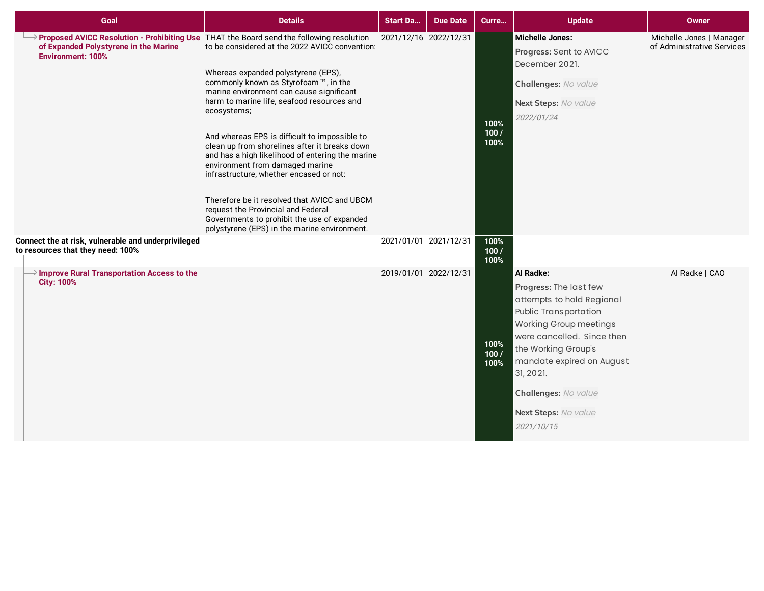| Goal | Details | Start Da... | Due Date | Curre... | Update | Owner |
|---|---|---|---|---|---|---|
| **Proposed AVICC Resolution - Prohibiting Use of Expanded Polystyrene in the Marine Environment: 100%** | THAT the Board send the following resolution to be considered at the 2022 AVICC convention:<br><br>Whereas expanded polystyrene (EPS), commonly known as Styrofoam™, in the marine environment can cause significant harm to marine life, seafood resources and ecosystems;<br><br>And whereas EPS is difficult to impossible to clean up from shorelines after it breaks down and has a high likelihood of entering the marine environment from damaged marine infrastructure, whether encased or not:<br><br>Therefore be it resolved that AVICC and UBCM request the Provincial and Federal Governments to prohibit the use of expanded polystyrene (EPS) in the marine environment. | 2021/12/16 | 2022/12/31 | 100% 100 / 100% | **Michelle Jones:**<br>**Progress:** Sent to AVICC December 2021.<br>**Challenges:** *No value*<br>**Next Steps:** *No value*<br>*2022/01/24* | Michelle Jones \| Manager of Administrative Services |
| **Connect the at risk, vulnerable and underprivileged to resources that they need: 100%** | | 2021/01/01 | 2021/12/31 | 100% 100 / 100% | | |
| **Improve Rural Transportation Access to the City: 100%** | | 2019/01/01 | 2022/12/31 | 100% 100 / 100% | **Al Radke:**<br>**Progress:** The last few attempts to hold Regional Public Transportation Working Group meetings were cancelled. Since then the Working Group's mandate expired on August 31, 2021.<br>**Challenges:** *No value*<br>**Next Steps:** *No value*<br>*2021/10/15* | Al Radke \| CAO |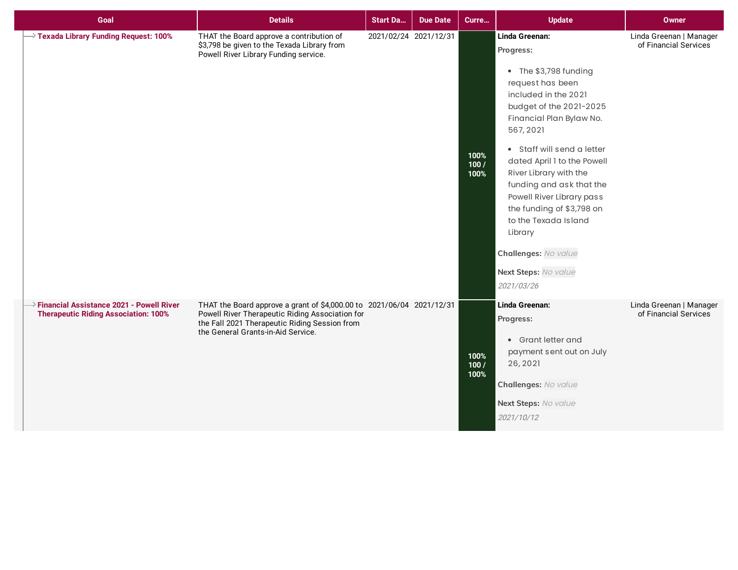| Goal | Details | Start Da... | Due Date | Curre... | Update | Owner |
|---|---|---|---|---|---|---|
| **Texada Library Funding Request: 100%** | THAT the Board approve a contribution of $3,798 be given to the Texada Library from Powell River Library Funding service. | 2021/02/24 | 2021/12/31 | 100% 100 / 100% | **Linda Greenan:** **Progress:** • The $3,798 funding request has been included in the 2021 budget of the 2021-2025 Financial Plan Bylaw No. 567, 2021 • Staff will send a letter dated April 1 to the Powell River Library with the funding and ask that the Powell River Library pass the funding of $3,798 on to the Texada Island Library **Challenges:** *No value* **Next Steps:** *No value* *2021/03/26* | Linda Greenan \| Manager of Financial Services |
| **Financial Assistance 2021 - Powell River Therapeutic Riding Association: 100%** | THAT the Board approve a grant of $4,000.00 to Powell River Therapeutic Riding Association for the Fall 2021 Therapeutic Riding Session from the General Grants-in-Aid Service. | 2021/06/04 | 2021/12/31 | 100% 100 / 100% | **Linda Greenan:** **Progress:** • Grant letter and payment sent out on July 26, 2021 **Challenges:** *No value* **Next Steps:** *No value* *2021/10/12* | Linda Greenan \| Manager of Financial Services |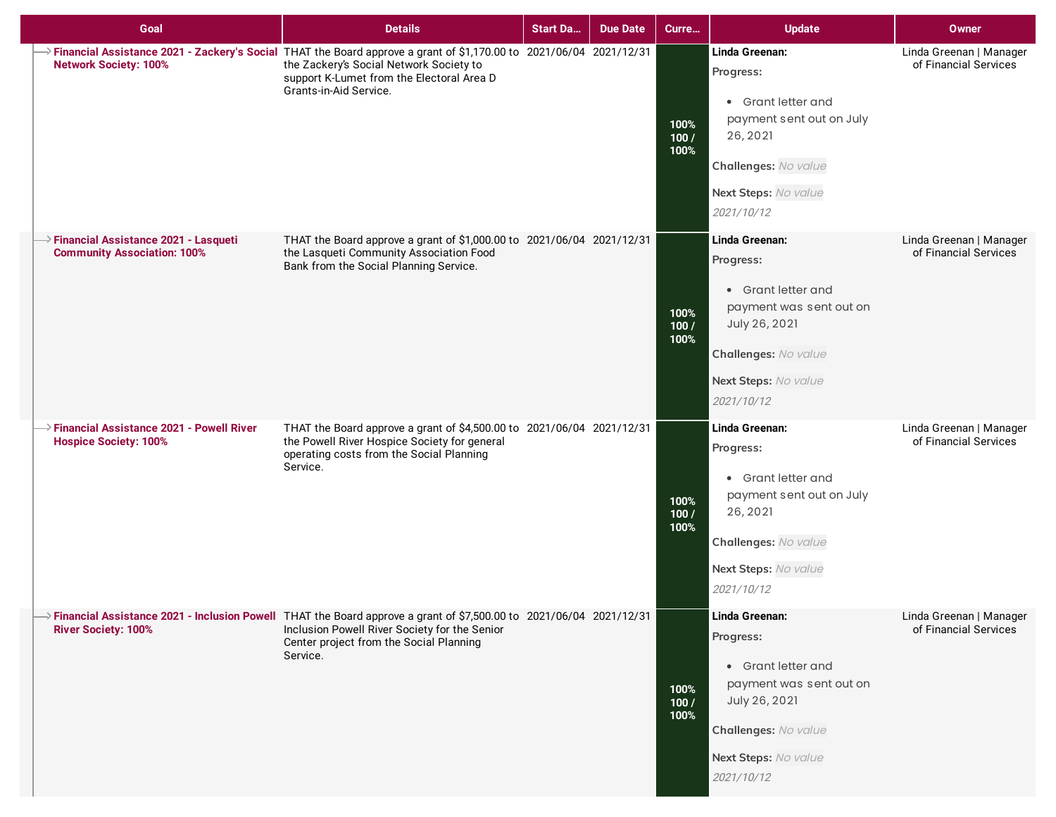| Goal | Details | Start Da... | Due Date | Curre... | Update | Owner |
|---|---|---|---|---|---|---|
| **Financial Assistance 2021 - Zackery's Social Network Society: 100%** | THAT the Board approve a grant of $1,170.00 to the Zackery's Social Network Society to support K-Lumet from the Electoral Area D Grants-in-Aid Service. | 2021/06/04 | 2021/12/31 | 100% 100 / 100% | **Linda Greenan:** **Progress:** • Grant letter and payment sent out on July 26, 2021 **Challenges:** *No value* **Next Steps:** *No value* *2021/10/12* | Linda Greenan \| Manager of Financial Services |
| **Financial Assistance 2021 - Lasqueti Community Association: 100%** | THAT the Board approve a grant of $1,000.00 to the Lasqueti Community Association Food Bank from the Social Planning Service. | 2021/06/04 | 2021/12/31 | 100% 100 / 100% | **Linda Greenan:** **Progress:** • Grant letter and payment was sent out on July 26, 2021 **Challenges:** *No value* **Next Steps:** *No value* *2021/10/12* | Linda Greenan \| Manager of Financial Services |
| **Financial Assistance 2021 - Powell River Hospice Society: 100%** | THAT the Board approve a grant of $4,500.00 to the Powell River Hospice Society for general operating costs from the Social Planning Service. | 2021/06/04 | 2021/12/31 | 100% 100 / 100% | **Linda Greenan:** **Progress:** • Grant letter and payment sent out on July 26, 2021 **Challenges:** *No value* **Next Steps:** *No value* *2021/10/12* | Linda Greenan \| Manager of Financial Services |
| **Financial Assistance 2021 - Inclusion Powell River Society: 100%** | THAT the Board approve a grant of $7,500.00 to Inclusion Powell River Society for the Senior Center project from the Social Planning Service. | 2021/06/04 | 2021/12/31 | 100% 100 / 100% | **Linda Greenan:** **Progress:** • Grant letter and payment was sent out on July 26, 2021 **Challenges:** *No value* **Next Steps:** *No value* *2021/10/12* | Linda Greenan \| Manager of Financial Services |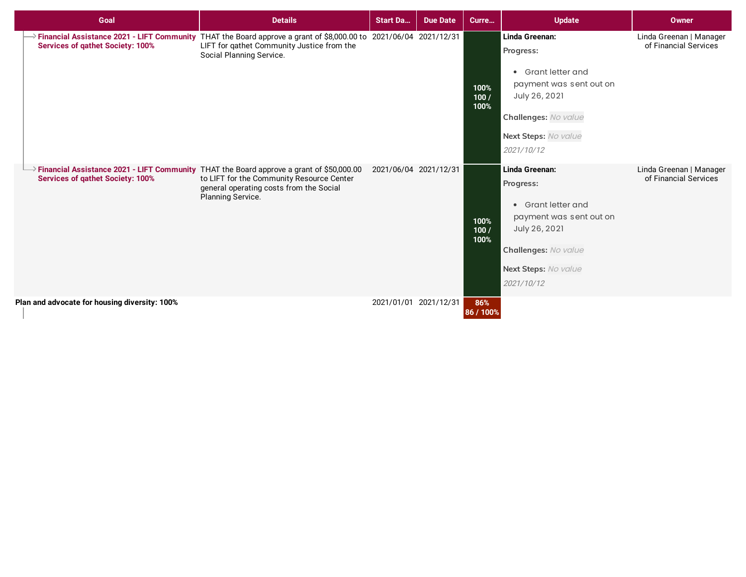| Goal | Details | Start Da... | Due Date | Curre... | Update | Owner |
|---|---|---|---|---|---|---|
| **Financial Assistance 2021 - LIFT Community Services of qathet Society: 100%** | THAT the Board approve a grant of $8,000.00 to LIFT for qathet Community Justice from the Social Planning Service. | 2021/06/04 | 2021/12/31 | 100% 100 / 100% | **Linda Greenan:** **Progress:** • Grant letter and payment was sent out on July 26, 2021 **Challenges:** *No value* **Next Steps:** *No value* *2021/10/12* | Linda Greenan \| Manager of Financial Services |
| **Financial Assistance 2021 - LIFT Community Services of qathet Society: 100%** | THAT the Board approve a grant of $50,000.00 to LIFT for the Community Resource Center general operating costs from the Social Planning Service. | 2021/06/04 | 2021/12/31 | 100% 100 / 100% | **Linda Greenan:** **Progress:** • Grant letter and payment was sent out on July 26, 2021 **Challenges:** *No value* **Next Steps:** *No value* *2021/10/12* | Linda Greenan \| Manager of Financial Services |
| **Plan and advocate for housing diversity: 100%** | | 2021/01/01 | 2021/12/31 | 86% 86 / 100% | | |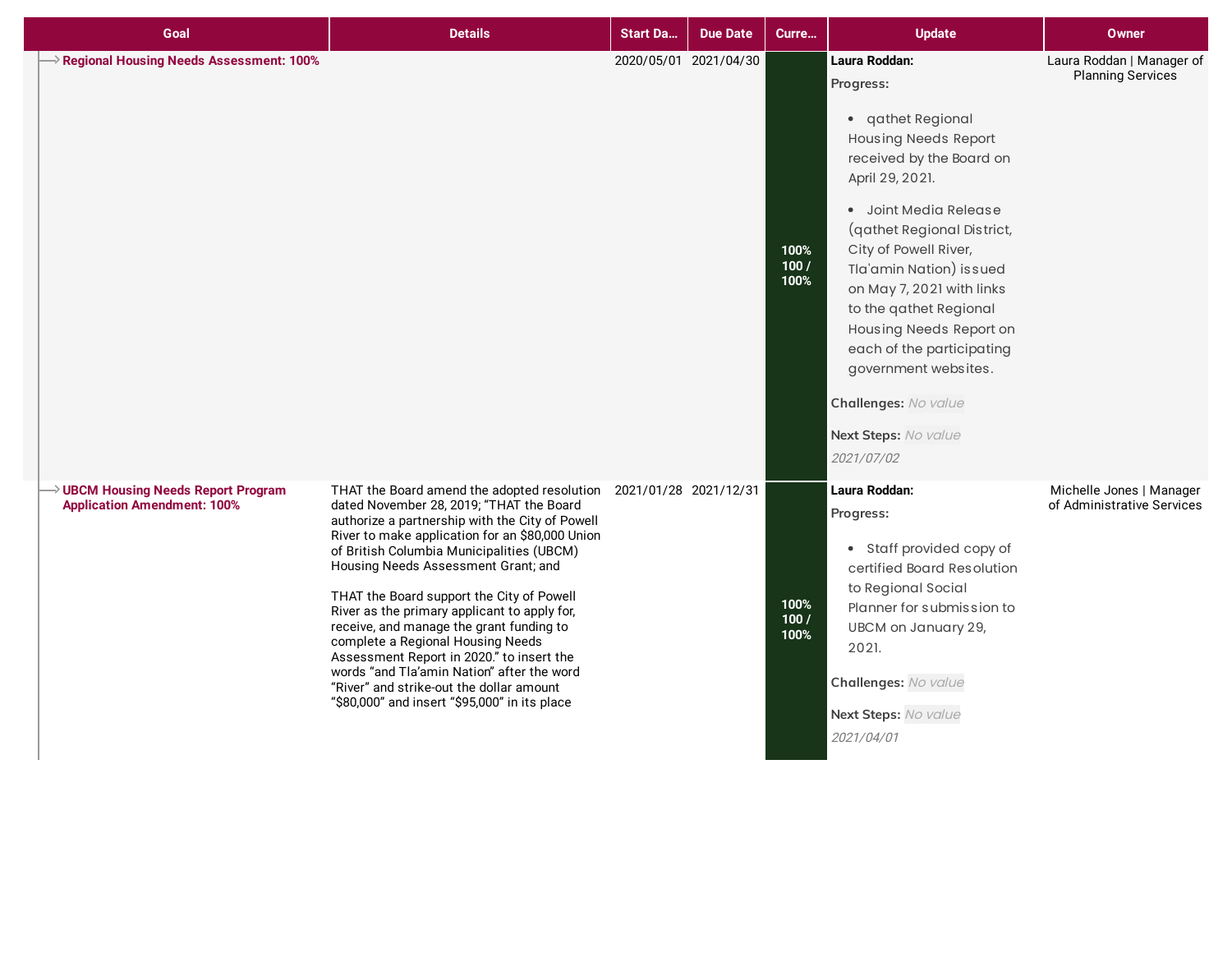| Goal | Details | Start Da... | Due Date | Curre... | Update | Owner |
|---|---|---|---|---|---|---|
| **Regional Housing Needs Assessment: 100%** | | 2020/05/01 | 2021/04/30 | **100% 100 / 100%** | **Laura Roddan:** **Progress:** • qathet Regional Housing Needs Report received by the Board on April 29, 2021. • Joint Media Release (qathet Regional District, City of Powell River, Tla'amin Nation) issued on May 7, 2021 with links to the qathet Regional Housing Needs Report on each of the participating government websites. **Challenges:** *No value* **Next Steps:** *No value* *2021/07/02* | Laura Roddan \| Manager of Planning Services |
| **UBCM Housing Needs Report Program Application Amendment: 100%** | THAT the Board amend the adopted resolution dated November 28, 2019; "THAT the Board authorize a partnership with the City of Powell River to make application for an $80,000 Union of British Columbia Municipalities (UBCM) Housing Needs Assessment Grant; and THAT the Board support the City of Powell River as the primary applicant to apply for, receive, and manage the grant funding to complete a Regional Housing Needs Assessment Report in 2020." to insert the words "and Tla'amin Nation" after the word "River" and strike-out the dollar amount "$80,000" and insert "$95,000" in its place | 2021/01/28 | 2021/12/31 | **100% 100 / 100%** | **Laura Roddan:** **Progress:** • Staff provided copy of certified Board Resolution to Regional Social Planner for submission to UBCM on January 29, 2021. **Challenges:** *No value* **Next Steps:** *No value* *2021/04/01* | Michelle Jones \| Manager of Administrative Services |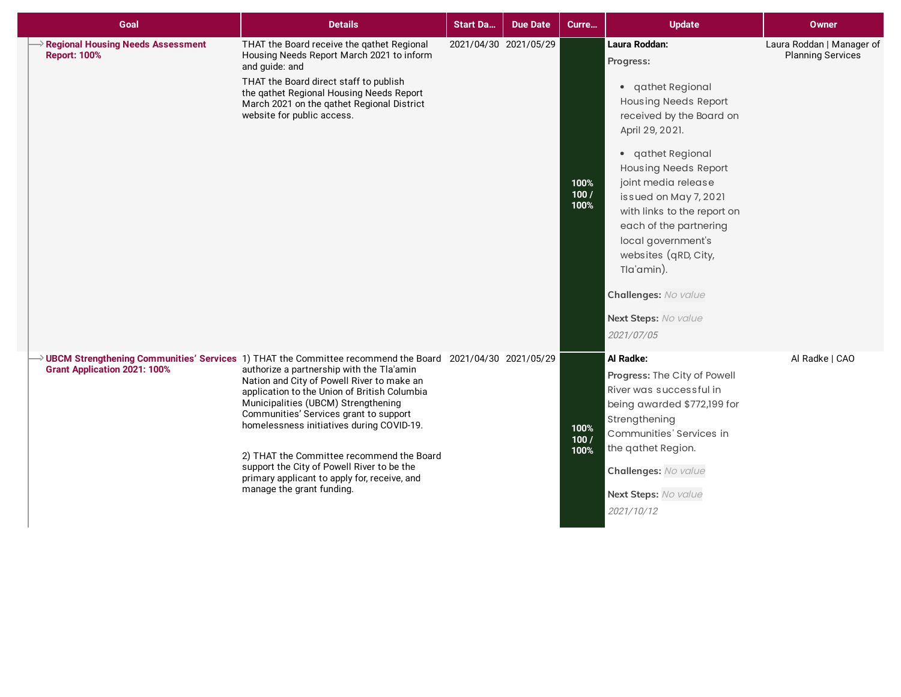| Goal | Details | Start Da... | Due Date | Curre... | Update | Owner |
|---|---|---|---|---|---|---|
| **Regional Housing Needs Assessment Report: 100%** | THAT the Board receive the qathet Regional Housing Needs Report March 2021 to inform and guide: and<br><br>THAT the Board direct staff to publish the qathet Regional Housing Needs Report March 2021 on the qathet Regional District website for public access. | 2021/04/30 | 2021/05/29 | 100% 100 / 100% | **Laura Roddan:**<br>**Progress:**<br>• qathet Regional Housing Needs Report received by the Board on April 29, 2021.<br>• qathet Regional Housing Needs Report joint media release issued on May 7, 2021 with links to the report on each of the partnering local government's websites (qRD, City, Tla'amin).<br>**Challenges:** *No value*<br>**Next Steps:** *No value*<br>*2021/07/05* | Laura Roddan \| Manager of Planning Services |
| **UBCM Strengthening Communities' Services Grant Application 2021: 100%** | 1) THAT the Committee recommend the Board authorize a partnership with the Tla'amin Nation and City of Powell River to make an application to the Union of British Columbia Municipalities (UBCM) Strengthening Communities' Services grant to support homelessness initiatives during COVID-19.<br><br>2) THAT the Committee recommend the Board support the City of Powell River to be the primary applicant to apply for, receive, and manage the grant funding. | 2021/04/30 | 2021/05/29 | 100% 100 / 100% | **Al Radke:**<br>**Progress:** The City of Powell River was successful in being awarded $772,199 for Strengthening Communities' Services in the qathet Region.<br>**Challenges:** *No value*<br>**Next Steps:** *No value*<br>*2021/10/12* | Al Radke \| CAO |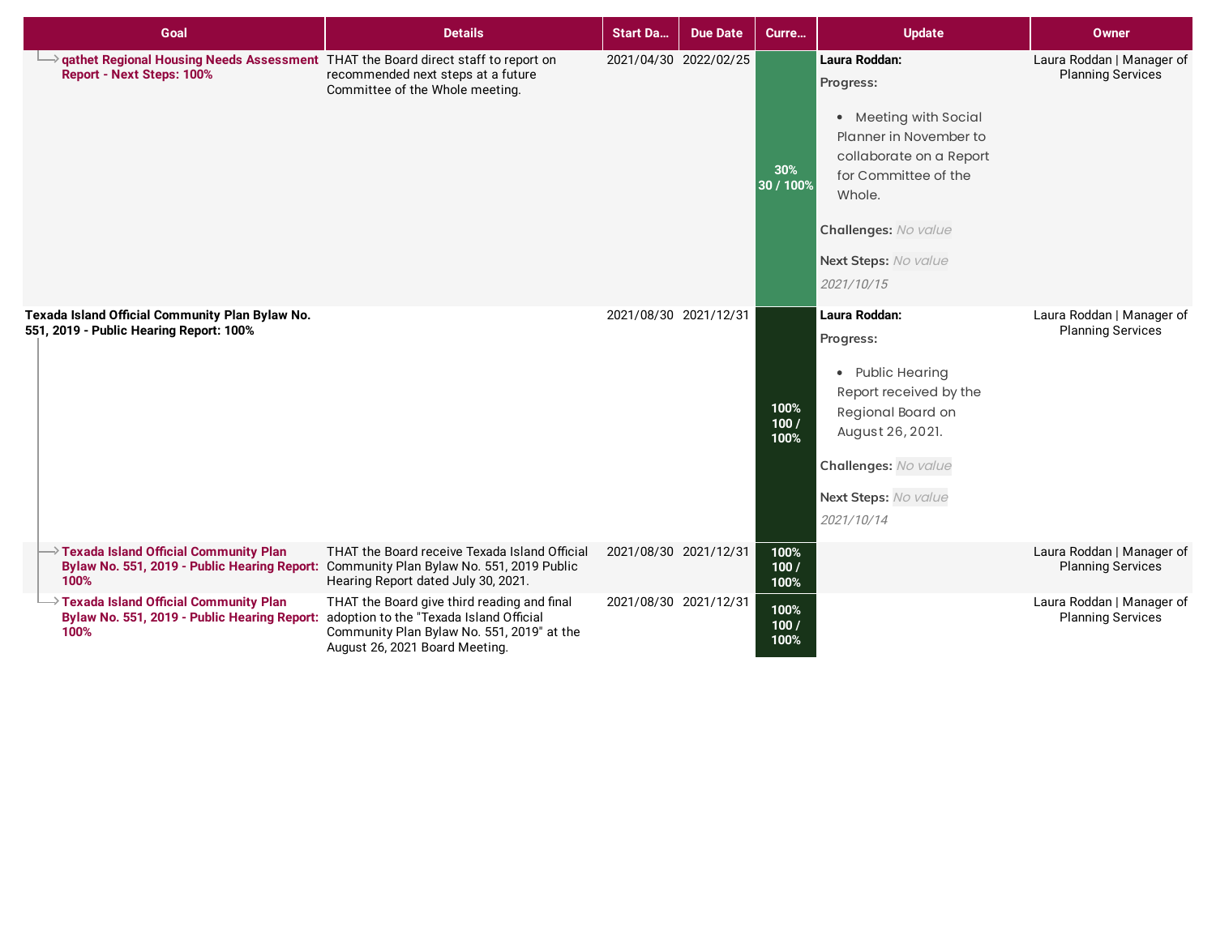| Goal | Details | Start Da... | Due Date | Curre... | Update | Owner |
|---|---|---|---|---|---|---|
| ↳ **qathet Regional Housing Needs Assessment Report - Next Steps: 100%** | THAT the Board direct staff to report on recommended next steps at a future Committee of the Whole meeting. | 2021/04/30 | 2022/02/25 | 30% 30 / 100% | **Laura Roddan:** **Progress:** • Meeting with Social Planner in November to collaborate on a Report for Committee of the Whole. **Challenges:** *No value* **Next Steps:** *No value* *2021/10/15* | Laura Roddan \| Manager of Planning Services |
| **Texada Island Official Community Plan Bylaw No. 551, 2019 - Public Hearing Report: 100%** | | 2021/08/30 | 2021/12/31 | 100% 100 / 100% | **Laura Roddan:** **Progress:** • Public Hearing Report received by the Regional Board on August 26, 2021. **Challenges:** *No value* **Next Steps:** *No value* *2021/10/14* | Laura Roddan \| Manager of Planning Services |
| ↳ **Texada Island Official Community Plan Bylaw No. 551, 2019 - Public Hearing Report: 100%** | THAT the Board receive Texada Island Official Community Plan Bylaw No. 551, 2019 Public Hearing Report dated July 30, 2021. | 2021/08/30 | 2021/12/31 | 100% 100 / 100% | | Laura Roddan \| Manager of Planning Services |
| ↳ **Texada Island Official Community Plan Bylaw No. 551, 2019 - Public Hearing Report: 100%** | THAT the Board give third reading and final adoption to the "Texada Island Official Community Plan Bylaw No. 551, 2019" at the August 26, 2021 Board Meeting. | 2021/08/30 | 2021/12/31 | 100% 100 / 100% | | Laura Roddan \| Manager of Planning Services |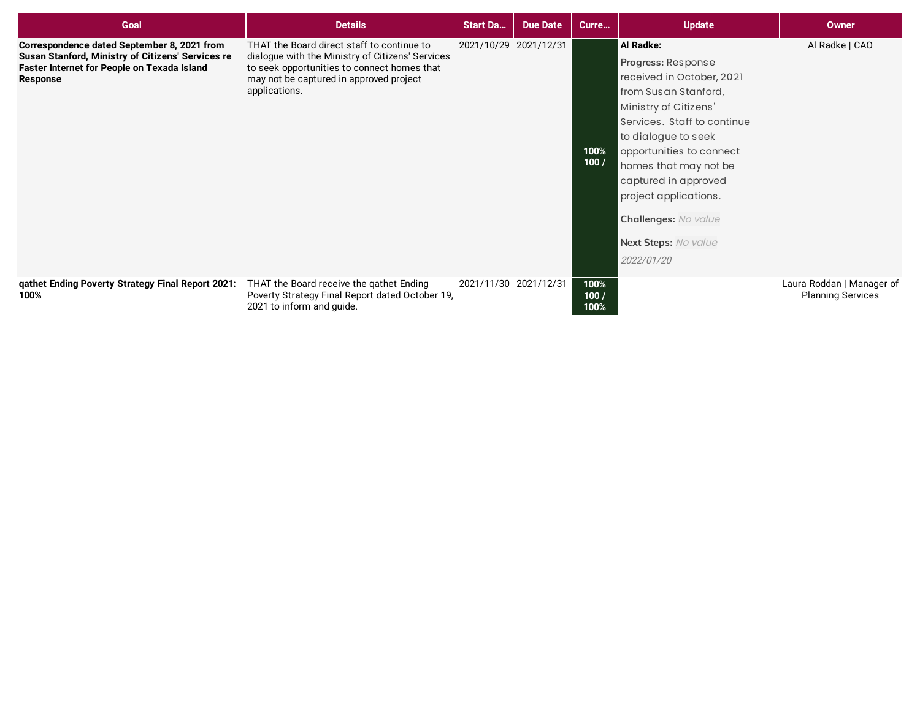| Goal | Details | Start Da... | Due Date | Curre... | Update | Owner |
|---|---|---|---|---|---|---|
| **Correspondence dated September 8, 2021 from Susan Stanford, Ministry of Citizens' Services re Faster Internet for People on Texada Island Response** | THAT the Board direct staff to continue to dialogue with the Ministry of Citizens' Services to seek opportunities to connect homes that may not be captured in approved project applications. | 2021/10/29 | 2021/12/31 | 100% 100 / | **Al Radke:** **Progress:** Response received in October, 2021 from Susan Stanford, Ministry of Citizens' Services. Staff to continue to dialogue to seek opportunities to connect homes that may not be captured in approved project applications. **Challenges:** *No value* **Next Steps:** *No value* *2022/01/20* | Al Radke \| CAO |
| **qathet Ending Poverty Strategy Final Report 2021: 100%** | THAT the Board receive the qathet Ending Poverty Strategy Final Report dated October 19, 2021 to inform and guide. | 2021/11/30 | 2021/12/31 | 100% 100 / 100% | | Laura Roddan \| Manager of Planning Services |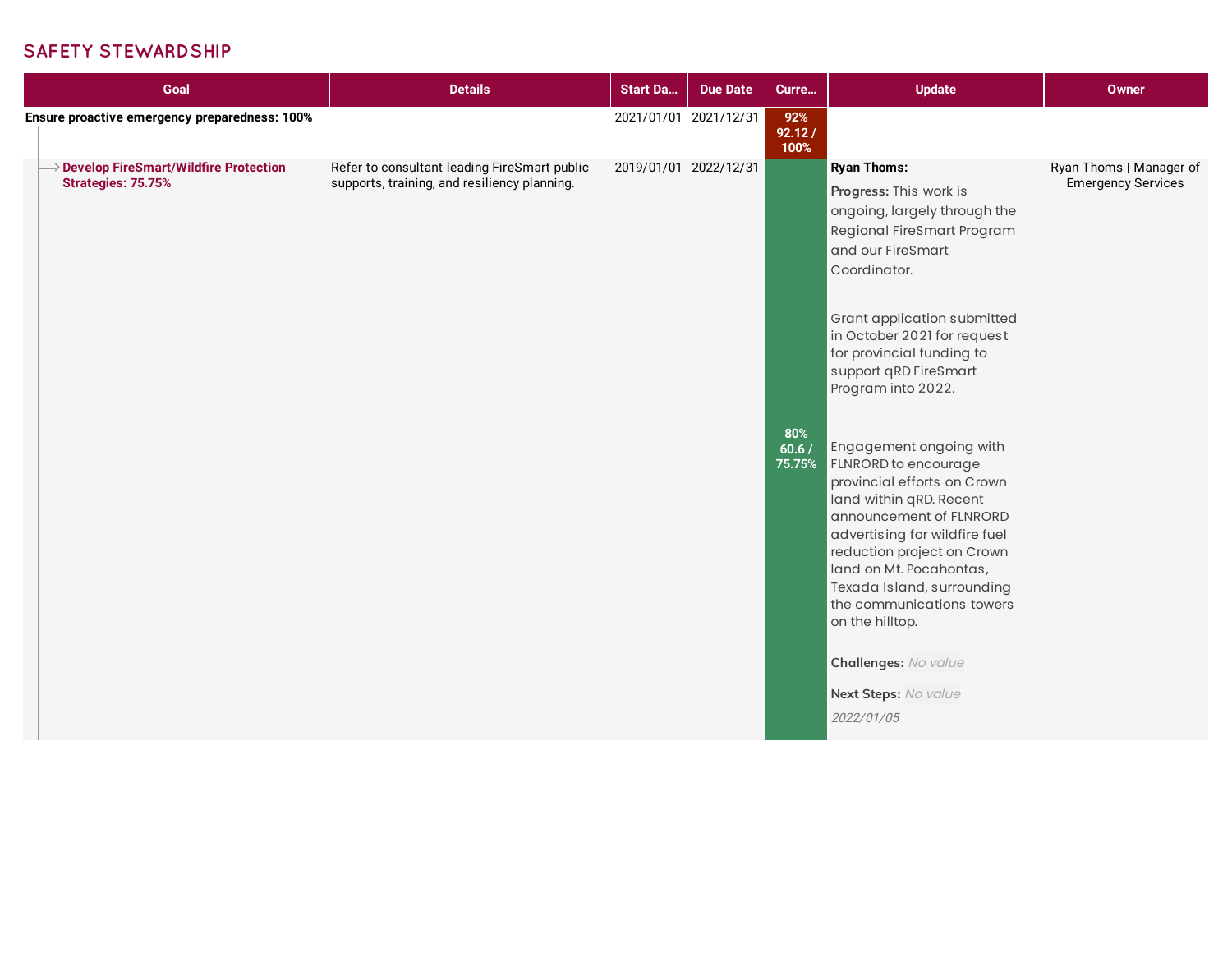## SAFETY STEWARDSHIP

| Goal | Details | Start Da... | Due Date | Curre... | Update | Owner |
|---|---|---|---|---|---|---|
| **Ensure proactive emergency preparedness: 100%** | | 2021/01/01 | 2021/12/31 | 92% 92.12 / 100% | | |
| **Develop FireSmart/Wildfire Protection Strategies: 75.75%** | Refer to consultant leading FireSmart public supports, training, and resiliency planning. | 2019/01/01 | 2022/12/31 | 80% 60.6 / 75.75% | **Ryan Thoms:** **Progress:** This work is ongoing, largely through the Regional FireSmart Program and our FireSmart Coordinator. Grant application submitted in October 2021 for request for provincial funding to support qRD FireSmart Program into 2022. Engagement ongoing with FLNRORD to encourage provincial efforts on Crown land within qRD. Recent announcement of FLNRORD advertising for wildfire fuel reduction project on Crown land on Mt. Pocahontas, Texada Island, surrounding the communications towers on the hilltop. **Challenges:** *No value* **Next Steps:** *No value* *2022/01/05* | Ryan Thoms \| Manager of Emergency Services |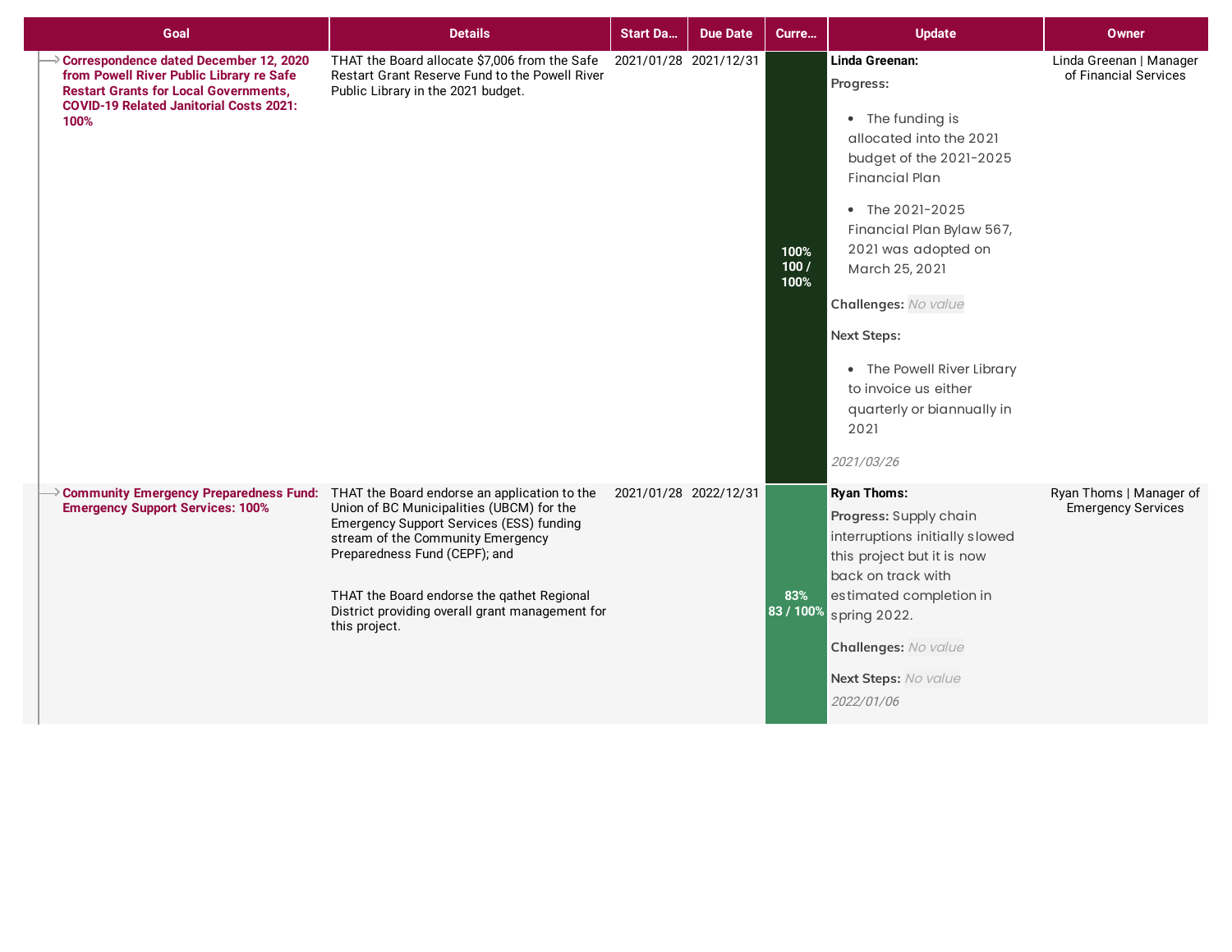| Goal | Details | Start Da... | Due Date | Curre... | Update | Owner |
|---|---|---|---|---|---|---|
| **Correspondence dated December 12, 2020 from Powell River Public Library re Safe Restart Grants for Local Governments, COVID-19 Related Janitorial Costs 2021: 100%** | THAT the Board allocate $7,006 from the Safe Restart Grant Reserve Fund to the Powell River Public Library in the 2021 budget. | 2021/01/28 | 2021/12/31 | 100% 100 / 100% | **Linda Greenan:** **Progress:** • The funding is allocated into the 2021 budget of the 2021-2025 Financial Plan • The 2021-2025 Financial Plan Bylaw 567, 2021 was adopted on March 25, 2021 **Challenges:** *No value* **Next Steps:** • The Powell River Library to invoice us either quarterly or biannually in 2021 *2021/03/26* | Linda Greenan \| Manager of Financial Services |
| **Community Emergency Preparedness Fund: Emergency Support Services: 100%** | THAT the Board endorse an application to the Union of BC Municipalities (UBCM) for the Emergency Support Services (ESS) funding stream of the Community Emergency Preparedness Fund (CEPF); and THAT the Board endorse the qathet Regional District providing overall grant management for this project. | 2021/01/28 | 2022/12/31 | 83% 83 / 100% | **Ryan Thoms:** **Progress:** Supply chain interruptions initially slowed this project but it is now back on track with estimated completion in spring 2022. **Challenges:** *No value* **Next Steps:** *No value* *2022/01/06* | Ryan Thoms \| Manager of Emergency Services |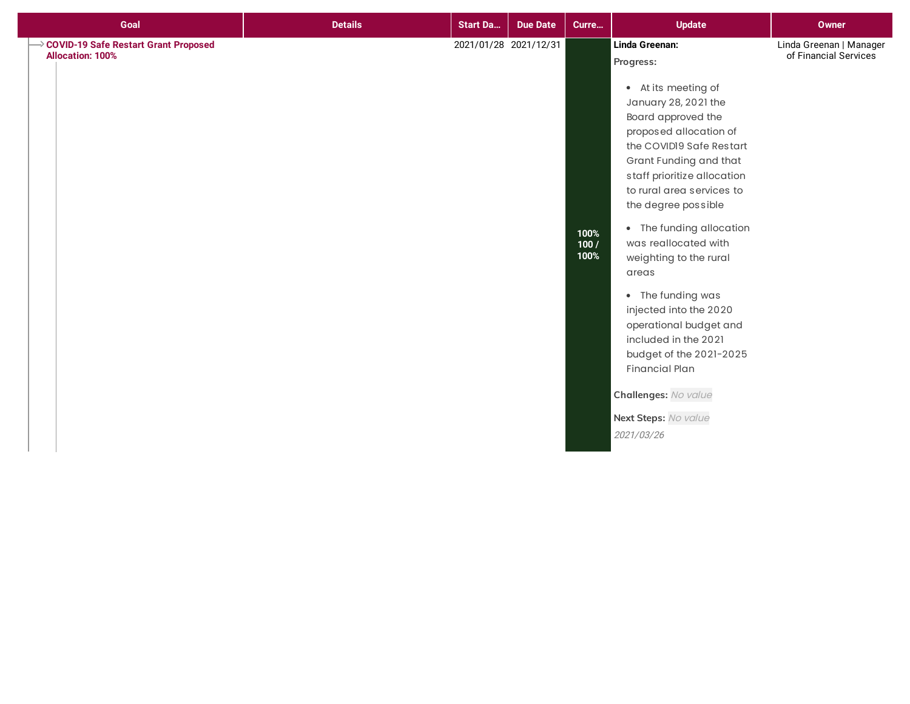| Goal | Details | Start Da... | Due Date | Curre... | Update | Owner |
| --- | --- | --- | --- | --- | --- | --- |
| COVID-19 Safe Restart Grant Proposed Allocation: 100% | | 2021/01/28 | 2021/12/31 | 100% 100 / 100% | **Linda Greenan:**<br>**Progress:**<br>• At its meeting of January 28, 2021 the Board approved the proposed allocation of the COVID19 Safe Restart Grant Funding and that staff prioritize allocation to rural area services to the degree possible<br>• The funding allocation was reallocated with weighting to the rural areas<br>• The funding was injected into the 2020 operational budget and included in the 2021 budget of the 2021-2025 Financial Plan<br>**Challenges:** *No value*<br>**Next Steps:** *No value*<br>*2021/03/26* | Linda Greenan \| Manager of Financial Services |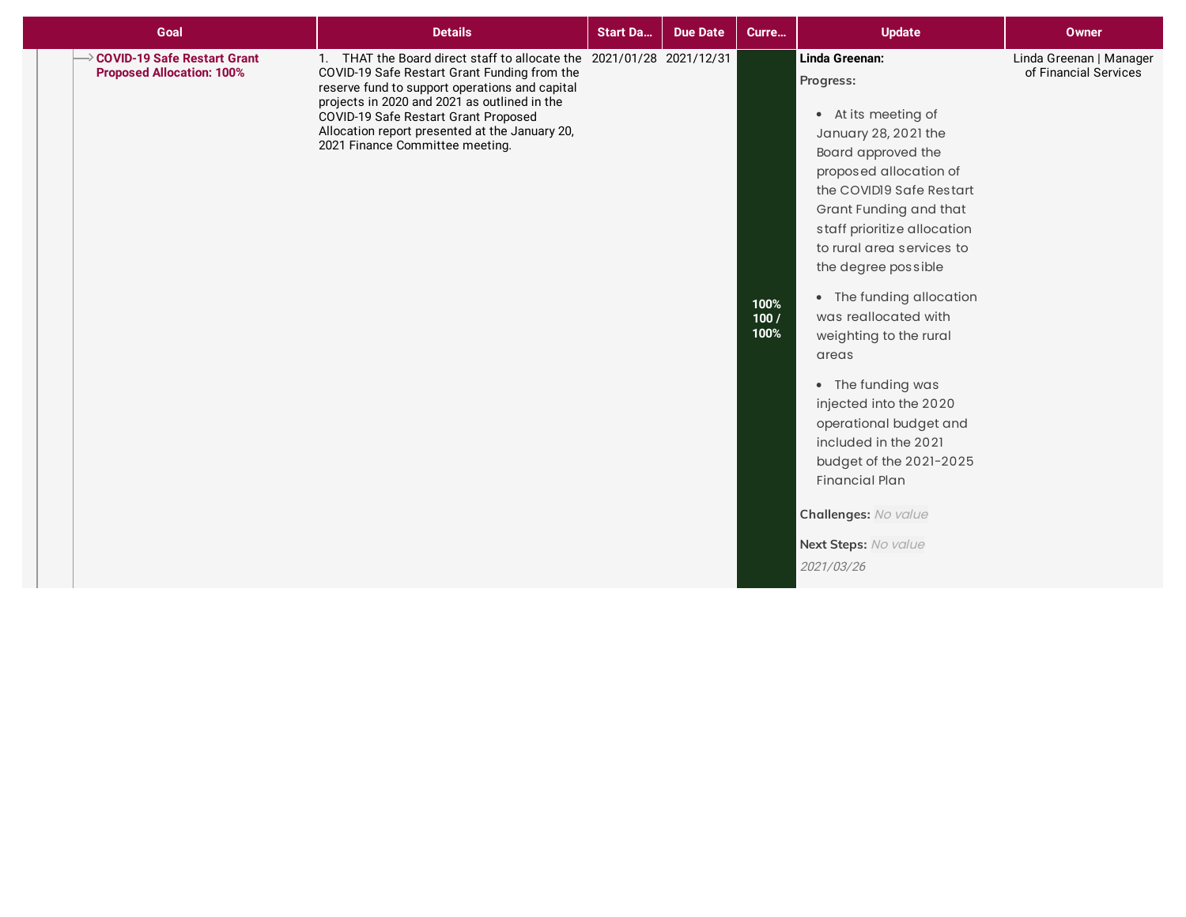| Goal | Details | Start Da… | Due Date | Curre… | Update | Owner |
|---|---|---|---|---|---|---|
| COVID-19 Safe Restart Grant Proposed Allocation: 100% | 1. THAT the Board direct staff to allocate the COVID-19 Safe Restart Grant Funding from the reserve fund to support operations and capital projects in 2020 and 2021 as outlined in the COVID-19 Safe Restart Grant Proposed Allocation report presented at the January 20, 2021 Finance Committee meeting. | 2021/01/28 | 2021/12/31 | 100% 100 / 100% | **Linda Greenan:** **Progress:** • At its meeting of January 28, 2021 the Board approved the proposed allocation of the COVID19 Safe Restart Grant Funding and that staff prioritize allocation to rural area services to the degree possible • The funding allocation was reallocated with weighting to the rural areas • The funding was injected into the 2020 operational budget and included in the 2021 budget of the 2021-2025 Financial Plan **Challenges:** *No value* **Next Steps:** *No value* *2021/03/26* | Linda Greenan \| Manager of Financial Services |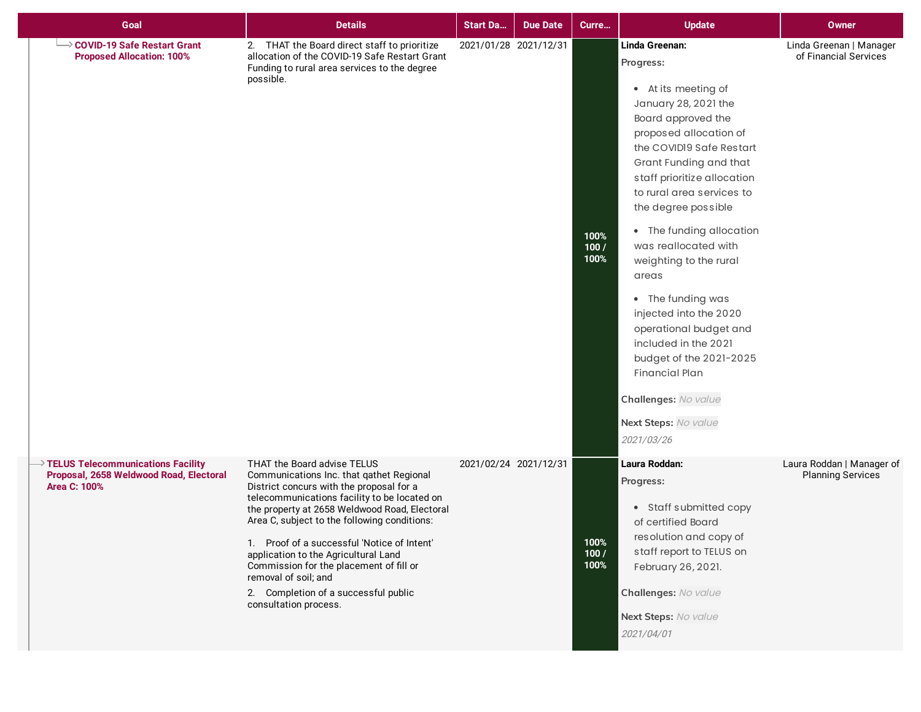| Goal | Details | Start Da... | Due Date | Curre... | Update | Owner |
|---|---|---|---|---|---|---|
| COVID-19 Safe Restart Grant Proposed Allocation: 100% | 2. THAT the Board direct staff to prioritize allocation of the COVID-19 Safe Restart Grant Funding to rural area services to the degree possible. | 2021/01/28 | 2021/12/31 | 100% 100 / 100% | **Linda Greenan:** **Progress:** • At its meeting of January 28, 2021 the Board approved the proposed allocation of the COVID19 Safe Restart Grant Funding and that staff prioritize allocation to rural area services to the degree possible • The funding allocation was reallocated with weighting to the rural areas • The funding was injected into the 2020 operational budget and included in the 2021 budget of the 2021-2025 Financial Plan **Challenges:** *No value* **Next Steps:** *No value* *2021/03/26* | Linda Greenan \| Manager of Financial Services |
| TELUS Telecommunications Facility Proposal, 2658 Weldwood Road, Electoral Area C: 100% | THAT the Board advise TELUS Communications Inc. that qathet Regional District concurs with the proposal for a telecommunications facility to be located on the property at 2658 Weldwood Road, Electoral Area C, subject to the following conditions: 1. Proof of a successful 'Notice of Intent' application to the Agricultural Land Commission for the placement of fill or removal of soil; and 2. Completion of a successful public consultation process. | 2021/02/24 | 2021/12/31 | 100% 100 / 100% | **Laura Roddan:** **Progress:** • Staff submitted copy of certified Board resolution and copy of staff report to TELUS on February 26, 2021. **Challenges:** *No value* **Next Steps:** *No value* *2021/04/01* | Laura Roddan \| Manager of Planning Services |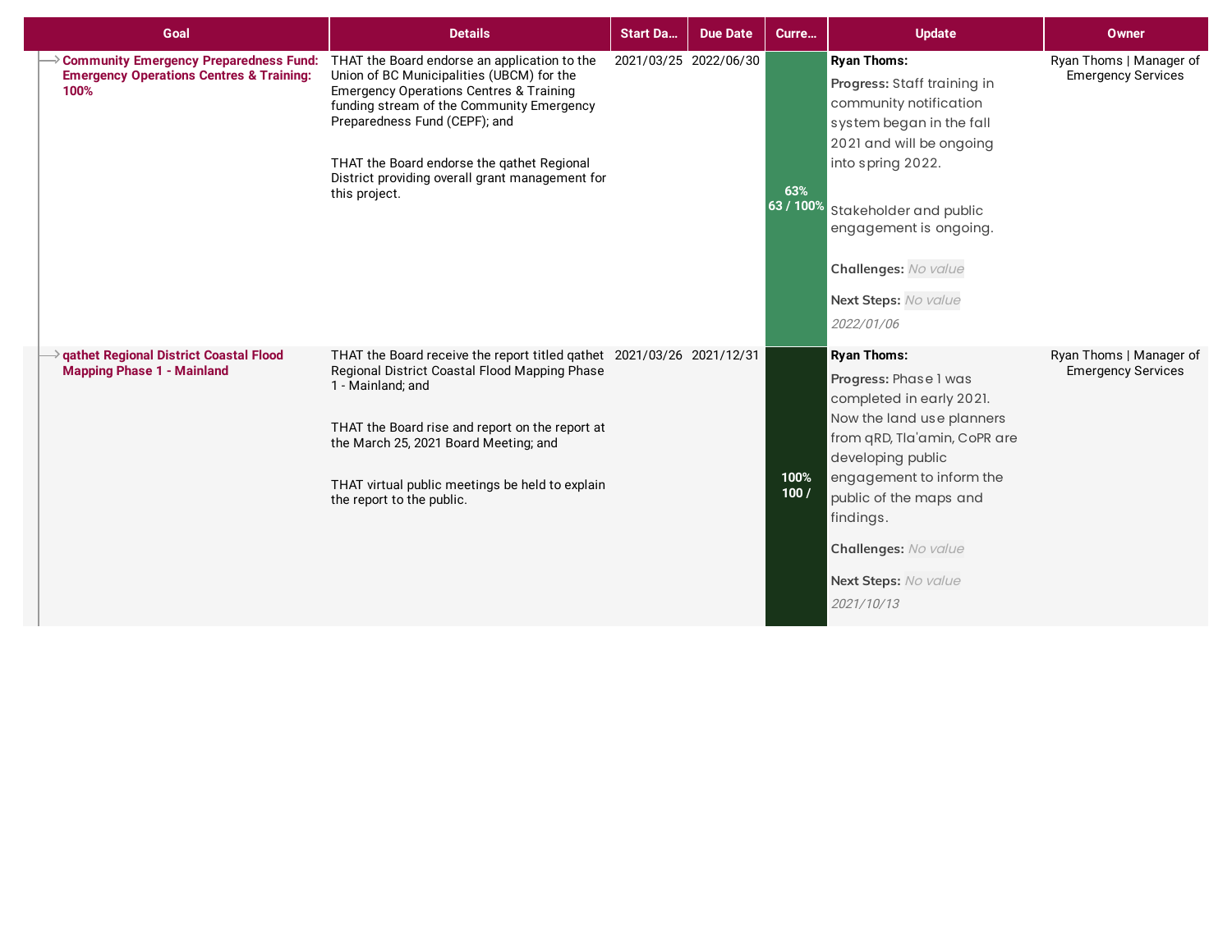| Goal | Details | Start Da... | Due Date | Curre... | Update | Owner |
|---|---|---|---|---|---|---|
| **Community Emergency Preparedness Fund: Emergency Operations Centres & Training: 100%** | THAT the Board endorse an application to the Union of BC Municipalities (UBCM) for the Emergency Operations Centres & Training funding stream of the Community Emergency Preparedness Fund (CEPF); and<br><br>THAT the Board endorse the qathet Regional District providing overall grant management for this project. | 2021/03/25 | 2022/06/30 | 63%<br>63 / 100% | **Ryan Thoms:**<br>**Progress:** Staff training in community notification system began in the fall 2021 and will be ongoing into spring 2022.<br><br>Stakeholder and public engagement is ongoing.<br>**Challenges:** *No value*<br>**Next Steps:** *No value*<br>*2022/01/06* | Ryan Thoms \| Manager of Emergency Services |
| **qathet Regional District Coastal Flood Mapping Phase 1 - Mainland** | THAT the Board receive the report titled qathet Regional District Coastal Flood Mapping Phase 1 - Mainland; and<br><br>THAT the Board rise and report on the report at the March 25, 2021 Board Meeting; and<br><br>THAT virtual public meetings be held to explain the report to the public. | 2021/03/26 | 2021/12/31 | 100%<br>100 / | **Ryan Thoms:**<br>**Progress:** Phase 1 was completed in early 2021. Now the land use planners from qRD, Tla'amin, CoPR are developing public engagement to inform the public of the maps and findings.<br>**Challenges:** *No value*<br>**Next Steps:** *No value*<br>*2021/10/13* | Ryan Thoms \| Manager of Emergency Services |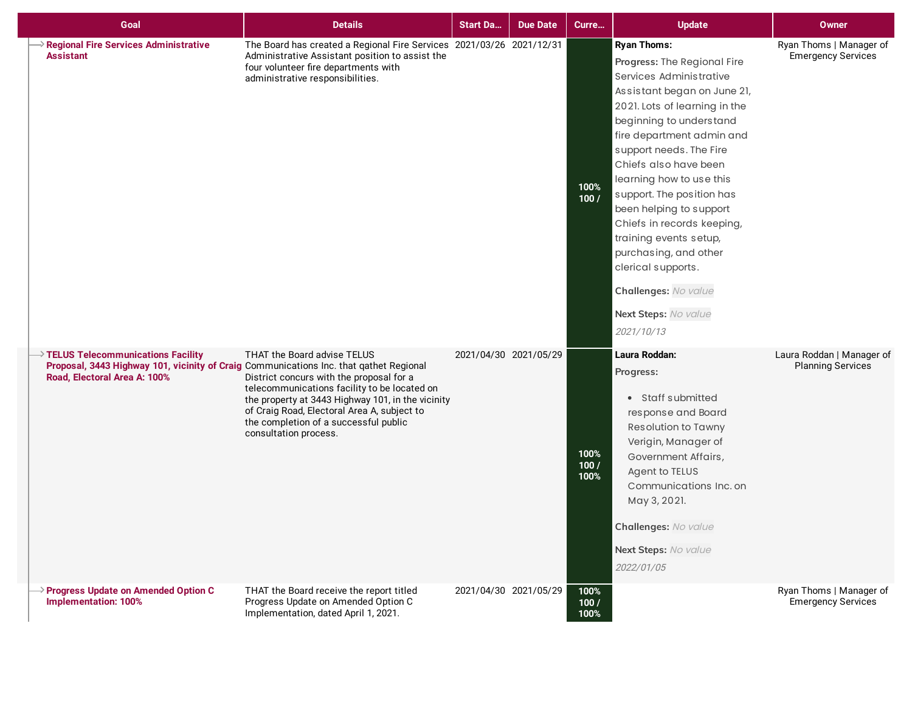| Goal | Details | Start Da... | Due Date | Curre... | Update | Owner |
|---|---|---|---|---|---|---|
| **Regional Fire Services Administrative Assistant** | The Board has created a Regional Fire Services Administrative Assistant position to assist the four volunteer fire departments with administrative responsibilities. | 2021/03/26 | 2021/12/31 | 100% 100 / | **Ryan Thoms:** **Progress:** The Regional Fire Services Administrative Assistant began on June 21, 2021. Lots of learning in the beginning to understand fire department admin and support needs. The Fire Chiefs also have been learning how to use this support. The position has been helping to support Chiefs in records keeping, training events setup, purchasing, and other clerical supports. **Challenges:** *No value* **Next Steps:** *No value* *2021/10/13* | Ryan Thoms \| Manager of Emergency Services |
| **TELUS Telecommunications Facility Proposal, 3443 Highway 101, vicinity of Craig Road, Electoral Area A: 100%** | THAT the Board advise TELUS Communications Inc. that qathet Regional District concurs with the proposal for a telecommunications facility to be located on the property at 3443 Highway 101, in the vicinity of Craig Road, Electoral Area A, subject to the completion of a successful public consultation process. | 2021/04/30 | 2021/05/29 | 100% 100 / 100% | **Laura Roddan:** **Progress:** • Staff submitted response and Board Resolution to Tawny Verigin, Manager of Government Affairs, Agent to TELUS Communications Inc. on May 3, 2021. **Challenges:** *No value* **Next Steps:** *No value* *2022/01/05* | Laura Roddan \| Manager of Planning Services |
| **Progress Update on Amended Option C Implementation: 100%** | THAT the Board receive the report titled Progress Update on Amended Option C Implementation, dated April 1, 2021. | 2021/04/30 | 2021/05/29 | 100% 100 / 100% | | Ryan Thoms \| Manager of Emergency Services |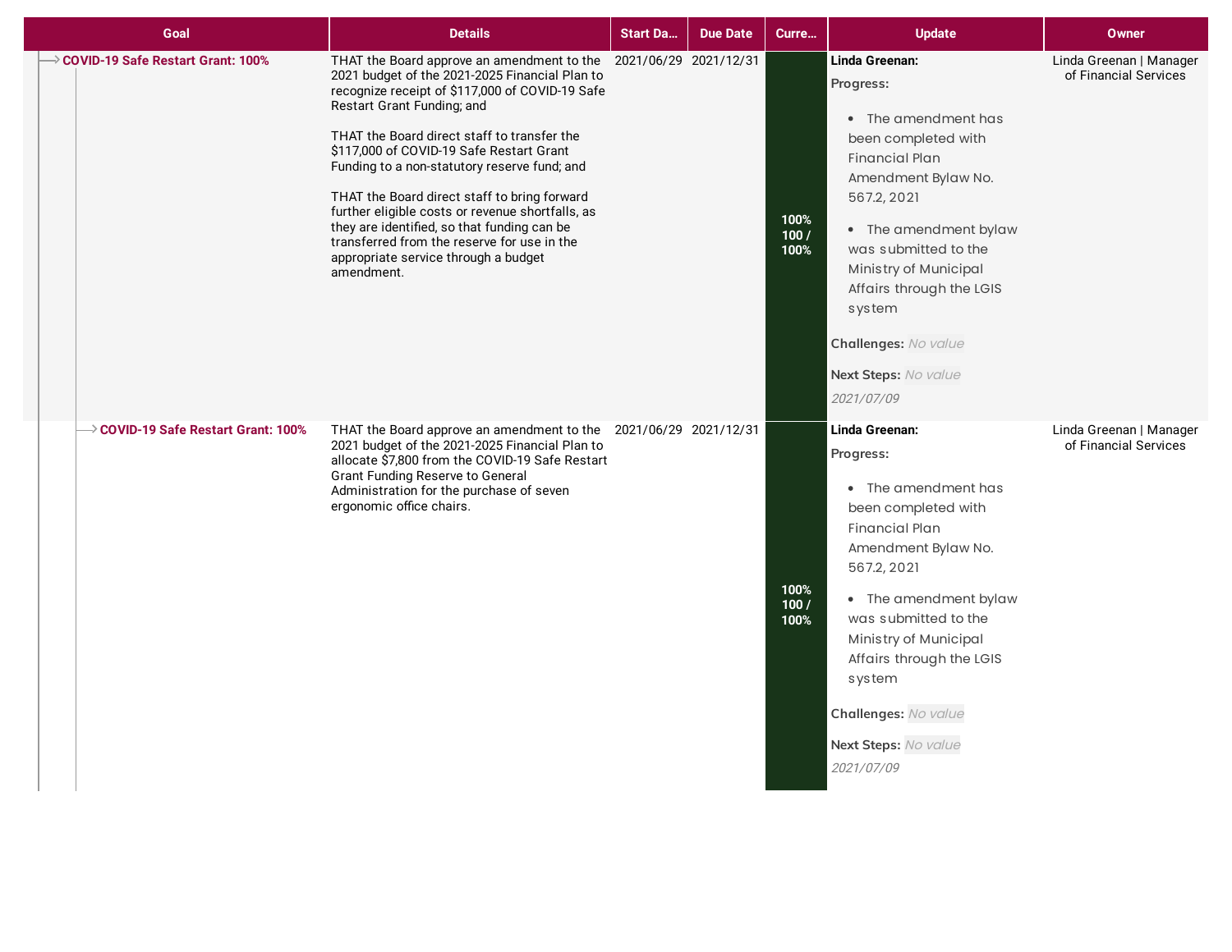| Goal | Details | Start Da... | Due Date | Curre... | Update | Owner |
|---|---|---|---|---|---|---|
| COVID-19 Safe Restart Grant: 100% | THAT the Board approve an amendment to the 2021 budget of the 2021-2025 Financial Plan to recognize receipt of $117,000 of COVID-19 Safe Restart Grant Funding; and<br><br>THAT the Board direct staff to transfer the $117,000 of COVID-19 Safe Restart Grant Funding to a non-statutory reserve fund; and<br><br>THAT the Board direct staff to bring forward further eligible costs or revenue shortfalls, as they are identified, so that funding can be transferred from the reserve for use in the appropriate service through a budget amendment. | 2021/06/29 | 2021/12/31 | 100%<br>100 / 100% | **Linda Greenan:**<br>**Progress:**<br>• The amendment has been completed with Financial Plan Amendment Bylaw No. 567.2, 2021<br>• The amendment bylaw was submitted to the Ministry of Municipal Affairs through the LGIS system<br>**Challenges:** *No value*<br>**Next Steps:** *No value*<br>*2021/07/09* | Linda Greenan \| Manager of Financial Services |
| COVID-19 Safe Restart Grant: 100% | THAT the Board approve an amendment to the 2021 budget of the 2021-2025 Financial Plan to allocate $7,800 from the COVID-19 Safe Restart Grant Funding Reserve to General Administration for the purchase of seven ergonomic office chairs. | 2021/06/29 | 2021/12/31 | 100%<br>100 / 100% | **Linda Greenan:**<br>**Progress:**<br>• The amendment has been completed with Financial Plan Amendment Bylaw No. 567.2, 2021<br>• The amendment bylaw was submitted to the Ministry of Municipal Affairs through the LGIS system<br>**Challenges:** *No value*<br>**Next Steps:** *No value*<br>*2021/07/09* | Linda Greenan \| Manager of Financial Services |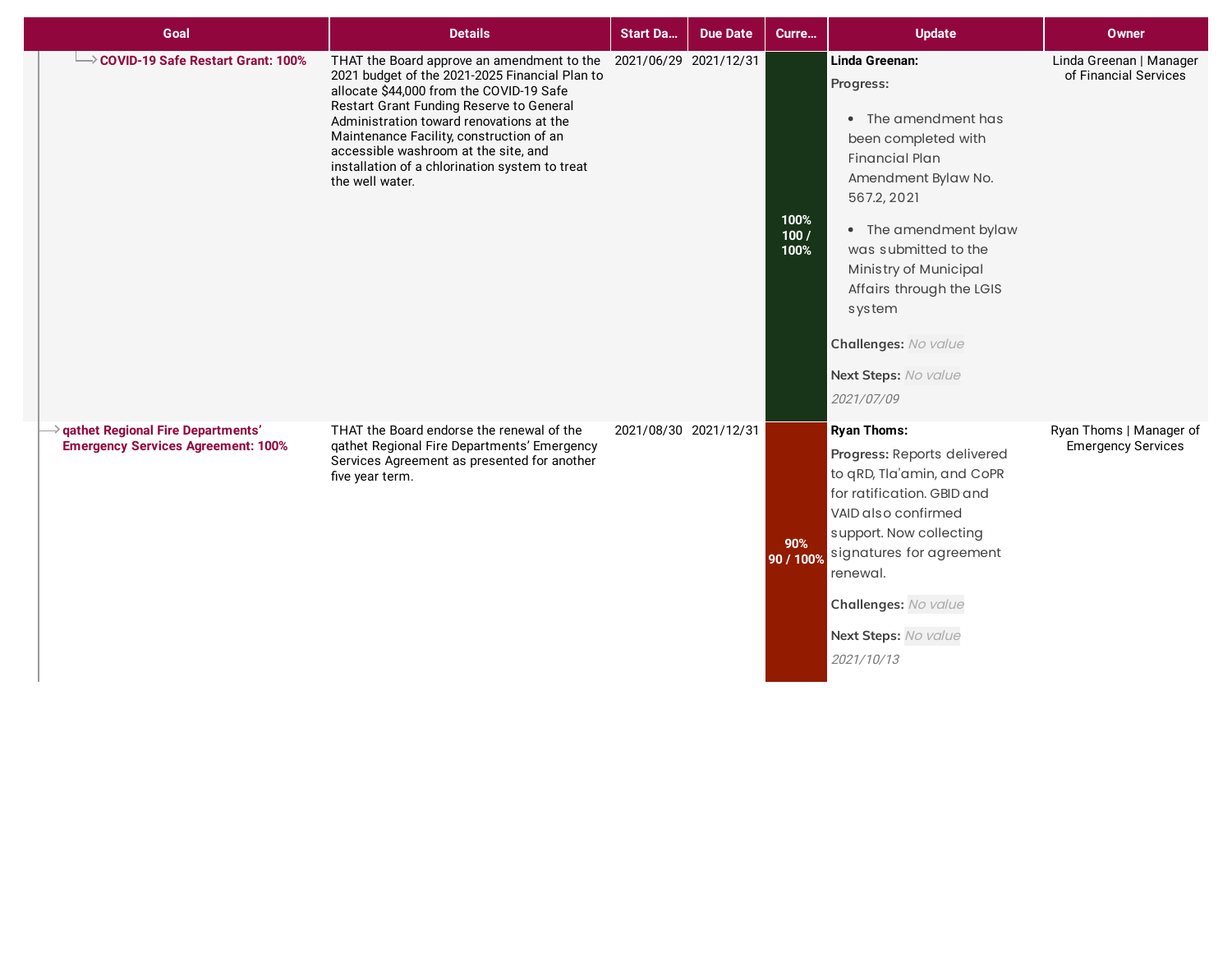| Goal | Details | Start Da... | Due Date | Curre... | Update | Owner |
|---|---|---|---|---|---|---|
| COVID-19 Safe Restart Grant: 100% | THAT the Board approve an amendment to the 2021 budget of the 2021-2025 Financial Plan to allocate $44,000 from the COVID-19 Safe Restart Grant Funding Reserve to General Administration toward renovations at the Maintenance Facility, construction of an accessible washroom at the site, and installation of a chlorination system to treat the well water. | 2021/06/29 | 2021/12/31 | 100% 100 / 100% | **Linda Greenan:** **Progress:** • The amendment has been completed with Financial Plan Amendment Bylaw No. 567.2, 2021 • The amendment bylaw was submitted to the Ministry of Municipal Affairs through the LGIS system **Challenges:** *No value* **Next Steps:** *No value* *2021/07/09* | Linda Greenan \| Manager of Financial Services |
| qathet Regional Fire Departments' Emergency Services Agreement: 100% | THAT the Board endorse the renewal of the qathet Regional Fire Departments' Emergency Services Agreement as presented for another five year term. | 2021/08/30 | 2021/12/31 | 90% 90 / 100% | **Ryan Thoms:** **Progress:** Reports delivered to qRD, Tla'amin, and CoPR for ratification. GBID and VAID also confirmed support. Now collecting signatures for agreement renewal. **Challenges:** *No value* **Next Steps:** *No value* *2021/10/13* | Ryan Thoms \| Manager of Emergency Services |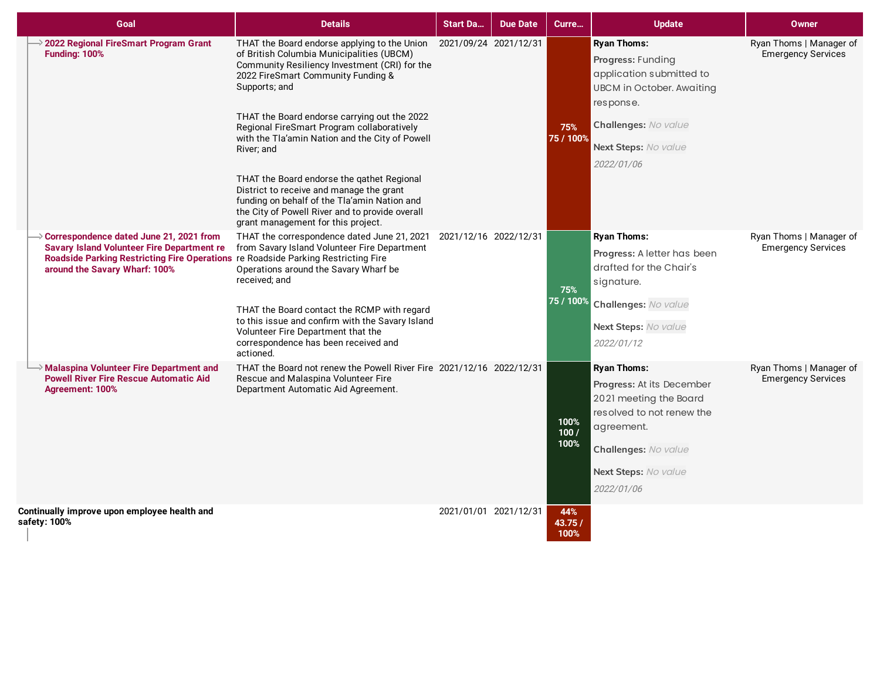| Goal | Details | Start Da... | Due Date | Curre... | Update | Owner |
|---|---|---|---|---|---|---|
| **2022 Regional FireSmart Program Grant Funding: 100%** | THAT the Board endorse applying to the Union of British Columbia Municipalities (UBCM) Community Resiliency Investment (CRI) for the 2022 FireSmart Community Funding & Supports; and<br><br>THAT the Board endorse carrying out the 2022 Regional FireSmart Program collaboratively with the Tla'amin Nation and the City of Powell River; and<br><br>THAT the Board endorse the qathet Regional District to receive and manage the grant funding on behalf of the Tla'amin Nation and the City of Powell River and to provide overall grant management for this project. | 2021/09/24 | 2021/12/31 | 75%<br>75 / 100% | **Ryan Thoms:**<br>**Progress:** Funding application submitted to UBCM in October. Awaiting response.<br>**Challenges:** *No value*<br>**Next Steps:** *No value*<br>*2022/01/06* | Ryan Thoms \| Manager of Emergency Services |
| **Correspondence dated June 21, 2021 from Savary Island Volunteer Fire Department re Roadside Parking Restricting Fire Operations around the Savary Wharf: 100%** | THAT the correspondence dated June 21, 2021 from Savary Island Volunteer Fire Department re Roadside Parking Restricting Fire Operations around the Savary Wharf be received; and<br><br>THAT the Board contact the RCMP with regard to this issue and confirm with the Savary Island Volunteer Fire Department that the correspondence has been received and actioned. | 2021/12/16 | 2022/12/31 | 75%<br>75 / 100% | **Ryan Thoms:**<br>**Progress:** A letter has been drafted for the Chair's signature.<br>**Challenges:** *No value*<br>**Next Steps:** *No value*<br>*2022/01/12* | Ryan Thoms \| Manager of Emergency Services |
| **Malaspina Volunteer Fire Department and Powell River Fire Rescue Automatic Aid Agreement: 100%** | THAT the Board not renew the Powell River Fire Rescue and Malaspina Volunteer Fire Department Automatic Aid Agreement. | 2021/12/16 | 2022/12/31 | 100%<br>100 / 100% | **Ryan Thoms:**<br>**Progress:** At its December 2021 meeting the Board resolved to not renew the agreement.<br>**Challenges:** *No value*<br>**Next Steps:** *No value*<br>*2022/01/06* | Ryan Thoms \| Manager of Emergency Services |
| **Continually improve upon employee health and safety: 100%** | | 2021/01/01 | 2021/12/31 | 44%<br>43.75 / 100% | | |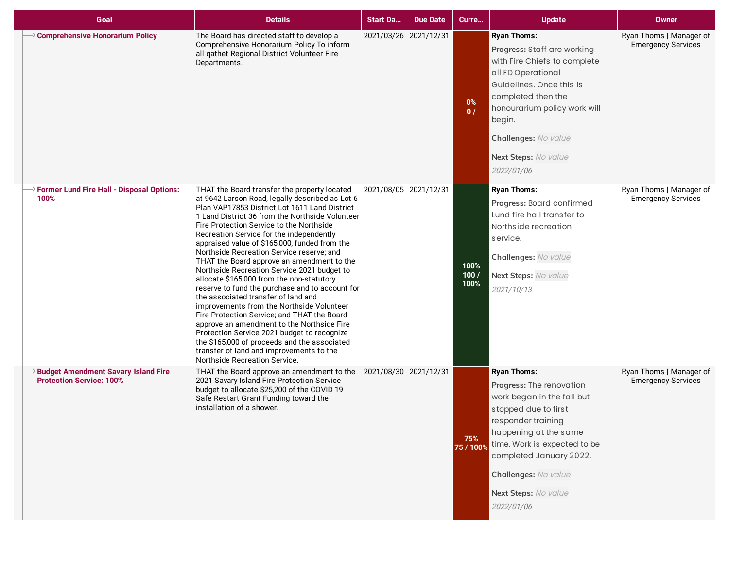| Goal | Details | Start Da... | Due Date | Curre... | Update | Owner |
|---|---|---|---|---|---|---|
| **Comprehensive Honorarium Policy** | The Board has directed staff to develop a Comprehensive Honorarium Policy To inform all qathet Regional District Volunteer Fire Departments. | 2021/03/26 | 2021/12/31 | 0%<br>0 / | **Ryan Thoms:**<br>**Progress:** Staff are working with Fire Chiefs to complete all FD Operational Guidelines. Once this is completed then the honourarium policy work will begin.<br>**Challenges:** *No value*<br>**Next Steps:** *No value*<br>*2022/01/06* | Ryan Thoms \| Manager of Emergency Services |
| **Former Lund Fire Hall - Disposal Options: 100%** | THAT the Board transfer the property located at 9642 Larson Road, legally described as Lot 6 Plan VAP17853 District Lot 1611 Land District 1 Land District 36 from the Northside Volunteer Fire Protection Service to the Northside Recreation Service for the independently appraised value of $165,000, funded from the Northside Recreation Service reserve; and THAT the Board approve an amendment to the Northside Recreation Service 2021 budget to allocate $165,000 from the non-statutory reserve to fund the purchase and to account for the associated transfer of land and improvements from the Northside Volunteer Fire Protection Service; and THAT the Board approve an amendment to the Northside Fire Protection Service 2021 budget to recognize the $165,000 of proceeds and the associated transfer of land and improvements to the Northside Recreation Service. | 2021/08/05 | 2021/12/31 | 100%<br>100 / 100% | **Ryan Thoms:**<br>**Progress:** Board confirmed Lund fire hall transfer to Northside recreation service.<br>**Challenges:** *No value*<br>**Next Steps:** *No value*<br>*2021/10/13* | Ryan Thoms \| Manager of Emergency Services |
| **Budget Amendment Savary Island Fire Protection Service: 100%** | THAT the Board approve an amendment to the 2021 Savary Island Fire Protection Service budget to allocate $25,200 of the COVID 19 Safe Restart Grant Funding toward the installation of a shower. | 2021/08/30 | 2021/12/31 | 75%<br>75 / 100% | **Ryan Thoms:**<br>**Progress:** The renovation work began in the fall but stopped due to first responder training happening at the same time. Work is expected to be completed January 2022.<br>**Challenges:** *No value*<br>**Next Steps:** *No value*<br>*2022/01/06* | Ryan Thoms \| Manager of Emergency Services |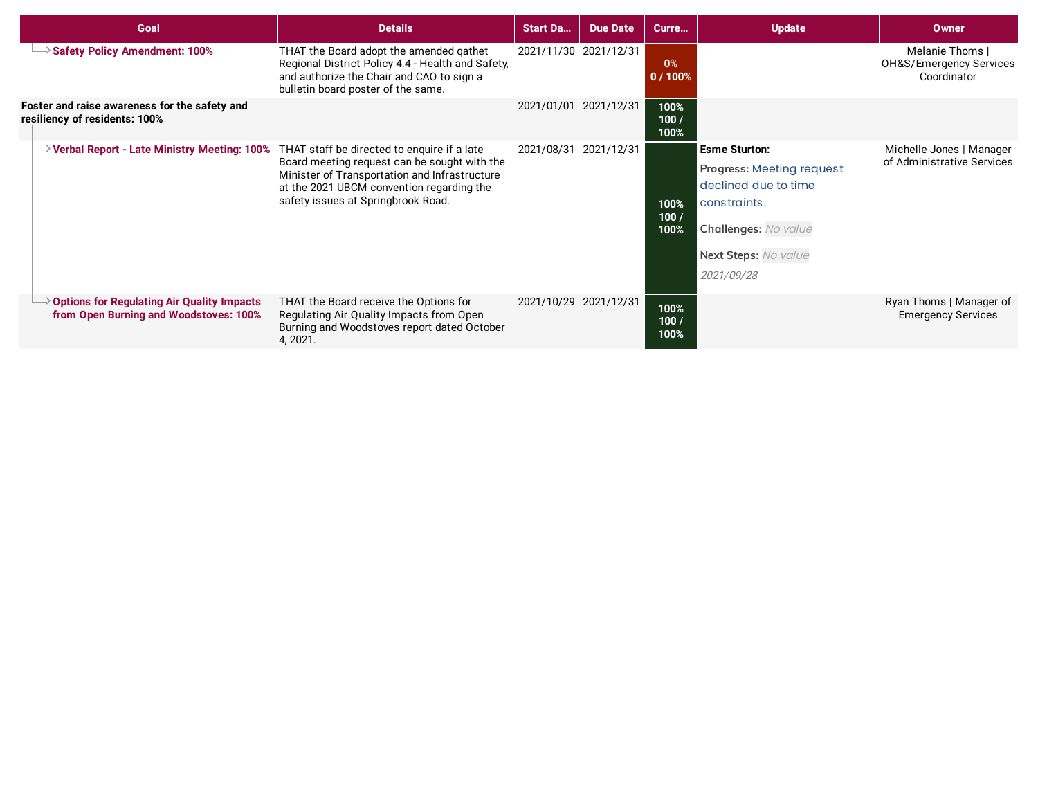| Goal | Details | Start Da... | Due Date | Curre... | Update | Owner |
|---|---|---|---|---|---|---|
| → **Safety Policy Amendment: 100%** | THAT the Board adopt the amended qathet Regional District Policy 4.4 - Health and Safety, and authorize the Chair and CAO to sign a bulletin board poster of the same. | 2021/11/30 | 2021/12/31 | 0% 0 / 100% | | Melanie Thoms \| OH&S/Emergency Services Coordinator |
| **Foster and raise awareness for the safety and resiliency of residents: 100%** | | 2021/01/01 | 2021/12/31 | 100% 100 / 100% | | |
| → **Verbal Report - Late Ministry Meeting: 100%** | THAT staff be directed to enquire if a late Board meeting request can be sought with the Minister of Transportation and Infrastructure at the 2021 UBCM convention regarding the safety issues at Springbrook Road. | 2021/08/31 | 2021/12/31 | 100% 100 / 100% | **Esme Sturton:** **Progress:** Meeting request declined due to time constraints. **Challenges:** *No value* **Next Steps:** *No value* *2021/09/28* | Michelle Jones \| Manager of Administrative Services |
| → **Options for Regulating Air Quality Impacts from Open Burning and Woodstoves: 100%** | THAT the Board receive the Options for Regulating Air Quality Impacts from Open Burning and Woodstoves report dated October 4, 2021. | 2021/10/29 | 2021/12/31 | 100% 100 / 100% | | Ryan Thoms \| Manager of Emergency Services |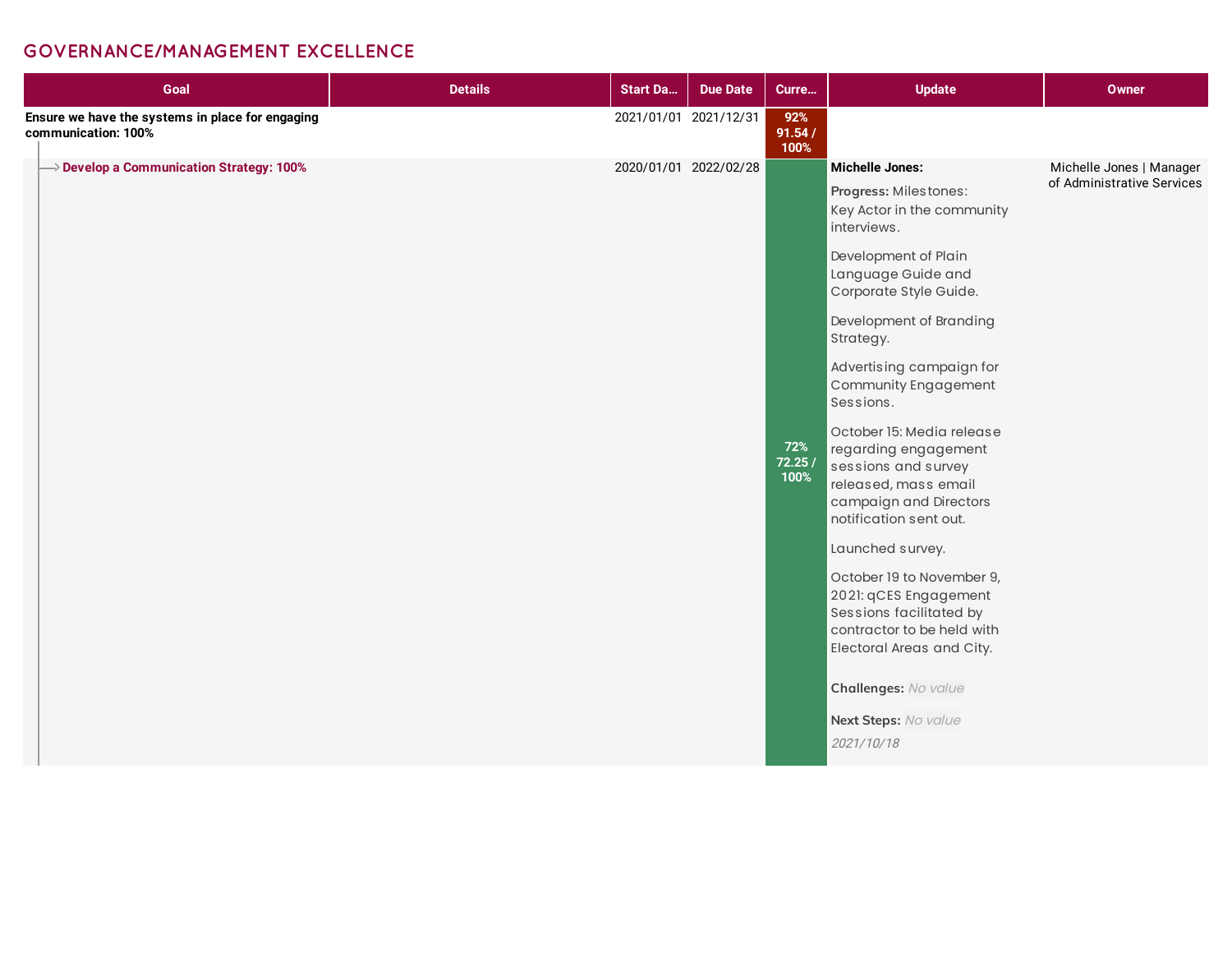## GOVERNANCE/MANAGEMENT EXCELLENCE

| Goal | Details | Start Da... | Due Date | Curre... | Update | Owner |
|---|---|---|---|---|---|---|
| **Ensure we have the systems in place for engaging communication: 100%** | | 2021/01/01 | 2021/12/31 | 92% 91.54 / 100% | | |
| → **Develop a Communication Strategy: 100%** | | 2020/01/01 | 2022/02/28 | 72% 72.25 / 100% | **Michelle Jones:**<br><br>**Progress:** Milestones:<br>Key Actor in the community interviews.<br><br>Development of Plain Language Guide and Corporate Style Guide.<br><br>Development of Branding Strategy.<br><br>Advertising campaign for Community Engagement Sessions.<br><br>October 15: Media release regarding engagement sessions and survey released, mass email campaign and Directors notification sent out.<br><br>Launched survey.<br><br>October 19 to November 9, 2021: qCES Engagement Sessions facilitated by contractor to be held with Electoral Areas and City.<br><br>**Challenges:** *No value*<br><br>**Next Steps:** *No value*<br><br>*2021/10/18* | Michelle Jones \| Manager of Administrative Services |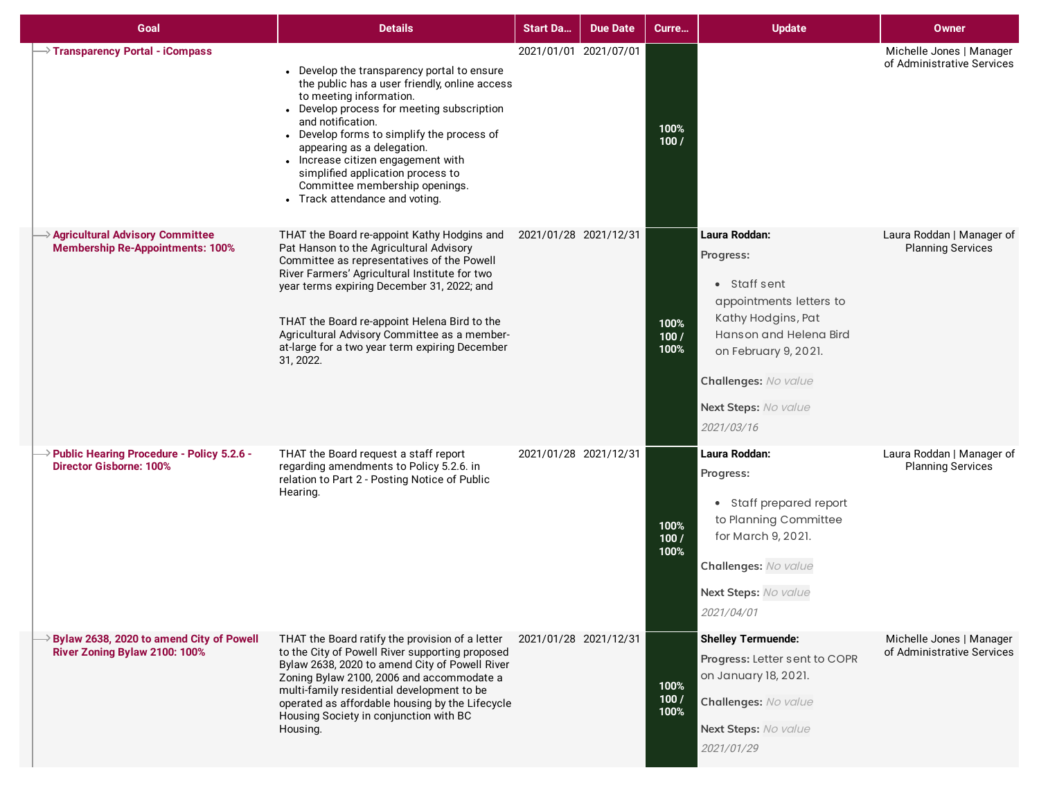| Goal | Details | Start Da... | Due Date | Curre... | Update | Owner |
|---|---|---|---|---|---|---|
| **Transparency Portal - iCompass** | • Develop the transparency portal to ensure the public has a user friendly, online access to meeting information.<br>• Develop process for meeting subscription and notification.<br>• Develop forms to simplify the process of appearing as a delegation.<br>• Increase citizen engagement with simplified application process to Committee membership openings.<br>• Track attendance and voting. | 2021/01/01 | 2021/07/01 | 100%<br>100 / | | Michelle Jones \| Manager of Administrative Services |
| **Agricultural Advisory Committee Membership Re-Appointments: 100%** | THAT the Board re-appoint Kathy Hodgins and Pat Hanson to the Agricultural Advisory Committee as representatives of the Powell River Farmers' Agricultural Institute for two year terms expiring December 31, 2022; and<br><br>THAT the Board re-appoint Helena Bird to the Agricultural Advisory Committee as a member-at-large for a two year term expiring December 31, 2022. | 2021/01/28 | 2021/12/31 | 100%<br>100 /<br>100% | **Laura Roddan:**<br>**Progress:**<br>• Staff sent appointments letters to Kathy Hodgins, Pat Hanson and Helena Bird on February 9, 2021.<br>**Challenges:** *No value*<br>**Next Steps:** *No value*<br>*2021/03/16* | Laura Roddan \| Manager of Planning Services |
| **Public Hearing Procedure - Policy 5.2.6 - Director Gisborne: 100%** | THAT the Board request a staff report regarding amendments to Policy 5.2.6. in relation to Part 2 - Posting Notice of Public Hearing. | 2021/01/28 | 2021/12/31 | 100%<br>100 /<br>100% | **Laura Roddan:**<br>**Progress:**<br>• Staff prepared report to Planning Committee for March 9, 2021.<br>**Challenges:** *No value*<br>**Next Steps:** *No value*<br>*2021/04/01* | Laura Roddan \| Manager of Planning Services |
| **Bylaw 2638, 2020 to amend City of Powell River Zoning Bylaw 2100: 100%** | THAT the Board ratify the provision of a letter to the City of Powell River supporting proposed Bylaw 2638, 2020 to amend City of Powell River Zoning Bylaw 2100, 2006 and accommodate a multi-family residential development to be operated as affordable housing by the Lifecycle Housing Society in conjunction with BC Housing. | 2021/01/28 | 2021/12/31 | 100%<br>100 /<br>100% | **Shelley Termuende:**<br>**Progress:** Letter sent to COPR on January 18, 2021.<br>**Challenges:** *No value*<br>**Next Steps:** *No value*<br>*2021/01/29* | Michelle Jones \| Manager of Administrative Services |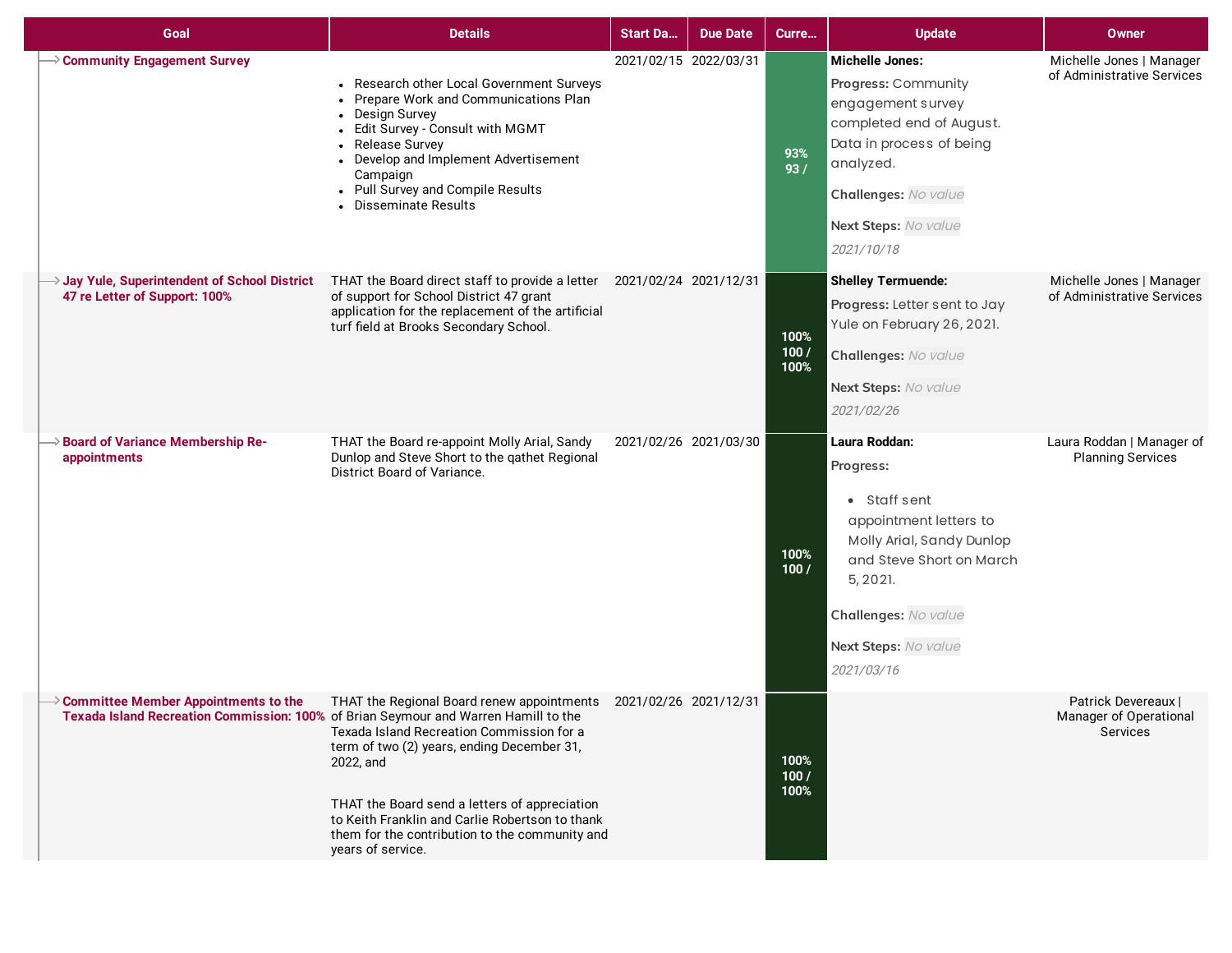| Goal | Details | Start Da... | Due Date | Curre... | Update | Owner |
|---|---|---|---|---|---|---|
| Community Engagement Survey | • Research other Local Government Surveys<br>• Prepare Work and Communications Plan<br>• Design Survey<br>• Edit Survey - Consult with MGMT<br>• Release Survey<br>• Develop and Implement Advertisement Campaign<br>• Pull Survey and Compile Results<br>• Disseminate Results | 2021/02/15 | 2022/03/31 | 93%<br>93 / | **Michelle Jones:**<br>**Progress:** Community engagement survey completed end of August. Data in process of being analyzed.<br>**Challenges:** No value<br>**Next Steps:** No value<br>*2021/10/18* | Michelle Jones \| Manager of Administrative Services |
| Jay Yule, Superintendent of School District 47 re Letter of Support: 100% | THAT the Board direct staff to provide a letter of support for School District 47 grant application for the replacement of the artificial turf field at Brooks Secondary School. | 2021/02/24 | 2021/12/31 | 100%<br>100 / 100% | **Shelley Termuende:**<br>**Progress:** Letter sent to Jay Yule on February 26, 2021.<br>**Challenges:** No value<br>**Next Steps:** No value<br>*2021/02/26* | Michelle Jones \| Manager of Administrative Services |
| Board of Variance Membership Re-appointments | THAT the Board re-appoint Molly Arial, Sandy Dunlop and Steve Short to the qathet Regional District Board of Variance. | 2021/02/26 | 2021/03/30 | 100%<br>100 / | **Laura Roddan:**<br>**Progress:**<br>• Staff sent appointment letters to Molly Arial, Sandy Dunlop and Steve Short on March 5, 2021.<br>**Challenges:** No value<br>**Next Steps:** No value<br>*2021/03/16* | Laura Roddan \| Manager of Planning Services |
| Committee Member Appointments to the Texada Island Recreation Commission: 100% | THAT the Regional Board renew appointments of Brian Seymour and Warren Hamill to the Texada Island Recreation Commission for a term of two (2) years, ending December 31, 2022, and<br><br>THAT the Board send a letters of appreciation to Keith Franklin and Carlie Robertson to thank them for the contribution to the community and years of service. | 2021/02/26 | 2021/12/31 | 100%<br>100 / 100% | | Patrick Devereaux \| Manager of Operational Services |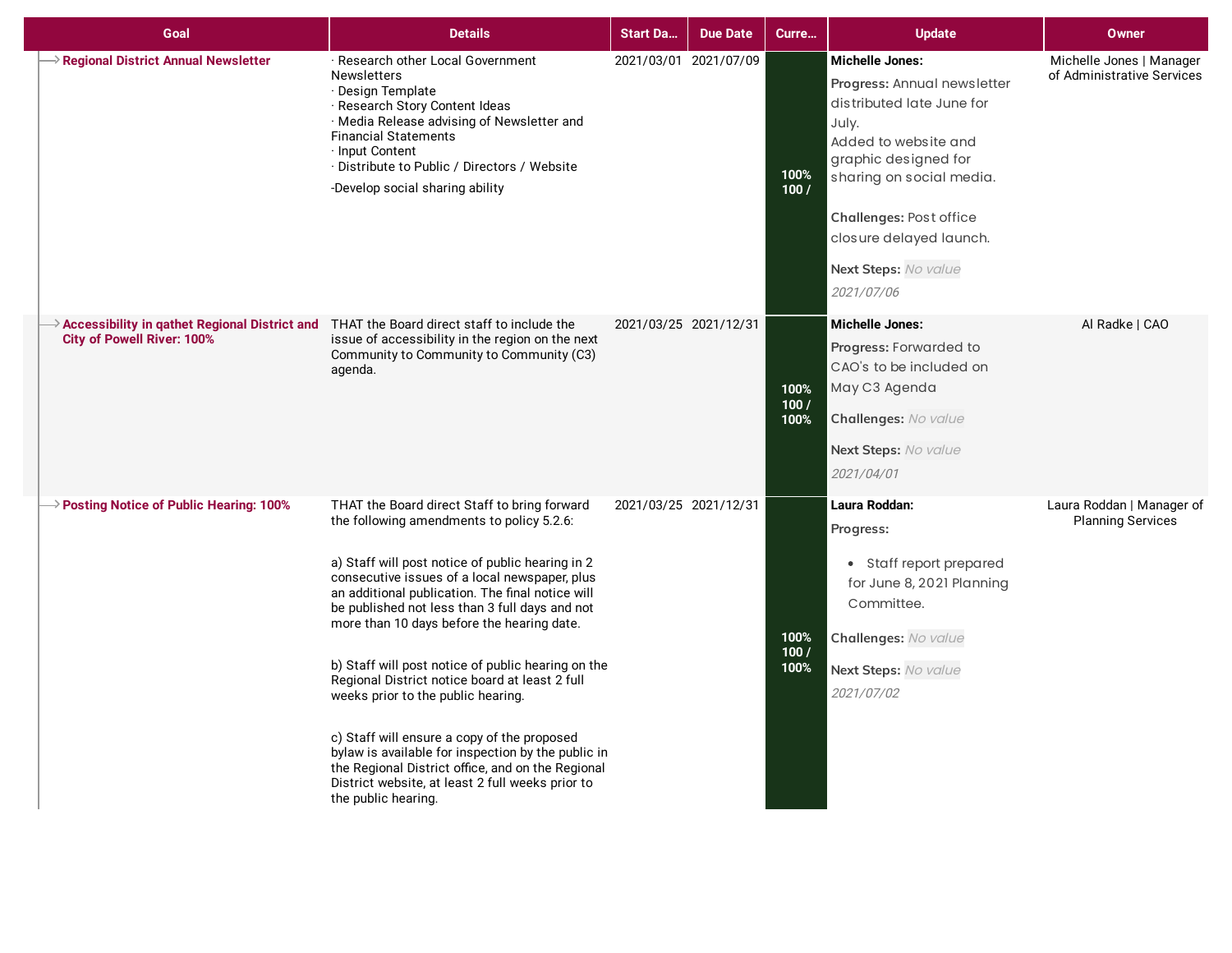| Goal | Details | Start Da... | Due Date | Curre... | Update | Owner |
|---|---|---|---|---|---|---|
| Regional District Annual Newsletter | · Research other Local Government Newsletters<br>· Design Template<br>· Research Story Content Ideas<br>· Media Release advising of Newsletter and Financial Statements<br>· Input Content<br>· Distribute to Public / Directors / Website<br>-Develop social sharing ability | 2021/03/01 | 2021/07/09 | 100%<br>100 / | **Michelle Jones:**<br>**Progress:** Annual newsletter distributed late June for July.<br>Added to website and graphic designed for sharing on social media.<br>**Challenges:** Post office closure delayed launch.<br>**Next Steps:** *No value*<br>*2021/07/06* | Michelle Jones \| Manager of Administrative Services |
| Accessibility in qathet Regional District and City of Powell River: 100% | THAT the Board direct staff to include the issue of accessibility in the region on the next Community to Community to Community (C3) agenda. | 2021/03/25 | 2021/12/31 | 100%<br>100 /<br>100% | **Michelle Jones:**<br>**Progress:** Forwarded to CAO's to be included on May C3 Agenda<br>**Challenges:** *No value*<br>**Next Steps:** *No value*<br>*2021/04/01* | Al Radke \| CAO |
| Posting Notice of Public Hearing: 100% | THAT the Board direct Staff to bring forward the following amendments to policy 5.2.6:<br><br>a) Staff will post notice of public hearing in 2 consecutive issues of a local newspaper, plus an additional publication. The final notice will be published not less than 3 full days and not more than 10 days before the hearing date.<br><br>b) Staff will post notice of public hearing on the Regional District notice board at least 2 full weeks prior to the public hearing.<br><br>c) Staff will ensure a copy of the proposed bylaw is available for inspection by the public in the Regional District office, and on the Regional District website, at least 2 full weeks prior to the public hearing. | 2021/03/25 | 2021/12/31 | 100%<br>100 /<br>100% | **Laura Roddan:**<br>**Progress:**<br>• Staff report prepared for June 8, 2021 Planning Committee.<br>**Challenges:** *No value*<br>**Next Steps:** *No value*<br>*2021/07/02* | Laura Roddan \| Manager of Planning Services |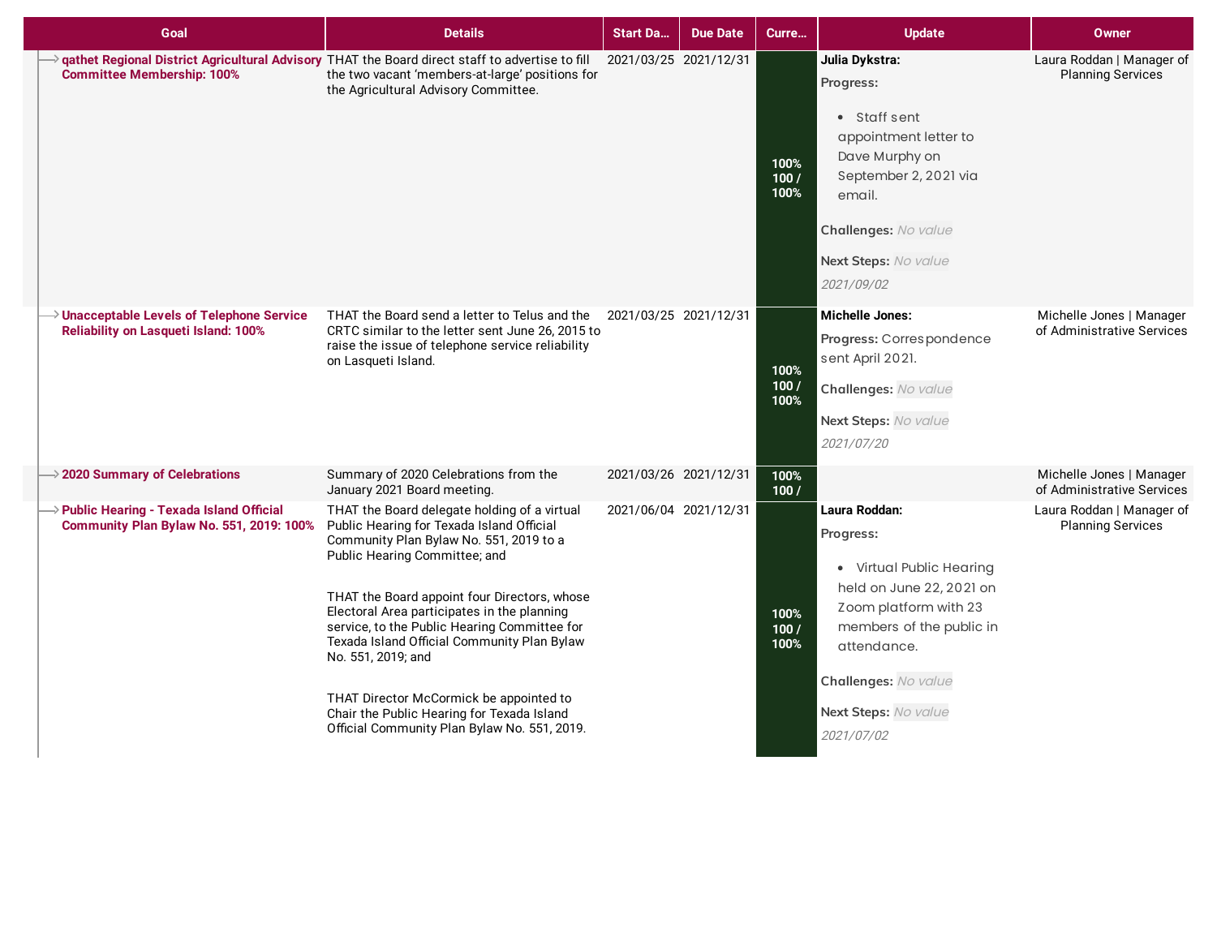| Goal | Details | Start Da... | Due Date | Curre... | Update | Owner |
| --- | --- | --- | --- | --- | --- | --- |
| **qathet Regional District Agricultural Advisory Committee Membership: 100%** | THAT the Board direct staff to advertise to fill the two vacant 'members-at-large' positions for the Agricultural Advisory Committee. | 2021/03/25 | 2021/12/31 | 100% 100 / 100% | **Julia Dykstra:** **Progress:** • Staff sent appointment letter to Dave Murphy on September 2, 2021 via email. **Challenges:** *No value* **Next Steps:** *No value* *2021/09/02* | Laura Roddan \| Manager of Planning Services |
| **Unacceptable Levels of Telephone Service Reliability on Lasqueti Island: 100%** | THAT the Board send a letter to Telus and the CRTC similar to the letter sent June 26, 2015 to raise the issue of telephone service reliability on Lasqueti Island. | 2021/03/25 | 2021/12/31 | 100% 100 / 100% | **Michelle Jones:** **Progress:** Correspondence sent April 2021. **Challenges:** *No value* **Next Steps:** *No value* *2021/07/20* | Michelle Jones \| Manager of Administrative Services |
| **2020 Summary of Celebrations** | Summary of 2020 Celebrations from the January 2021 Board meeting. | 2021/03/26 | 2021/12/31 | 100% 100 / | | Michelle Jones \| Manager of Administrative Services |
| **Public Hearing - Texada Island Official Community Plan Bylaw No. 551, 2019: 100%** | THAT the Board delegate holding of a virtual Public Hearing for Texada Island Official Community Plan Bylaw No. 551, 2019 to a Public Hearing Committee; and<br><br>THAT the Board appoint four Directors, whose Electoral Area participates in the planning service, to the Public Hearing Committee for Texada Island Official Community Plan Bylaw No. 551, 2019; and<br><br>THAT Director McCormick be appointed to Chair the Public Hearing for Texada Island Official Community Plan Bylaw No. 551, 2019. | 2021/06/04 | 2021/12/31 | 100% 100 / 100% | **Laura Roddan:** **Progress:** • Virtual Public Hearing held on June 22, 2021 on Zoom platform with 23 members of the public in attendance. **Challenges:** *No value* **Next Steps:** *No value* *2021/07/02* | Laura Roddan \| Manager of Planning Services |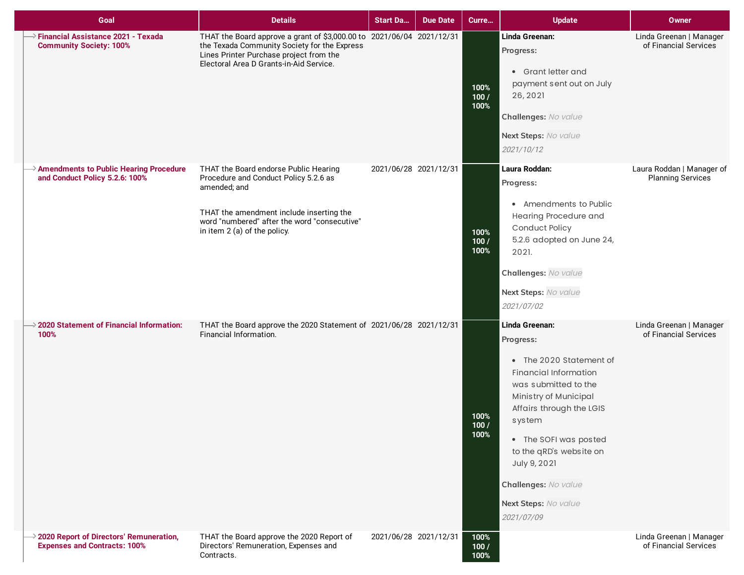| Goal | Details | Start Da... | Due Date | Curre... | Update | Owner |
|---|---|---|---|---|---|---|
| **Financial Assistance 2021 - Texada Community Society: 100%** | THAT the Board approve a grant of $3,000.00 to the Texada Community Society for the Express Lines Printer Purchase project from the Electoral Area D Grants-in-Aid Service. | 2021/06/04 | 2021/12/31 | 100% 100 / 100% | **Linda Greenan:** **Progress:** • Grant letter and payment sent out on July 26, 2021 **Challenges:** *No value* **Next Steps:** *No value* *2021/10/12* | Linda Greenan \| Manager of Financial Services |
| **Amendments to Public Hearing Procedure and Conduct Policy 5.2.6: 100%** | THAT the Board endorse Public Hearing Procedure and Conduct Policy 5.2.6 as amended; and THAT the amendment include inserting the word "numbered" after the word "consecutive" in item 2 (a) of the policy. | 2021/06/28 | 2021/12/31 | 100% 100 / 100% | **Laura Roddan:** **Progress:** • Amendments to Public Hearing Procedure and Conduct Policy 5.2.6 adopted on June 24, 2021. **Challenges:** *No value* **Next Steps:** *No value* *2021/07/02* | Laura Roddan \| Manager of Planning Services |
| **2020 Statement of Financial Information: 100%** | THAT the Board approve the 2020 Statement of Financial Information. | 2021/06/28 | 2021/12/31 | 100% 100 / 100% | **Linda Greenan:** **Progress:** • The 2020 Statement of Financial Information was submitted to the Ministry of Municipal Affairs through the LGIS system • The SOFI was posted to the qRD's website on July 9, 2021 **Challenges:** *No value* **Next Steps:** *No value* *2021/07/09* | Linda Greenan \| Manager of Financial Services |
| **2020 Report of Directors' Remuneration, Expenses and Contracts: 100%** | THAT the Board approve the 2020 Report of Directors' Remuneration, Expenses and Contracts. | 2021/06/28 | 2021/12/31 | 100% 100 / 100% | | Linda Greenan \| Manager of Financial Services |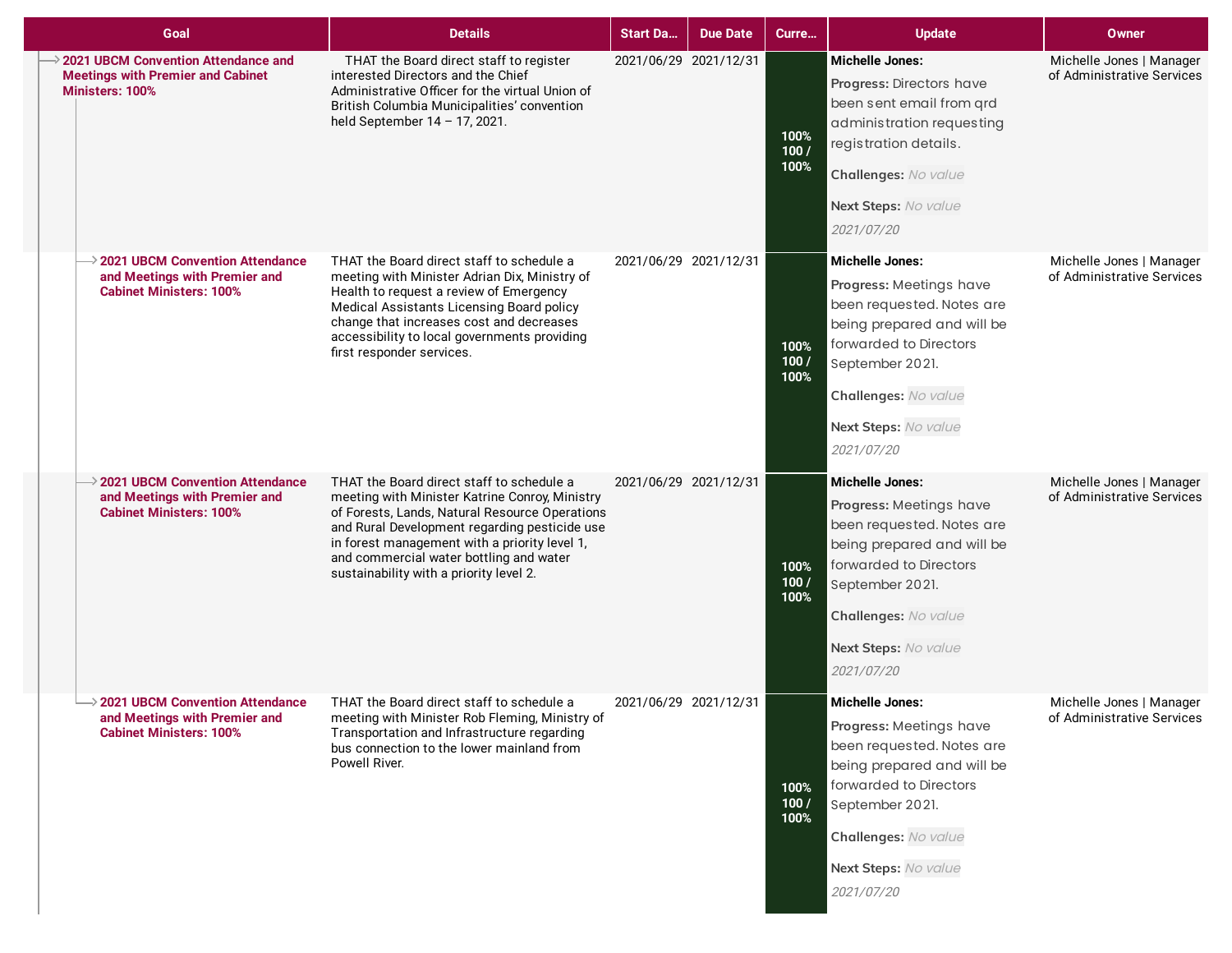| Goal | Details | Start Da... | Due Date | Curre... | Update | Owner |
|---|---|---|---|---|---|---|
| **2021 UBCM Convention Attendance and Meetings with Premier and Cabinet Ministers: 100%** | THAT the Board direct staff to register interested Directors and the Chief Administrative Officer for the virtual Union of British Columbia Municipalities' convention held September 14 – 17, 2021. | 2021/06/29 | 2021/12/31 | 100% 100 / 100% | **Michelle Jones:** **Progress:** Directors have been sent email from qrd administration requesting registration details. **Challenges:** No value **Next Steps:** No value *2021/07/20* | Michelle Jones \| Manager of Administrative Services |
| **2021 UBCM Convention Attendance and Meetings with Premier and Cabinet Ministers: 100%** | THAT the Board direct staff to schedule a meeting with Minister Adrian Dix, Ministry of Health to request a review of Emergency Medical Assistants Licensing Board policy change that increases cost and decreases accessibility to local governments providing first responder services. | 2021/06/29 | 2021/12/31 | 100% 100 / 100% | **Michelle Jones:** **Progress:** Meetings have been requested. Notes are being prepared and will be forwarded to Directors September 2021. **Challenges:** No value **Next Steps:** No value *2021/07/20* | Michelle Jones \| Manager of Administrative Services |
| **2021 UBCM Convention Attendance and Meetings with Premier and Cabinet Ministers: 100%** | THAT the Board direct staff to schedule a meeting with Minister Katrine Conroy, Ministry of Forests, Lands, Natural Resource Operations and Rural Development regarding pesticide use in forest management with a priority level 1, and commercial water bottling and water sustainability with a priority level 2. | 2021/06/29 | 2021/12/31 | 100% 100 / 100% | **Michelle Jones:** **Progress:** Meetings have been requested. Notes are being prepared and will be forwarded to Directors September 2021. **Challenges:** No value **Next Steps:** No value *2021/07/20* | Michelle Jones \| Manager of Administrative Services |
| **2021 UBCM Convention Attendance and Meetings with Premier and Cabinet Ministers: 100%** | THAT the Board direct staff to schedule a meeting with Minister Rob Fleming, Ministry of Transportation and Infrastructure regarding bus connection to the lower mainland from Powell River. | 2021/06/29 | 2021/12/31 | 100% 100 / 100% | **Michelle Jones:** **Progress:** Meetings have been requested. Notes are being prepared and will be forwarded to Directors September 2021. **Challenges:** No value **Next Steps:** No value *2021/07/20* | Michelle Jones \| Manager of Administrative Services |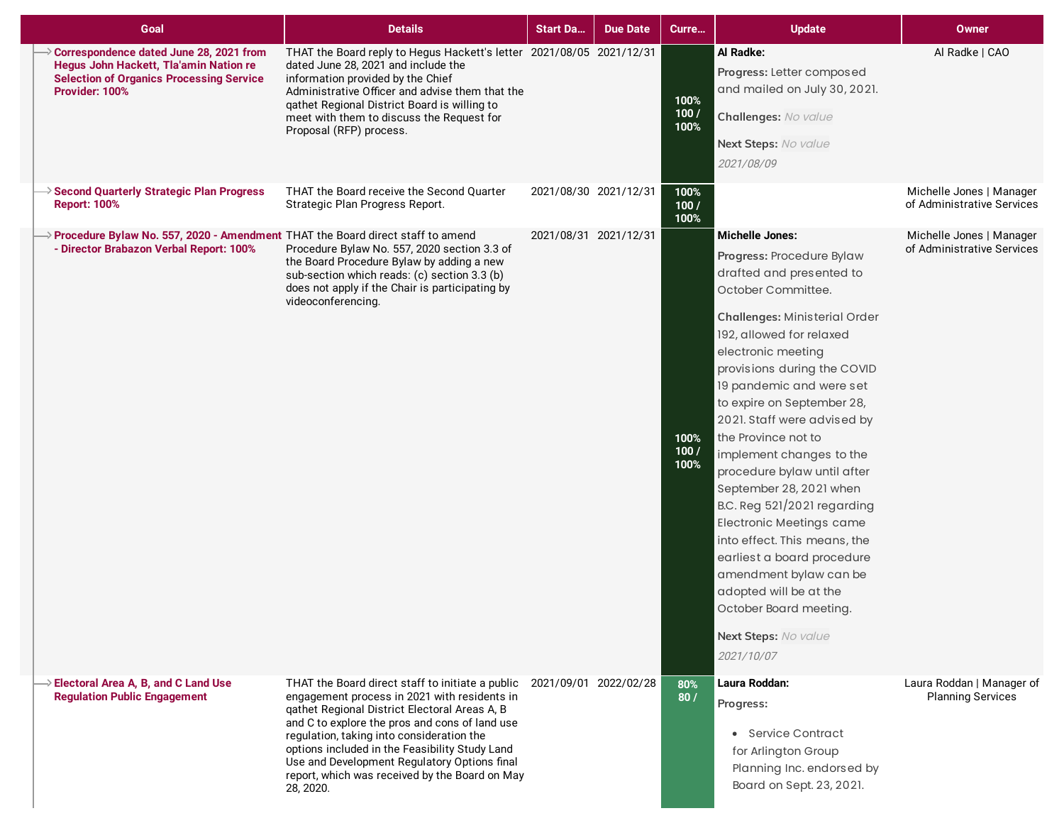| Goal | Details | Start Da... | Due Date | Curre... | Update | Owner |
|---|---|---|---|---|---|---|
| Correspondence dated June 28, 2021 from Hegus John Hackett, Tla'amin Nation re Selection of Organics Processing Service Provider: 100% | THAT the Board reply to Hegus Hackett's letter dated June 28, 2021 and include the information provided by the Chief Administrative Officer and advise them that the qathet Regional District Board is willing to meet with them to discuss the Request for Proposal (RFP) process. | 2021/08/05 | 2021/12/31 | 100% 100 / 100% | **Al Radke:** **Progress:** Letter composed and mailed on July 30, 2021. **Challenges:** *No value* **Next Steps:** *No value* *2021/08/09* | Al Radke \| CAO |
| Second Quarterly Strategic Plan Progress Report: 100% | THAT the Board receive the Second Quarter Strategic Plan Progress Report. | 2021/08/30 | 2021/12/31 | 100% 100 / 100% | | Michelle Jones \| Manager of Administrative Services |
| Procedure Bylaw No. 557, 2020 - Amendment - Director Brabazon Verbal Report: 100% | THAT the Board direct staff to amend Procedure Bylaw No. 557, 2020 section 3.3 of the Board Procedure Bylaw by adding a new sub-section which reads: (c) section 3.3 (b) does not apply if the Chair is participating by videoconferencing. | 2021/08/31 | 2021/12/31 | 100% 100 / 100% | **Michelle Jones:** **Progress:** Procedure Bylaw drafted and presented to October Committee. **Challenges:** Ministerial Order 192, allowed for relaxed electronic meeting provisions during the COVID 19 pandemic and were set to expire on September 28, 2021. Staff were advised by the Province not to implement changes to the procedure bylaw until after September 28, 2021 when B.C. Reg 521/2021 regarding Electronic Meetings came into effect. This means, the earliest a board procedure amendment bylaw can be adopted will be at the October Board meeting. **Next Steps:** *No value* *2021/10/07* | Michelle Jones \| Manager of Administrative Services |
| Electoral Area A, B, and C Land Use Regulation Public Engagement | THAT the Board direct staff to initiate a public engagement process in 2021 with residents in qathet Regional District Electoral Areas A, B and C to explore the pros and cons of land use regulation, taking into consideration the options included in the Feasibility Study Land Use and Development Regulatory Options final report, which was received by the Board on May 28, 2020. | 2021/09/01 | 2022/02/28 | 80% 80 / | **Laura Roddan:** **Progress:** • Service Contract for Arlington Group Planning Inc. endorsed by Board on Sept. 23, 2021. | Laura Roddan \| Manager of Planning Services |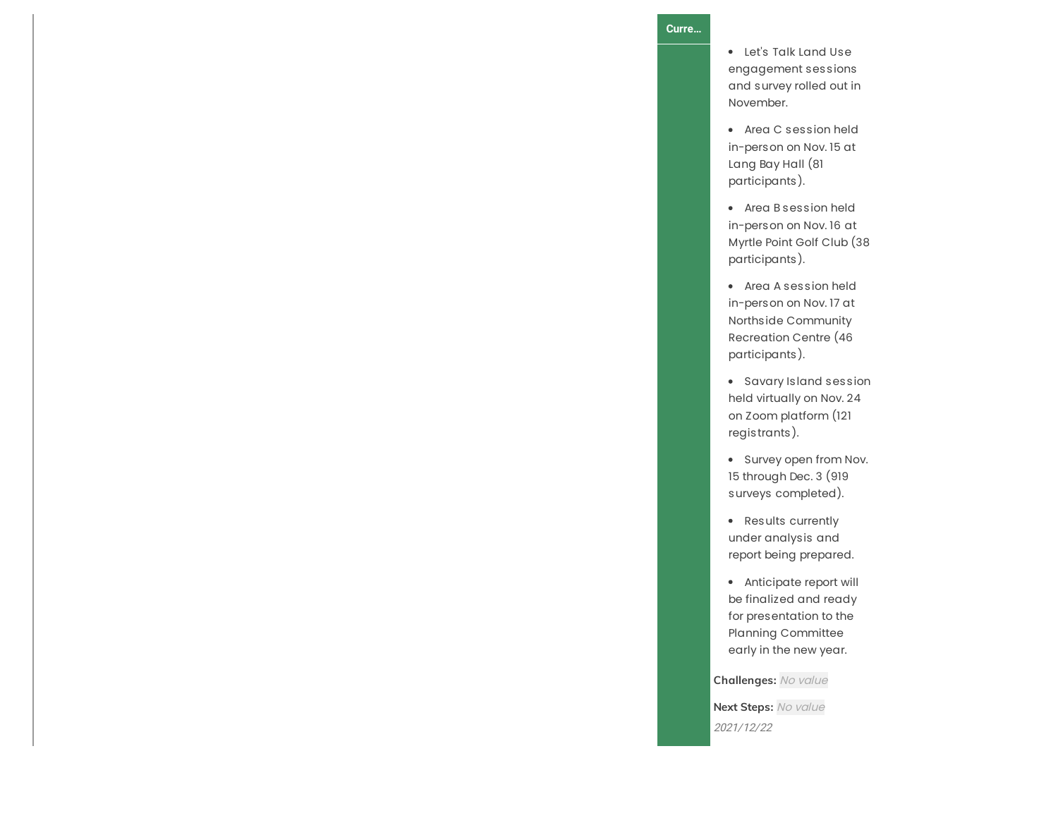**Curre...**

- Let's Talk Land Use engagement sessions and survey rolled out in November.
- Area C session held in-person on Nov. 15 at Lang Bay Hall (81 participants).
- Area B session held in-person on Nov. 16 at Myrtle Point Golf Club (38 participants).
- Area A session held in-person on Nov. 17 at Northside Community Recreation Centre (46 participants).
- Savary Island session held virtually on Nov. 24 on Zoom platform (121 registrants).
- Survey open from Nov. 15 through Dec. 3 (919 surveys completed).
- Results currently under analysis and report being prepared.
- Anticipate report will be finalized and ready for presentation to the Planning Committee early in the new year.

**Challenges:** *No value*

**Next Steps:** *No value*

*2021/12/22*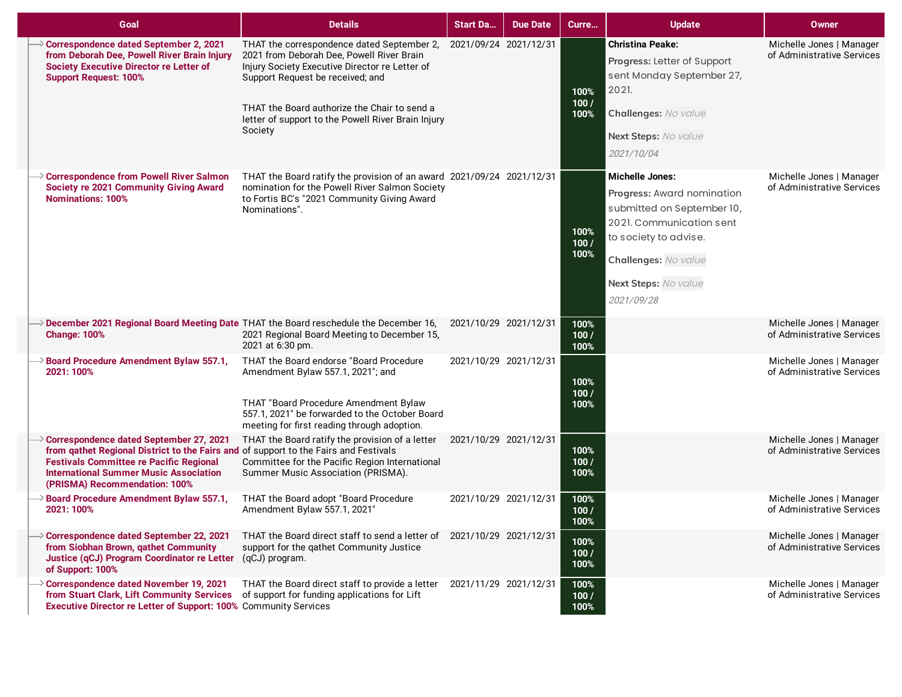| Goal | Details | Start Da... | Due Date | Curre... | Update | Owner |
|---|---|---|---|---|---|---|
| **Correspondence dated September 2, 2021 from Deborah Dee, Powell River Brain Injury Society Executive Director re Letter of Support Request: 100%** | THAT the correspondence dated September 2, 2021 from Deborah Dee, Powell River Brain Injury Society Executive Director re Letter of Support Request be received; and<br><br>THAT the Board authorize the Chair to send a letter of support to the Powell River Brain Injury Society | 2021/09/24 | 2021/12/31 | 100% 100 / 100% | **Christina Peake:**<br>**Progress:** Letter of Support sent Monday September 27, 2021.<br>**Challenges:** *No value*<br>**Next Steps:** *No value*<br>*2021/10/04* | Michelle Jones \| Manager of Administrative Services |
| **Correspondence from Powell River Salmon Society re 2021 Community Giving Award Nominations: 100%** | THAT the Board ratify the provision of an award nomination for the Powell River Salmon Society to Fortis BC's "2021 Community Giving Award Nominations". | 2021/09/24 | 2021/12/31 | 100% 100 / 100% | **Michelle Jones:**<br>**Progress:** Award nomination submitted on September 10, 2021. Communication sent to society to advise.<br>**Challenges:** *No value*<br>**Next Steps:** *No value*<br>*2021/09/28* | Michelle Jones \| Manager of Administrative Services |
| **December 2021 Regional Board Meeting Date Change: 100%** | THAT the Board reschedule the December 16, 2021 Regional Board Meeting to December 15, 2021 at 6:30 pm. | 2021/10/29 | 2021/12/31 | 100% 100 / 100% | | Michelle Jones \| Manager of Administrative Services |
| **Board Procedure Amendment Bylaw 557.1, 2021: 100%** | THAT the Board endorse "Board Procedure Amendment Bylaw 557.1, 2021"; and<br><br>THAT "Board Procedure Amendment Bylaw 557.1, 2021" be forwarded to the October Board meeting for first reading through adoption. | 2021/10/29 | 2021/12/31 | 100% 100 / 100% | | Michelle Jones \| Manager of Administrative Services |
| **Correspondence dated September 27, 2021 from qathet Regional District to the Fairs and Festivals Committee re Pacific Regional International Summer Music Association (PRISMA) Recommendation: 100%** | THAT the Board ratify the provision of a letter of support to the Fairs and Festivals Committee for the Pacific Region International Summer Music Association (PRISMA). | 2021/10/29 | 2021/12/31 | 100% 100 / 100% | | Michelle Jones \| Manager of Administrative Services |
| **Board Procedure Amendment Bylaw 557.1, 2021: 100%** | THAT the Board adopt "Board Procedure Amendment Bylaw 557.1, 2021" | 2021/10/29 | 2021/12/31 | 100% 100 / 100% | | Michelle Jones \| Manager of Administrative Services |
| **Correspondence dated September 22, 2021 from Siobhan Brown, qathet Community Justice (qCJ) Program Coordinator re Letter of Support: 100%** | THAT the Board direct staff to send a letter of support for the qathet Community Justice (qCJ) program. | 2021/10/29 | 2021/12/31 | 100% 100 / 100% | | Michelle Jones \| Manager of Administrative Services |
| **Correspondence dated November 19, 2021 from Stuart Clark, Lift Community Services Executive Director re Letter of Support: 100%** | THAT the Board direct staff to provide a letter of support for funding applications for Lift Community Services | 2021/11/29 | 2021/12/31 | 100% 100 / 100% | | Michelle Jones \| Manager of Administrative Services |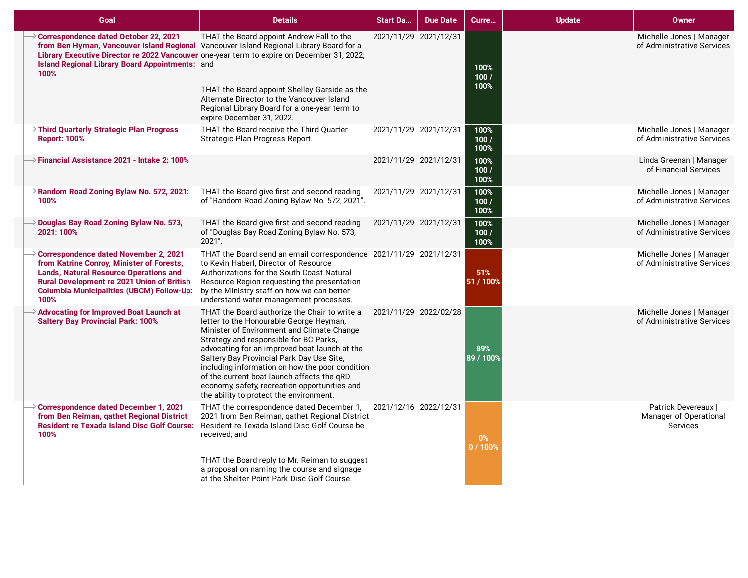| Goal | Details | Start Da... | Due Date | Curre... | Update | Owner |
|---|---|---|---|---|---|---|
| Correspondence dated October 22, 2021 from Ben Hyman, Vancouver Island Regional Library Executive Director re 2022 Vancouver Island Regional Library Board Appointments: 100% | THAT the Board appoint Andrew Fall to the Vancouver Island Regional Library Board for a one-year term to expire on December 31, 2022; and<br><br>THAT the Board appoint Shelley Garside as the Alternate Director to the Vancouver Island Regional Library Board for a one-year term to expire December 31, 2022. | 2021/11/29 | 2021/12/31 | 100% 100 / 100% | | Michelle Jones \| Manager of Administrative Services |
| Third Quarterly Strategic Plan Progress Report: 100% | THAT the Board receive the Third Quarter Strategic Plan Progress Report. | 2021/11/29 | 2021/12/31 | 100% 100 / 100% | | Michelle Jones \| Manager of Administrative Services |
| Financial Assistance 2021 - Intake 2: 100% | | 2021/11/29 | 2021/12/31 | 100% 100 / 100% | | Linda Greenan \| Manager of Financial Services |
| Random Road Zoning Bylaw No. 572, 2021: 100% | THAT the Board give first and second reading of "Random Road Zoning Bylaw No. 572, 2021". | 2021/11/29 | 2021/12/31 | 100% 100 / 100% | | Michelle Jones \| Manager of Administrative Services |
| Douglas Bay Road Zoning Bylaw No. 573, 2021: 100% | THAT the Board give first and second reading of "Douglas Bay Road Zoning Bylaw No. 573, 2021". | 2021/11/29 | 2021/12/31 | 100% 100 / 100% | | Michelle Jones \| Manager of Administrative Services |
| Correspondence dated November 2, 2021 from Katrine Conroy, Minister of Forests, Lands, Natural Resource Operations and Rural Development re 2021 Union of British Columbia Municipalities (UBCM) Follow-Up: 100% | THAT the Board send an email correspondence to Kevin Haberl, Director of Resource Authorizations for the South Coast Natural Resource Region requesting the presentation by the Ministry staff on how we can better understand water management processes. | 2021/11/29 | 2021/12/31 | 51% 51 / 100% | | Michelle Jones \| Manager of Administrative Services |
| Advocating for Improved Boat Launch at Saltery Bay Provincial Park: 100% | THAT the Board authorize the Chair to write a letter to the Honourable George Heyman, Minister of Environment and Climate Change Strategy and responsible for BC Parks, advocating for an improved boat launch at the Saltery Bay Provincial Park Day Use Site, including information on how the poor condition of the current boat launch affects the qRD economy, safety, recreation opportunities and the ability to protect the environment. | 2021/11/29 | 2022/02/28 | 89% 89 / 100% | | Michelle Jones \| Manager of Administrative Services |
| Correspondence dated December 1, 2021 from Ben Reiman, qathet Regional District Resident re Texada Island Disc Golf Course: 100% | THAT the correspondence dated December 1, 2021 from Ben Reiman, qathet Regional District Resident re Texada Island Disc Golf Course be received; and<br><br>THAT the Board reply to Mr. Reiman to suggest a proposal on naming the course and signage at the Shelter Point Park Disc Golf Course. | 2021/12/16 | 2022/12/31 | 0% 0 / 100% | | Patrick Devereaux \| Manager of Operational Services |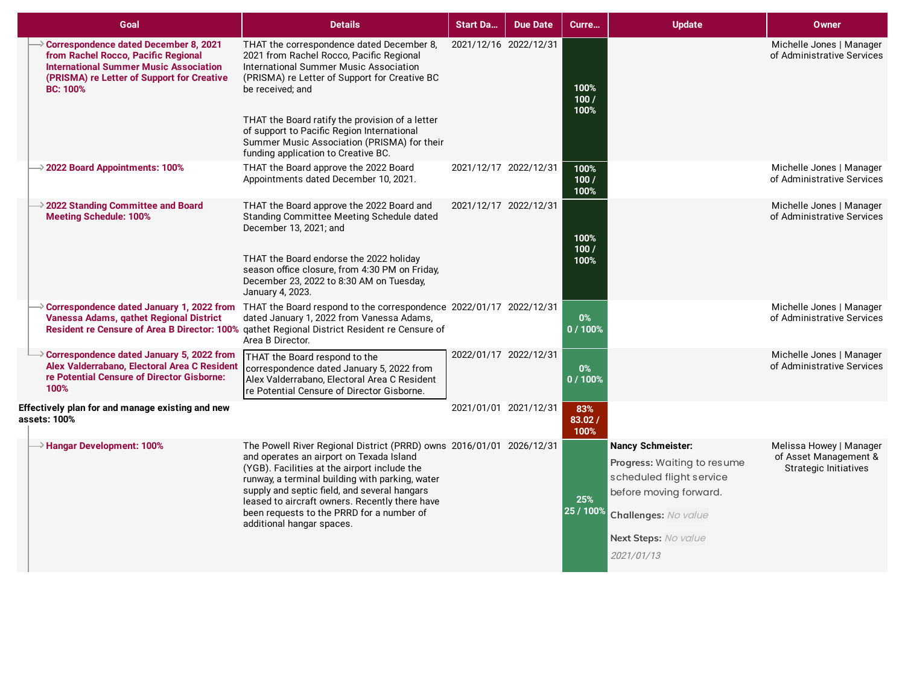| Goal | Details | Start Da... | Due Date | Curre... | Update | Owner |
|---|---|---|---|---|---|---|
| → **Correspondence dated December 8, 2021 from Rachel Rocco, Pacific Regional International Summer Music Association (PRISMA) re Letter of Support for Creative BC: 100%** | THAT the correspondence dated December 8, 2021 from Rachel Rocco, Pacific Regional International Summer Music Association (PRISMA) re Letter of Support for Creative BC be received; and<br><br>THAT the Board ratify the provision of a letter of support to Pacific Region International Summer Music Association (PRISMA) for their funding application to Creative BC. | 2021/12/16 | 2022/12/31 | 100% 100 / 100% | | Michelle Jones \| Manager of Administrative Services |
| → **2022 Board Appointments: 100%** | THAT the Board approve the 2022 Board Appointments dated December 10, 2021. | 2021/12/17 | 2022/12/31 | 100% 100 / 100% | | Michelle Jones \| Manager of Administrative Services |
| → **2022 Standing Committee and Board Meeting Schedule: 100%** | THAT the Board approve the 2022 Board and Standing Committee Meeting Schedule dated December 13, 2021; and<br><br>THAT the Board endorse the 2022 holiday season office closure, from 4:30 PM on Friday, December 23, 2022 to 8:30 AM on Tuesday, January 4, 2023. | 2021/12/17 | 2022/12/31 | 100% 100 / 100% | | Michelle Jones \| Manager of Administrative Services |
| → **Correspondence dated January 1, 2022 from Vanessa Adams, qathet Regional District Resident re Censure of Area B Director: 100%** | THAT the Board respond to the correspondence dated January 1, 2022 from Vanessa Adams, qathet Regional District Resident re Censure of Area B Director. | 2022/01/17 | 2022/12/31 | 0% 0 / 100% | | Michelle Jones \| Manager of Administrative Services |
| → **Correspondence dated January 5, 2022 from Alex Valderrabano, Electoral Area C Resident re Potential Censure of Director Gisborne: 100%** | THAT the Board respond to the correspondence dated January 5, 2022 from Alex Valderrabano, Electoral Area C Resident re Potential Censure of Director Gisborne. | 2022/01/17 | 2022/12/31 | 0% 0 / 100% | | Michelle Jones \| Manager of Administrative Services |
| **Effectively plan for and manage existing and new assets: 100%** | | 2021/01/01 | 2021/12/31 | 83% 83.02 / 100% | | |
| → **Hangar Development: 100%** | The Powell River Regional District (PRRD) owns and operates an airport on Texada Island (YGB). Facilities at the airport include the runway, a terminal building with parking, water supply and septic field, and several hangars leased to aircraft owners. Recently there have been requests to the PRRD for a number of additional hangar spaces. | 2016/01/01 | 2026/12/31 | 25% 25 / 100% | **Nancy Schmeister:**<br>**Progress:** Waiting to resume scheduled flight service before moving forward.<br>**Challenges:** *No value*<br>**Next Steps:** *No value*<br>*2021/01/13* | Melissa Howey \| Manager of Asset Management & Strategic Initiatives |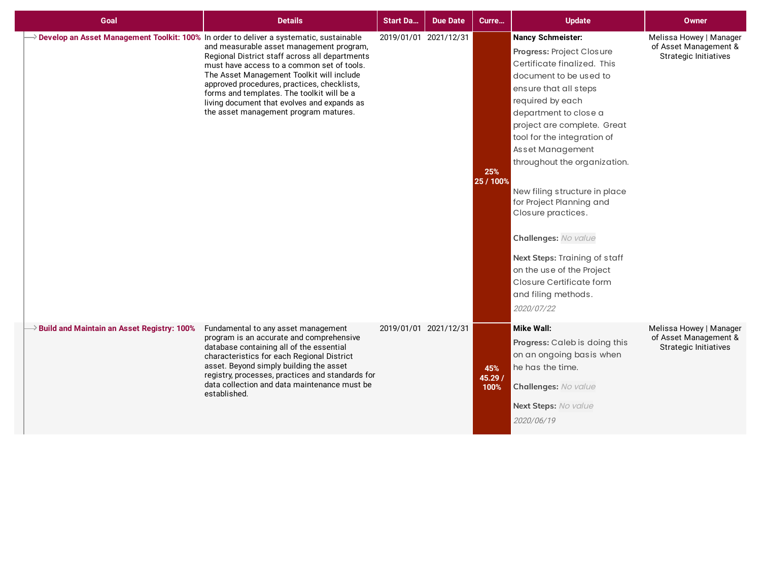| Goal | Details | Start Da... | Due Date | Curre... | Update | Owner |
|---|---|---|---|---|---|---|
| **Develop an Asset Management Toolkit: 100%** | In order to deliver a systematic, sustainable and measurable asset management program, Regional District staff across all departments must have access to a common set of tools. The Asset Management Toolkit will include approved procedures, practices, checklists, forms and templates. The toolkit will be a living document that evolves and expands as the asset management program matures. | 2019/01/01 | 2021/12/31 | 25% 25 / 100% | **Nancy Schmeister:** **Progress:** Project Closure Certificate finalized. This document to be used to ensure that all steps required by each department to close a project are complete. Great tool for the integration of Asset Management throughout the organization. New filing structure in place for Project Planning and Closure practices. **Challenges:** *No value* **Next Steps:** Training of staff on the use of the Project Closure Certificate form and filing methods. *2020/07/22* | Melissa Howey \| Manager of Asset Management & Strategic Initiatives |
| **Build and Maintain an Asset Registry: 100%** | Fundamental to any asset management program is an accurate and comprehensive database containing all of the essential characteristics for each Regional District asset. Beyond simply building the asset registry, processes, practices and standards for data collection and data maintenance must be established. | 2019/01/01 | 2021/12/31 | 45% 45.29 / 100% | **Mike Wall:** **Progress:** Caleb is doing this on an ongoing basis when he has the time. **Challenges:** *No value* **Next Steps:** *No value* *2020/06/19* | Melissa Howey \| Manager of Asset Management & Strategic Initiatives |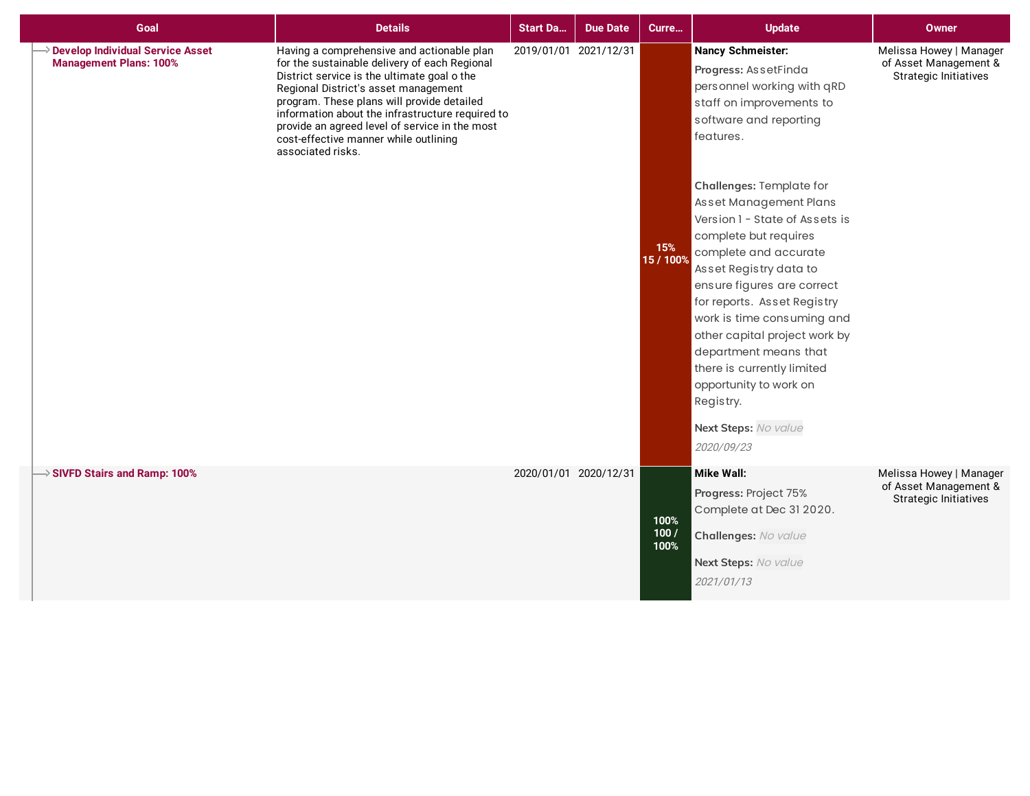| Goal | Details | Start Da... | Due Date | Curre... | Update | Owner |
|---|---|---|---|---|---|---|
| **Develop Individual Service Asset Management Plans: 100%** | Having a comprehensive and actionable plan for the sustainable delivery of each Regional District service is the ultimate goal o the Regional District's asset management program. These plans will provide detailed information about the infrastructure required to provide an agreed level of service in the most cost-effective manner while outlining associated risks. | 2019/01/01 | 2021/12/31 | 15% 15 / 100% | **Nancy Schmeister:** **Progress:** AssetFinda personnel working with qRD staff on improvements to software and reporting features. **Challenges:** Template for Asset Management Plans Version 1 - State of Assets is complete but requires complete and accurate Asset Registry data to ensure figures are correct for reports. Asset Registry work is time consuming and other capital project work by department means that there is currently limited opportunity to work on Registry. **Next Steps:** *No value* *2020/09/23* | Melissa Howey \| Manager of Asset Management & Strategic Initiatives |
| **SIVFD Stairs and Ramp: 100%** | | 2020/01/01 | 2020/12/31 | 100% 100 / 100% | **Mike Wall:** **Progress:** Project 75% Complete at Dec 31 2020. **Challenges:** *No value* **Next Steps:** *No value* *2021/01/13* | Melissa Howey \| Manager of Asset Management & Strategic Initiatives |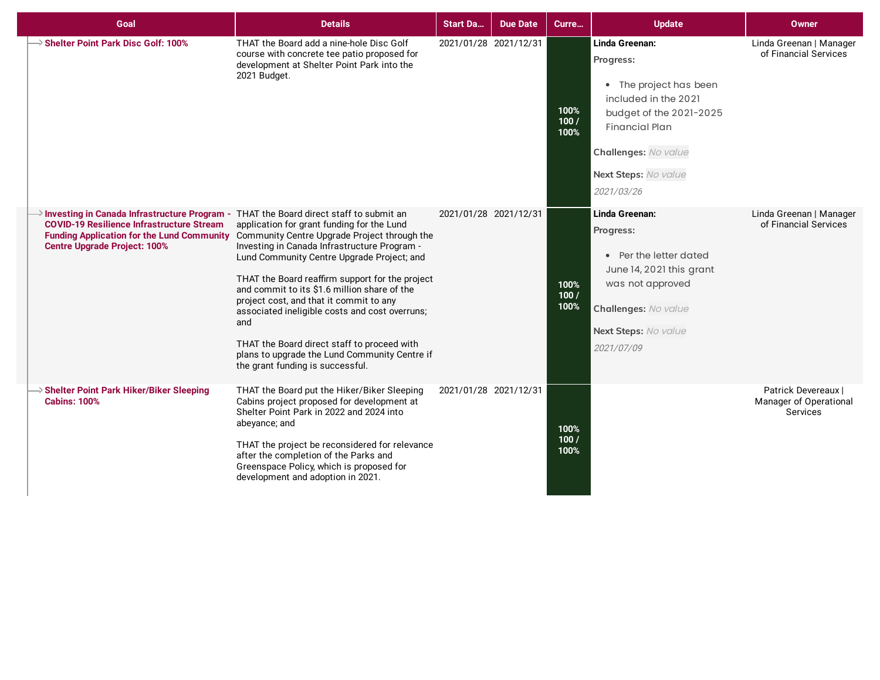| Goal | Details | Start Da... | Due Date | Curre... | Update | Owner |
|---|---|---|---|---|---|---|
| **Shelter Point Park Disc Golf: 100%** | THAT the Board add a nine-hole Disc Golf course with concrete tee patio proposed for development at Shelter Point Park into the 2021 Budget. | 2021/01/28 | 2021/12/31 | 100% 100 / 100% | **Linda Greenan:** **Progress:** • The project has been included in the 2021 budget of the 2021-2025 Financial Plan **Challenges:** *No value* **Next Steps:** *No value* *2021/03/26* | Linda Greenan \| Manager of Financial Services |
| **Investing in Canada Infrastructure Program - COVID-19 Resilience Infrastructure Stream Funding Application for the Lund Community Centre Upgrade Project: 100%** | THAT the Board direct staff to submit an application for grant funding for the Lund Community Centre Upgrade Project through the Investing in Canada Infrastructure Program - Lund Community Centre Upgrade Project; and<br><br>THAT the Board reaffirm support for the project and commit to its $1.6 million share of the project cost, and that it commit to any associated ineligible costs and cost overruns; and<br><br>THAT the Board direct staff to proceed with plans to upgrade the Lund Community Centre if the grant funding is successful. | 2021/01/28 | 2021/12/31 | 100% 100 / 100% | **Linda Greenan:** **Progress:** • Per the letter dated June 14, 2021 this grant was not approved **Challenges:** *No value* **Next Steps:** *No value* *2021/07/09* | Linda Greenan \| Manager of Financial Services |
| **Shelter Point Park Hiker/Biker Sleeping Cabins: 100%** | THAT the Board put the Hiker/Biker Sleeping Cabins project proposed for development at Shelter Point Park in 2022 and 2024 into abeyance; and<br><br>THAT the project be reconsidered for relevance after the completion of the Parks and Greenspace Policy, which is proposed for development and adoption in 2021. | 2021/01/28 | 2021/12/31 | 100% 100 / 100% | | Patrick Devereaux \| Manager of Operational Services |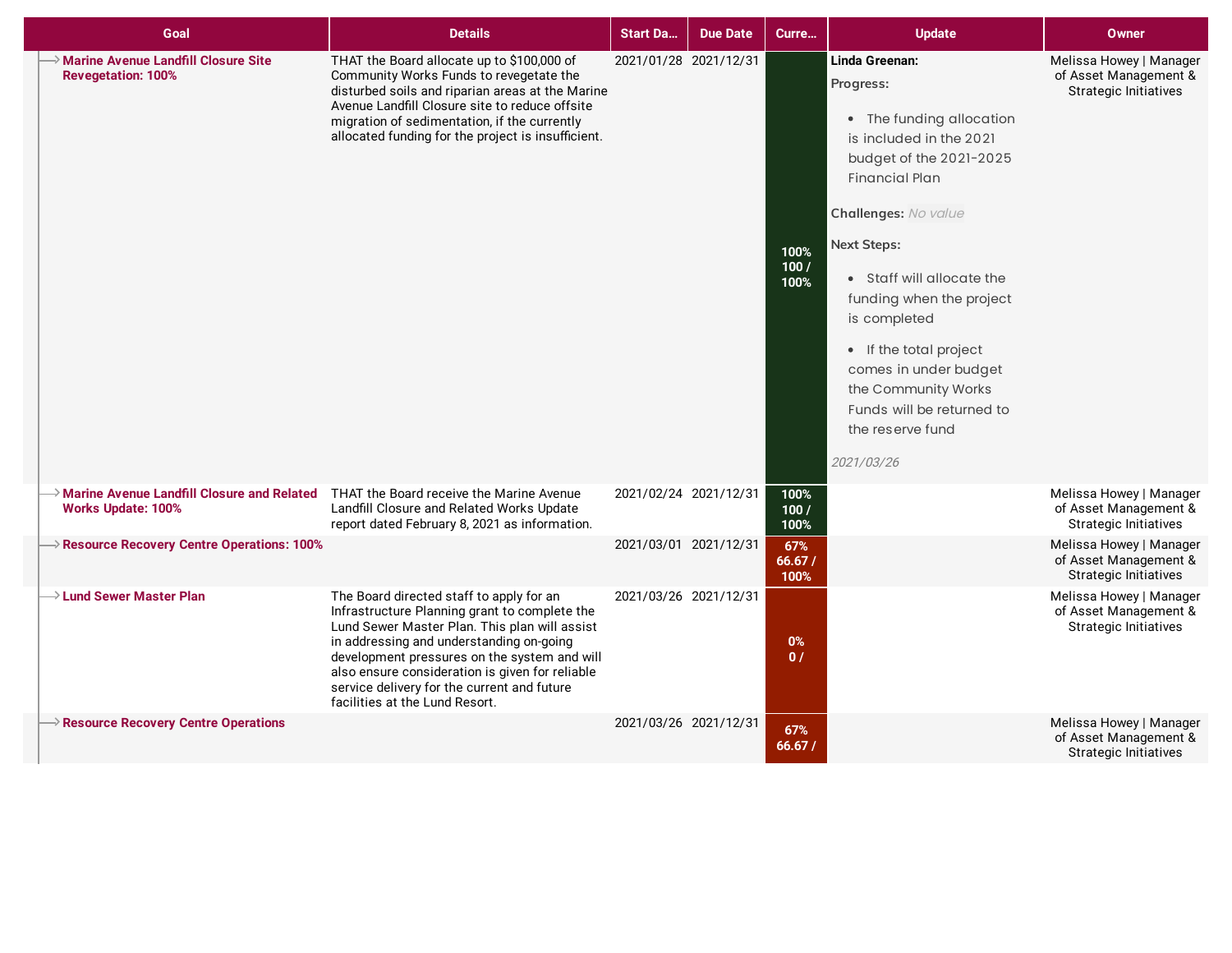| Goal | Details | Start Da... | Due Date | Curre... | Update | Owner |
|---|---|---|---|---|---|---|
| **Marine Avenue Landfill Closure Site Revegetation: 100%** | THAT the Board allocate up to $100,000 of Community Works Funds to revegetate the disturbed soils and riparian areas at the Marine Avenue Landfill Closure site to reduce offsite migration of sedimentation, if the currently allocated funding for the project is insufficient. | 2021/01/28 | 2021/12/31 | 100% 100 / 100% | **Linda Greenan:** **Progress:** • The funding allocation is included in the 2021 budget of the 2021-2025 Financial Plan **Challenges:** *No value* **Next Steps:** • Staff will allocate the funding when the project is completed • If the total project comes in under budget the Community Works Funds will be returned to the reserve fund *2021/03/26* | Melissa Howey \| Manager of Asset Management & Strategic Initiatives |
| **Marine Avenue Landfill Closure and Related Works Update: 100%** | THAT the Board receive the Marine Avenue Landfill Closure and Related Works Update report dated February 8, 2021 as information. | 2021/02/24 | 2021/12/31 | 100% 100 / 100% | | Melissa Howey \| Manager of Asset Management & Strategic Initiatives |
| **Resource Recovery Centre Operations: 100%** | | 2021/03/01 | 2021/12/31 | 67% 66.67 / 100% | | Melissa Howey \| Manager of Asset Management & Strategic Initiatives |
| **Lund Sewer Master Plan** | The Board directed staff to apply for an Infrastructure Planning grant to complete the Lund Sewer Master Plan. This plan will assist in addressing and understanding on-going development pressures on the system and will also ensure consideration is given for reliable service delivery for the current and future facilities at the Lund Resort. | 2021/03/26 | 2021/12/31 | 0% 0 / | | Melissa Howey \| Manager of Asset Management & Strategic Initiatives |
| **Resource Recovery Centre Operations** | | 2021/03/26 | 2021/12/31 | 67% 66.67 / | | Melissa Howey \| Manager of Asset Management & Strategic Initiatives |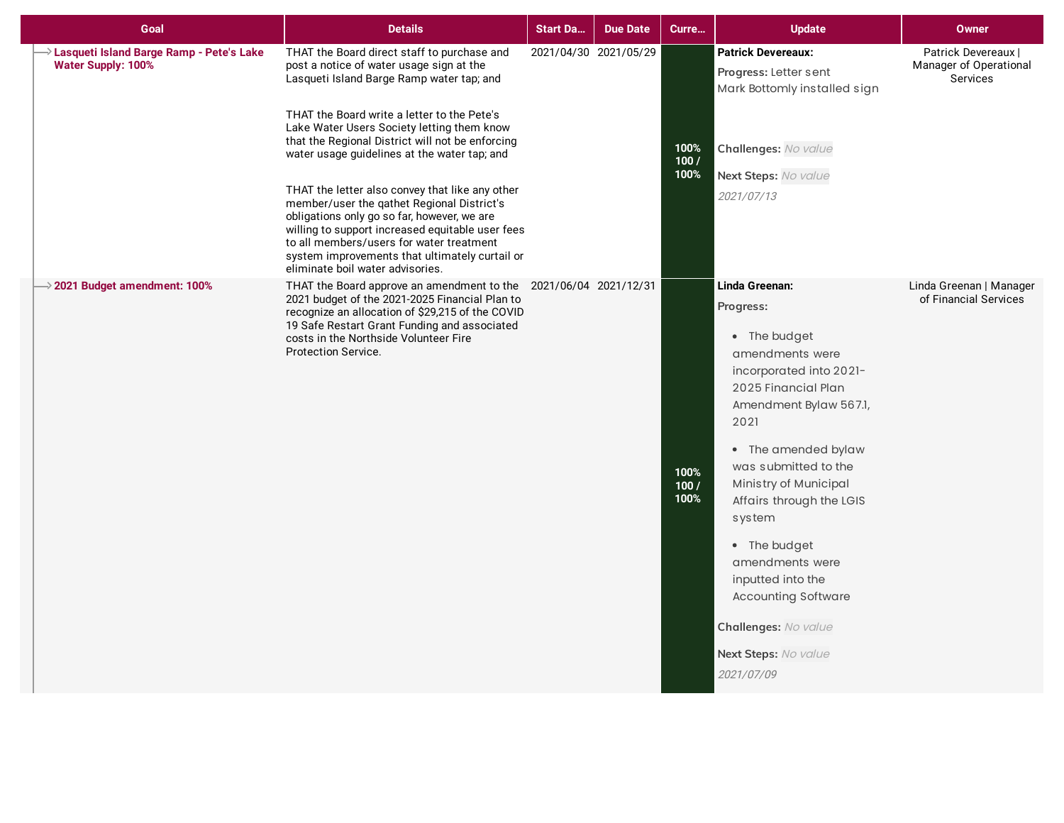| Goal | Details | Start Da... | Due Date | Curre... | Update | Owner |
|---|---|---|---|---|---|---|
| Lasqueti Island Barge Ramp - Pete's Lake Water Supply: 100% | THAT the Board direct staff to purchase and post a notice of water usage sign at the Lasqueti Island Barge Ramp water tap; and<br><br>THAT the Board write a letter to the Pete's Lake Water Users Society letting them know that the Regional District will not be enforcing water usage guidelines at the water tap; and<br><br>THAT the letter also convey that like any other member/user the qathet Regional District's obligations only go so far, however, we are willing to support increased equitable user fees to all members/users for water treatment system improvements that ultimately curtail or eliminate boil water advisories. | 2021/04/30 | 2021/05/29 | 100% 100 / 100% | **Patrick Devereaux:**<br>**Progress:** Letter sent<br>Mark Bottomly installed sign<br><br>**Challenges:** *No value*<br>**Next Steps:** *No value*<br>*2021/07/13* | Patrick Devereaux \| Manager of Operational Services |
| 2021 Budget amendment: 100% | THAT the Board approve an amendment to the 2021 budget of the 2021-2025 Financial Plan to recognize an allocation of $29,215 of the COVID 19 Safe Restart Grant Funding and associated costs in the Northside Volunteer Fire Protection Service. | 2021/06/04 | 2021/12/31 | 100% 100 / 100% | **Linda Greenan:**<br>**Progress:**<br>• The budget amendments were incorporated into 2021-2025 Financial Plan Amendment Bylaw 567.1, 2021<br>• The amended bylaw was submitted to the Ministry of Municipal Affairs through the LGIS system<br>• The budget amendments were inputted into the Accounting Software<br>**Challenges:** *No value*<br>**Next Steps:** *No value*<br>*2021/07/09* | Linda Greenan \| Manager of Financial Services |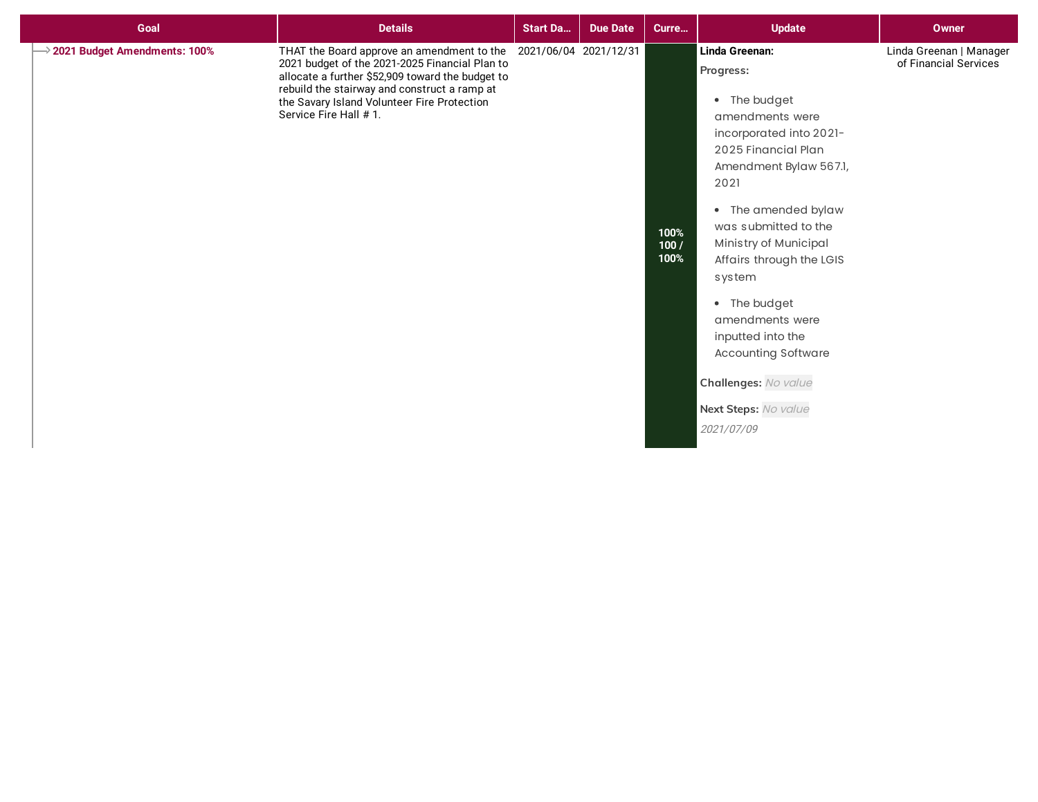| Goal | Details | Start Da... | Due Date | Curre... | Update | Owner |
|---|---|---|---|---|---|---|
| **2021 Budget Amendments: 100%** | THAT the Board approve an amendment to the 2021 budget of the 2021-2025 Financial Plan to allocate a further $52,909 toward the budget to rebuild the stairway and construct a ramp at the Savary Island Volunteer Fire Protection Service Fire Hall # 1. | 2021/06/04 | 2021/12/31 | 100% 100 / 100% | **Linda Greenan:** **Progress:** • The budget amendments were incorporated into 2021-2025 Financial Plan Amendment Bylaw 567.1, 2021 • The amended bylaw was submitted to the Ministry of Municipal Affairs through the LGIS system • The budget amendments were inputted into the Accounting Software **Challenges:** *No value* **Next Steps:** *No value* *2021/07/09* | Linda Greenan \| Manager of Financial Services |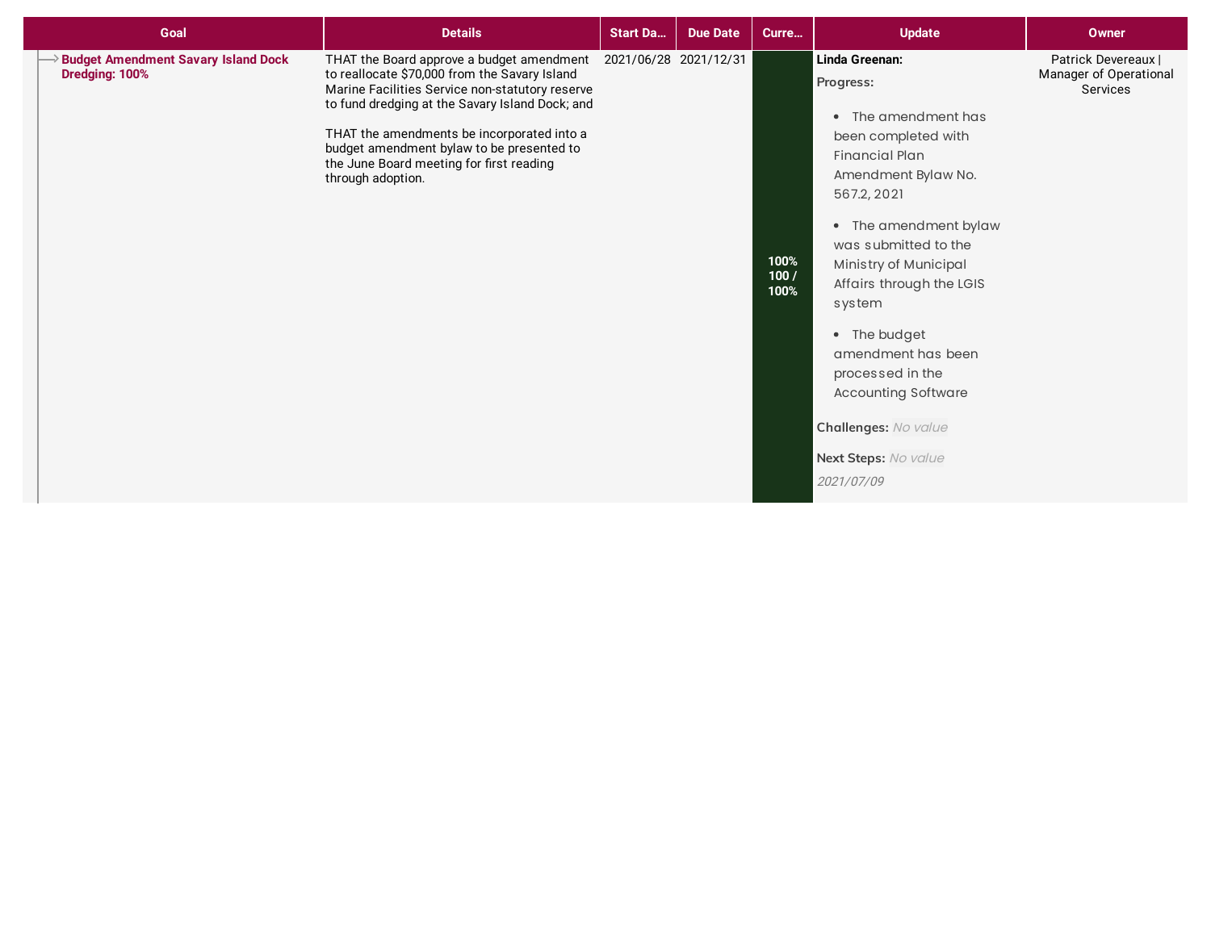| Goal | Details | Start Da... | Due Date | Curre... | Update | Owner |
|---|---|---|---|---|---|---|
| **Budget Amendment Savary Island Dock Dredging: 100%** | THAT the Board approve a budget amendment to reallocate $70,000 from the Savary Island Marine Facilities Service non-statutory reserve to fund dredging at the Savary Island Dock; and<br><br>THAT the amendments be incorporated into a budget amendment bylaw to be presented to the June Board meeting for first reading through adoption. | 2021/06/28 | 2021/12/31 | 100% 100 / 100% | **Linda Greenan:**<br>**Progress:**<br>• The amendment has been completed with Financial Plan Amendment Bylaw No. 567.2, 2021<br>• The amendment bylaw was submitted to the Ministry of Municipal Affairs through the LGIS system<br>• The budget amendment has been processed in the Accounting Software<br>**Challenges:** *No value*<br>**Next Steps:** *No value*<br>*2021/07/09* | Patrick Devereaux \| Manager of Operational Services |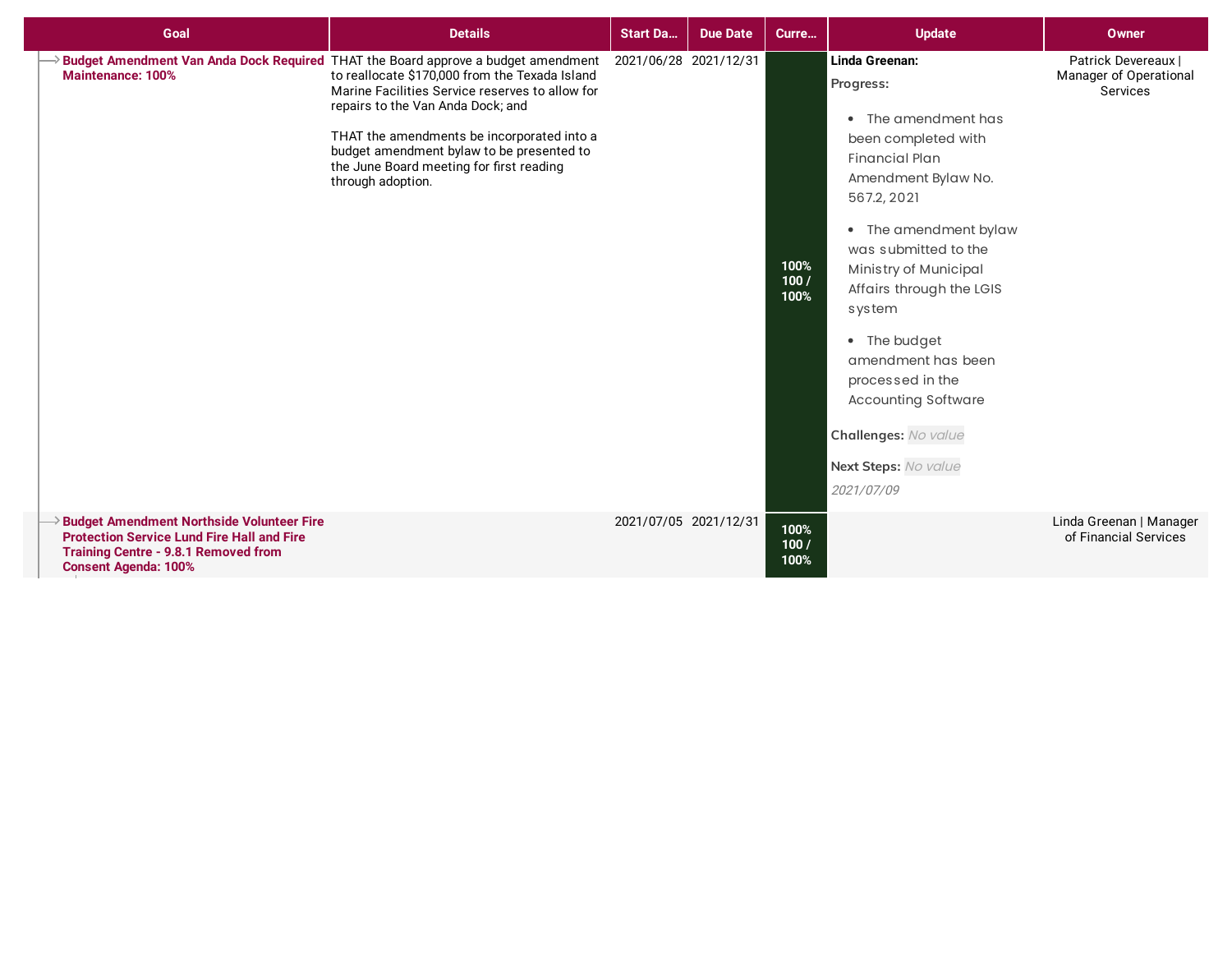| Goal | Details | Start Da... | Due Date | Curre... | Update | Owner |
|---|---|---|---|---|---|---|
| **Budget Amendment Van Anda Dock Required Maintenance: 100%** | THAT the Board approve a budget amendment to reallocate $170,000 from the Texada Island Marine Facilities Service reserves to allow for repairs to the Van Anda Dock; and<br><br>THAT the amendments be incorporated into a budget amendment bylaw to be presented to the June Board meeting for first reading through adoption. | 2021/06/28 | 2021/12/31 | 100% 100 / 100% | **Linda Greenan:**<br>**Progress:**<br>• The amendment has been completed with Financial Plan Amendment Bylaw No. 567.2, 2021<br>• The amendment bylaw was submitted to the Ministry of Municipal Affairs through the LGIS system<br>• The budget amendment has been processed in the Accounting Software<br>**Challenges:** *No value*<br>**Next Steps:** *No value*<br>*2021/07/09* | Patrick Devereaux \| Manager of Operational Services |
| **Budget Amendment Northside Volunteer Fire Protection Service Lund Fire Hall and Fire Training Centre - 9.8.1 Removed from Consent Agenda: 100%** | | 2021/07/05 | 2021/12/31 | 100% 100 / 100% | | Linda Greenan \| Manager of Financial Services |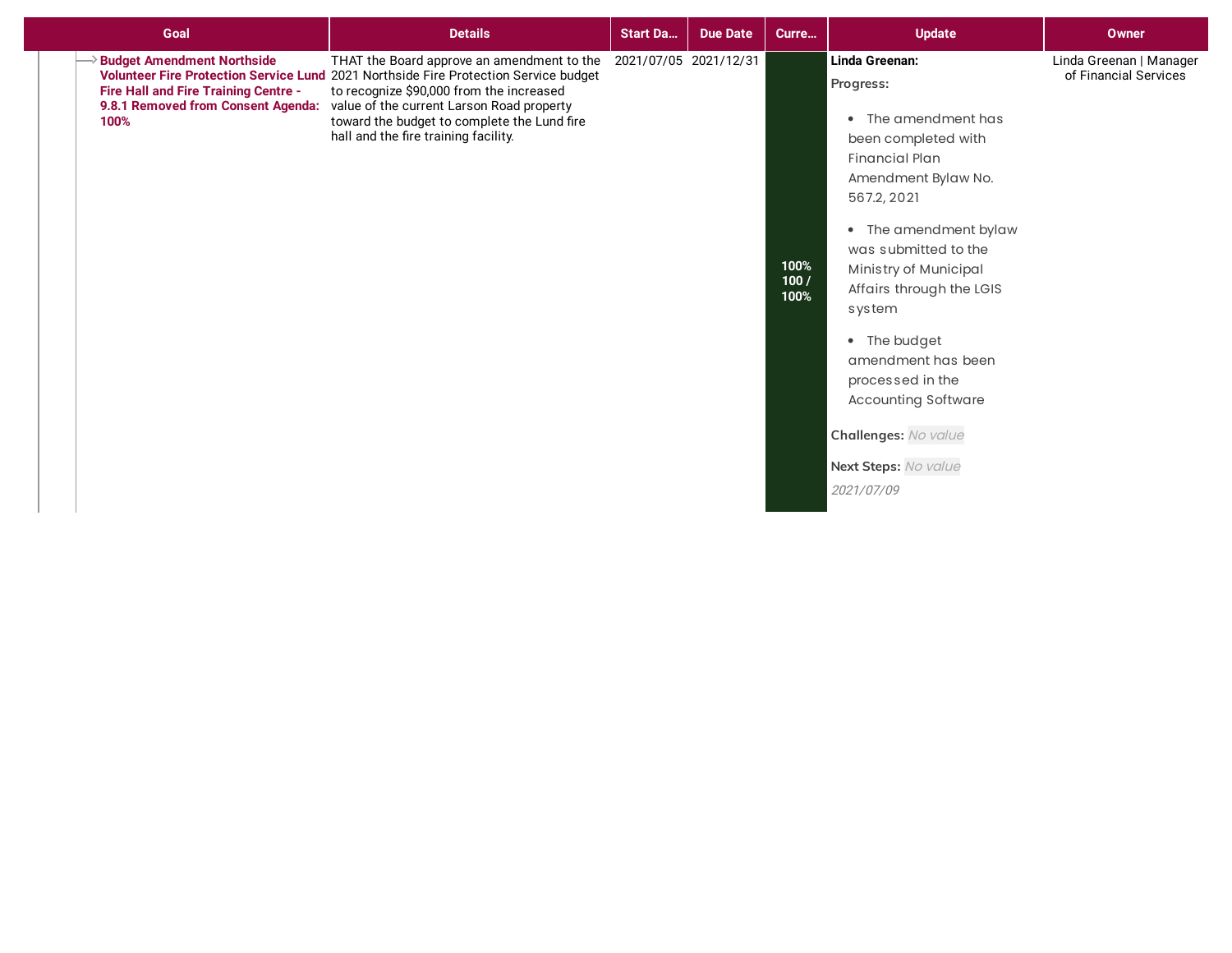| Goal | Details | Start Da... | Due Date | Curre... | Update | Owner |
|---|---|---|---|---|---|---|
| **Budget Amendment Northside Volunteer Fire Protection Service Lund Fire Hall and Fire Training Centre - 9.8.1 Removed from Consent Agenda: 100%** | THAT the Board approve an amendment to the 2021 Northside Fire Protection Service budget to recognize $90,000 from the increased value of the current Larson Road property toward the budget to complete the Lund fire hall and the fire training facility. | 2021/07/05 | 2021/12/31 | 100% 100 / 100% | **Linda Greenan:** **Progress:** • The amendment has been completed with Financial Plan Amendment Bylaw No. 567.2, 2021 • The amendment bylaw was submitted to the Ministry of Municipal Affairs through the LGIS system • The budget amendment has been processed in the Accounting Software **Challenges:** *No value* **Next Steps:** *No value* *2021/07/09* | Linda Greenan \| Manager of Financial Services |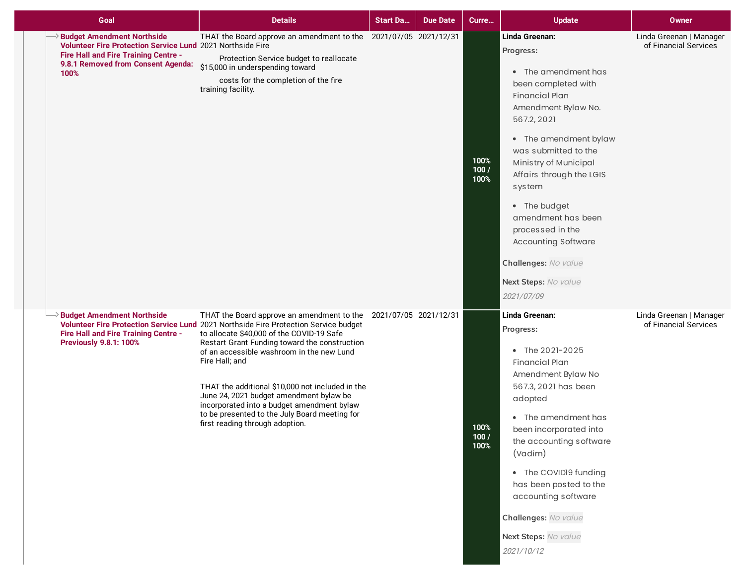| Goal | Details | Start Da... | Due Date | Curre... | Update | Owner |
|---|---|---|---|---|---|---|
| **Budget Amendment Northside Volunteer Fire Protection Service Lund Fire Hall and Fire Training Centre - 9.8.1 Removed from Consent Agenda: 100%** | THAT the Board approve an amendment to the 2021 Northside Fire Protection Service budget to reallocate $15,000 in underspending toward costs for the completion of the fire training facility. | 2021/07/05 | 2021/12/31 | 100% 100 / 100% | **Linda Greenan:** **Progress:** <br>• The amendment has been completed with Financial Plan Amendment Bylaw No. 567.2, 2021 <br>• The amendment bylaw was submitted to the Ministry of Municipal Affairs through the LGIS system <br>• The budget amendment has been processed in the Accounting Software <br>**Challenges:** *No value* <br>**Next Steps:** *No value* <br>*2021/07/09* | Linda Greenan \| Manager of Financial Services |
| **Budget Amendment Northside Volunteer Fire Protection Service Lund Fire Hall and Fire Training Centre - Previously 9.8.1: 100%** | THAT the Board approve an amendment to the 2021 Northside Fire Protection Service budget to allocate $40,000 of the COVID-19 Safe Restart Grant Funding toward the construction of an accessible washroom in the new Lund Fire Hall; and <br><br>THAT the additional $10,000 not included in the June 24, 2021 budget amendment bylaw be incorporated into a budget amendment bylaw to be presented to the July Board meeting for first reading through adoption. | 2021/07/05 | 2021/12/31 | 100% 100 / 100% | **Linda Greenan:** **Progress:** <br>• The 2021-2025 Financial Plan Amendment Bylaw No 567.3, 2021 has been adopted <br>• The amendment has been incorporated into the accounting software (Vadim) <br>• The COVID19 funding has been posted to the accounting software <br>**Challenges:** *No value* <br>**Next Steps:** *No value* <br>*2021/10/12* | Linda Greenan \| Manager of Financial Services |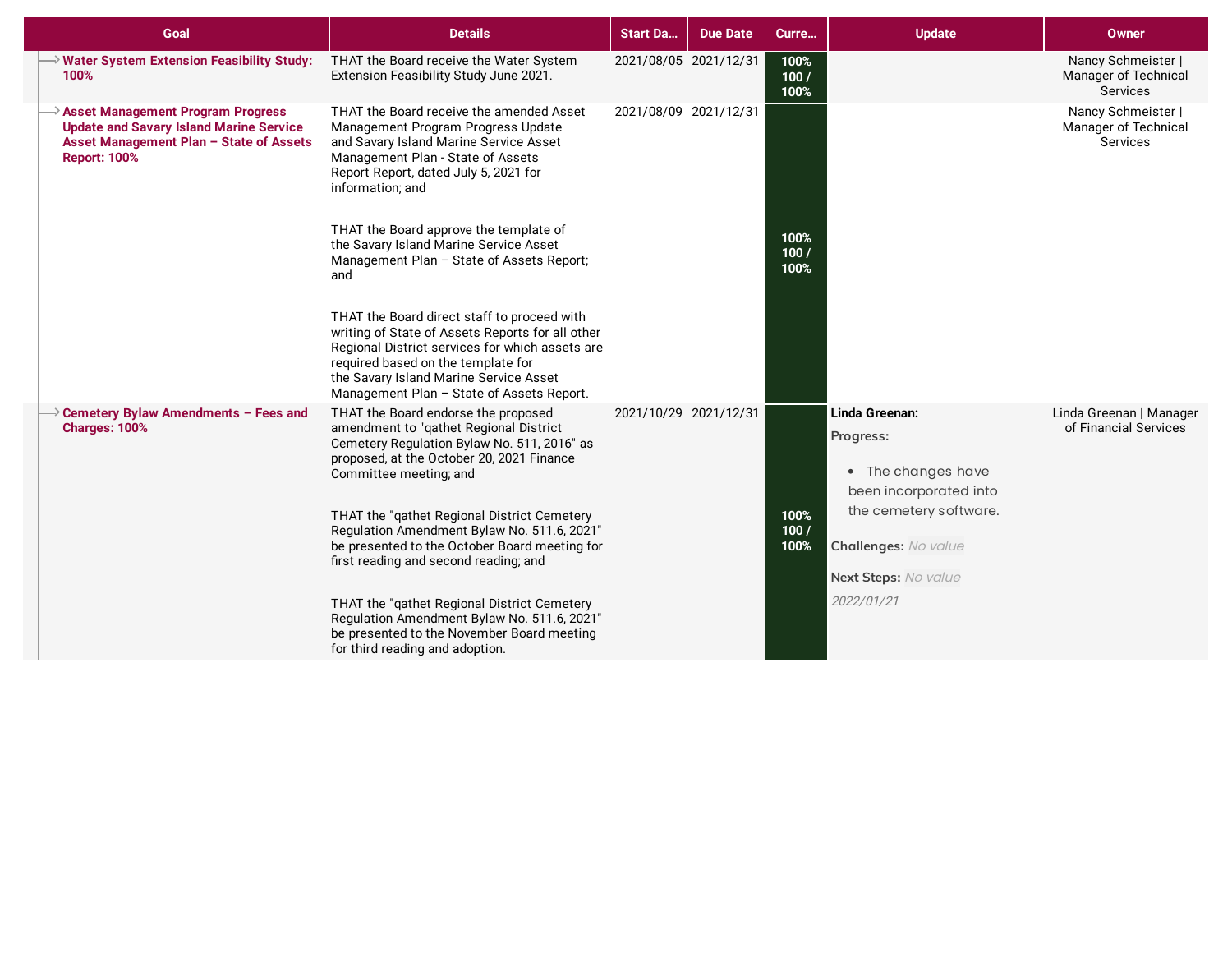| Goal | Details | Start Da... | Due Date | Curre... | Update | Owner |
|---|---|---|---|---|---|---|
| **Water System Extension Feasibility Study: 100%** | THAT the Board receive the Water System Extension Feasibility Study June 2021. | 2021/08/05 | 2021/12/31 | **100% 100 / 100%** | | Nancy Schmeister \| Manager of Technical Services |
| **Asset Management Program Progress Update and Savary Island Marine Service Asset Management Plan – State of Assets Report: 100%** | THAT the Board receive the amended Asset Management Program Progress Update and Savary Island Marine Service Asset Management Plan - State of Assets Report Report, dated July 5, 2021 for information; and<br><br>THAT the Board approve the template of the Savary Island Marine Service Asset Management Plan – State of Assets Report; and<br><br>THAT the Board direct staff to proceed with writing of State of Assets Reports for all other Regional District services for which assets are required based on the template for the Savary Island Marine Service Asset Management Plan – State of Assets Report. | 2021/08/09 | 2021/12/31 | **100% 100 / 100%** | | Nancy Schmeister \| Manager of Technical Services |
| **Cemetery Bylaw Amendments – Fees and Charges: 100%** | THAT the Board endorse the proposed amendment to "qathet Regional District Cemetery Regulation Bylaw No. 511, 2016" as proposed, at the October 20, 2021 Finance Committee meeting; and<br><br>THAT the "qathet Regional District Cemetery Regulation Amendment Bylaw No. 511.6, 2021" be presented to the October Board meeting for first reading and second reading; and<br><br>THAT the "qathet Regional District Cemetery Regulation Amendment Bylaw No. 511.6, 2021" be presented to the November Board meeting for third reading and adoption. | 2021/10/29 | 2021/12/31 | **100% 100 / 100%** | **Linda Greenan:**<br>**Progress:**<br>• The changes have been incorporated into the cemetery software.<br>**Challenges:** *No value*<br>**Next Steps:** *No value*<br>*2022/01/21* | Linda Greenan \| Manager of Financial Services |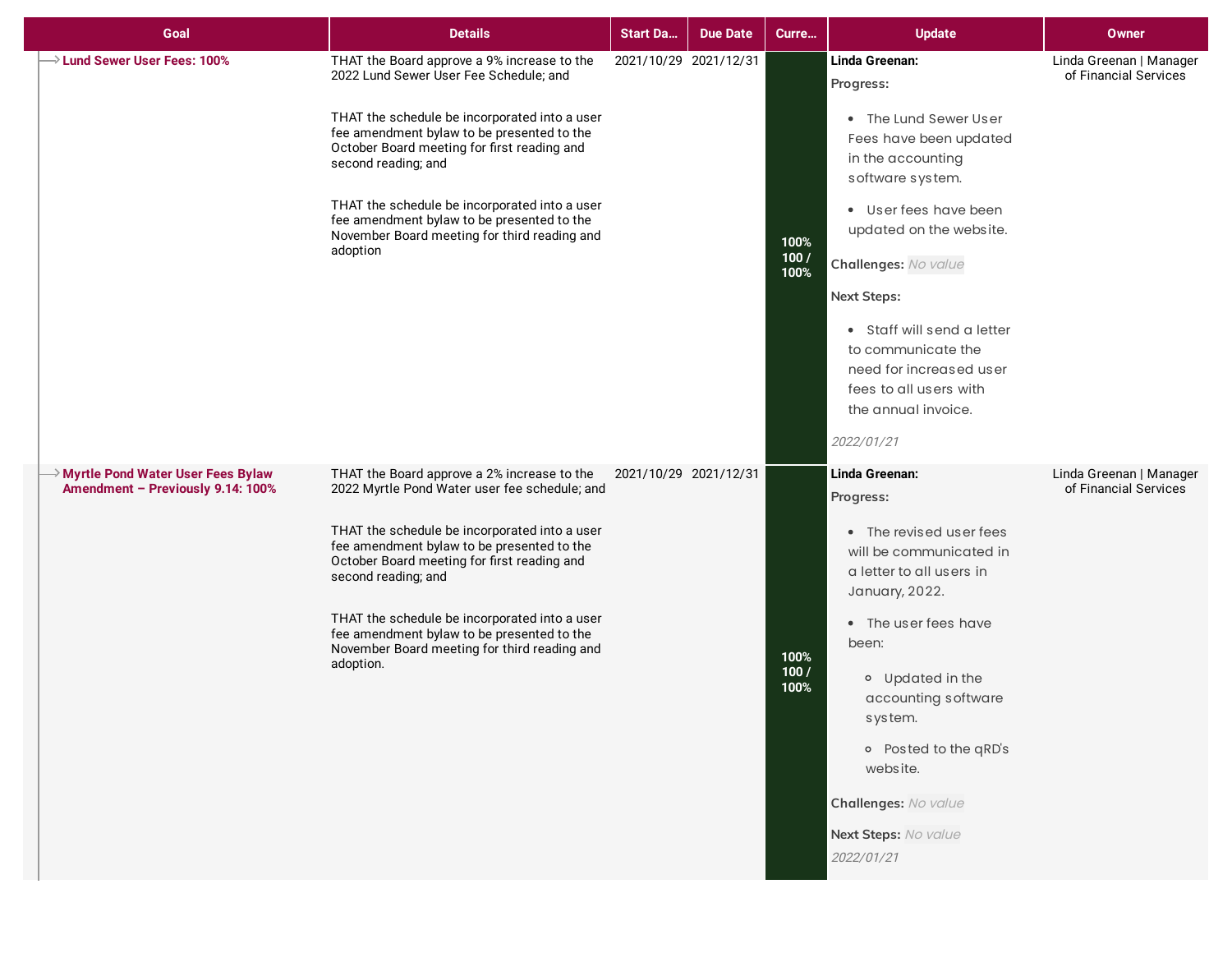| Goal | Details | Start Da... | Due Date | Curre... | Update | Owner |
|---|---|---|---|---|---|---|
| **Lund Sewer User Fees: 100%** | THAT the Board approve a 9% increase to the 2022 Lund Sewer User Fee Schedule; and<br><br>THAT the schedule be incorporated into a user fee amendment bylaw to be presented to the October Board meeting for first reading and second reading; and<br><br>THAT the schedule be incorporated into a user fee amendment bylaw to be presented to the November Board meeting for third reading and adoption | 2021/10/29 | 2021/12/31 | 100%<br>100 / 100% | **Linda Greenan:**<br>**Progress:**<br>• The Lund Sewer User Fees have been updated in the accounting software system.<br>• User fees have been updated on the website.<br>**Challenges:** *No value*<br>**Next Steps:**<br>• Staff will send a letter to communicate the need for increased user fees to all users with the annual invoice.<br>*2022/01/21* | Linda Greenan \| Manager of Financial Services |
| **Myrtle Pond Water User Fees Bylaw Amendment – Previously 9.14: 100%** | THAT the Board approve a 2% increase to the 2022 Myrtle Pond Water user fee schedule; and<br><br>THAT the schedule be incorporated into a user fee amendment bylaw to be presented to the October Board meeting for first reading and second reading; and<br><br>THAT the schedule be incorporated into a user fee amendment bylaw to be presented to the November Board meeting for third reading and adoption. | 2021/10/29 | 2021/12/31 | 100%<br>100 / 100% | **Linda Greenan:**<br>**Progress:**<br>• The revised user fees will be communicated in a letter to all users in January, 2022.<br>• The user fees have been:<br>&nbsp;&nbsp;◦ Updated in the accounting software system.<br>&nbsp;&nbsp;◦ Posted to the qRD's website.<br>**Challenges:** *No value*<br>**Next Steps:** *No value*<br>*2022/01/21* | Linda Greenan \| Manager of Financial Services |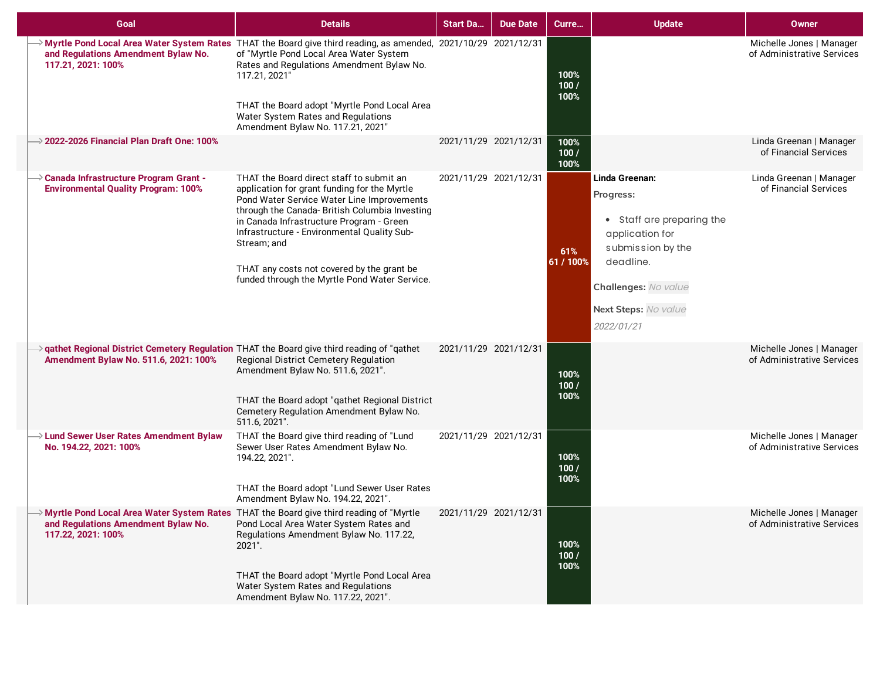| Goal | Details | Start Da... | Due Date | Curre... | Update | Owner |
|---|---|---|---|---|---|---|
| **Myrtle Pond Local Area Water System Rates and Regulations Amendment Bylaw No. 117.21, 2021: 100%** | THAT the Board give third reading, as amended, of "Myrtle Pond Local Area Water System Rates and Regulations Amendment Bylaw No. 117.21, 2021"<br><br>THAT the Board adopt "Myrtle Pond Local Area Water System Rates and Regulations Amendment Bylaw No. 117.21, 2021" | 2021/10/29 | 2021/12/31 | 100% 100 / 100% | | Michelle Jones \| Manager of Administrative Services |
| **2022-2026 Financial Plan Draft One: 100%** | | 2021/11/29 | 2021/12/31 | 100% 100 / 100% | | Linda Greenan \| Manager of Financial Services |
| **Canada Infrastructure Program Grant - Environmental Quality Program: 100%** | THAT the Board direct staff to submit an application for grant funding for the Myrtle Pond Water Service Water Line Improvements through the Canada- British Columbia Investing in Canada Infrastructure Program - Green Infrastructure - Environmental Quality Sub-Stream; and<br><br>THAT any costs not covered by the grant be funded through the Myrtle Pond Water Service. | 2021/11/29 | 2021/12/31 | 61% 61 / 100% | **Linda Greenan:**<br>**Progress:**<br>• Staff are preparing the application for submission by the deadline.<br>**Challenges:** *No value*<br>**Next Steps:** *No value*<br>*2022/01/21* | Linda Greenan \| Manager of Financial Services |
| **qathet Regional District Cemetery Regulation Amendment Bylaw No. 511.6, 2021: 100%** | THAT the Board give third reading of "qathet Regional District Cemetery Regulation Amendment Bylaw No. 511.6, 2021".<br><br>THAT the Board adopt "qathet Regional District Cemetery Regulation Amendment Bylaw No. 511.6, 2021". | 2021/11/29 | 2021/12/31 | 100% 100 / 100% | | Michelle Jones \| Manager of Administrative Services |
| **Lund Sewer User Rates Amendment Bylaw No. 194.22, 2021: 100%** | THAT the Board give third reading of "Lund Sewer User Rates Amendment Bylaw No. 194.22, 2021".<br><br>THAT the Board adopt "Lund Sewer User Rates Amendment Bylaw No. 194.22, 2021". | 2021/11/29 | 2021/12/31 | 100% 100 / 100% | | Michelle Jones \| Manager of Administrative Services |
| **Myrtle Pond Local Area Water System Rates and Regulations Amendment Bylaw No. 117.22, 2021: 100%** | THAT the Board give third reading of "Myrtle Pond Local Area Water System Rates and Regulations Amendment Bylaw No. 117.22, 2021".<br><br>THAT the Board adopt "Myrtle Pond Local Area Water System Rates and Regulations Amendment Bylaw No. 117.22, 2021". | 2021/11/29 | 2021/12/31 | 100% 100 / 100% | | Michelle Jones \| Manager of Administrative Services |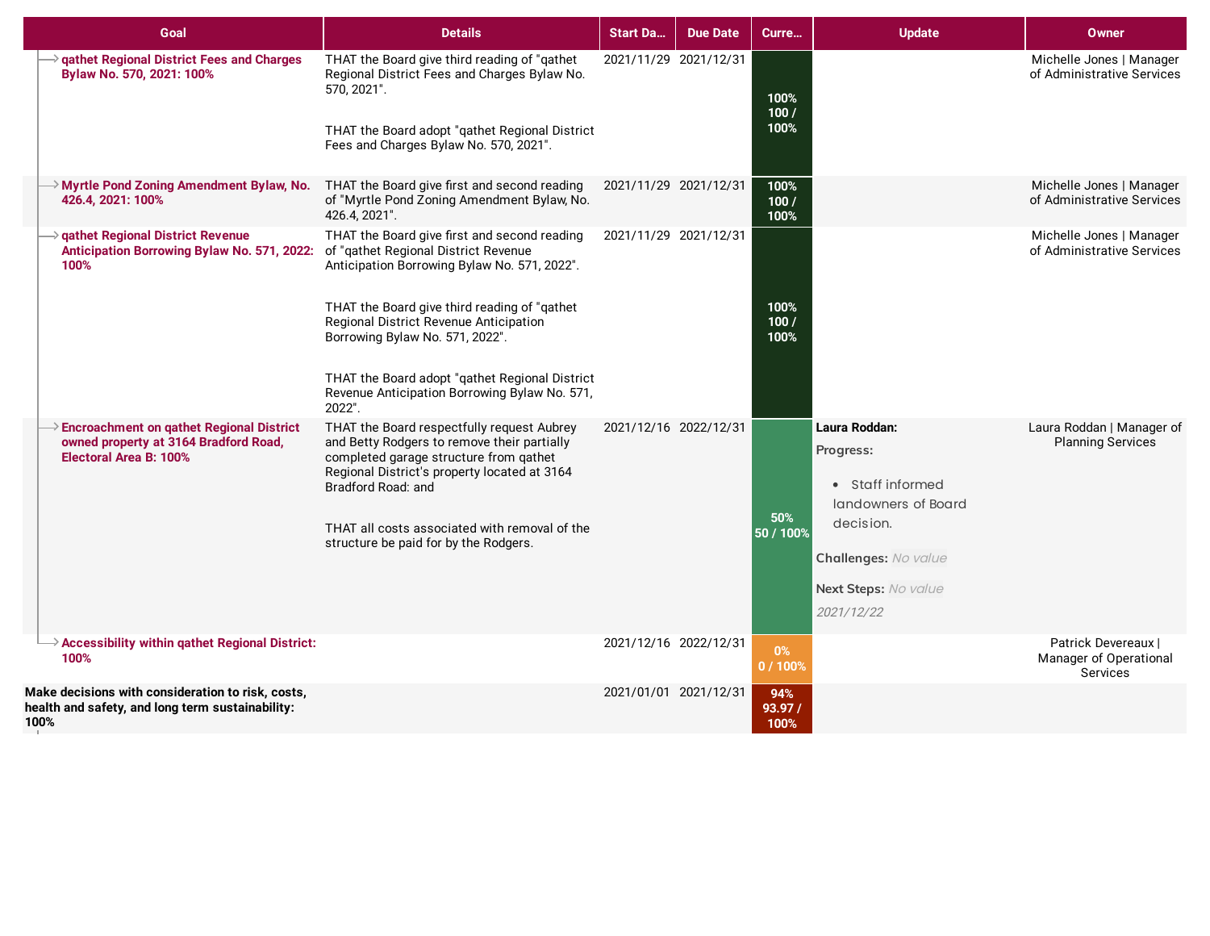| Goal | Details | Start Da... | Due Date | Curre... | Update | Owner |
|---|---|---|---|---|---|---|
| qathet Regional District Fees and Charges Bylaw No. 570, 2021: 100% | THAT the Board give third reading of "qathet Regional District Fees and Charges Bylaw No. 570, 2021".<br><br>THAT the Board adopt "qathet Regional District Fees and Charges Bylaw No. 570, 2021". | 2021/11/29 | 2021/12/31 | 100% 100 / 100% | | Michelle Jones \| Manager of Administrative Services |
| Myrtle Pond Zoning Amendment Bylaw, No. 426.4, 2021: 100% | THAT the Board give first and second reading of "Myrtle Pond Zoning Amendment Bylaw, No. 426.4, 2021". | 2021/11/29 | 2021/12/31 | 100% 100 / 100% | | Michelle Jones \| Manager of Administrative Services |
| qathet Regional District Revenue Anticipation Borrowing Bylaw No. 571, 2022: 100% | THAT the Board give first and second reading of "qathet Regional District Revenue Anticipation Borrowing Bylaw No. 571, 2022".<br><br>THAT the Board give third reading of "qathet Regional District Revenue Anticipation Borrowing Bylaw No. 571, 2022".<br><br>THAT the Board adopt "qathet Regional District Revenue Anticipation Borrowing Bylaw No. 571, 2022". | 2021/11/29 | 2021/12/31 | 100% 100 / 100% | | Michelle Jones \| Manager of Administrative Services |
| Encroachment on qathet Regional District owned property at 3164 Bradford Road, Electoral Area B: 100% | THAT the Board respectfully request Aubrey and Betty Rodgers to remove their partially completed garage structure from qathet Regional District's property located at 3164 Bradford Road: and<br><br>THAT all costs associated with removal of the structure be paid for by the Rodgers. | 2021/12/16 | 2022/12/31 | 50% 50 / 100% | **Laura Roddan:**<br>**Progress:**<br>• Staff informed landowners of Board decision.<br>**Challenges:** *No value*<br>**Next Steps:** *No value*<br>*2021/12/22* | Laura Roddan \| Manager of Planning Services |
| Accessibility within qathet Regional District: 100% | | 2021/12/16 | 2022/12/31 | 0% 0 / 100% | | Patrick Devereaux \| Manager of Operational Services |
| **Make decisions with consideration to risk, costs, health and safety, and long term sustainability: 100%** | | 2021/01/01 | 2021/12/31 | 94% 93.97 / 100% | | |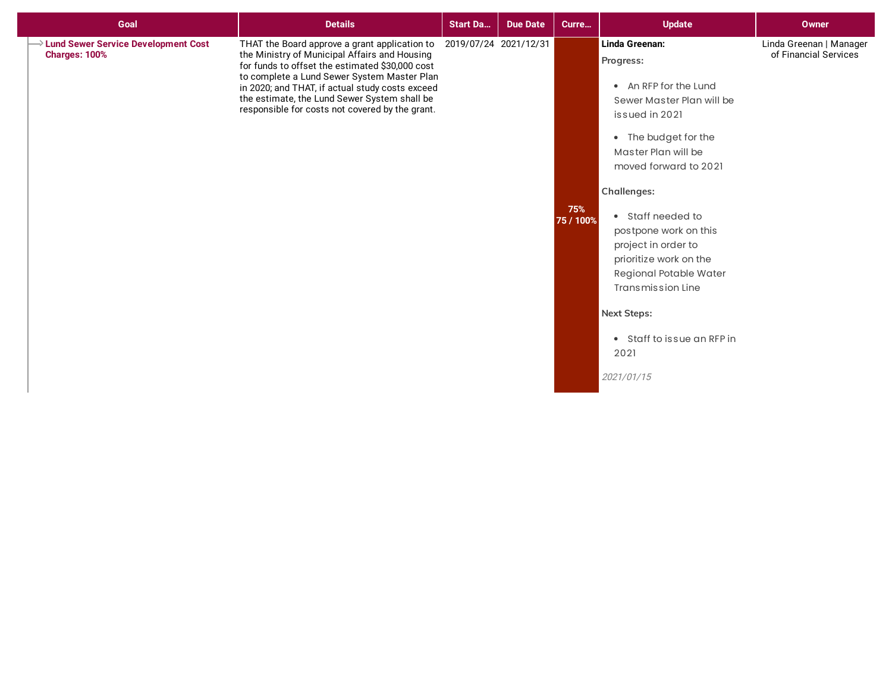| Goal | Details | Start Da... | Due Date | Curre... | Update | Owner |
|---|---|---|---|---|---|---|
| **Lund Sewer Service Development Cost Charges: 100%** | THAT the Board approve a grant application to the Ministry of Municipal Affairs and Housing for funds to offset the estimated $30,000 cost to complete a Lund Sewer System Master Plan in 2020; and THAT, if actual study costs exceed the estimate, the Lund Sewer System shall be responsible for costs not covered by the grant. | 2019/07/24 | 2021/12/31 | 75% 75 / 100% | **Linda Greenan:** **Progress:** • An RFP for the Lund Sewer Master Plan will be issued in 2021 • The budget for the Master Plan will be moved forward to 2021 **Challenges:** • Staff needed to postpone work on this project in order to prioritize work on the Regional Potable Water Transmission Line **Next Steps:** • Staff to issue an RFP in 2021 *2021/01/15* | Linda Greenan \| Manager of Financial Services |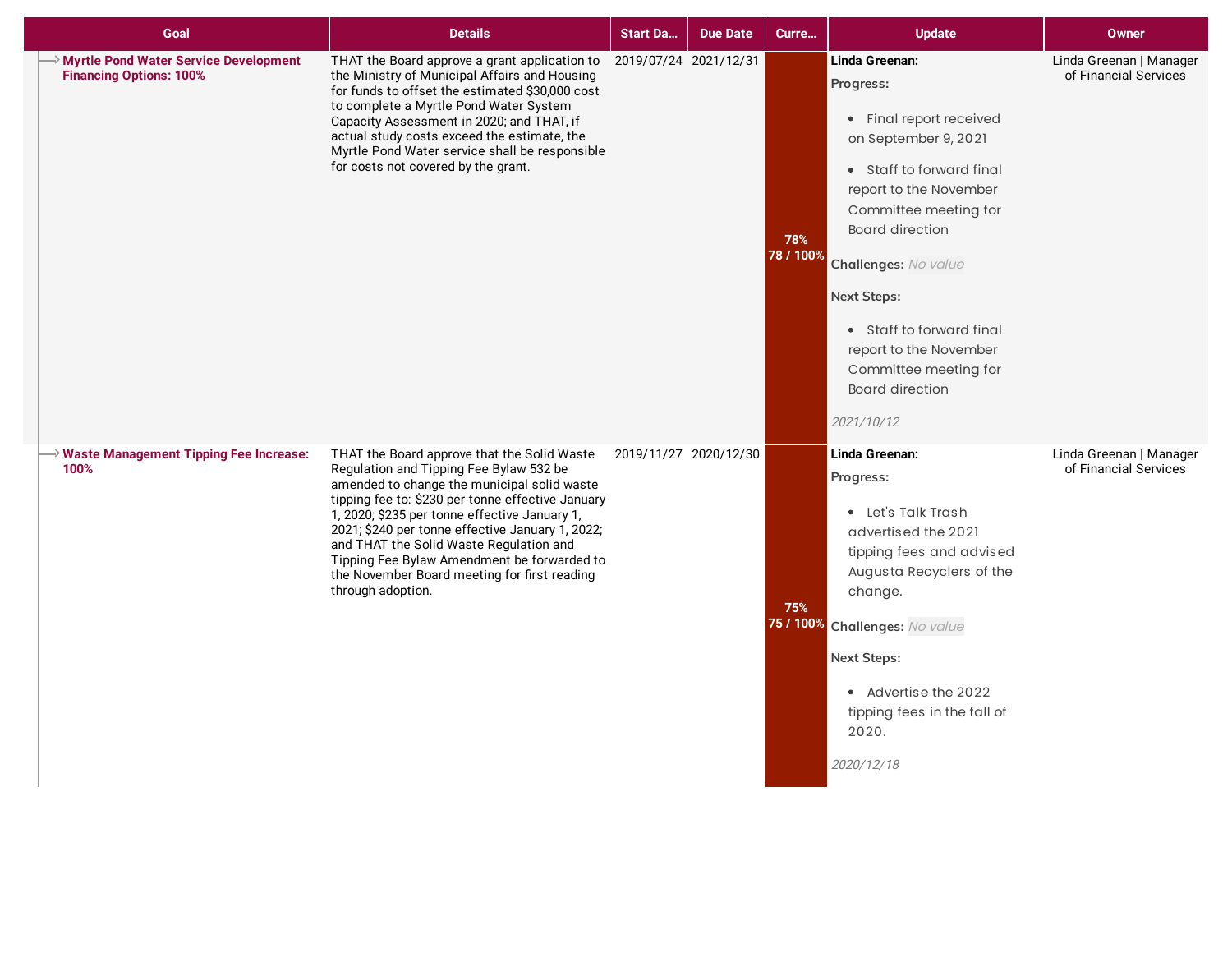| Goal | Details | Start Da... | Due Date | Curre... | Update | Owner |
|---|---|---|---|---|---|---|
| **Myrtle Pond Water Service Development Financing Options: 100%** | THAT the Board approve a grant application to the Ministry of Municipal Affairs and Housing for funds to offset the estimated $30,000 cost to complete a Myrtle Pond Water System Capacity Assessment in 2020; and THAT, if actual study costs exceed the estimate, the Myrtle Pond Water service shall be responsible for costs not covered by the grant. | 2019/07/24 | 2021/12/31 | 78% 78 / 100% | **Linda Greenan:** **Progress:** • Final report received on September 9, 2021 • Staff to forward final report to the November Committee meeting for Board direction **Challenges:** *No value* **Next Steps:** • Staff to forward final report to the November Committee meeting for Board direction *2021/10/12* | Linda Greenan \| Manager of Financial Services |
| **Waste Management Tipping Fee Increase: 100%** | THAT the Board approve that the Solid Waste Regulation and Tipping Fee Bylaw 532 be amended to change the municipal solid waste tipping fee to: $230 per tonne effective January 1, 2020; $235 per tonne effective January 1, 2021; $240 per tonne effective January 1, 2022; and THAT the Solid Waste Regulation and Tipping Fee Bylaw Amendment be forwarded to the November Board meeting for first reading through adoption. | 2019/11/27 | 2020/12/30 | 75% 75 / 100% | **Linda Greenan:** **Progress:** • Let's Talk Trash advertised the 2021 tipping fees and advised Augusta Recyclers of the change. **Challenges:** *No value* **Next Steps:** • Advertise the 2022 tipping fees in the fall of 2020. *2020/12/18* | Linda Greenan \| Manager of Financial Services |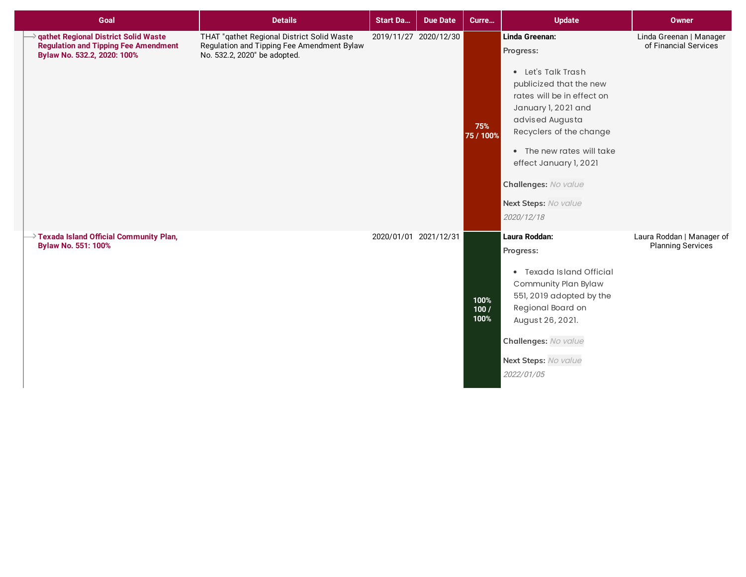| Goal | Details | Start Da... | Due Date | Curre... | Update | Owner |
|---|---|---|---|---|---|---|
| qathet Regional District Solid Waste Regulation and Tipping Fee Amendment Bylaw No. 532.2, 2020: 100% | THAT "qathet Regional District Solid Waste Regulation and Tipping Fee Amendment Bylaw No. 532.2, 2020" be adopted. | 2019/11/27 | 2020/12/30 | 75% 75 / 100% | **Linda Greenan:** **Progress:** <br>• Let's Talk Trash publicized that the new rates will be in effect on January 1, 2021 and advised Augusta Recyclers of the change <br>• The new rates will take effect January 1, 2021 <br>**Challenges:** *No value* <br>**Next Steps:** *No value* <br>*2020/12/18* | Linda Greenan \| Manager of Financial Services |
| Texada Island Official Community Plan, Bylaw No. 551: 100% | | 2020/01/01 | 2021/12/31 | 100% 100 / 100% | **Laura Roddan:** **Progress:** <br>• Texada Island Official Community Plan Bylaw 551, 2019 adopted by the Regional Board on August 26, 2021. <br>**Challenges:** *No value* <br>**Next Steps:** *No value* <br>*2022/01/05* | Laura Roddan \| Manager of Planning Services |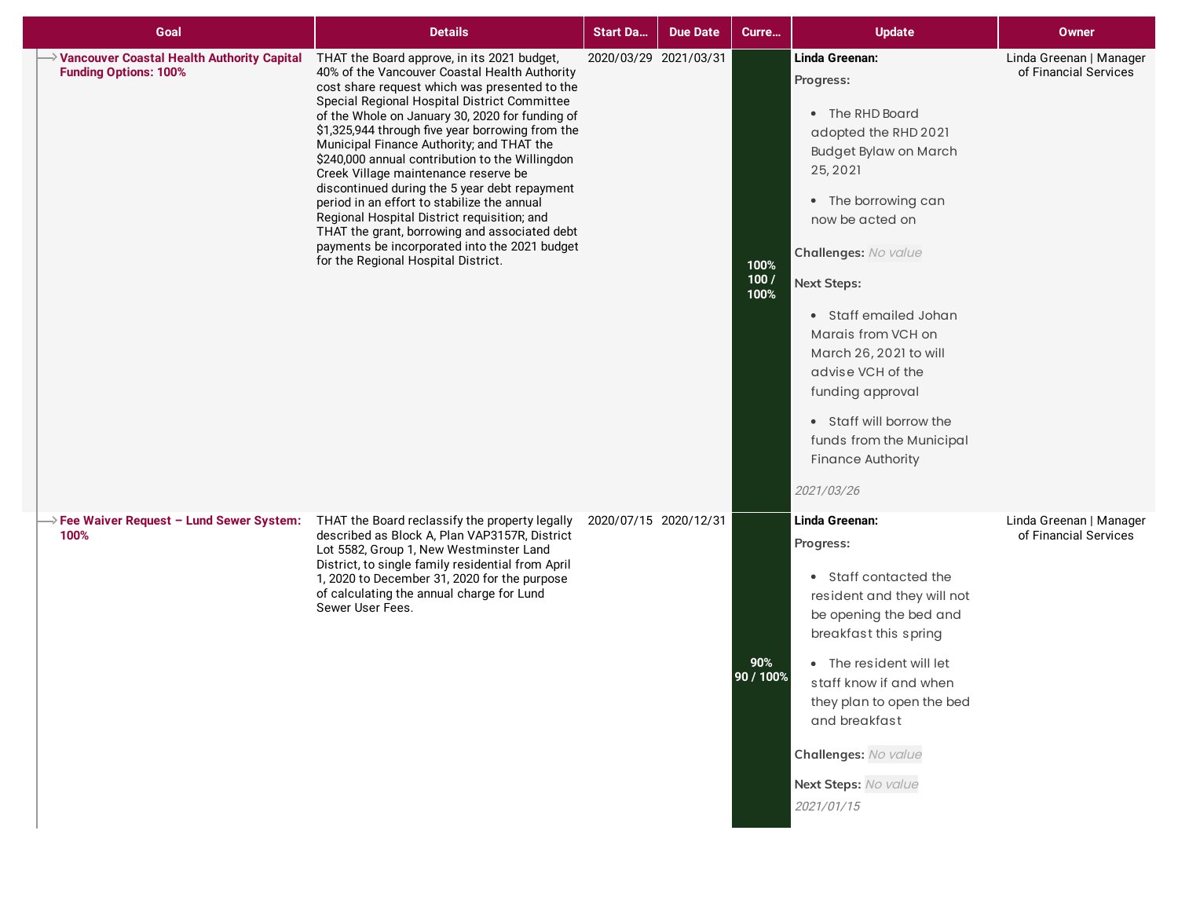| Goal | Details | Start Da... | Due Date | Curre... | Update | Owner |
|---|---|---|---|---|---|---|
| **Vancouver Coastal Health Authority Capital Funding Options: 100%** | THAT the Board approve, in its 2021 budget, 40% of the Vancouver Coastal Health Authority cost share request which was presented to the Special Regional Hospital District Committee of the Whole on January 30, 2020 for funding of $1,325,944 through five year borrowing from the Municipal Finance Authority; and THAT the $240,000 annual contribution to the Willingdon Creek Village maintenance reserve be discontinued during the 5 year debt repayment period in an effort to stabilize the annual Regional Hospital District requisition; and THAT the grant, borrowing and associated debt payments be incorporated into the 2021 budget for the Regional Hospital District. | 2020/03/29 | 2021/03/31 | 100% 100 / 100% | **Linda Greenan:** **Progress:** • The RHD Board adopted the RHD 2021 Budget Bylaw on March 25, 2021 • The borrowing can now be acted on **Challenges:** *No value* **Next Steps:** • Staff emailed Johan Marais from VCH on March 26, 2021 to will advise VCH of the funding approval • Staff will borrow the funds from the Municipal Finance Authority *2021/03/26* | Linda Greenan \| Manager of Financial Services |
| **Fee Waiver Request – Lund Sewer System: 100%** | THAT the Board reclassify the property legally described as Block A, Plan VAP3157R, District Lot 5582, Group 1, New Westminster Land District, to single family residential from April 1, 2020 to December 31, 2020 for the purpose of calculating the annual charge for Lund Sewer User Fees. | 2020/07/15 | 2020/12/31 | 90% 90 / 100% | **Linda Greenan:** **Progress:** • Staff contacted the resident and they will not be opening the bed and breakfast this spring • The resident will let staff know if and when they plan to open the bed and breakfast **Challenges:** *No value* **Next Steps:** *No value* *2021/01/15* | Linda Greenan \| Manager of Financial Services |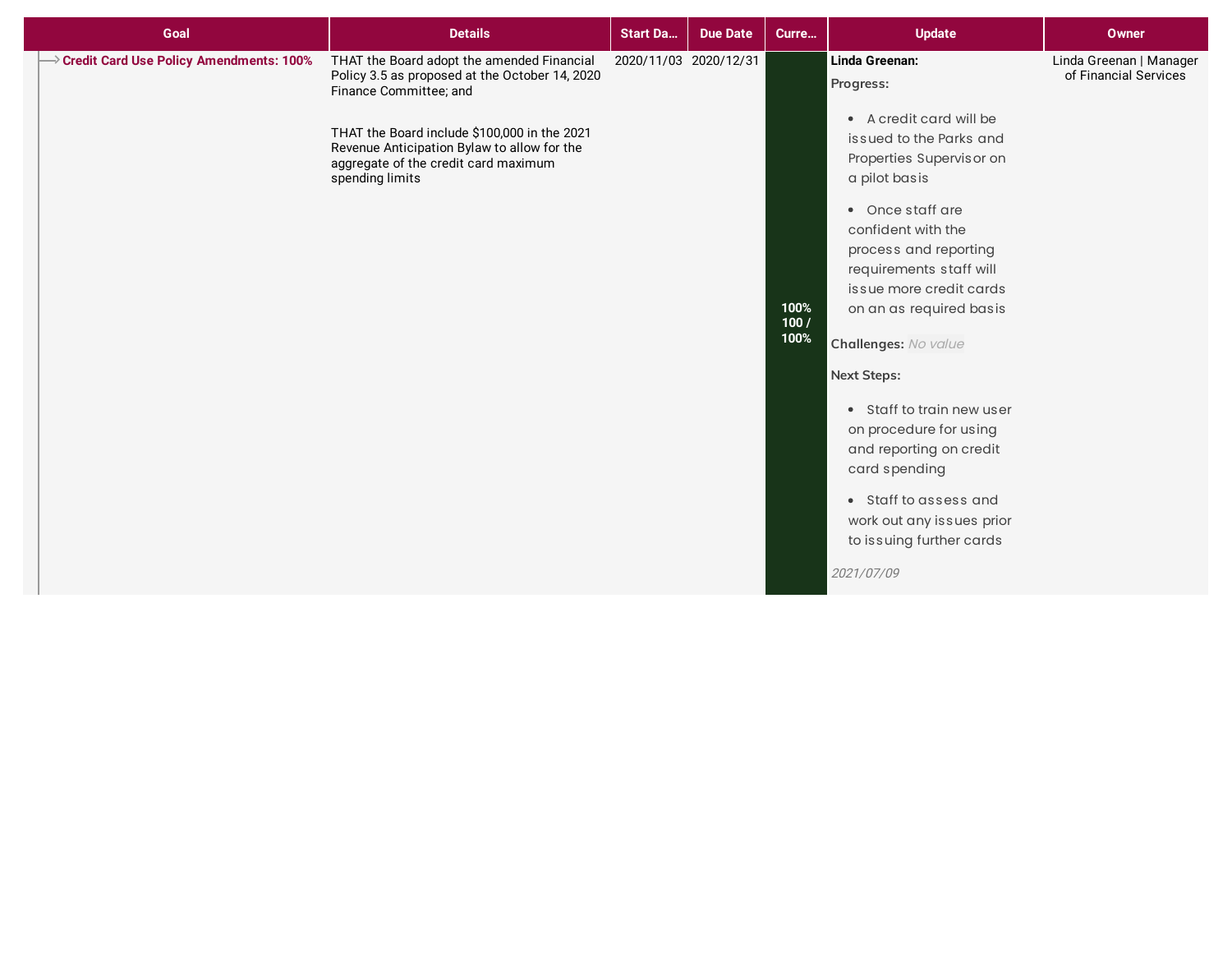| Goal | Details | Start Da... | Due Date | Curre... | Update | Owner |
|---|---|---|---|---|---|---|
| **Credit Card Use Policy Amendments: 100%** | THAT the Board adopt the amended Financial Policy 3.5 as proposed at the October 14, 2020 Finance Committee; and<br><br>THAT the Board include $100,000 in the 2021 Revenue Anticipation Bylaw to allow for the aggregate of the credit card maximum spending limits | 2020/11/03 | 2020/12/31 | 100%<br>100 / 100% | **Linda Greenan:**<br>**Progress:**<br>• A credit card will be issued to the Parks and Properties Supervisor on a pilot basis<br>• Once staff are confident with the process and reporting requirements staff will issue more credit cards on an as required basis<br>**Challenges:** *No value*<br>**Next Steps:**<br>• Staff to train new user on procedure for using and reporting on credit card spending<br>• Staff to assess and work out any issues prior to issuing further cards<br>*2021/07/09* | Linda Greenan \| Manager of Financial Services |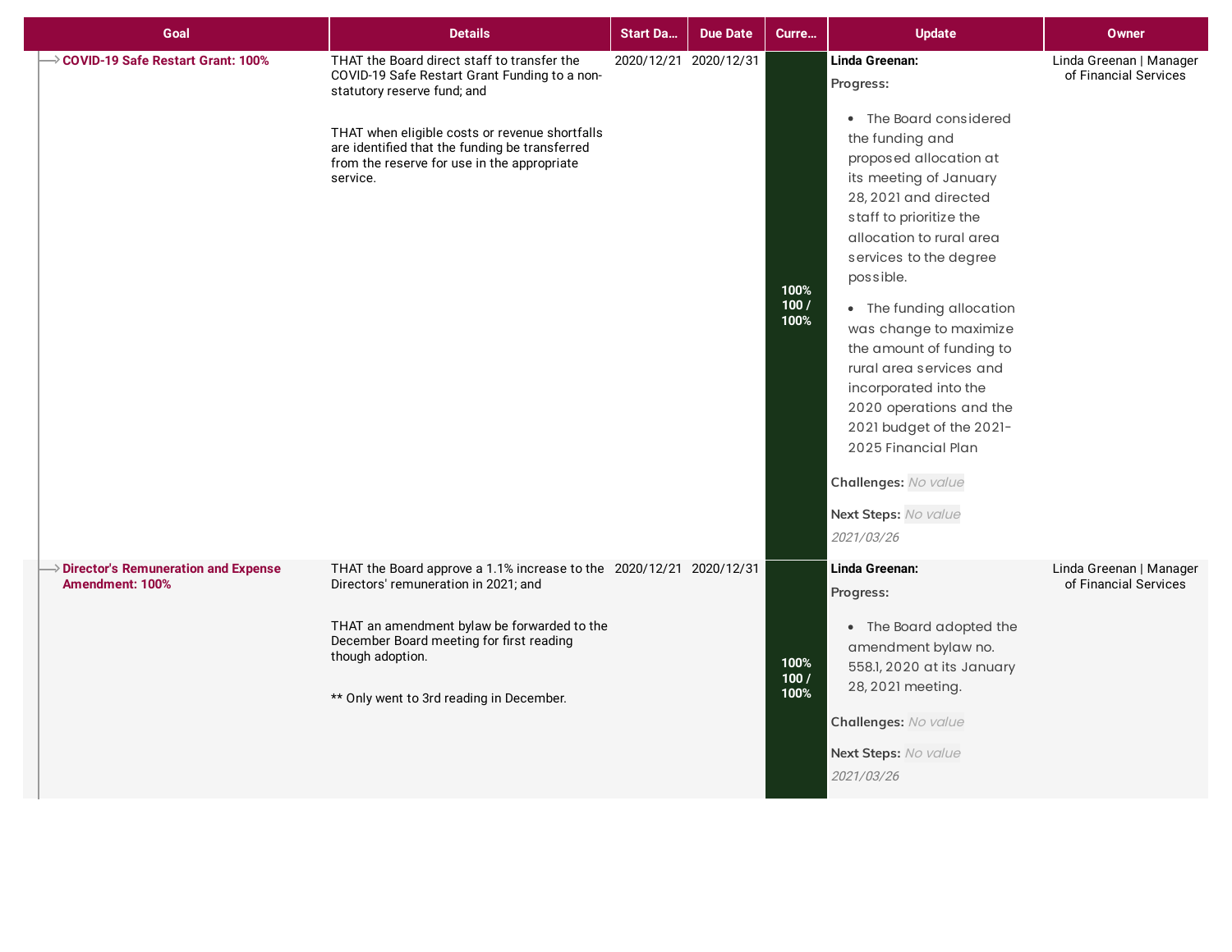| Goal | Details | Start Da... | Due Date | Curre... | Update | Owner |
|---|---|---|---|---|---|---|
| **COVID-19 Safe Restart Grant: 100%** | THAT the Board direct staff to transfer the COVID-19 Safe Restart Grant Funding to a non-statutory reserve fund; and<br><br>THAT when eligible costs or revenue shortfalls are identified that the funding be transferred from the reserve for use in the appropriate service. | 2020/12/21 | 2020/12/31 | 100% 100 / 100% | **Linda Greenan:**<br>**Progress:**<br>• The Board considered the funding and proposed allocation at its meeting of January 28, 2021 and directed staff to prioritize the allocation to rural area services to the degree possible.<br>• The funding allocation was change to maximize the amount of funding to rural area services and incorporated into the 2020 operations and the 2021 budget of the 2021-2025 Financial Plan<br>**Challenges:** *No value*<br>**Next Steps:** *No value*<br>*2021/03/26* | Linda Greenan \| Manager of Financial Services |
| **Director's Remuneration and Expense Amendment: 100%** | THAT the Board approve a 1.1% increase to the Directors' remuneration in 2021; and<br><br>THAT an amendment bylaw be forwarded to the December Board meeting for first reading though adoption.<br><br>** Only went to 3rd reading in December. | 2020/12/21 | 2020/12/31 | 100% 100 / 100% | **Linda Greenan:**<br>**Progress:**<br>• The Board adopted the amendment bylaw no. 558.1, 2020 at its January 28, 2021 meeting.<br>**Challenges:** *No value*<br>**Next Steps:** *No value*<br>*2021/03/26* | Linda Greenan \| Manager of Financial Services |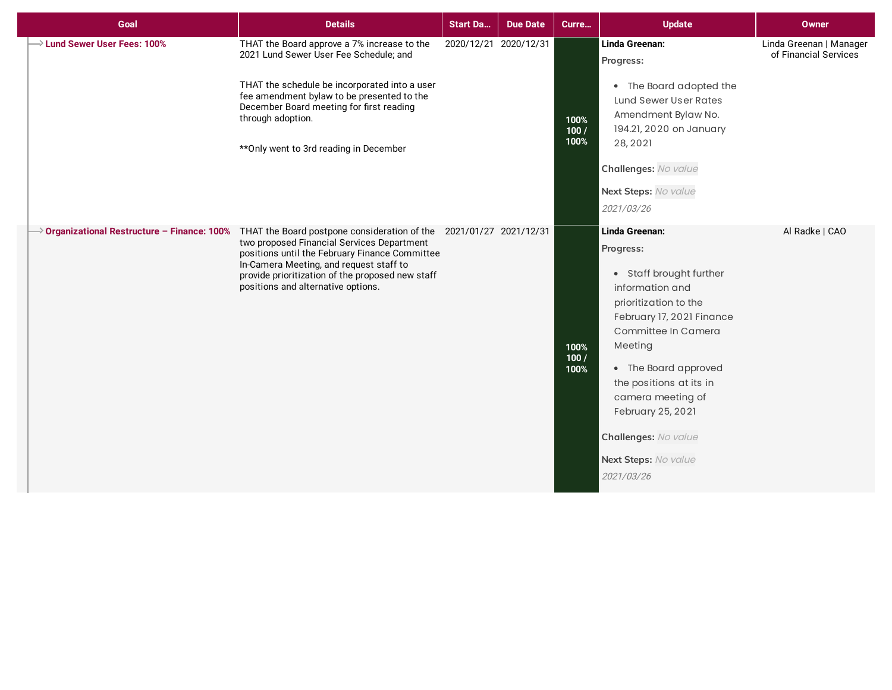| Goal | Details | Start Da... | Due Date | Curre... | Update | Owner |
| --- | --- | --- | --- | --- | --- | --- |
| **Lund Sewer User Fees: 100%** | THAT the Board approve a 7% increase to the 2021 Lund Sewer User Fee Schedule; and<br><br>THAT the schedule be incorporated into a user fee amendment bylaw to be presented to the December Board meeting for first reading through adoption.<br><br>**Only went to 3rd reading in December | 2020/12/21 | 2020/12/31 | 100%<br>100 / 100% | **Linda Greenan:**<br>**Progress:**<br>• The Board adopted the Lund Sewer User Rates Amendment Bylaw No. 194.21, 2020 on January 28, 2021<br>**Challenges:** *No value*<br>**Next Steps:** *No value*<br>*2021/03/26* | Linda Greenan \| Manager of Financial Services |
| **Organizational Restructure – Finance: 100%** | THAT the Board postpone consideration of the two proposed Financial Services Department positions until the February Finance Committee In-Camera Meeting, and request staff to provide prioritization of the proposed new staff positions and alternative options. | 2021/01/27 | 2021/12/31 | 100%<br>100 / 100% | **Linda Greenan:**<br>**Progress:**<br>• Staff brought further information and prioritization to the February 17, 2021 Finance Committee In Camera Meeting<br>• The Board approved the positions at its in camera meeting of February 25, 2021<br>**Challenges:** *No value*<br>**Next Steps:** *No value*<br>*2021/03/26* | Al Radke \| CAO |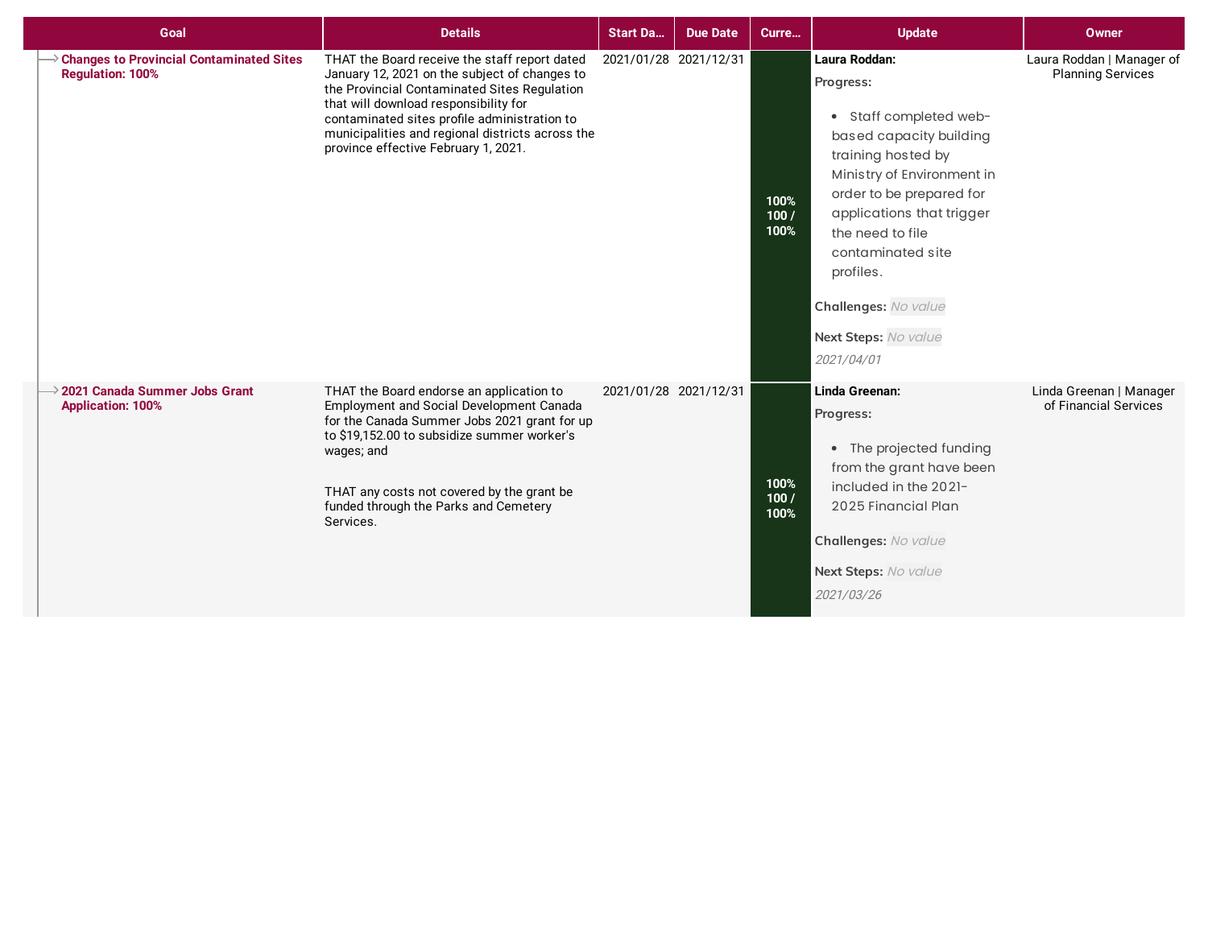| Goal | Details | Start Da... | Due Date | Curre... | Update | Owner |
|---|---|---|---|---|---|---|
| **Changes to Provincial Contaminated Sites Regulation: 100%** | THAT the Board receive the staff report dated January 12, 2021 on the subject of changes to the Provincial Contaminated Sites Regulation that will download responsibility for contaminated sites profile administration to municipalities and regional districts across the province effective February 1, 2021. | 2021/01/28 | 2021/12/31 | 100% 100 / 100% | **Laura Roddan:** **Progress:** • Staff completed web-based capacity building training hosted by Ministry of Environment in order to be prepared for applications that trigger the need to file contaminated site profiles. **Challenges:** *No value* **Next Steps:** *No value* *2021/04/01* | Laura Roddan \| Manager of Planning Services |
| **2021 Canada Summer Jobs Grant Application: 100%** | THAT the Board endorse an application to Employment and Social Development Canada for the Canada Summer Jobs 2021 grant for up to $19,152.00 to subsidize summer worker's wages; and<br><br>THAT any costs not covered by the grant be funded through the Parks and Cemetery Services. | 2021/01/28 | 2021/12/31 | 100% 100 / 100% | **Linda Greenan:** **Progress:** • The projected funding from the grant have been included in the 2021-2025 Financial Plan **Challenges:** *No value* **Next Steps:** *No value* *2021/03/26* | Linda Greenan \| Manager of Financial Services |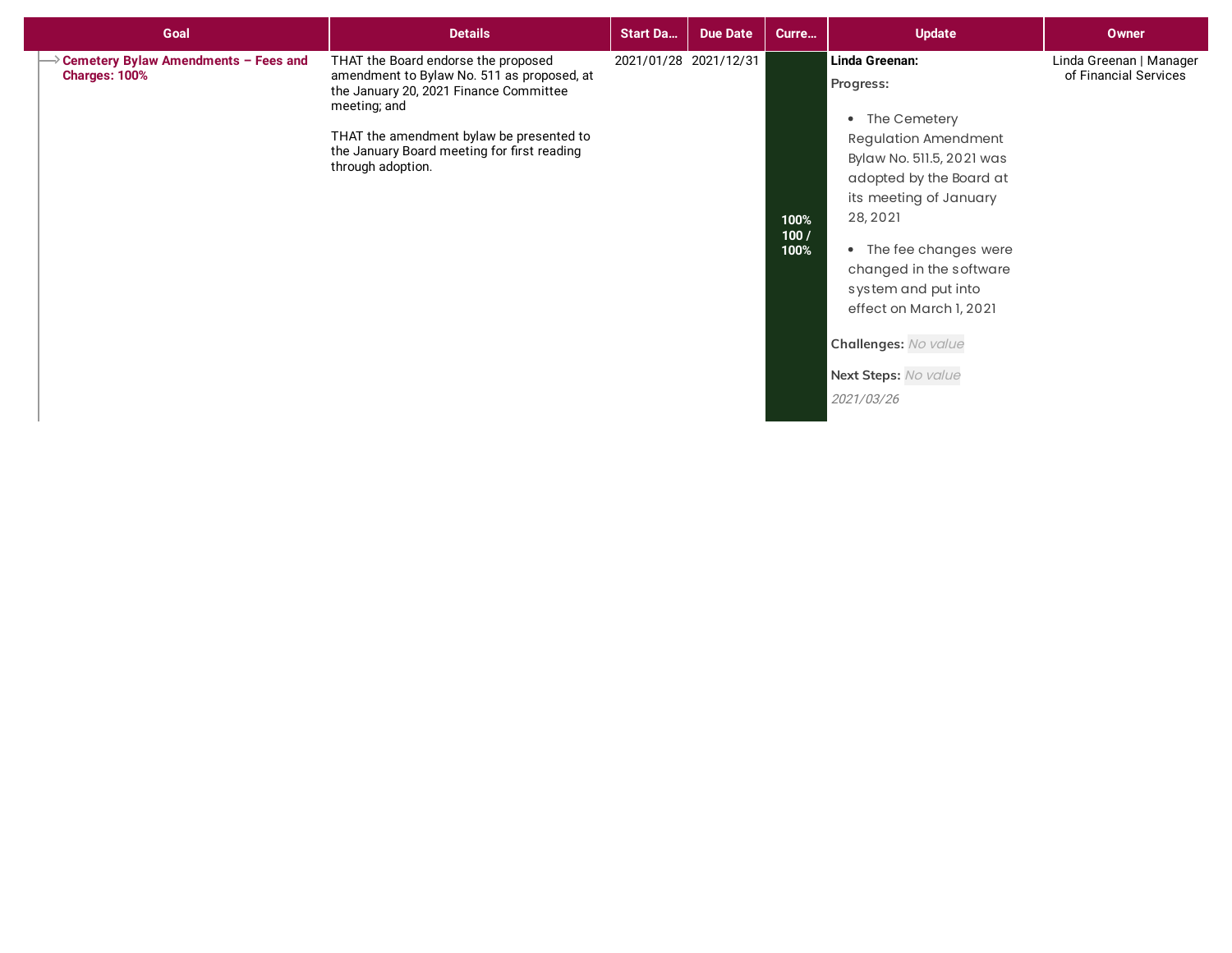| Goal | Details | Start Da... | Due Date | Curre... | Update | Owner |
|---|---|---|---|---|---|---|
| **Cemetery Bylaw Amendments – Fees and Charges: 100%** | THAT the Board endorse the proposed amendment to Bylaw No. 511 as proposed, at the January 20, 2021 Finance Committee meeting; and<br><br>THAT the amendment bylaw be presented to the January Board meeting for first reading through adoption. | 2021/01/28 | 2021/12/31 | 100% 100 / 100% | **Linda Greenan:**<br>**Progress:**<br>• The Cemetery Regulation Amendment Bylaw No. 511.5, 2021 was adopted by the Board at its meeting of January 28, 2021<br>• The fee changes were changed in the software system and put into effect on March 1, 2021<br>**Challenges:** *No value*<br>**Next Steps:** *No value*<br>*2021/03/26* | Linda Greenan \| Manager of Financial Services |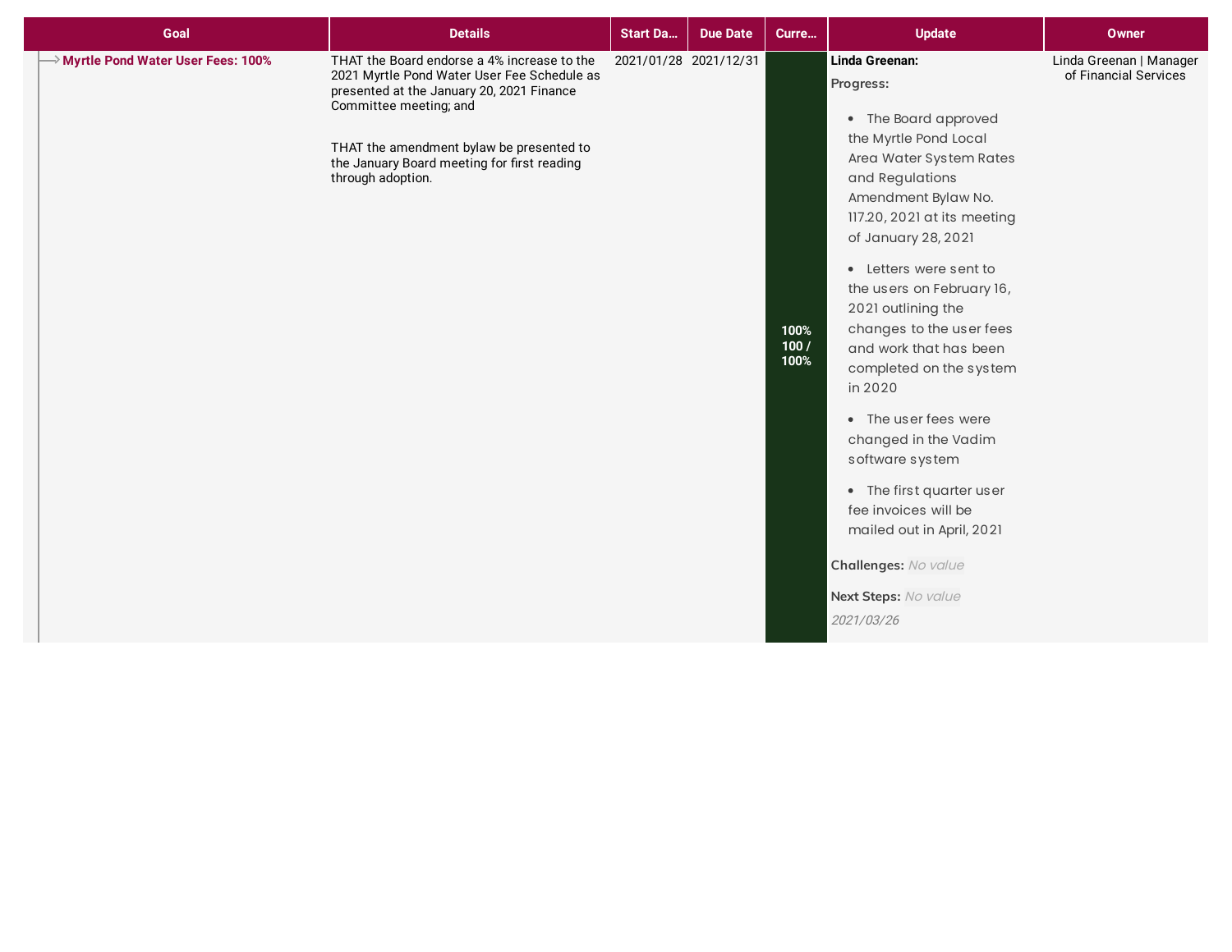| Goal | Details | Start Da... | Due Date | Curre... | Update | Owner |
|---|---|---|---|---|---|---|
| **Myrtle Pond Water User Fees: 100%** | THAT the Board endorse a 4% increase to the 2021 Myrtle Pond Water User Fee Schedule as presented at the January 20, 2021 Finance Committee meeting; and<br><br>THAT the amendment bylaw be presented to the January Board meeting for first reading through adoption. | 2021/01/28 | 2021/12/31 | 100% 100 / 100% | **Linda Greenan:**<br>**Progress:**<br>• The Board approved the Myrtle Pond Local Area Water System Rates and Regulations Amendment Bylaw No. 117.20, 2021 at its meeting of January 28, 2021<br>• Letters were sent to the users on February 16, 2021 outlining the changes to the user fees and work that has been completed on the system in 2020<br>• The user fees were changed in the Vadim software system<br>• The first quarter user fee invoices will be mailed out in April, 2021<br>**Challenges:** *No value*<br>**Next Steps:** *No value*<br>*2021/03/26* | Linda Greenan \| Manager of Financial Services |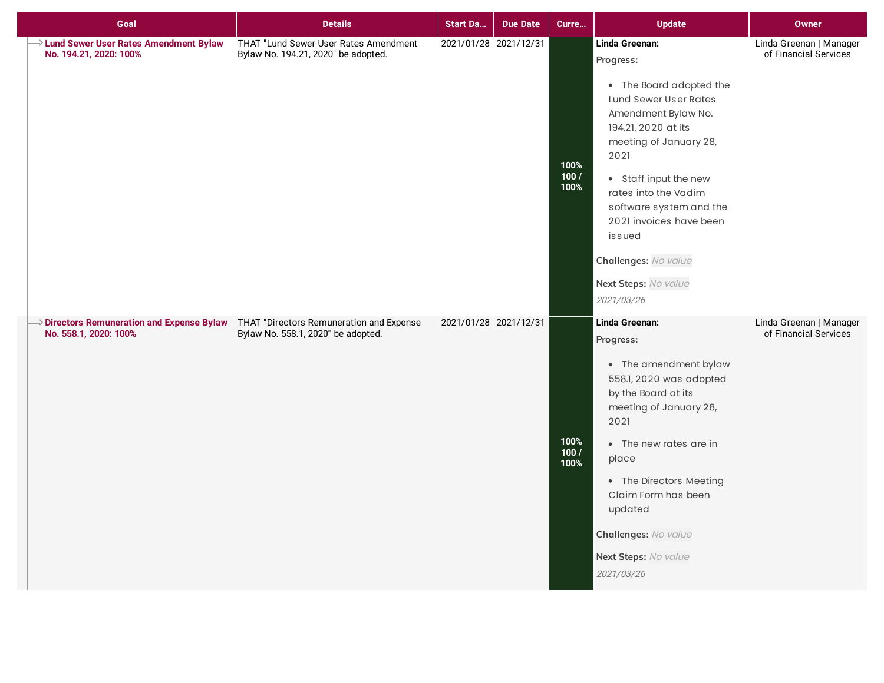| Goal | Details | Start Da... | Due Date | Curre... | Update | Owner |
|---|---|---|---|---|---|---|
| Lund Sewer User Rates Amendment Bylaw No. 194.21, 2020: 100% | THAT "Lund Sewer User Rates Amendment Bylaw No. 194.21, 2020" be adopted. | 2021/01/28 | 2021/12/31 | 100% 100 / 100% | **Linda Greenan:** **Progress:** • The Board adopted the Lund Sewer User Rates Amendment Bylaw No. 194.21, 2020 at its meeting of January 28, 2021 • Staff input the new rates into the Vadim software system and the 2021 invoices have been issued **Challenges:** *No value* **Next Steps:** *No value* *2021/03/26* | Linda Greenan \| Manager of Financial Services |
| Directors Remuneration and Expense Bylaw No. 558.1, 2020: 100% | THAT "Directors Remuneration and Expense Bylaw No. 558.1, 2020" be adopted. | 2021/01/28 | 2021/12/31 | 100% 100 / 100% | **Linda Greenan:** **Progress:** • The amendment bylaw 558.1, 2020 was adopted by the Board at its meeting of January 28, 2021 • The new rates are in place • The Directors Meeting Claim Form has been updated **Challenges:** *No value* **Next Steps:** *No value* *2021/03/26* | Linda Greenan \| Manager of Financial Services |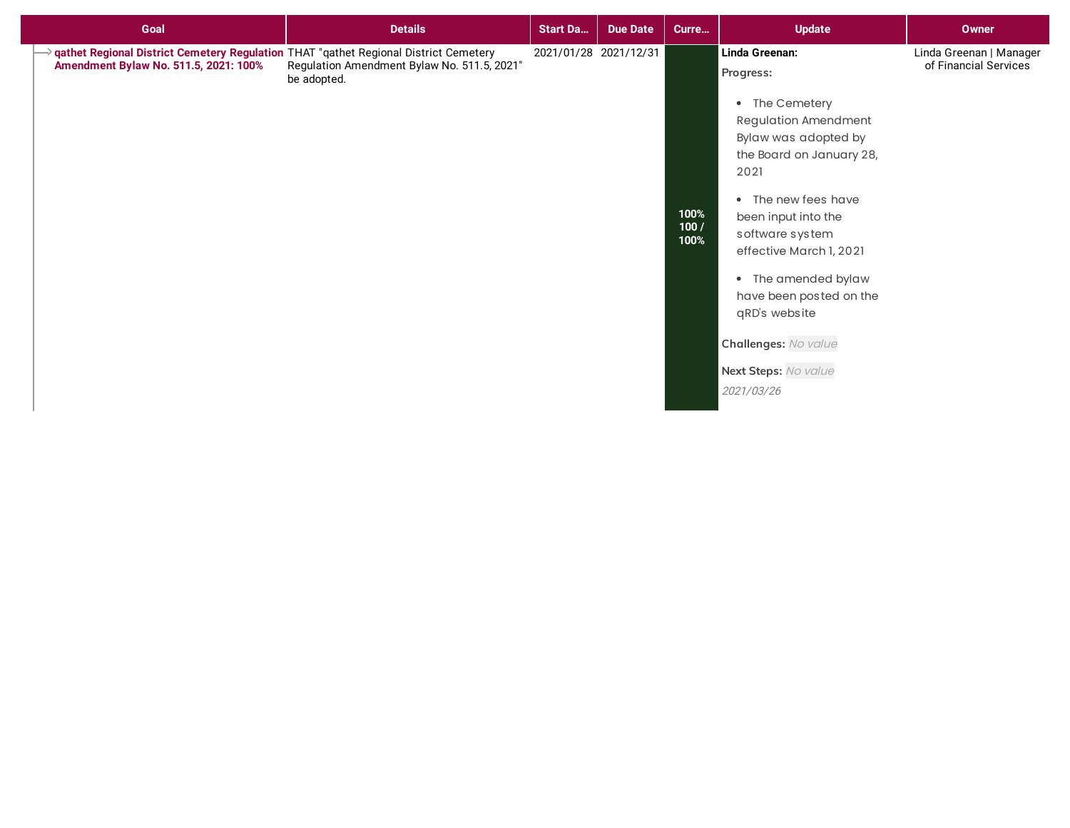| Goal | Details | Start Da... | Due Date | Curre... | Update | Owner |
|---|---|---|---|---|---|---|
| **qathet Regional District Cemetery Regulation Amendment Bylaw No. 511.5, 2021: 100%** | THAT "qathet Regional District Cemetery Regulation Amendment Bylaw No. 511.5, 2021" be adopted. | 2021/01/28 | 2021/12/31 | 100% 100 / 100% | **Linda Greenan:** **Progress:** • The Cemetery Regulation Amendment Bylaw was adopted by the Board on January 28, 2021 • The new fees have been input into the software system effective March 1, 2021 • The amended bylaw have been posted on the qRD's website **Challenges:** *No value* **Next Steps:** *No value* *2021/03/26* | Linda Greenan \| Manager of Financial Services |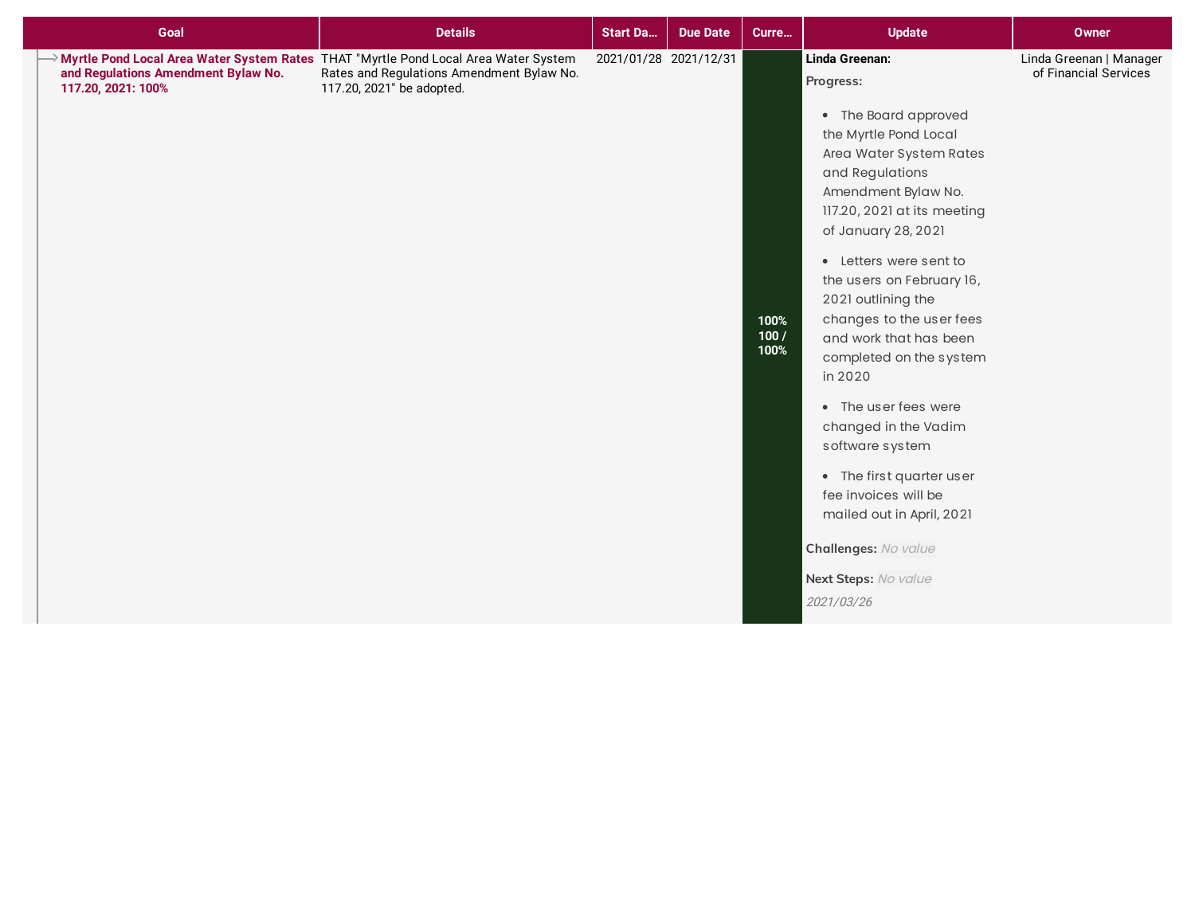| Goal | Details | Start Da... | Due Date | Curre... | Update | Owner |
|---|---|---|---|---|---|---|
| **Myrtle Pond Local Area Water System Rates and Regulations Amendment Bylaw No. 117.20, 2021: 100%** | THAT "Myrtle Pond Local Area Water System Rates and Regulations Amendment Bylaw No. 117.20, 2021" be adopted. | 2021/01/28 | 2021/12/31 | 100% 100 / 100% | **Linda Greenan:** **Progress:** • The Board approved the Myrtle Pond Local Area Water System Rates and Regulations Amendment Bylaw No. 117.20, 2021 at its meeting of January 28, 2021 • Letters were sent to the users on February 16, 2021 outlining the changes to the user fees and work that has been completed on the system in 2020 • The user fees were changed in the Vadim software system • The first quarter user fee invoices will be mailed out in April, 2021 **Challenges:** *No value* **Next Steps:** *No value* *2021/03/26* | Linda Greenan \| Manager of Financial Services |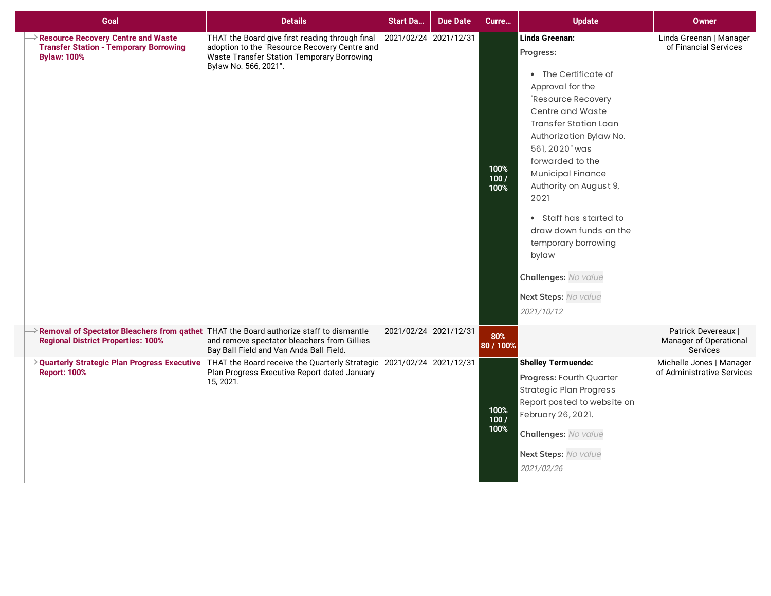| Goal | Details | Start Da... | Due Date | Curre... | Update | Owner |
|---|---|---|---|---|---|---|
| **Resource Recovery Centre and Waste Transfer Station - Temporary Borrowing Bylaw: 100%** | THAT the Board give first reading through final adoption to the "Resource Recovery Centre and Waste Transfer Station Temporary Borrowing Bylaw No. 566, 2021". | 2021/02/24 | 2021/12/31 | 100% 100 / 100% | **Linda Greenan:** **Progress:** • The Certificate of Approval for the "Resource Recovery Centre and Waste Transfer Station Loan Authorization Bylaw No. 561, 2020" was forwarded to the Municipal Finance Authority on August 9, 2021 • Staff has started to draw down funds on the temporary borrowing bylaw **Challenges:** *No value* **Next Steps:** *No value* *2021/10/12* | Linda Greenan \| Manager of Financial Services |
| **Removal of Spectator Bleachers from qathet Regional District Properties: 100%** | THAT the Board authorize staff to dismantle and remove spectator bleachers from Gillies Bay Ball Field and Van Anda Ball Field. | 2021/02/24 | 2021/12/31 | 80% 80 / 100% | | Patrick Devereaux \| Manager of Operational Services |
| **Quarterly Strategic Plan Progress Executive Report: 100%** | THAT the Board receive the Quarterly Strategic Plan Progress Executive Report dated January 15, 2021. | 2021/02/24 | 2021/12/31 | 100% 100 / 100% | **Shelley Termuende:** **Progress:** Fourth Quarter Strategic Plan Progress Report posted to website on February 26, 2021. **Challenges:** *No value* **Next Steps:** *No value* *2021/02/26* | Michelle Jones \| Manager of Administrative Services |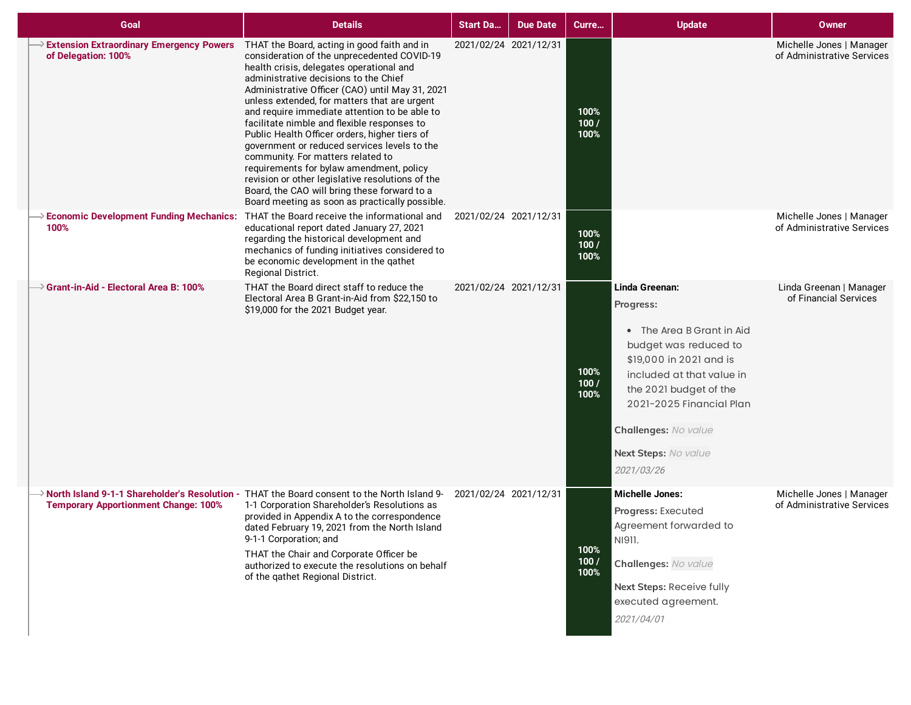| Goal | Details | Start Da... | Due Date | Curre... | Update | Owner |
|---|---|---|---|---|---|---|
| **Extension Extraordinary Emergency Powers of Delegation: 100%** | THAT the Board, acting in good faith and in consideration of the unprecedented COVID-19 health crisis, delegates operational and administrative decisions to the Chief Administrative Officer (CAO) until May 31, 2021 unless extended, for matters that are urgent and require immediate attention to be able to facilitate nimble and flexible responses to Public Health Officer orders, higher tiers of government or reduced services levels to the community. For matters related to requirements for bylaw amendment, policy revision or other legislative resolutions of the Board, the CAO will bring these forward to a Board meeting as soon as practically possible. | 2021/02/24 | 2021/12/31 | 100% 100 / 100% | | Michelle Jones \| Manager of Administrative Services |
| **Economic Development Funding Mechanics: 100%** | THAT the Board receive the informational and educational report dated January 27, 2021 regarding the historical development and mechanics of funding initiatives considered to be economic development in the qathet Regional District. | 2021/02/24 | 2021/12/31 | 100% 100 / 100% | | Michelle Jones \| Manager of Administrative Services |
| **Grant-in-Aid - Electoral Area B: 100%** | THAT the Board direct staff to reduce the Electoral Area B Grant-in-Aid from $22,150 to $19,000 for the 2021 Budget year. | 2021/02/24 | 2021/12/31 | 100% 100 / 100% | **Linda Greenan:** **Progress:** • The Area B Grant in Aid budget was reduced to $19,000 in 2021 and is included at that value in the 2021 budget of the 2021-2025 Financial Plan **Challenges:** *No value* **Next Steps:** *No value* *2021/03/26* | Linda Greenan \| Manager of Financial Services |
| **North Island 9-1-1 Shareholder's Resolution - Temporary Apportionment Change: 100%** | THAT the Board consent to the North Island 9-1-1 Corporation Shareholder's Resolutions as provided in Appendix A to the correspondence dated February 19, 2021 from the North Island 9-1-1 Corporation; and THAT the Chair and Corporate Officer be authorized to execute the resolutions on behalf of the qathet Regional District. | 2021/02/24 | 2021/12/31 | 100% 100 / 100% | **Michelle Jones:** **Progress:** Executed Agreement forwarded to NI911. **Challenges:** *No value* **Next Steps:** Receive fully executed agreement. *2021/04/01* | Michelle Jones \| Manager of Administrative Services |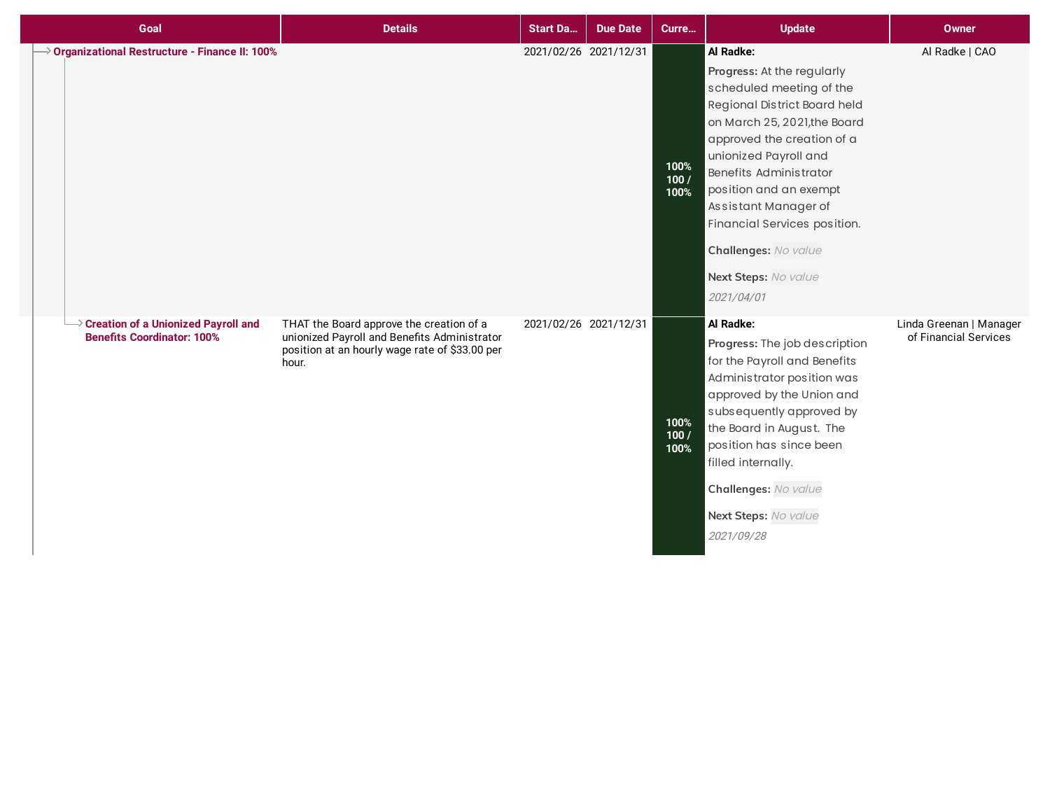| Goal | Details | Start Da... | Due Date | Curre... | Update | Owner |
|---|---|---|---|---|---|---|
| **Organizational Restructure - Finance II: 100%** | | 2021/02/26 | 2021/12/31 | 100% 100 / 100% | **Al Radke:** **Progress:** At the regularly scheduled meeting of the Regional District Board held on March 25, 2021,the Board approved the creation of a unionized Payroll and Benefits Administrator position and an exempt Assistant Manager of Financial Services position. **Challenges:** *No value* **Next Steps:** *No value* *2021/04/01* | Al Radke \| CAO |
| **Creation of a Unionized Payroll and Benefits Coordinator: 100%** | THAT the Board approve the creation of a unionized Payroll and Benefits Administrator position at an hourly wage rate of $33.00 per hour. | 2021/02/26 | 2021/12/31 | 100% 100 / 100% | **Al Radke:** **Progress:** The job description for the Payroll and Benefits Administrator position was approved by the Union and subsequently approved by the Board in August. The position has since been filled internally. **Challenges:** *No value* **Next Steps:** *No value* *2021/09/28* | Linda Greenan \| Manager of Financial Services |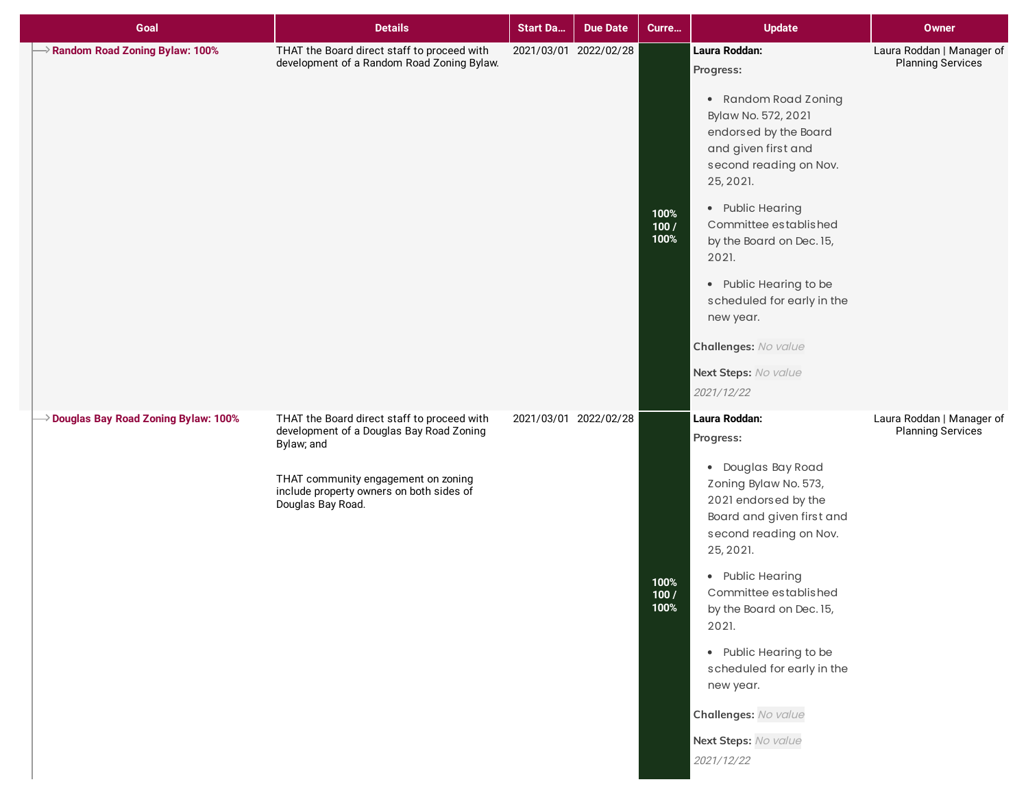| Goal | Details | Start Da... | Due Date | Curre... | Update | Owner |
|---|---|---|---|---|---|---|
| **Random Road Zoning Bylaw: 100%** | THAT the Board direct staff to proceed with development of a Random Road Zoning Bylaw. | 2021/03/01 | 2022/02/28 | 100% 100 / 100% | **Laura Roddan:** **Progress:** • Random Road Zoning Bylaw No. 572, 2021 endorsed by the Board and given first and second reading on Nov. 25, 2021. • Public Hearing Committee established by the Board on Dec. 15, 2021. • Public Hearing to be scheduled for early in the new year. **Challenges:** *No value* **Next Steps:** *No value* *2021/12/22* | Laura Roddan \| Manager of Planning Services |
| **Douglas Bay Road Zoning Bylaw: 100%** | THAT the Board direct staff to proceed with development of a Douglas Bay Road Zoning Bylaw; and THAT community engagement on zoning include property owners on both sides of Douglas Bay Road. | 2021/03/01 | 2022/02/28 | 100% 100 / 100% | **Laura Roddan:** **Progress:** • Douglas Bay Road Zoning Bylaw No. 573, 2021 endorsed by the Board and given first and second reading on Nov. 25, 2021. • Public Hearing Committee established by the Board on Dec. 15, 2021. • Public Hearing to be scheduled for early in the new year. **Challenges:** *No value* **Next Steps:** *No value* *2021/12/22* | Laura Roddan \| Manager of Planning Services |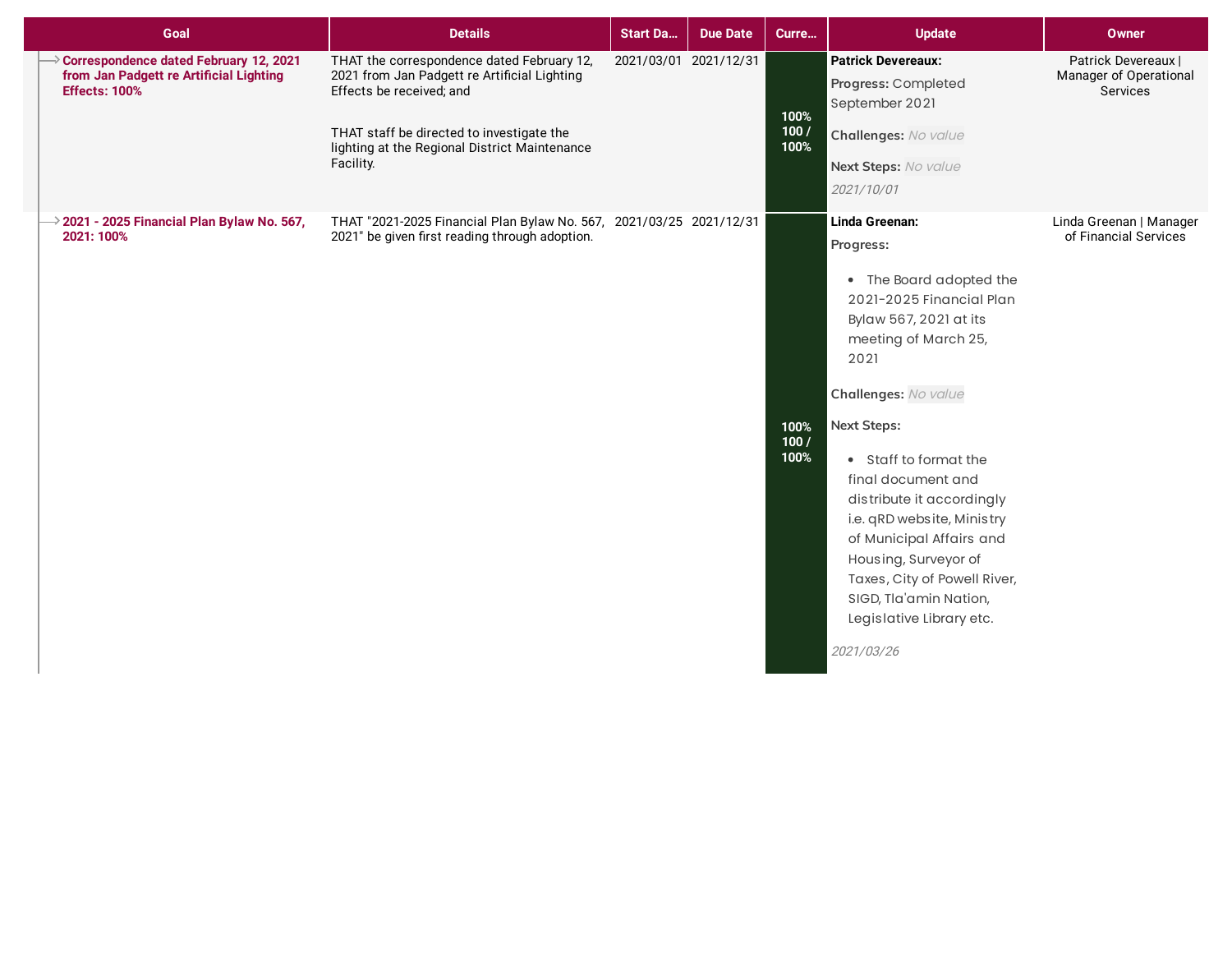| Goal | Details | Start Da... | Due Date | Curre... | Update | Owner |
|---|---|---|---|---|---|---|
| **Correspondence dated February 12, 2021 from Jan Padgett re Artificial Lighting Effects: 100%** | THAT the correspondence dated February 12, 2021 from Jan Padgett re Artificial Lighting Effects be received; and<br><br>THAT staff be directed to investigate the lighting at the Regional District Maintenance Facility. | 2021/03/01 | 2021/12/31 | 100% 100 / 100% | **Patrick Devereaux:**<br>**Progress:** Completed September 2021<br>**Challenges:** *No value*<br>**Next Steps:** *No value*<br>*2021/10/01* | Patrick Devereaux \| Manager of Operational Services |
| **2021 - 2025 Financial Plan Bylaw No. 567, 2021: 100%** | THAT "2021-2025 Financial Plan Bylaw No. 567, 2021" be given first reading through adoption. | 2021/03/25 | 2021/12/31 | 100% 100 / 100% | **Linda Greenan:**<br>**Progress:**<br>• The Board adopted the 2021-2025 Financial Plan Bylaw 567, 2021 at its meeting of March 25, 2021<br>**Challenges:** *No value*<br>**Next Steps:**<br>• Staff to format the final document and distribute it accordingly i.e. qRD website, Ministry of Municipal Affairs and Housing, Surveyor of Taxes, City of Powell River, SIGD, Tla'amin Nation, Legislative Library etc.<br>*2021/03/26* | Linda Greenan \| Manager of Financial Services |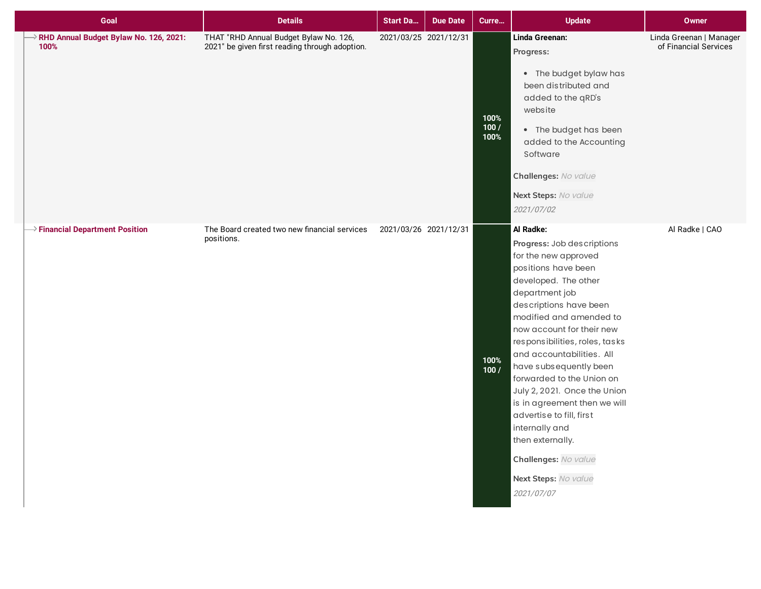| Goal | Details | Start Da... | Due Date | Curre... | Update | Owner |
|---|---|---|---|---|---|---|
| RHD Annual Budget Bylaw No. 126, 2021: 100% | THAT "RHD Annual Budget Bylaw No. 126, 2021" be given first reading through adoption. | 2021/03/25 | 2021/12/31 | 100% 100 / 100% | **Linda Greenan:** **Progress:** • The budget bylaw has been distributed and added to the qRD's website • The budget has been added to the Accounting Software **Challenges:** No value **Next Steps:** No value *2021/07/02* | Linda Greenan \| Manager of Financial Services |
| Financial Department Position | The Board created two new financial services positions. | 2021/03/26 | 2021/12/31 | 100% 100 / | **Al Radke:** **Progress:** Job descriptions for the new approved positions have been developed. The other department job descriptions have been modified and amended to now account for their new responsibilities, roles, tasks and accountabilities. All have subsequently been forwarded to the Union on July 2, 2021. Once the Union is in agreement then we will advertise to fill, first internally and then externally. **Challenges:** No value **Next Steps:** No value *2021/07/07* | Al Radke \| CAO |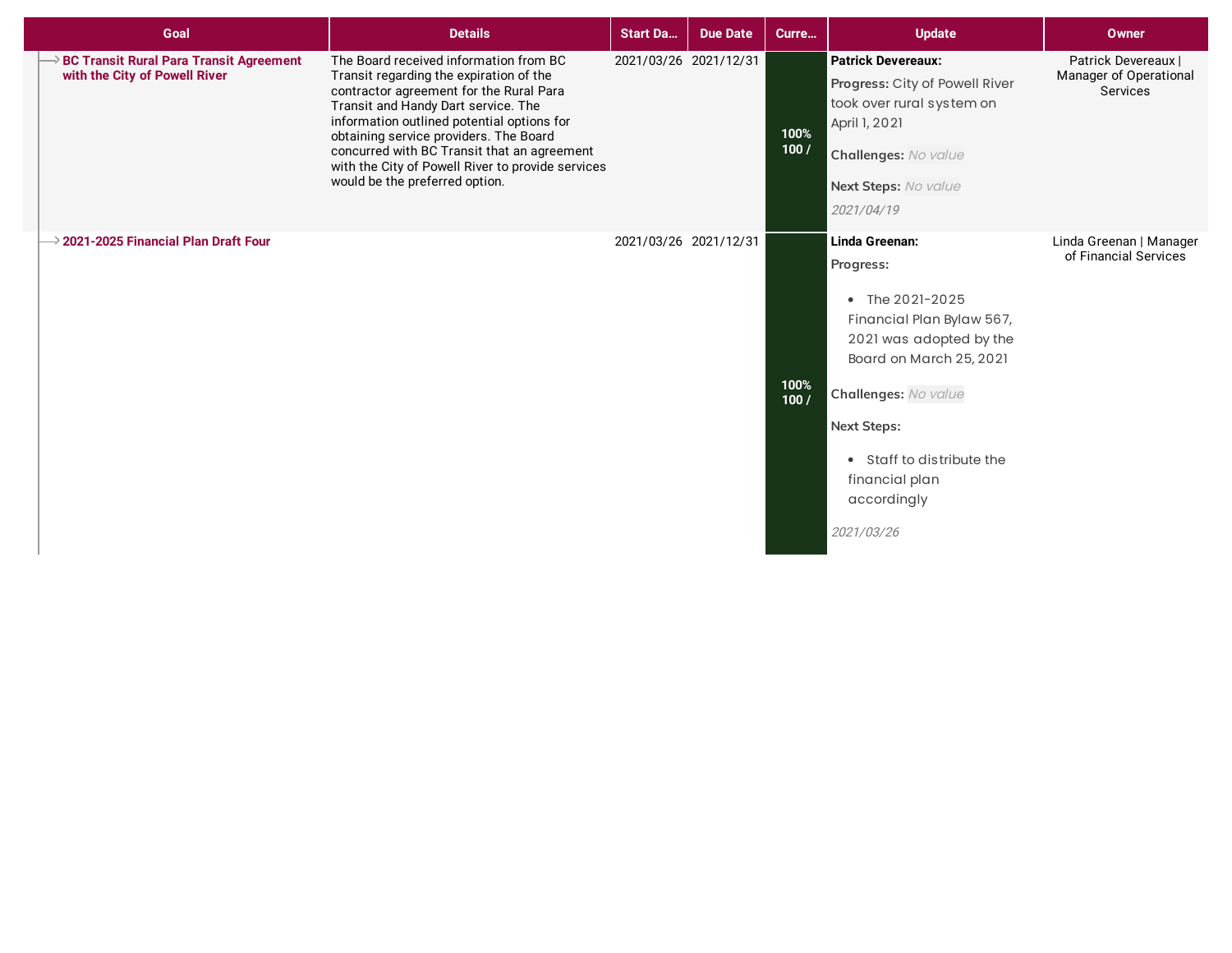| Goal | Details | Start Da... | Due Date | Curre... | Update | Owner |
|---|---|---|---|---|---|---|
| **BC Transit Rural Para Transit Agreement with the City of Powell River** | The Board received information from BC Transit regarding the expiration of the contractor agreement for the Rural Para Transit and Handy Dart service. The information outlined potential options for obtaining service providers. The Board concurred with BC Transit that an agreement with the City of Powell River to provide services would be the preferred option. | 2021/03/26 | 2021/12/31 | 100% 100 / | **Patrick Devereaux:** **Progress:** City of Powell River took over rural system on April 1, 2021 **Challenges:** *No value* **Next Steps:** *No value* *2021/04/19* | Patrick Devereaux \| Manager of Operational Services |
| **2021-2025 Financial Plan Draft Four** | | 2021/03/26 | 2021/12/31 | 100% 100 / | **Linda Greenan:** **Progress:** • The 2021-2025 Financial Plan Bylaw 567, 2021 was adopted by the Board on March 25, 2021 **Challenges:** *No value* **Next Steps:** • Staff to distribute the financial plan accordingly *2021/03/26* | Linda Greenan \| Manager of Financial Services |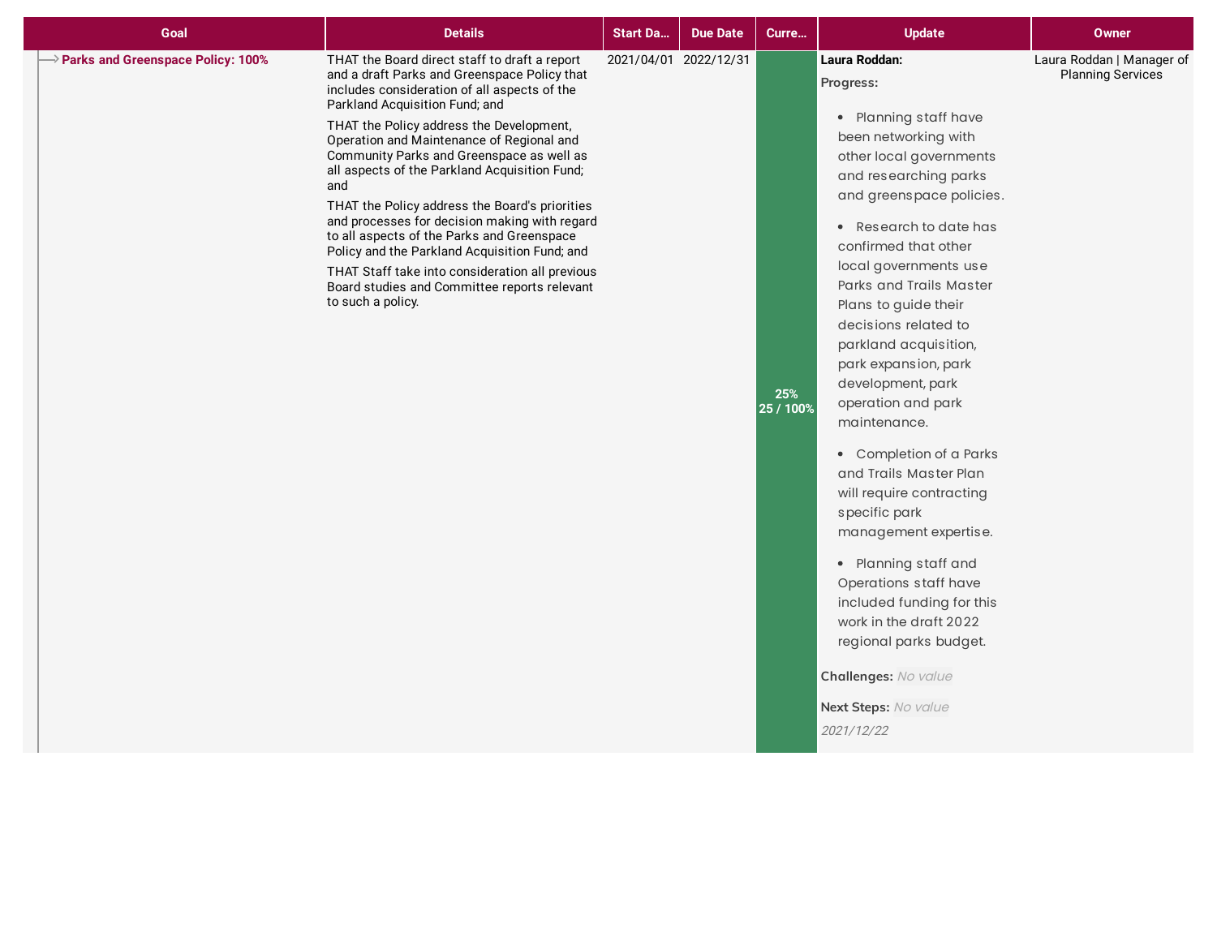| Goal | Details | Start Da... | Due Date | Curre... | Update | Owner |
|---|---|---|---|---|---|---|
| **Parks and Greenspace Policy: 100%** | THAT the Board direct staff to draft a report and a draft Parks and Greenspace Policy that includes consideration of all aspects of the Parkland Acquisition Fund; and<br><br>THAT the Policy address the Development, Operation and Maintenance of Regional and Community Parks and Greenspace as well as all aspects of the Parkland Acquisition Fund; and<br><br>THAT the Policy address the Board's priorities and processes for decision making with regard to all aspects of the Parks and Greenspace Policy and the Parkland Acquisition Fund; and<br><br>THAT Staff take into consideration all previous Board studies and Committee reports relevant to such a policy. | 2021/04/01 | 2022/12/31 | 25%<br>25 / 100% | **Laura Roddan:**<br><br>**Progress:**<br><br>• Planning staff have been networking with other local governments and researching parks and greenspace policies.<br><br>• Research to date has confirmed that other local governments use Parks and Trails Master Plans to guide their decisions related to parkland acquisition, park expansion, park development, park operation and park maintenance.<br><br>• Completion of a Parks and Trails Master Plan will require contracting specific park management expertise.<br><br>• Planning staff and Operations staff have included funding for this work in the draft 2022 regional parks budget.<br><br>**Challenges:** *No value*<br><br>**Next Steps:** *No value*<br><br>*2021/12/22* | Laura Roddan \| Manager of Planning Services |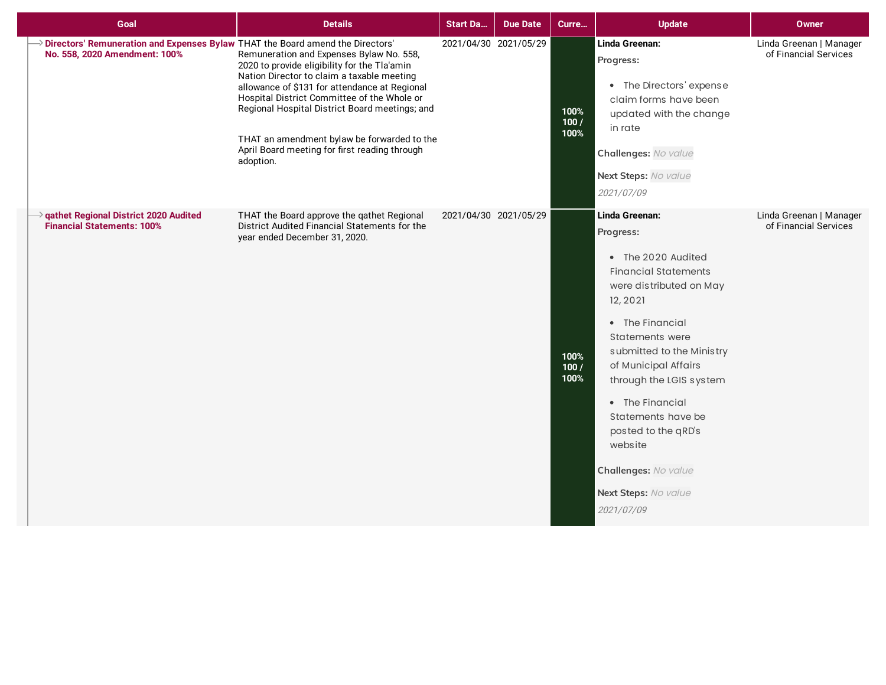| Goal | Details | Start Da... | Due Date | Curre... | Update | Owner |
|---|---|---|---|---|---|---|
| **Directors' Remuneration and Expenses Bylaw No. 558, 2020 Amendment: 100%** | THAT the Board amend the Directors' Remuneration and Expenses Bylaw No. 558, 2020 to provide eligibility for the Tla'amin Nation Director to claim a taxable meeting allowance of $131 for attendance at Regional Hospital District Committee of the Whole or Regional Hospital District Board meetings; and<br><br>THAT an amendment bylaw be forwarded to the April Board meeting for first reading through adoption. | 2021/04/30 | 2021/05/29 | 100%<br>100 / 100% | **Linda Greenan:**<br>**Progress:**<br>• The Directors' expense claim forms have been updated with the change in rate<br>**Challenges:** *No value*<br>**Next Steps:** *No value*<br>*2021/07/09* | Linda Greenan \| Manager of Financial Services |
| **qathet Regional District 2020 Audited Financial Statements: 100%** | THAT the Board approve the qathet Regional District Audited Financial Statements for the year ended December 31, 2020. | 2021/04/30 | 2021/05/29 | 100%<br>100 / 100% | **Linda Greenan:**<br>**Progress:**<br>• The 2020 Audited Financial Statements were distributed on May 12, 2021<br>• The Financial Statements were submitted to the Ministry of Municipal Affairs through the LGIS system<br>• The Financial Statements have be posted to the qRD's website<br>**Challenges:** *No value*<br>**Next Steps:** *No value*<br>*2021/07/09* | Linda Greenan \| Manager of Financial Services |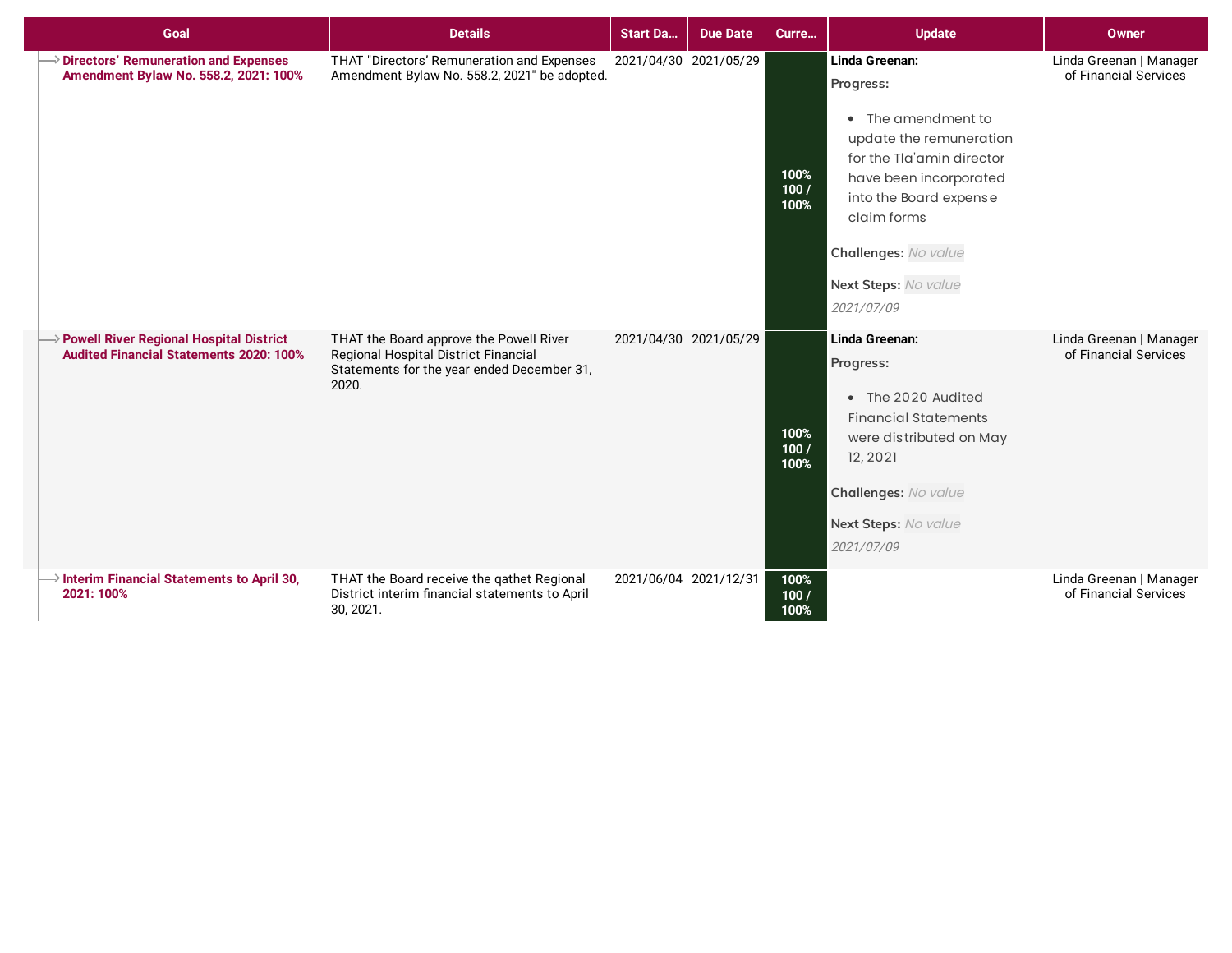| Goal | Details | Start Da... | Due Date | Curre... | Update | Owner |
|---|---|---|---|---|---|---|
| **Directors' Remuneration and Expenses Amendment Bylaw No. 558.2, 2021: 100%** | THAT "Directors' Remuneration and Expenses Amendment Bylaw No. 558.2, 2021" be adopted. | 2021/04/30 | 2021/05/29 | 100% 100 / 100% | **Linda Greenan:** **Progress:** • The amendment to update the remuneration for the Tla'amin director have been incorporated into the Board expense claim forms **Challenges:** *No value* **Next Steps:** *No value* *2021/07/09* | Linda Greenan \| Manager of Financial Services |
| **Powell River Regional Hospital District Audited Financial Statements 2020: 100%** | THAT the Board approve the Powell River Regional Hospital District Financial Statements for the year ended December 31, 2020. | 2021/04/30 | 2021/05/29 | 100% 100 / 100% | **Linda Greenan:** **Progress:** • The 2020 Audited Financial Statements were distributed on May 12, 2021 **Challenges:** *No value* **Next Steps:** *No value* *2021/07/09* | Linda Greenan \| Manager of Financial Services |
| **Interim Financial Statements to April 30, 2021: 100%** | THAT the Board receive the qathet Regional District interim financial statements to April 30, 2021. | 2021/06/04 | 2021/12/31 | 100% 100 / 100% | | Linda Greenan \| Manager of Financial Services |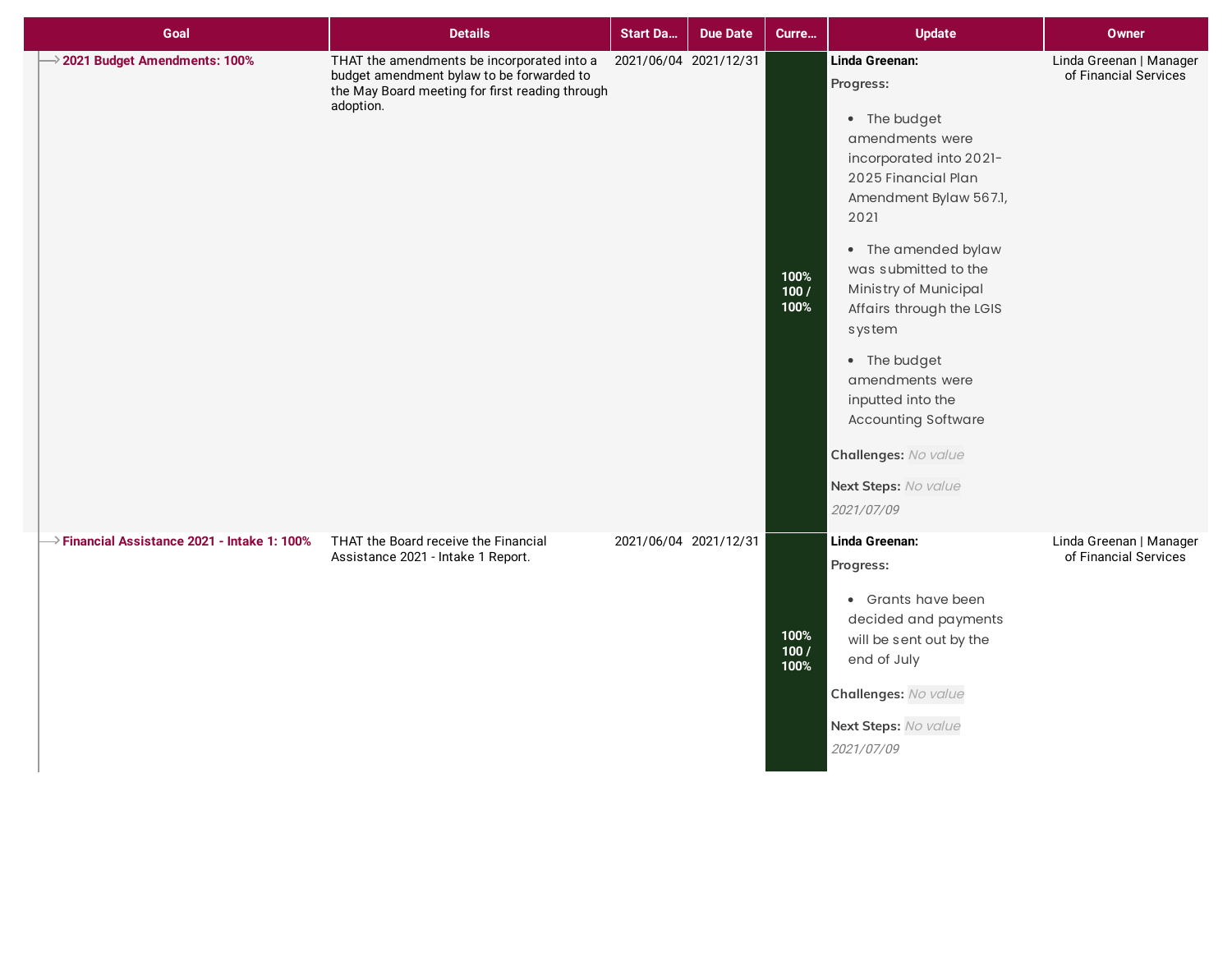| Goal | Details | Start Da... | Due Date | Curre... | Update | Owner |
| --- | --- | --- | --- | --- | --- | --- |
| **2021 Budget Amendments: 100%** | THAT the amendments be incorporated into a budget amendment bylaw to be forwarded to the May Board meeting for first reading through adoption. | 2021/06/04 | 2021/12/31 | 100% 100 / 100% | **Linda Greenan:** **Progress:** • The budget amendments were incorporated into 2021-2025 Financial Plan Amendment Bylaw 567.1, 2021 • The amended bylaw was submitted to the Ministry of Municipal Affairs through the LGIS system • The budget amendments were inputted into the Accounting Software **Challenges:** *No value* **Next Steps:** *No value* *2021/07/09* | Linda Greenan \| Manager of Financial Services |
| **Financial Assistance 2021 - Intake 1: 100%** | THAT the Board receive the Financial Assistance 2021 - Intake 1 Report. | 2021/06/04 | 2021/12/31 | 100% 100 / 100% | **Linda Greenan:** **Progress:** • Grants have been decided and payments will be sent out by the end of July **Challenges:** *No value* **Next Steps:** *No value* *2021/07/09* | Linda Greenan \| Manager of Financial Services |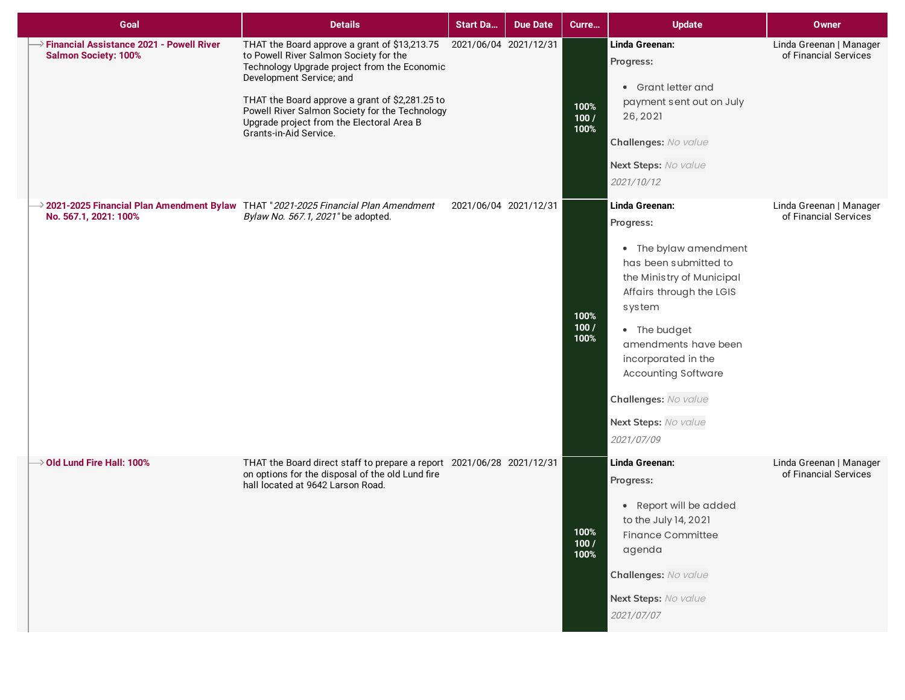| Goal | Details | Start Da... | Due Date | Curre... | Update | Owner |
|---|---|---|---|---|---|---|
| **Financial Assistance 2021 - Powell River Salmon Society: 100%** | THAT the Board approve a grant of $13,213.75 to Powell River Salmon Society for the Technology Upgrade project from the Economic Development Service; and<br><br>THAT the Board approve a grant of $2,281.25 to Powell River Salmon Society for the Technology Upgrade project from the Electoral Area B Grants-in-Aid Service. | 2021/06/04 | 2021/12/31 | 100% 100 / 100% | **Linda Greenan:**<br>**Progress:**<br>• Grant letter and payment sent out on July 26, 2021<br>**Challenges:** *No value*<br>**Next Steps:** *No value*<br>*2021/10/12* | Linda Greenan \| Manager of Financial Services |
| **2021-2025 Financial Plan Amendment Bylaw No. 567.1, 2021: 100%** | THAT "*2021-2025 Financial Plan Amendment Bylaw No. 567.1, 2021*" be adopted. | 2021/06/04 | 2021/12/31 | 100% 100 / 100% | **Linda Greenan:**<br>**Progress:**<br>• The bylaw amendment has been submitted to the Ministry of Municipal Affairs through the LGIS system<br>• The budget amendments have been incorporated in the Accounting Software<br>**Challenges:** *No value*<br>**Next Steps:** *No value*<br>*2021/07/09* | Linda Greenan \| Manager of Financial Services |
| **Old Lund Fire Hall: 100%** | THAT the Board direct staff to prepare a report on options for the disposal of the old Lund fire hall located at 9642 Larson Road. | 2021/06/28 | 2021/12/31 | 100% 100 / 100% | **Linda Greenan:**<br>**Progress:**<br>• Report will be added to the July 14, 2021 Finance Committee agenda<br>**Challenges:** *No value*<br>**Next Steps:** *No value*<br>*2021/07/07* | Linda Greenan \| Manager of Financial Services |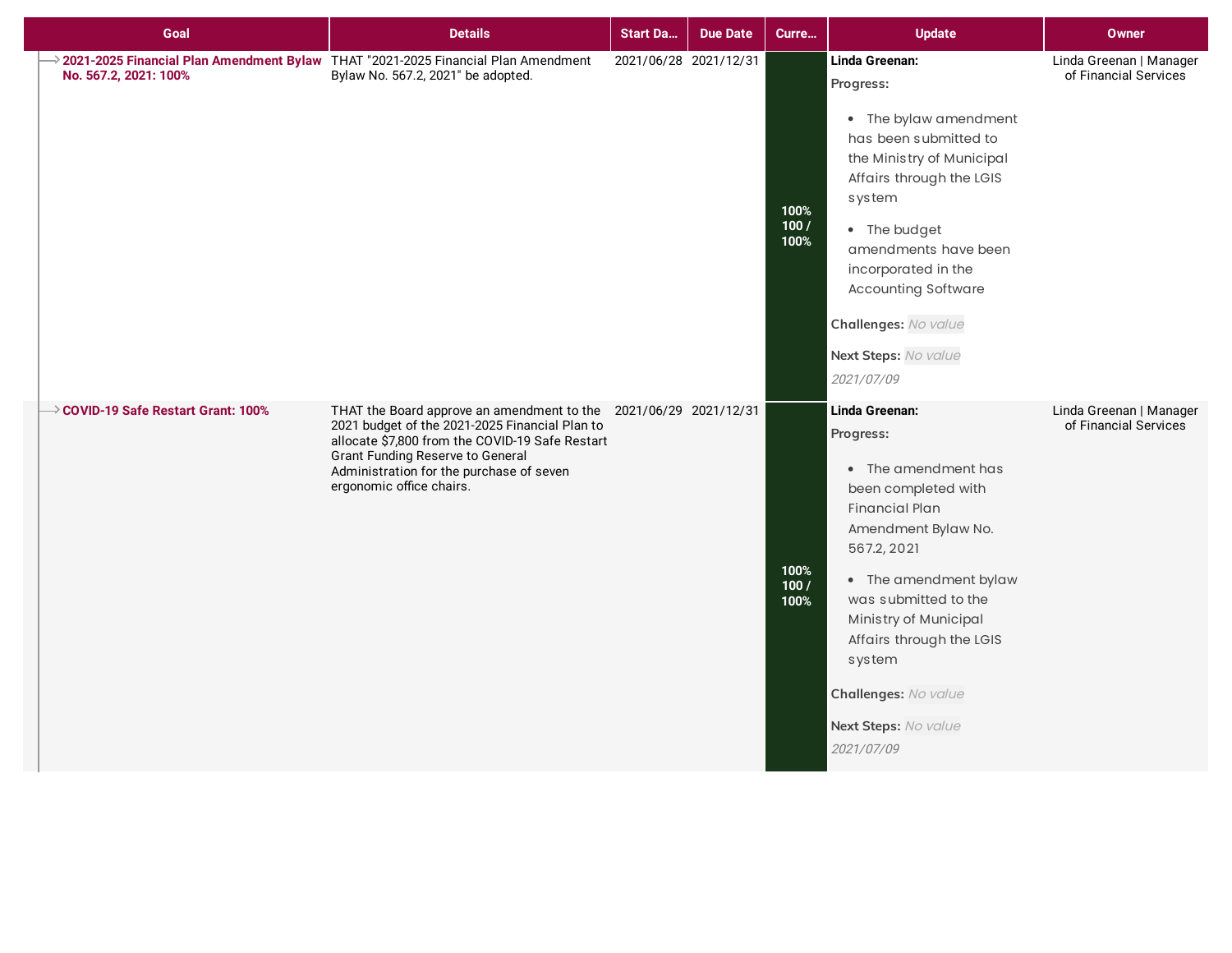| Goal | Details | Start Da... | Due Date | Curre... | Update | Owner |
|---|---|---|---|---|---|---|
| **2021-2025 Financial Plan Amendment Bylaw No. 567.2, 2021: 100%** | THAT "2021-2025 Financial Plan Amendment Bylaw No. 567.2, 2021" be adopted. | 2021/06/28 | 2021/12/31 | 100% 100 / 100% | **Linda Greenan:** **Progress:** • The bylaw amendment has been submitted to the Ministry of Municipal Affairs through the LGIS system • The budget amendments have been incorporated in the Accounting Software **Challenges:** *No value* **Next Steps:** *No value* *2021/07/09* | Linda Greenan \| Manager of Financial Services |
| **COVID-19 Safe Restart Grant: 100%** | THAT the Board approve an amendment to the 2021 budget of the 2021-2025 Financial Plan to allocate $7,800 from the COVID-19 Safe Restart Grant Funding Reserve to General Administration for the purchase of seven ergonomic office chairs. | 2021/06/29 | 2021/12/31 | 100% 100 / 100% | **Linda Greenan:** **Progress:** • The amendment has been completed with Financial Plan Amendment Bylaw No. 567.2, 2021 • The amendment bylaw was submitted to the Ministry of Municipal Affairs through the LGIS system **Challenges:** *No value* **Next Steps:** *No value* *2021/07/09* | Linda Greenan \| Manager of Financial Services |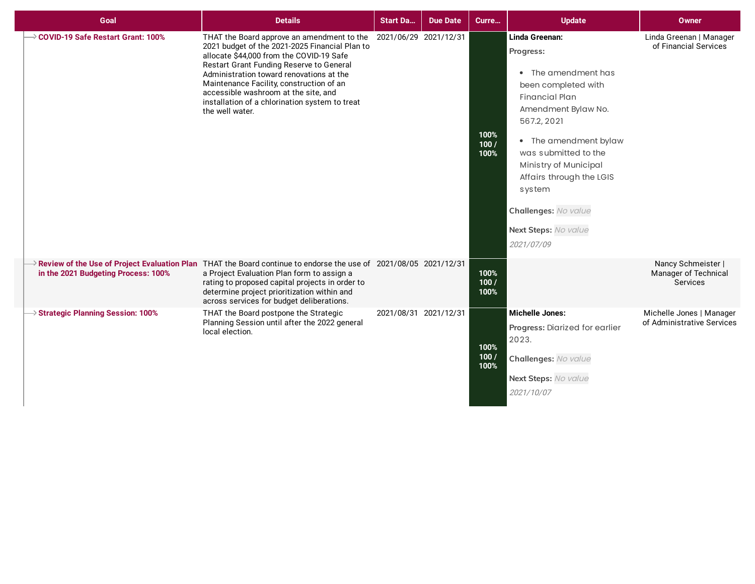| Goal | Details | Start Da... | Due Date | Curre... | Update | Owner |
|---|---|---|---|---|---|---|
| **COVID-19 Safe Restart Grant: 100%** | THAT the Board approve an amendment to the 2021 budget of the 2021-2025 Financial Plan to allocate $44,000 from the COVID-19 Safe Restart Grant Funding Reserve to General Administration toward renovations at the Maintenance Facility, construction of an accessible washroom at the site, and installation of a chlorination system to treat the well water. | 2021/06/29 | 2021/12/31 | 100% 100 / 100% | **Linda Greenan:** **Progress:** • The amendment has been completed with Financial Plan Amendment Bylaw No. 567.2, 2021 • The amendment bylaw was submitted to the Ministry of Municipal Affairs through the LGIS system **Challenges:** *No value* **Next Steps:** *No value* *2021/07/09* | Linda Greenan \| Manager of Financial Services |
| **Review of the Use of Project Evaluation Plan in the 2021 Budgeting Process: 100%** | THAT the Board continue to endorse the use of a Project Evaluation Plan form to assign a rating to proposed capital projects in order to determine project prioritization within and across services for budget deliberations. | 2021/08/05 | 2021/12/31 | 100% 100 / 100% | | Nancy Schmeister \| Manager of Technical Services |
| **Strategic Planning Session: 100%** | THAT the Board postpone the Strategic Planning Session until after the 2022 general local election. | 2021/08/31 | 2021/12/31 | 100% 100 / 100% | **Michelle Jones:** **Progress:** Diarized for earlier 2023. **Challenges:** *No value* **Next Steps:** *No value* *2021/10/07* | Michelle Jones \| Manager of Administrative Services |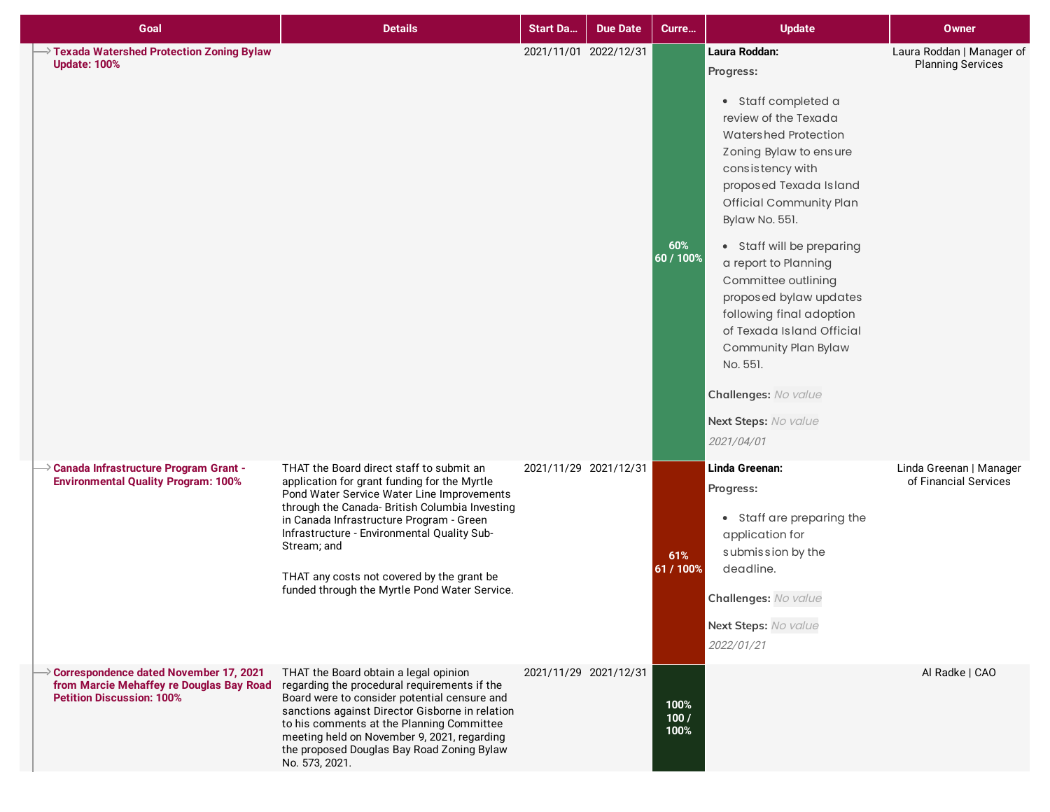| Goal | Details | Start Da... | Due Date | Curre... | Update | Owner |
|---|---|---|---|---|---|---|
| **Texada Watershed Protection Zoning Bylaw Update: 100%** | | 2021/11/01 | 2022/12/31 | 60% 60 / 100% | **Laura Roddan:** **Progress:** • Staff completed a review of the Texada Watershed Protection Zoning Bylaw to ensure consistency with proposed Texada Island Official Community Plan Bylaw No. 551. • Staff will be preparing a report to Planning Committee outlining proposed bylaw updates following final adoption of Texada Island Official Community Plan Bylaw No. 551. **Challenges:** *No value* **Next Steps:** *No value* *2021/04/01* | Laura Roddan \| Manager of Planning Services |
| **Canada Infrastructure Program Grant - Environmental Quality Program: 100%** | THAT the Board direct staff to submit an application for grant funding for the Myrtle Pond Water Service Water Line Improvements through the Canada- British Columbia Investing in Canada Infrastructure Program - Green Infrastructure - Environmental Quality Sub-Stream; and THAT any costs not covered by the grant be funded through the Myrtle Pond Water Service. | 2021/11/29 | 2021/12/31 | 61% 61 / 100% | **Linda Greenan:** **Progress:** • Staff are preparing the application for submission by the deadline. **Challenges:** *No value* **Next Steps:** *No value* *2022/01/21* | Linda Greenan \| Manager of Financial Services |
| **Correspondence dated November 17, 2021 from Marcie Mehaffey re Douglas Bay Road Petition Discussion: 100%** | THAT the Board obtain a legal opinion regarding the procedural requirements if the Board were to consider potential censure and sanctions against Director Gisborne in relation to his comments at the Planning Committee meeting held on November 9, 2021, regarding the proposed Douglas Bay Road Zoning Bylaw No. 573, 2021. | 2021/11/29 | 2021/12/31 | 100% 100 / 100% | | Al Radke \| CAO |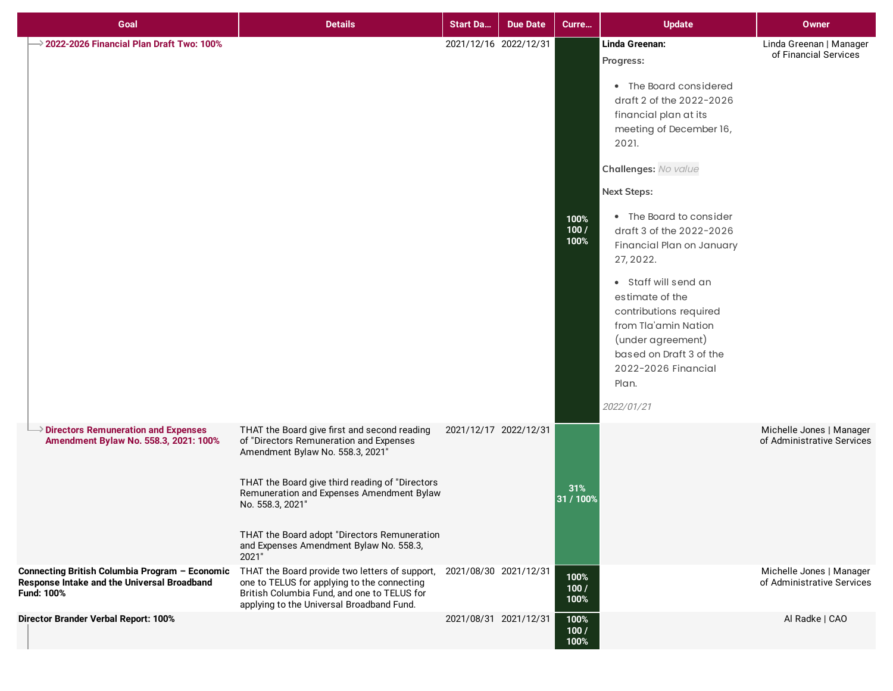| Goal | Details | Start Da... | Due Date | Curre... | Update | Owner |
|---|---|---|---|---|---|---|
| 2022-2026 Financial Plan Draft Two: 100% | | 2021/12/16 | 2022/12/31 | 100% 100 / 100% | **Linda Greenan:** **Progress:** • The Board considered draft 2 of the 2022-2026 financial plan at its meeting of December 16, 2021. **Challenges:** *No value* **Next Steps:** • The Board to consider draft 3 of the 2022-2026 Financial Plan on January 27, 2022. • Staff will send an estimate of the contributions required from Tla'amin Nation (under agreement) based on Draft 3 of the 2022-2026 Financial Plan. *2022/01/21* | Linda Greenan \| Manager of Financial Services |
| Directors Remuneration and Expenses Amendment Bylaw No. 558.3, 2021: 100% | THAT the Board give first and second reading of "Directors Remuneration and Expenses Amendment Bylaw No. 558.3, 2021" THAT the Board give third reading of "Directors Remuneration and Expenses Amendment Bylaw No. 558.3, 2021" THAT the Board adopt "Directors Remuneration and Expenses Amendment Bylaw No. 558.3, 2021" | 2021/12/17 | 2022/12/31 | 31% 31 / 100% | | Michelle Jones \| Manager of Administrative Services |
| **Connecting British Columbia Program – Economic Response Intake and the Universal Broadband Fund: 100%** | THAT the Board provide two letters of support, one to TELUS for applying to the connecting British Columbia Fund, and one to TELUS for applying to the Universal Broadband Fund. | 2021/08/30 | 2021/12/31 | 100% 100 / 100% | | Michelle Jones \| Manager of Administrative Services |
| **Director Brander Verbal Report: 100%** | | 2021/08/31 | 2021/12/31 | 100% 100 / 100% | | Al Radke \| CAO |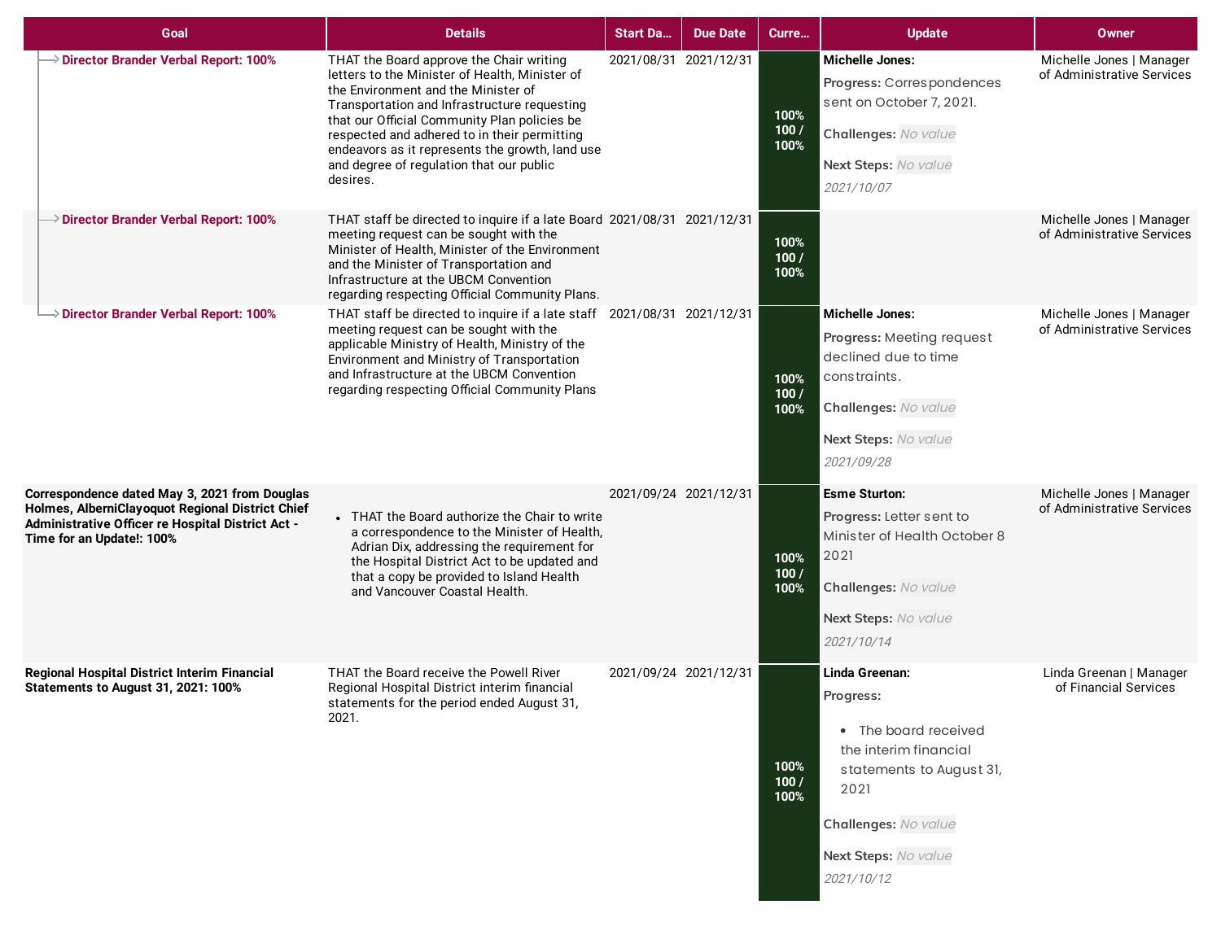| Goal | Details | Start Da... | Due Date | Curre... | Update | Owner |
|---|---|---|---|---|---|---|
| Director Brander Verbal Report: 100% | THAT the Board approve the Chair writing letters to the Minister of Health, Minister of the Environment and the Minister of Transportation and Infrastructure requesting that our Official Community Plan policies be respected and adhered to in their permitting endeavors as it represents the growth, land use and degree of regulation that our public desires. | 2021/08/31 | 2021/12/31 | 100% 100 / 100% | **Michelle Jones:** **Progress:** Correspondences sent on October 7, 2021. **Challenges:** *No value* **Next Steps:** *No value* *2021/10/07* | Michelle Jones \| Manager of Administrative Services |
| Director Brander Verbal Report: 100% | THAT staff be directed to inquire if a late Board meeting request can be sought with the Minister of Health, Minister of the Environment and the Minister of Transportation and Infrastructure at the UBCM Convention regarding respecting Official Community Plans. | 2021/08/31 | 2021/12/31 | 100% 100 / 100% | | Michelle Jones \| Manager of Administrative Services |
| Director Brander Verbal Report: 100% | THAT staff be directed to inquire if a late staff meeting request can be sought with the applicable Ministry of Health, Ministry of the Environment and Ministry of Transportation and Infrastructure at the UBCM Convention regarding respecting Official Community Plans | 2021/08/31 | 2021/12/31 | 100% 100 / 100% | **Michelle Jones:** **Progress:** Meeting request declined due to time constraints. **Challenges:** *No value* **Next Steps:** *No value* *2021/09/28* | Michelle Jones \| Manager of Administrative Services |
| **Correspondence dated May 3, 2021 from Douglas Holmes, AlberniClayoquot Regional District Chief Administrative Officer re Hospital District Act - Time for an Update!: 100%** | • THAT the Board authorize the Chair to write a correspondence to the Minister of Health, Adrian Dix, addressing the requirement for the Hospital District Act to be updated and that a copy be provided to Island Health and Vancouver Coastal Health. | 2021/09/24 | 2021/12/31 | 100% 100 / 100% | **Esme Sturton:** **Progress:** Letter sent to Minister of Health October 8 2021 **Challenges:** *No value* **Next Steps:** *No value* *2021/10/14* | Michelle Jones \| Manager of Administrative Services |
| **Regional Hospital District Interim Financial Statements to August 31, 2021: 100%** | THAT the Board receive the Powell River Regional Hospital District interim financial statements for the period ended August 31, 2021. | 2021/09/24 | 2021/12/31 | 100% 100 / 100% | **Linda Greenan:** **Progress:** • The board received the interim financial statements to August 31, 2021 **Challenges:** *No value* **Next Steps:** *No value* *2021/10/12* | Linda Greenan \| Manager of Financial Services |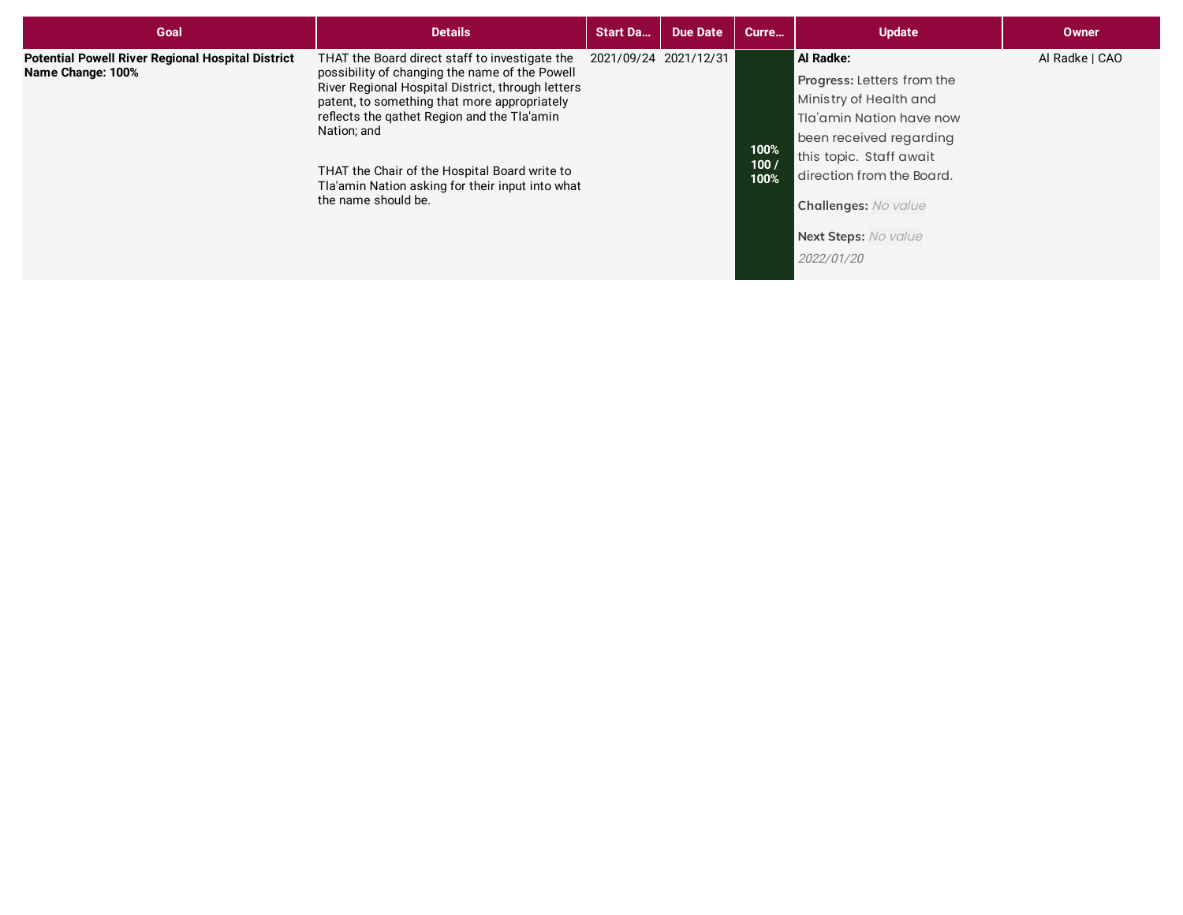| Goal | Details | Start Da... | Due Date | Curre... | Update | Owner |
|---|---|---|---|---|---|---|
| **Potential Powell River Regional Hospital District Name Change: 100%** | THAT the Board direct staff to investigate the possibility of changing the name of the Powell River Regional Hospital District, through letters patent, to something that more appropriately reflects the qathet Region and the Tla'amin Nation; and<br><br>THAT the Chair of the Hospital Board write to Tla'amin Nation asking for their input into what the name should be. | 2021/09/24 | 2021/12/31 | 100% 100 / 100% | **Al Radke:**<br>**Progress:** Letters from the Ministry of Health and Tla'amin Nation have now been received regarding this topic. Staff await direction from the Board.<br>**Challenges:** *No value*<br>**Next Steps:** *No value*<br>*2022/01/20* | Al Radke \| CAO |